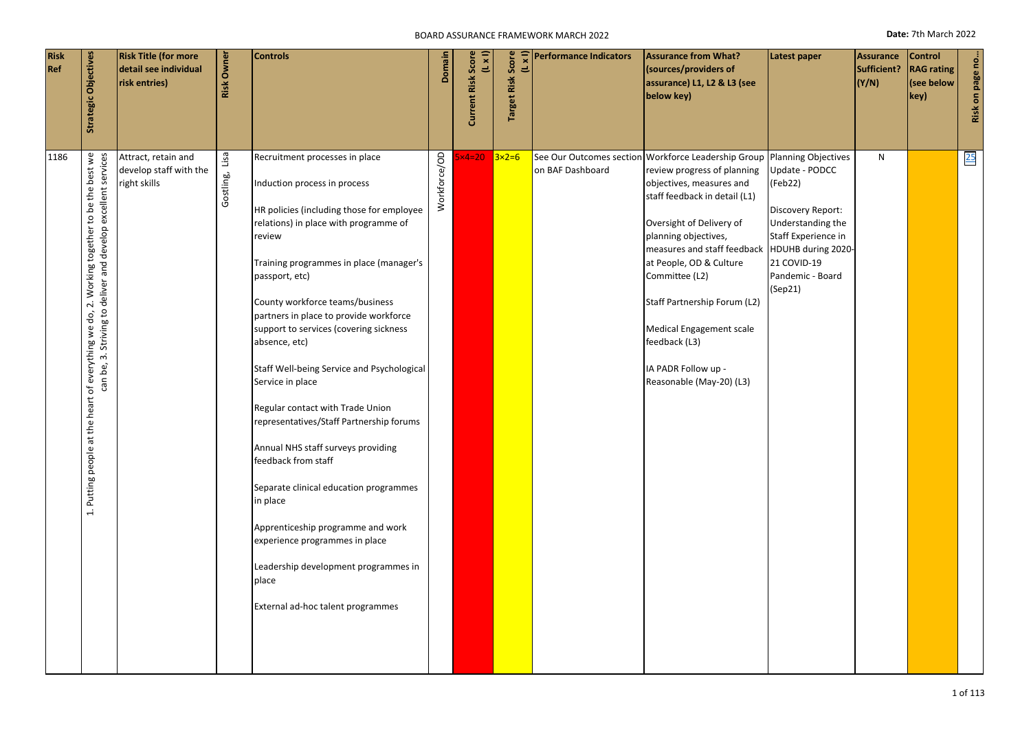# BOARD ASSURANCE FRAMEWORK MARCH 2022

**Date:** 7th March 2022

| Risk Ref | Strategic Objectives | Risk Title (for more detail see individual risk entries) | Risk Owner | Controls | Domain | Current Risk Score (L x I) | Target Risk Score (L x I) | Performance Indicators | Assurance from What? (sources/providers of assurance) L1, L2 & L3 (see below key) | Latest paper | Assurance Sufficient? (Y/N) | Control RAG rating (see below key) | Risk on page no... |
|---|---|---|---|---|---|---|---|---|---|---|---|---|---|
| 1186 | 1. Putting people at the heart of everything we do, 2. Working together to be the best we can be, 3. Striving to deliver and develop excellent services | Attract, retain and develop staff with the right skills | Gostling, Lisa | Recruitment processes in place<br><br>Induction process in process<br><br>HR policies (including those for employee relations) in place with programme of review<br><br>Training programmes in place (manager's passport, etc)<br><br>County workforce teams/business partners in place to provide workforce support to services (covering sickness absence, etc)<br><br>Staff Well-being Service and Psychological Service in place<br><br>Regular contact with Trade Union representatives/Staff Partnership forums<br><br>Annual NHS staff surveys providing feedback from staff<br><br>Separate clinical education programmes in place<br><br>Apprenticeship programme and work experience programmes in place<br><br>Leadership development programmes in place<br><br>External ad-hoc talent programmes | Workforce/OD | 5×4=20 | 3×2=6 | See Our Outcomes section on BAF Dashboard | Workforce Leadership Group review progress of planning objectives, measures and staff feedback in detail (L1)<br><br>Oversight of Delivery of planning objectives, measures and staff feedback at People, OD & Culture Committee (L2)<br><br>Staff Partnership Forum (L2)<br><br>Medical Engagement scale feedback (L3)<br><br>IA PADR Follow up - Reasonable (May-20) (L3) | Planning Objectives Update - PODCC (Feb22)<br><br>Discovery Report: Understanding the Staff Experience in HDUHB during 2020-21 COVID-19 Pandemic - Board (Sep21) | N | | 25 |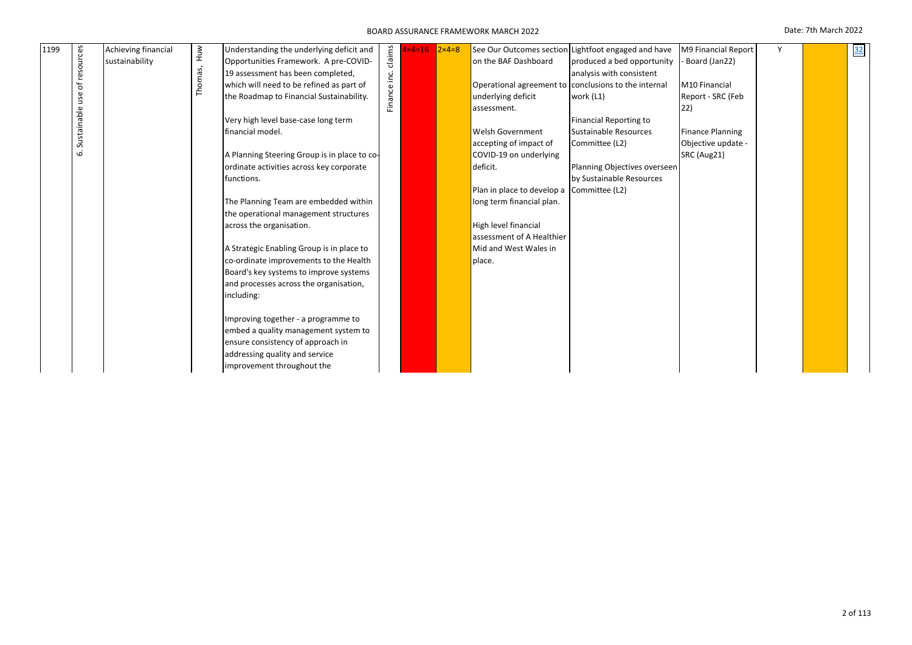| 1199 | 6. Sustainable use of resources | Achieving financial sustainability | Thomas, Huw | Understanding the underlying deficit and Opportunities Framework. A pre-COVID-19 assessment has been completed, which will need to be refined as part of the Roadmap to Financial Sustainability.<br><br>Very high level base-case long term financial model.<br><br>A Planning Steering Group is in place to co-ordinate activities across key corporate functions.<br><br>The Planning Team are embedded within the operational management structures across the organisation.<br><br>A Strategic Enabling Group is in place to co-ordinate improvements to the Health Board's key systems to improve systems and processes across the organisation, including:<br><br>Improving together - a programme to embed a quality management system to ensure consistency of approach in addressing quality and service improvement throughout the | Finance inc. claims | 4×4=16 | 2×4=8 | See Our Outcomes section on the BAF Dashboard<br><br>Operational agreement to underlying deficit assessment.<br><br>Welsh Government accepting of impact of COVID-19 on underlying deficit.<br><br>Plan in place to develop a long term financial plan.<br><br>High level financial assessment of A Healthier Mid and West Wales in place. | Lightfoot engaged and have produced a bed opportunity analysis with consistent conclusions to the internal work (L1)<br><br>Financial Reporting to Sustainable Resources Committee (L2)<br><br>Planning Objectives overseen by Sustainable Resources Committee (L2) | M9 Financial Report - Board (Jan22)<br><br>M10 Financial Report - SRC (Feb 22)<br><br>Finance Planning Objective update - SRC (Aug21) | Y | | 32 |
|---|---|---|---|---|---|---|---|---|---|---|---|---|---|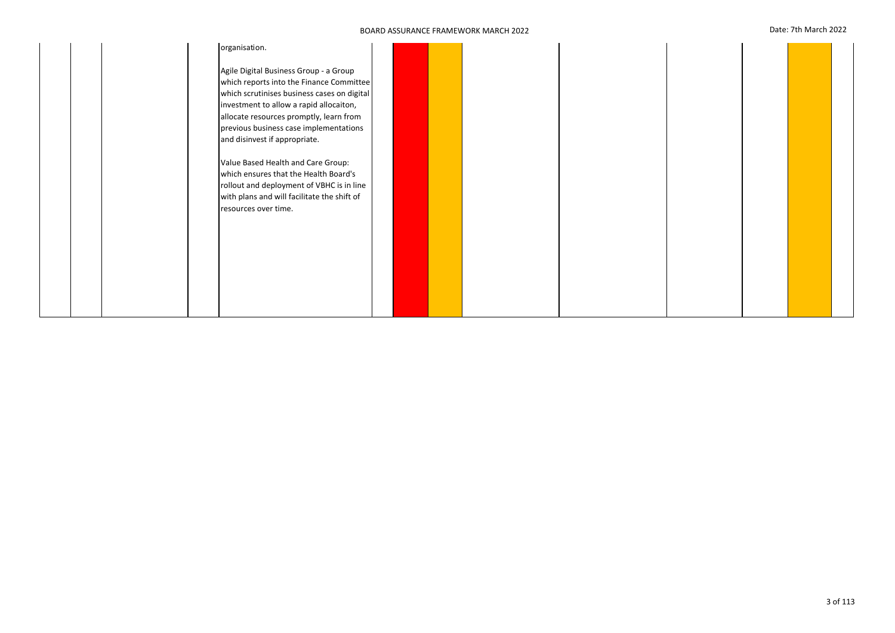| | | | | | | | | | | | | |
|---|---|---|---|---|---|---|---|---|---|---|---|---|
| | | | organisation.<br><br>Agile Digital Business Group - a Group which reports into the Finance Committee which scrutinises business cases on digital investment to allow a rapid allocaiton, allocate resources promptly, learn from previous business case implementations and disinvest if appropriate.<br><br>Value Based Health and Care Group: which ensures that the Health Board's rollout and deployment of VBHC is in line with plans and will facilitate the shift of resources over time. | | | | | | | | | |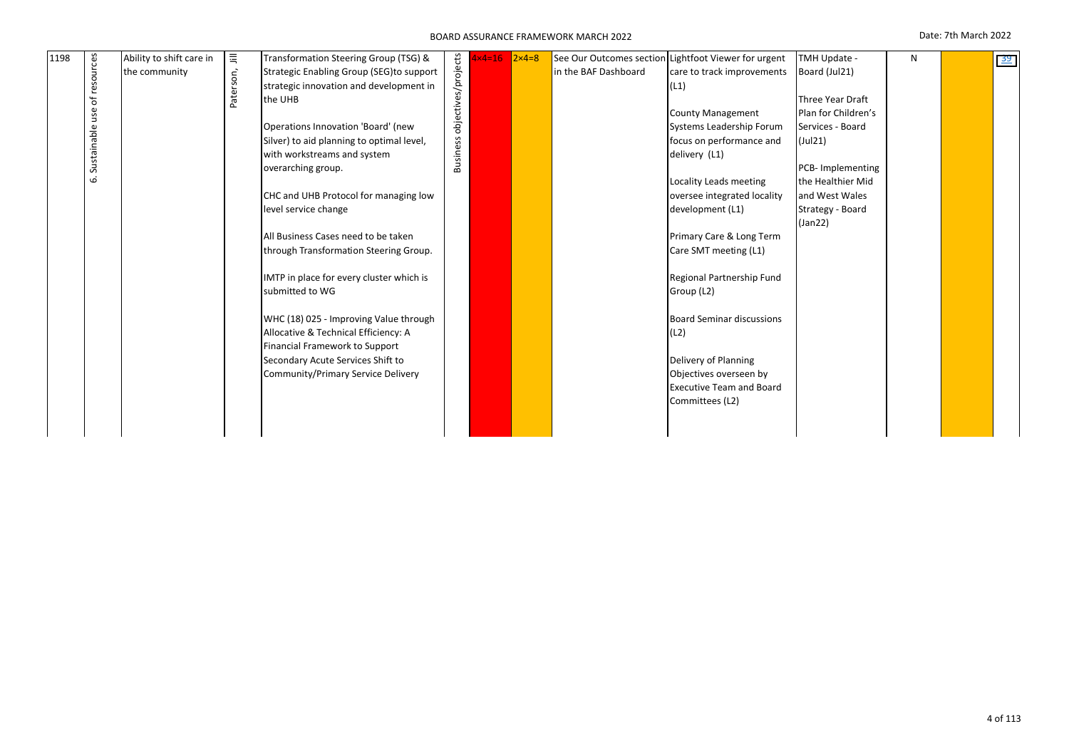| 1198 | 6. Sustainable use of resources | Ability to shift care in the community | Paterson, Jill | Transformation Steering Group (TSG) & Strategic Enabling Group (SEG)to support strategic innovation and development in the UHB<br><br>Operations Innovation 'Board' (new Silver) to aid planning to optimal level, with workstreams and system overarching group.<br><br>CHC and UHB Protocol for managing low level service change<br><br>All Business Cases need to be taken through Transformation Steering Group.<br><br>IMTP in place for every cluster which is submitted to WG<br><br>WHC (18) 025 - Improving Value through Allocative & Technical Efficiency: A Financial Framework to Support Secondary Acute Services Shift to Community/Primary Service Delivery | Business objectives/projects | 4×4=16 | 2×4=8 | See Our Outcomes section in the BAF Dashboard | Lightfoot Viewer for urgent care to track improvements (L1)<br><br>County Management Systems Leadership Forum focus on performance and delivery (L1)<br><br>Locality Leads meeting oversee integrated locality development (L1)<br><br>Primary Care & Long Term Care SMT meeting (L1)<br><br>Regional Partnership Fund Group (L2)<br><br>Board Seminar discussions (L2)<br><br>Delivery of Planning Objectives overseen by Executive Team and Board Committees (L2) | TMH Update - Board (Jul21)<br><br>Three Year Draft Plan for Children's Services - Board (Jul21)<br><br>PCB- Implementing the Healthier Mid and West Wales Strategy - Board (Jan22) | N | | 39 |
|---|---|---|---|---|---|---|---|---|---|---|---|---|---|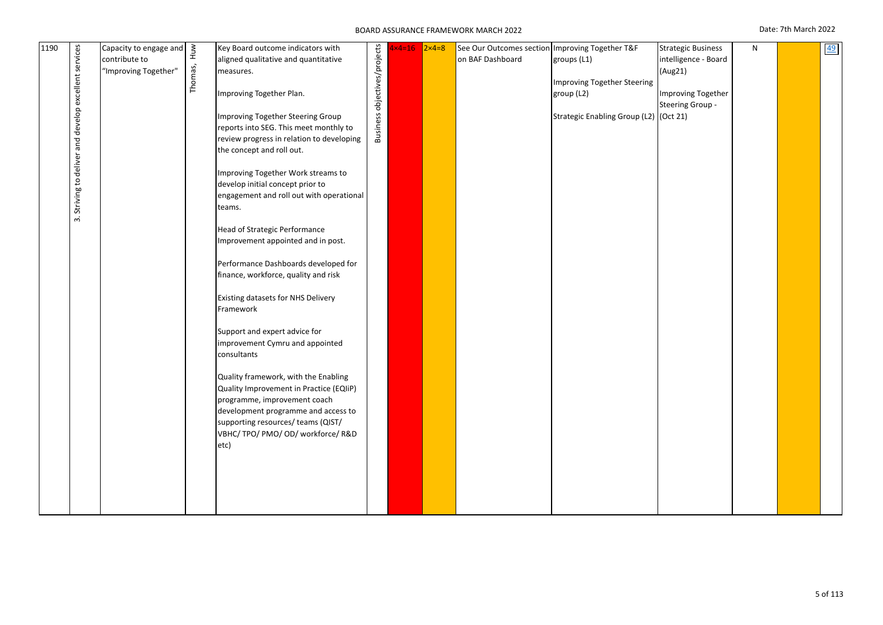| 1190 | 3. Striving to deliver and develop excellent services | Capacity to engage and contribute to "Improving Together" | Thomas, Huw | Key Board outcome indicators with aligned qualitative and quantitative measures.<br><br>Improving Together Plan.<br><br>Improving Together Steering Group reports into SEG. This meet monthly to review progress in relation to developing the concept and roll out.<br><br>Improving Together Work streams to develop initial concept prior to engagement and roll out with operational teams.<br><br>Head of Strategic Performance Improvement appointed and in post.<br><br>Performance Dashboards developed for finance, workforce, quality and risk<br><br>Existing datasets for NHS Delivery Framework<br><br>Support and expert advice for improvement Cymru and appointed consultants<br><br>Quality framework, with the Enabling Quality Improvement in Practice (EQIiP) programme, improvement coach development programme and access to supporting resources/ teams (QIST/ VBHC/ TPO/ PMO/ OD/ workforce/ R&D etc) | Business objectives/projects | 4×4=16 | 2×4=8 | See Our Outcomes section on BAF Dashboard | Improving Together T&F groups (L1)<br><br>Improving Together Steering group (L2)<br><br>Strategic Enabling Group (L2) | Strategic Business intelligence - Board (Aug21)<br><br>Improving Together Steering Group - (Oct 21) | N | | 49 |
|---|---|---|---|---|---|---|---|---|---|---|---|---|---|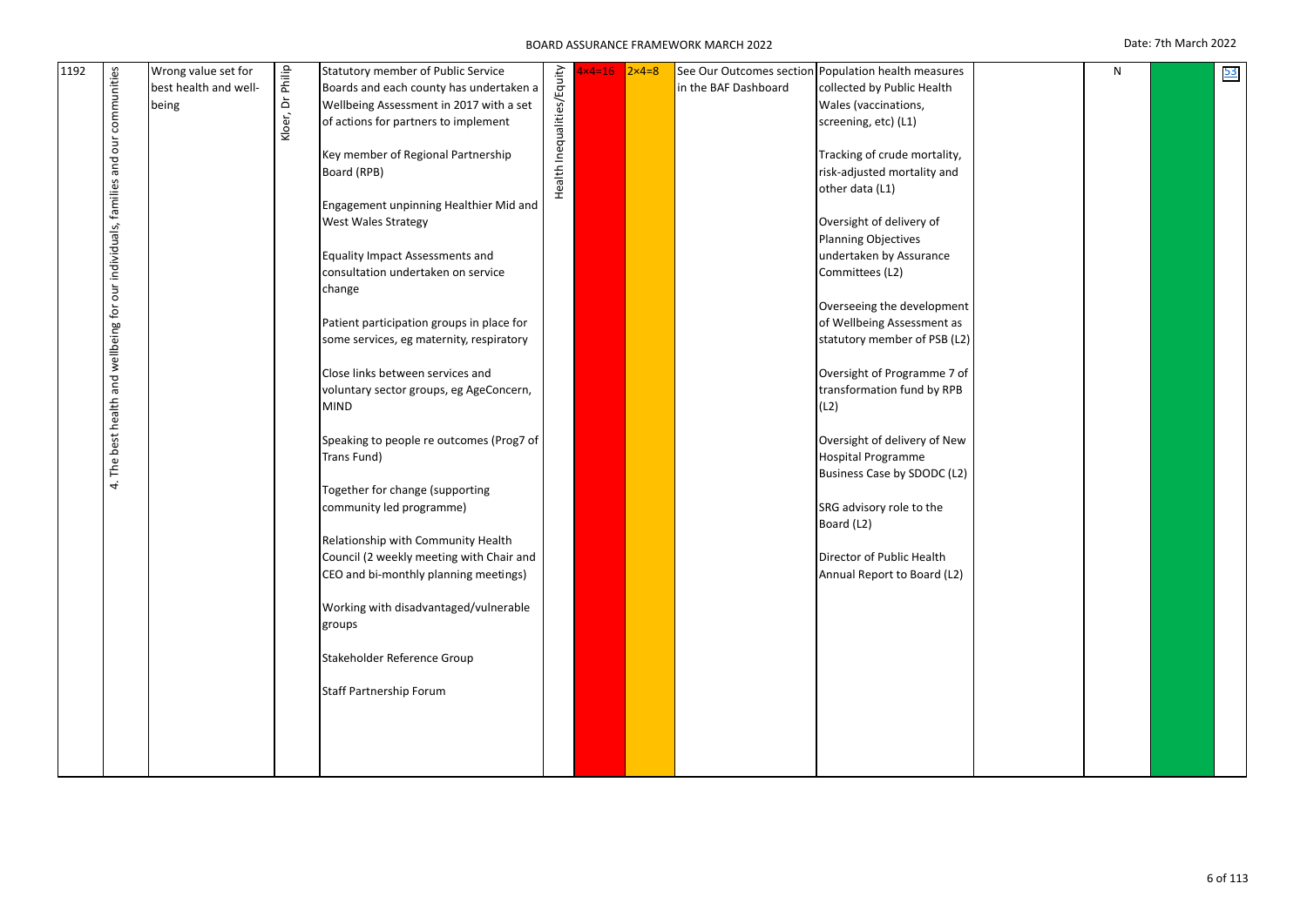| 1192 | 4. The best health and wellbeing for our individuals, families and our communities | Wrong value set for best health and well-being | Kloer, Dr Philip | Statutory member of Public Service Boards and each county has undertaken a Wellbeing Assessment in 2017 with a set of actions for partners to implement<br><br>Key member of Regional Partnership Board (RPB)<br><br>Engagement unpinning Healthier Mid and West Wales Strategy<br><br>Equality Impact Assessments and consultation undertaken on service change<br><br>Patient participation groups in place for some services, eg maternity, respiratory<br><br>Close links between services and voluntary sector groups, eg AgeConcern, MIND<br><br>Speaking to people re outcomes (Prog7 of Trans Fund)<br><br>Together for change (supporting community led programme)<br><br>Relationship with Community Health Council (2 weekly meeting with Chair and CEO and bi-monthly planning meetings)<br><br>Working with disadvantaged/vulnerable groups<br><br>Stakeholder Reference Group<br><br>Staff Partnership Forum | Health Inequalities/Equity | 4×4=16 | 2×4=8 | See Our Outcomes section in the BAF Dashboard | Population health measures collected by Public Health Wales (vaccinations, screening, etc) (L1)<br><br>Tracking of crude mortality, risk-adjusted mortality and other data (L1)<br><br>Oversight of delivery of Planning Objectives undertaken by Assurance Committees (L2)<br><br>Overseeing the development of Wellbeing Assessment as statutory member of PSB (L2)<br><br>Oversight of Programme 7 of transformation fund by RPB (L2)<br><br>Oversight of delivery of New Hospital Programme Business Case by SDODC (L2)<br><br>SRG advisory role to the Board (L2)<br><br>Director of Public Health Annual Report to Board (L2) | | N | | 53 |
|---|---|---|---|---|---|---|---|---|---|---|---|---|---|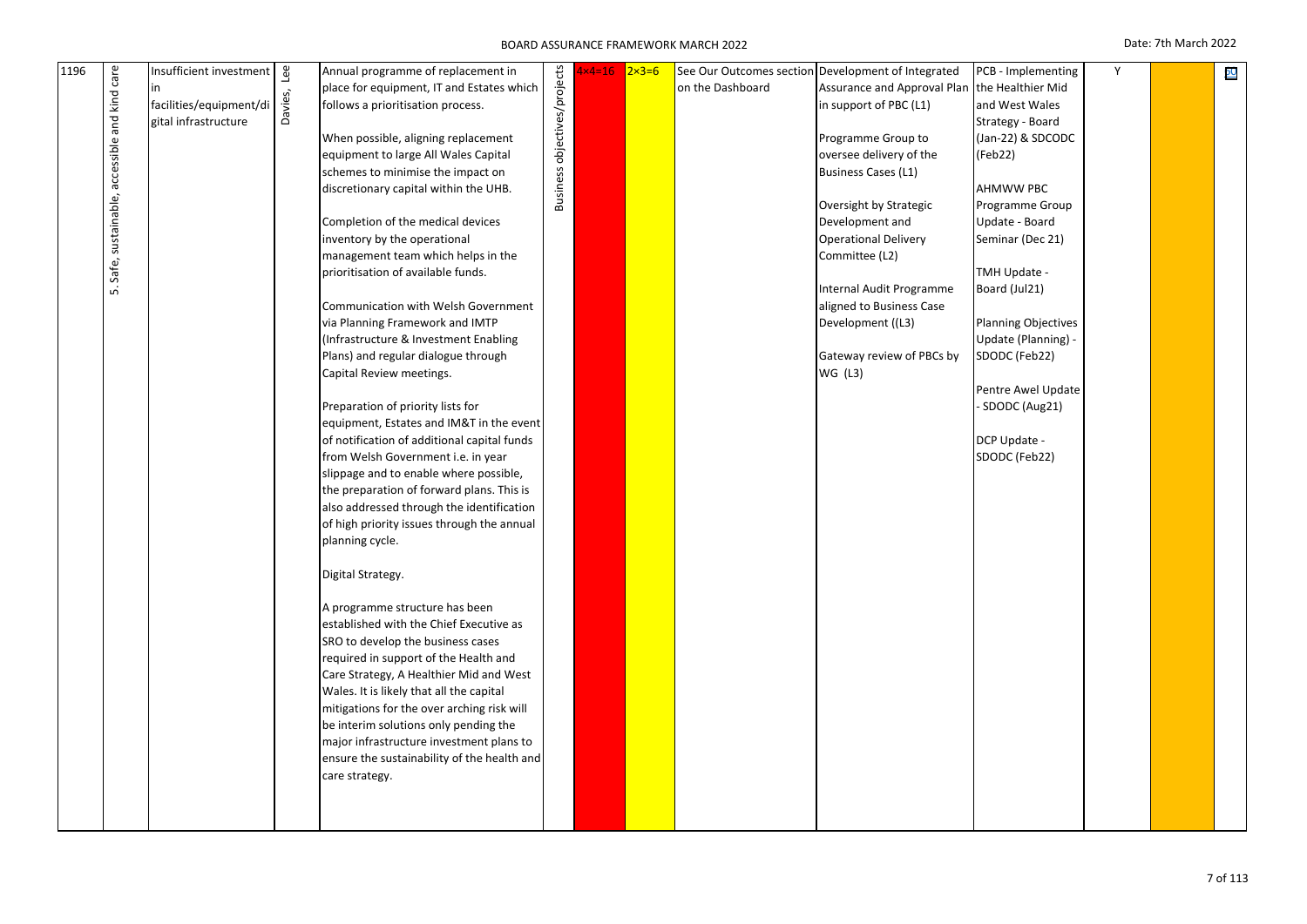| 1196 | 5. Safe, sustainable, accessible and kind care | Insufficient investment in facilities/equipment/digital infrastructure | Davies, Lee | Annual programme of replacement in place for equipment, IT and Estates which follows a prioritisation process.<br><br>When possible, aligning replacement equipment to large All Wales Capital schemes to minimise the impact on discretionary capital within the UHB.<br><br>Completion of the medical devices inventory by the operational management team which helps in the prioritisation of available funds.<br><br>Communication with Welsh Government via Planning Framework and IMTP (Infrastructure & Investment Enabling Plans) and regular dialogue through Capital Review meetings.<br><br>Preparation of priority lists for equipment, Estates and IM&T in the event of notification of additional capital funds from Welsh Government i.e. in year slippage and to enable where possible, the preparation of forward plans. This is also addressed through the identification of high priority issues through the annual planning cycle.<br><br>Digital Strategy.<br><br>A programme structure has been established with the Chief Executive as SRO to develop the business cases required in support of the Health and Care Strategy, A Healthier Mid and West Wales. It is likely that all the capital mitigations for the over arching risk will be interim solutions only pending the major infrastructure investment plans to ensure the sustainability of the health and care strategy. | Business objectives/projects | 4×4=16 | 2×3=6 | See Our Outcomes section on the Dashboard | Development of Integrated Assurance and Approval Plan in support of PBC (L1)<br><br>Programme Group to oversee delivery of the Business Cases (L1)<br><br>Oversight by Strategic Development and Operational Delivery Committee (L2)<br><br>Internal Audit Programme aligned to Business Case Development ((L3)<br><br>Gateway review of PBCs by WG (L3) | PCB - Implementing the Healthier Mid and West Wales Strategy - Board (Jan-22) & SDCODC (Feb22)<br><br>AHMWW PBC Programme Group Update - Board Seminar (Dec 21)<br><br>TMH Update - Board (Jul21)<br><br>Planning Objectives Update (Planning) - SDODC (Feb22)<br><br>Pentre Awel Update - SDODC (Aug21)<br><br>DCP Update - SDODC (Feb22) | Y | | | |
|---|---|---|---|---|---|---|---|---|---|---|---|---|---|---|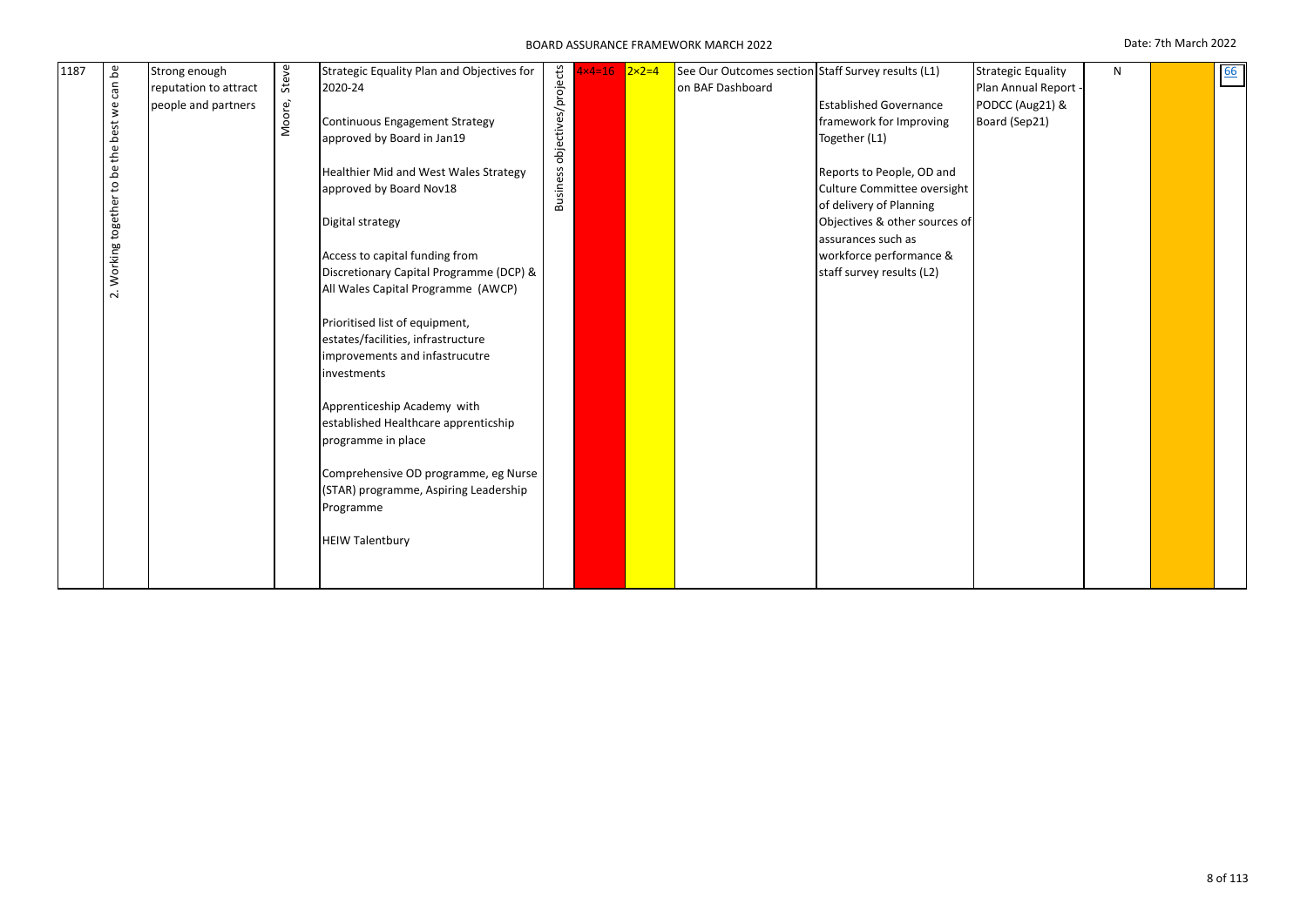| 1187 | 2. Working together to be the best we can be | Strong enough reputation to attract people and partners | Moore, Steve | Strategic Equality Plan and Objectives for 2020-24<br><br>Continuous Engagement Strategy approved by Board in Jan19<br><br>Healthier Mid and West Wales Strategy approved by Board Nov18<br><br>Digital strategy<br><br>Access to capital funding from Discretionary Capital Programme (DCP) & All Wales Capital Programme (AWCP)<br><br>Prioritised list of equipment, estates/facilities, infrastructure improvements and infastrucutre investments<br><br>Apprenticeship Academy with established Healthcare apprenticship programme in place<br><br>Comprehensive OD programme, eg Nurse (STAR) programme, Aspiring Leadership Programme<br><br>HEIW Talentbury | Business objectives/projects | 4×4=16 | 2×2=4 | See Our Outcomes section on BAF Dashboard | Staff Survey results (L1)<br><br>Established Governance framework for Improving Together (L1)<br><br>Reports to People, OD and Culture Committee oversight of delivery of Planning Objectives & other sources of assurances such as workforce performance & staff survey results (L2) | Strategic Equality Plan Annual Report - PODCC (Aug21) & Board (Sep21) | N | | 66 |
|---|---|---|---|---|---|---|---|---|---|---|---|---|---|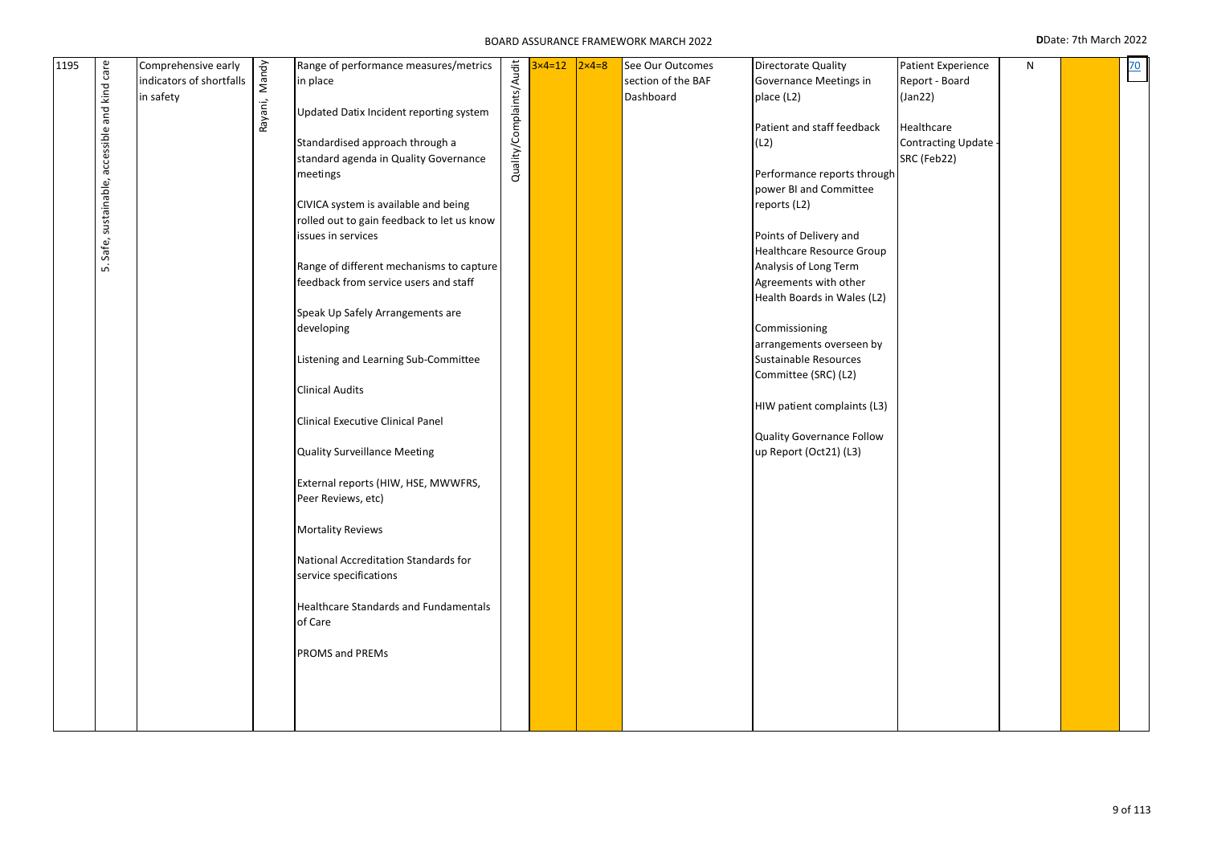| 1195 | 5. Safe, sustainable, accessible and kind care | Comprehensive early indicators of shortfalls in safety | Rayani, Mandy | Range of performance measures/metrics in place<br><br>Updated Datix Incident reporting system<br><br>Standardised approach through a standard agenda in Quality Governance meetings<br><br>CIVICA system is available and being rolled out to gain feedback to let us know issues in services<br><br>Range of different mechanisms to capture feedback from service users and staff<br><br>Speak Up Safely Arrangements are developing<br><br>Listening and Learning Sub-Committee<br><br>Clinical Audits<br><br>Clinical Executive Clinical Panel<br><br>Quality Surveillance Meeting<br><br>External reports (HIW, HSE, MWWFRS, Peer Reviews, etc)<br><br>Mortality Reviews<br><br>National Accreditation Standards for service specifications<br><br>Healthcare Standards and Fundamentals of Care<br><br>PROMS and PREMs | Quality/Complaints/Audit | 3×4=12 | 2×4=8 | See Our Outcomes section of the BAF Dashboard | Directorate Quality Governance Meetings in place (L2)<br><br>Patient and staff feedback (L2)<br><br>Performance reports through power BI and Committee reports (L2)<br><br>Points of Delivery and Healthcare Resource Group Analysis of Long Term Agreements with other Health Boards in Wales (L2)<br><br>Commissioning arrangements overseen by Sustainable Resources Committee (SRC) (L2)<br><br>HIW patient complaints (L3)<br><br>Quality Governance Follow up Report (Oct21) (L3) | Patient Experience Report - Board (Jan22)<br><br>Healthcare Contracting Update - SRC (Feb22) | N | | 70 |
|---|---|---|---|---|---|---|---|---|---|---|---|---|---|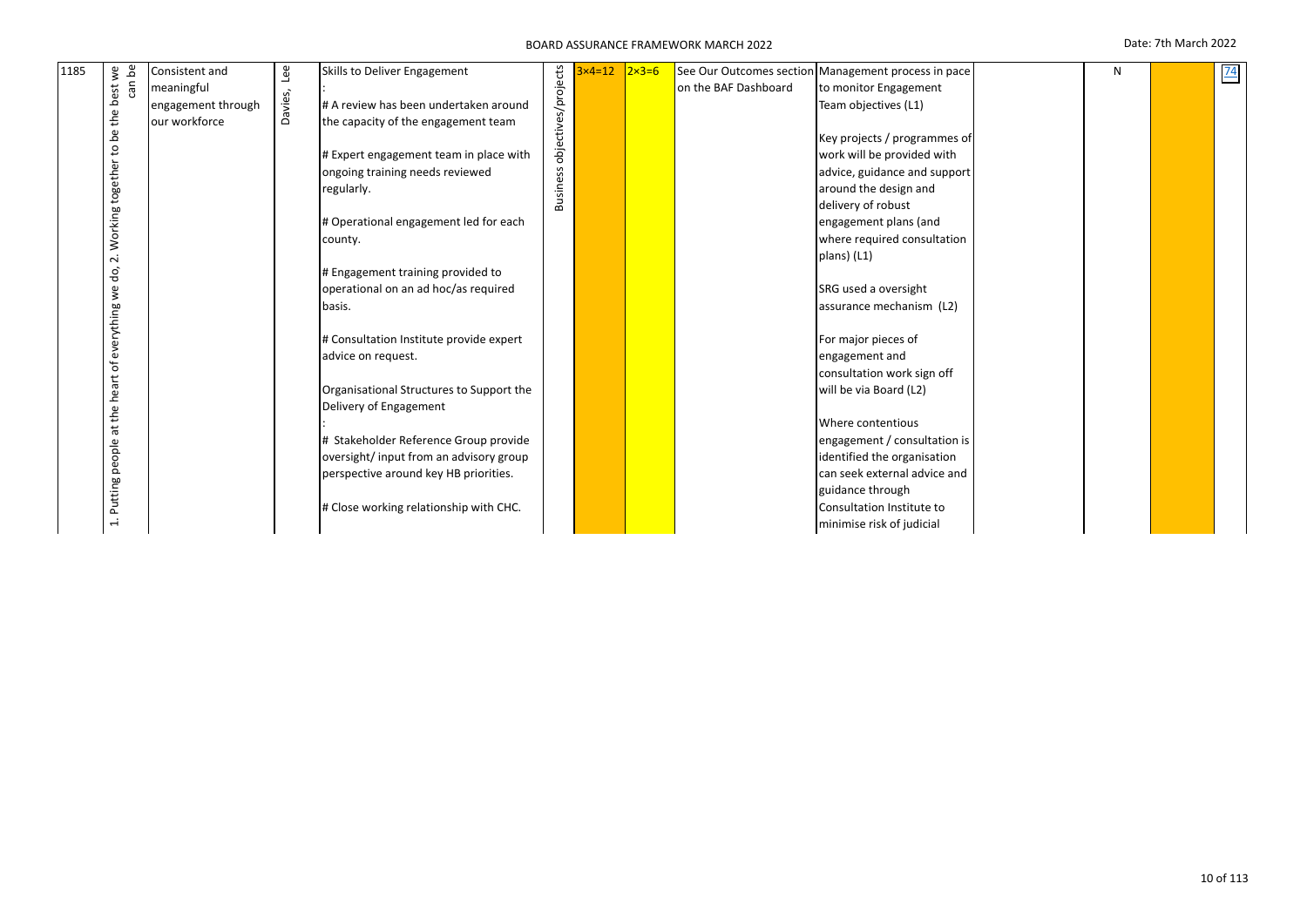| 1185 | 1. Putting people at the heart of everything we do, 2. Working together to be the best we can be | Consistent and meaningful engagement through our workforce | Davies, Lee | Skills to Deliver Engagement<br>:<br># A review has been undertaken around the capacity of the engagement team<br><br># Expert engagement team in place with ongoing training needs reviewed regularly.<br><br># Operational engagement led for each county.<br><br># Engagement training provided to operational on an ad hoc/as required basis.<br><br># Consultation Institute provide expert advice on request.<br><br>Organisational Structures to Support the Delivery of Engagement<br>:<br># Stakeholder Reference Group provide oversight/ input from an advisory group perspective around key HB priorities.<br><br># Close working relationship with CHC. | Business objectives/projects | 3×4=12 | 2×3=6 | See Our Outcomes section on the BAF Dashboard | Management process in pace to monitor Engagement Team objectives (L1)<br><br>Key projects / programmes of work will be provided with advice, guidance and support around the design and delivery of robust engagement plans (and where required consultation plans) (L1)<br><br>SRG used a oversight assurance mechanism (L2)<br><br>For major pieces of engagement and consultation work sign off will be via Board (L2)<br><br>Where contentious engagement / consultation is identified the organisation can seek external advice and guidance through Consultation Institute to minimise risk of judicial | | N | | 74 |
|---|---|---|---|---|---|---|---|---|---|---|---|---|---|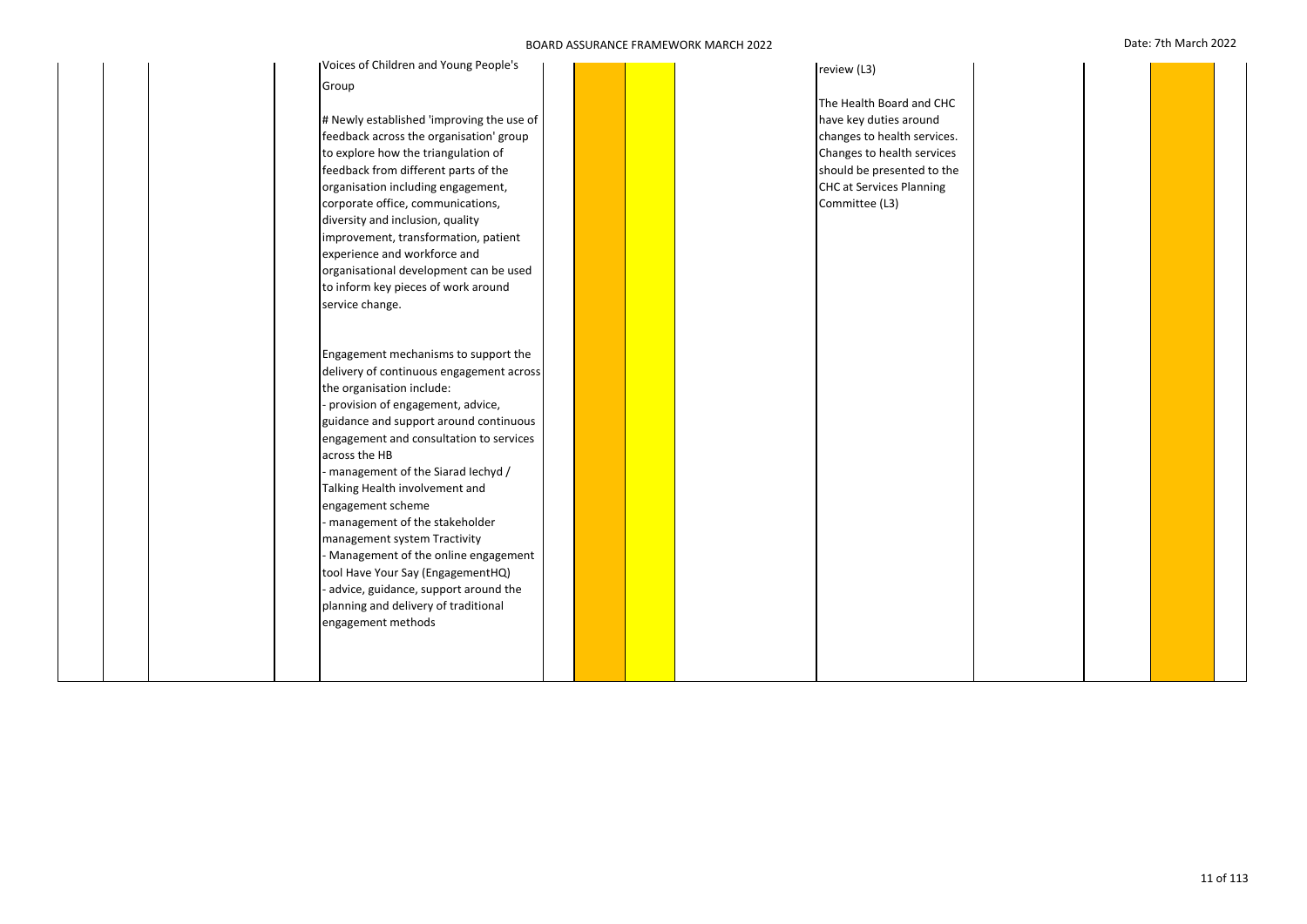| | | | | Voices of Children and Young People's Group<br><br># Newly established 'improving the use of feedback across the organisation' group to explore how the triangulation of feedback from different parts of the organisation including engagement, corporate office, communications, diversity and inclusion, quality improvement, transformation, patient experience and workforce and organisational development can be used to inform key pieces of work around service change.<br><br>Engagement mechanisms to support the delivery of continuous engagement across the organisation include:<br>- provision of engagement, advice, guidance and support around continuous engagement and consultation to services across the HB<br>- management of the Siarad Iechyd / Talking Health involvement and engagement scheme<br>- management of the stakeholder management system Tractivity<br>- Management of the online engagement tool Have Your Say (EngagementHQ)<br>- advice, guidance, support around the planning and delivery of traditional engagement methods | | | | | review (L3)<br><br>The Health Board and CHC have key duties around changes to health services. Changes to health services should be presented to the CHC at Services Planning Committee (L3) | | | | |
|---|---|---|---|---|---|---|---|---|---|---|---|---|---|---|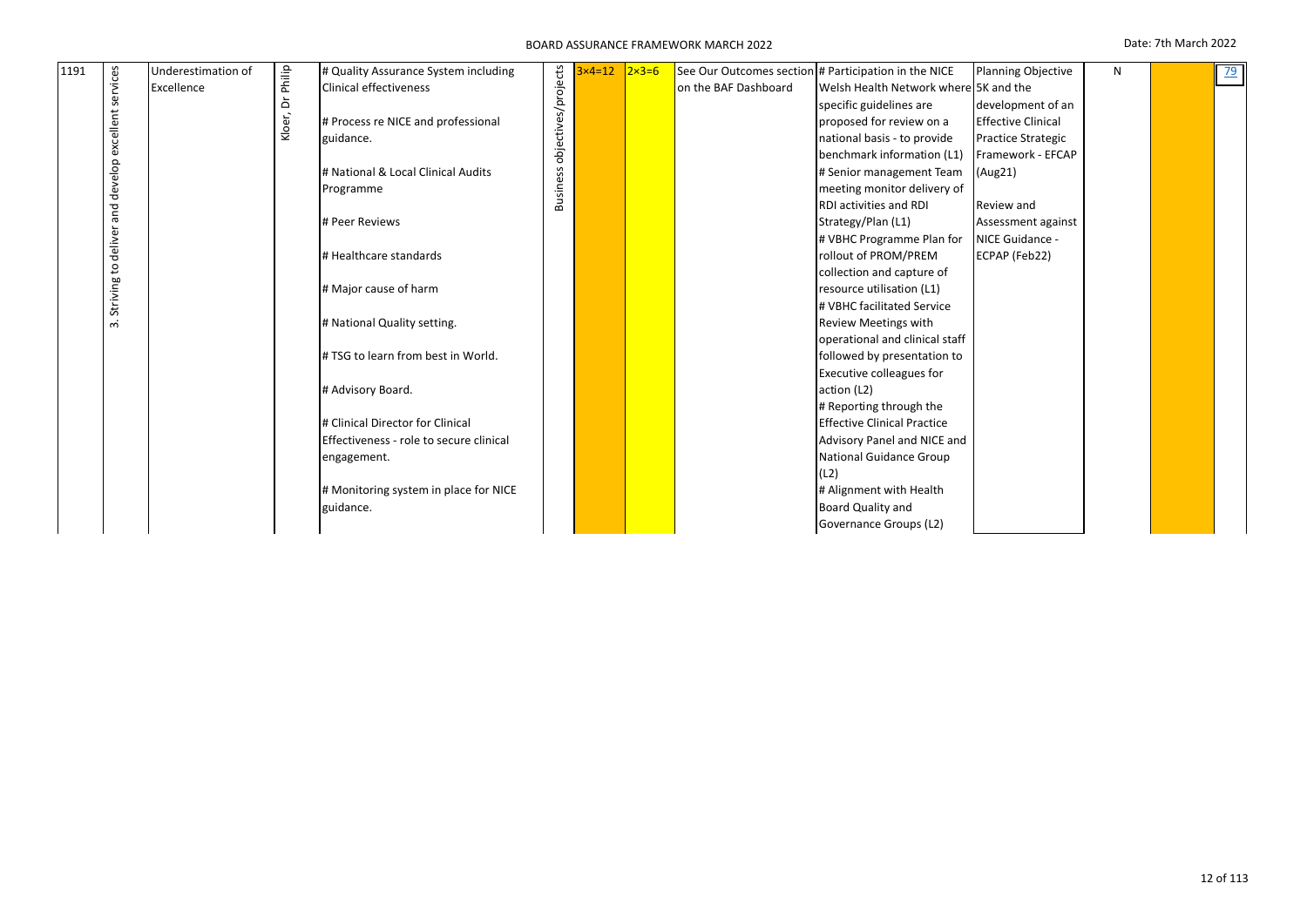| 1191 | 3. Striving to deliver and develop excellent services | Underestimation of Excellence | Kloer, Dr Philip | # Quality Assurance System including Clinical effectiveness<br><br># Process re NICE and professional guidance.<br><br># National & Local Clinical Audits Programme<br><br># Peer Reviews<br><br># Healthcare standards<br><br># Major cause of harm<br><br># National Quality setting.<br><br># TSG to learn from best in World.<br><br># Advisory Board.<br><br># Clinical Director for Clinical Effectiveness - role to secure clinical engagement.<br><br># Monitoring system in place for NICE guidance. | Business objectives/projects | 3×4=12 | 2×3=6 | See Our Outcomes section on the BAF Dashboard | # Participation in the NICE Welsh Health Network where specific guidelines are proposed for review on a national basis - to provide benchmark information (L1)<br># Senior management Team meeting monitor delivery of RDI activities and RDI Strategy/Plan (L1)<br># VBHC Programme Plan for rollout of PROM/PREM collection and capture of resource utilisation (L1)<br># VBHC facilitated Service Review Meetings with operational and clinical staff followed by presentation to Executive colleagues for action (L2)<br># Reporting through the Effective Clinical Practice Advisory Panel and NICE and National Guidance Group (L2)<br># Alignment with Health Board Quality and Governance Groups (L2) | Planning Objective 5K and the development of an Effective Clinical Practice Strategic Framework - EFCAP (Aug21)<br><br>Review and Assessment against NICE Guidance - ECPAP (Feb22) | N | | 79 |
|---|---|---|---|---|---|---|---|---|---|---|---|---|---|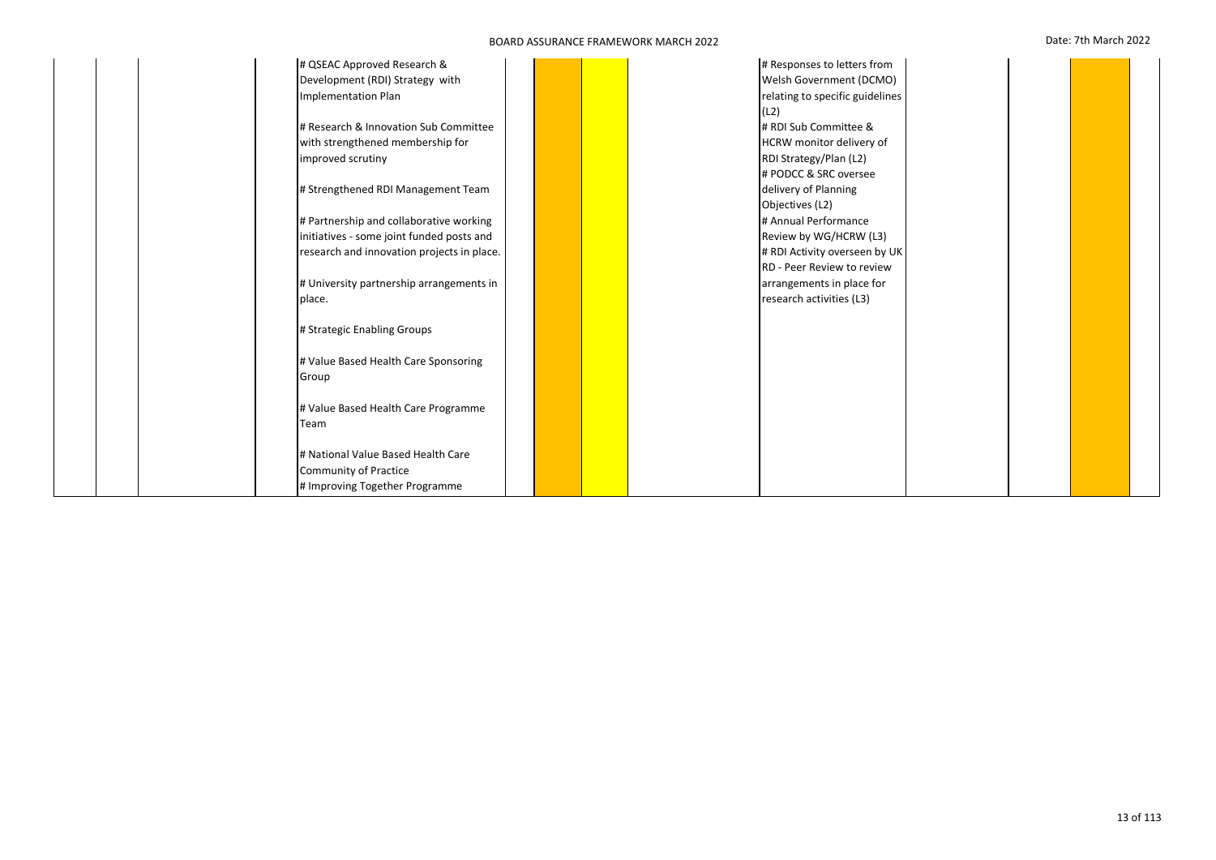| | | | | | | | | | | | | |
|---|---|---|---|---|---|---|---|---|---|---|---|---|
| | | | # QSEAC Approved Research & Development (RDI) Strategy with Implementation Plan<br><br># Research & Innovation Sub Committee with strengthened membership for improved scrutiny<br><br># Strengthened RDI Management Team<br><br># Partnership and collaborative working initiatives - some joint funded posts and research and innovation projects in place.<br><br># University partnership arrangements in place.<br><br># Strategic Enabling Groups<br><br># Value Based Health Care Sponsoring Group<br><br># Value Based Health Care Programme Team<br><br># National Value Based Health Care Community of Practice<br># Improving Together Programme | | | | | # Responses to letters from Welsh Government (DCMO) relating to specific guidelines (L2)<br># RDI Sub Committee & HCRW monitor delivery of RDI Strategy/Plan (L2)<br># PODCC & SRC oversee delivery of Planning Objectives (L2)<br># Annual Performance Review by WG/HCRW (L3)<br># RDI Activity overseen by UK RD - Peer Review to review arrangements in place for research activities (L3) | | | | |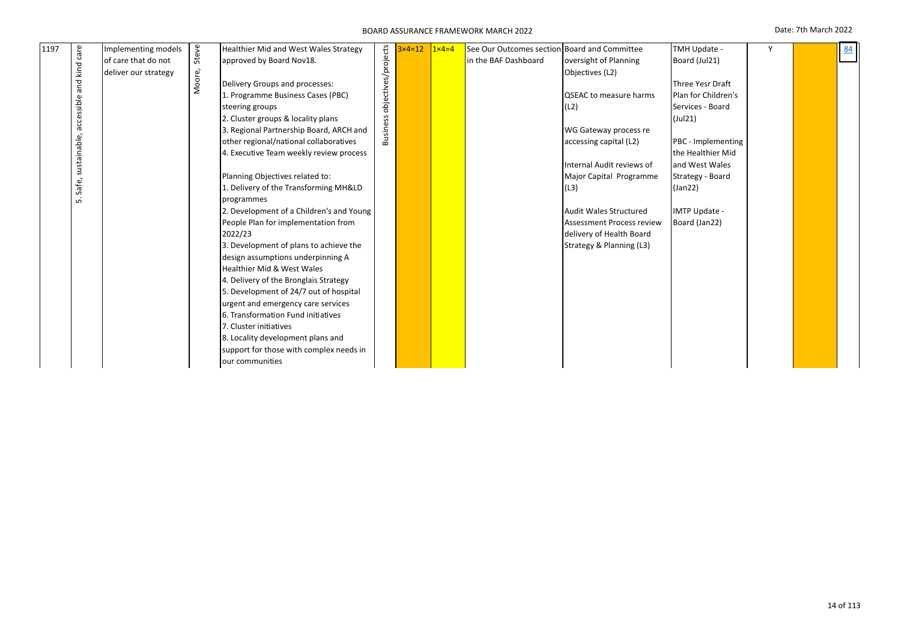| 1197 | 5. Safe, sustainable, accessible and kind care | Implementing models of care that do not deliver our strategy | Moore, Steve | Healthier Mid and West Wales Strategy approved by Board Nov18.<br><br>Delivery Groups and processes:<br>1. Programme Business Cases (PBC) steering groups<br>2. Cluster groups & locality plans<br>3. Regional Partnership Board, ARCH and other regional/national collaboratives<br>4. Executive Team weekly review process<br><br>Planning Objectives related to:<br>1. Delivery of the Transforming MH&LD programmes<br>2. Development of a Children's and Young People Plan for implementation from 2022/23<br>3. Development of plans to achieve the design assumptions underpinning A Healthier Mid & West Wales<br>4. Delivery of the Bronglais Strategy<br>5. Development of 24/7 out of hospital urgent and emergency care services<br>6. Transformation Fund initiatives<br>7. Cluster initiatives<br>8. Locality development plans and support for those with complex needs in our communities | Business objectives/projects | 3×4=12 | 1×4=4 | See Our Outcomes section in the BAF Dashboard | Board and Committee oversight of Planning Objectives (L2)<br><br>QSEAC to measure harms (L2)<br><br>WG Gateway process re accessing capital (L2)<br><br>Internal Audit reviews of Major Capital Programme (L3)<br><br>Audit Wales Structured Assessment Process review delivery of Health Board Strategy & Planning (L3) | TMH Update - Board (Jul21)<br><br>Three Yesr Draft Plan for Children's Services - Board (Jul21)<br><br>PBC - Implementing the Healthier Mid and West Wales Strategy - Board (Jan22)<br><br>IMTP Update - Board (Jan22) | Y | | 84 |
|---|---|---|---|---|---|---|---|---|---|---|---|---|---|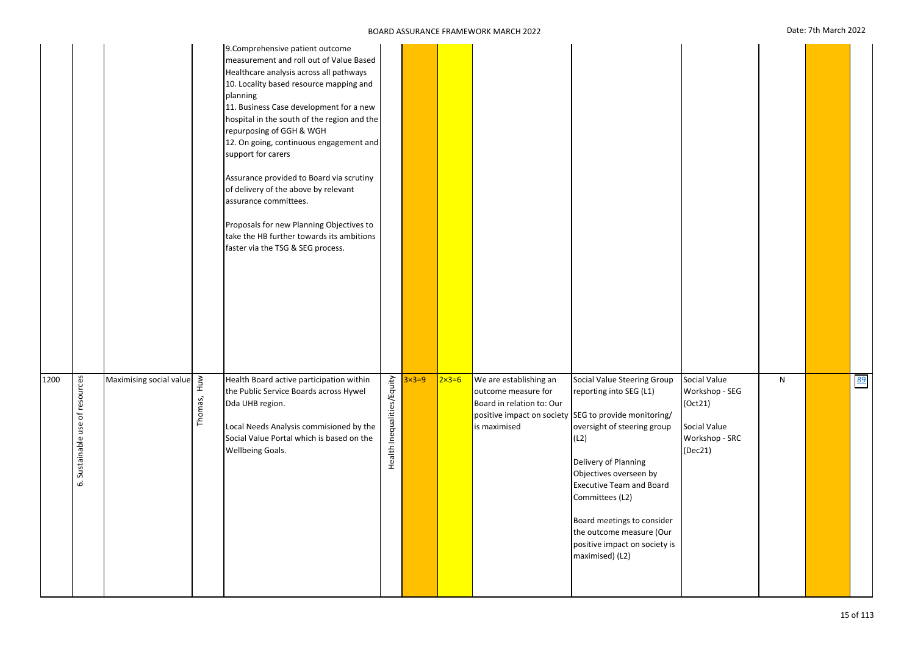| | | | | | | | | | | | | | |
|---|---|---|---|---|---|---|---|---|---|---|---|---|---|
| | | | | 9.Comprehensive patient outcome measurement and roll out of Value Based Healthcare analysis across all pathways<br>10. Locality based resource mapping and planning<br>11. Business Case development for a new hospital in the south of the region and the repurposing of GGH & WGH<br>12. On going, continuous engagement and support for carers<br><br>Assurance provided to Board via scrutiny of delivery of the above by relevant assurance committees.<br><br>Proposals for new Planning Objectives to take the HB further towards its ambitions faster via the TSG & SEG process. | | | | | | | | | |
| 1200 | 6. Sustainable use of resources | Maximising social value | Thomas, Huw | Health Board active participation within the Public Service Boards across Hywel Dda UHB region.<br><br>Local Needs Analysis commisioned by the Social Value Portal which is based on the Wellbeing Goals. | Health Inequalities/Equity | 3×3=9 | 2×3=6 | We are establishing an outcome measure for Board in relation to: Our positive impact on society is maximised | Social Value Steering Group reporting into SEG (L1)<br><br>SEG to provide monitoring/ oversight of steering group (L2)<br><br>Delivery of Planning Objectives overseen by Executive Team and Board Committees (L2)<br><br>Board meetings to consider the outcome measure (Our positive impact on society is maximised) (L2) | Social Value Workshop - SEG (Oct21)<br><br>Social Value Workshop - SRC (Dec21) | N | | 89 |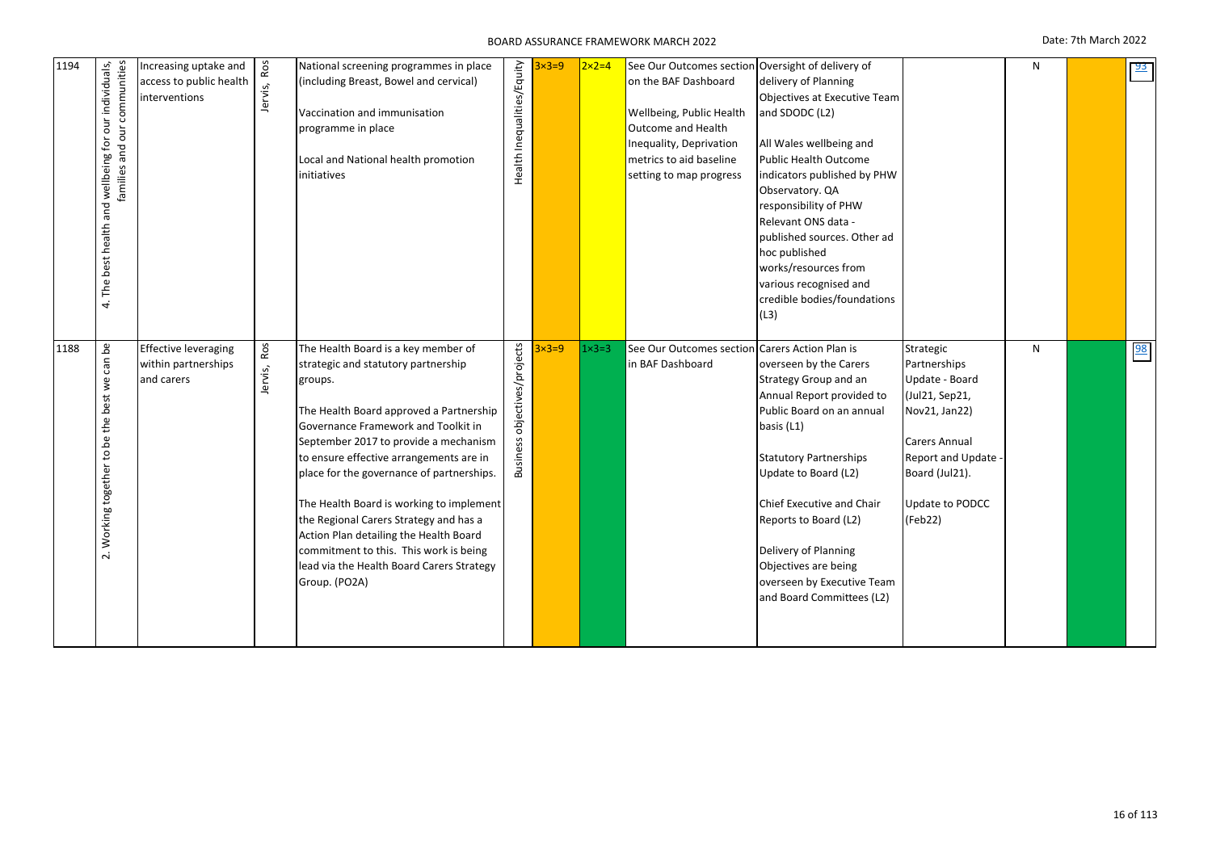| 1194 | 4. The best health and wellbeing for our individuals, families and our communities | Increasing uptake and access to public health interventions | Jervis, Ros | National screening programmes in place (including Breast, Bowel and cervical)<br><br>Vaccination and immunisation programme in place<br><br>Local and National health promotion initiatives | Health Inequalities/Equity | 3×3=9 | 2×2=4 | See Our Outcomes section on the BAF Dashboard<br><br>Wellbeing, Public Health Outcome and Health Inequality, Deprivation metrics to aid baseline setting to map progress | Oversight of delivery of delivery of Planning Objectives at Executive Team and SDODC (L2)<br><br>All Wales wellbeing and Public Health Outcome indicators published by PHW Observatory. QA responsibility of PHW Relevant ONS data - published sources. Other ad hoc published works/resources from various recognised and credible bodies/foundations (L3) | | N | | 93 |
|---|---|---|---|---|---|---|---|---|---|---|---|---|---|
| 1188 | 2. Working together to be the best we can be | Effective leveraging within partnerships and carers | Jervis, Ros | The Health Board is a key member of strategic and statutory partnership groups.<br><br>The Health Board approved a Partnership Governance Framework and Toolkit in September 2017 to provide a mechanism to ensure effective arrangements are in place for the governance of partnerships.<br><br>The Health Board is working to implement the Regional Carers Strategy and has a Action Plan detailing the Health Board commitment to this. This work is being lead via the Health Board Carers Strategy Group. (PO2A) | Business objectives/projects | 3×3=9 | 1×3=3 | See Our Outcomes section in BAF Dashboard | Carers Action Plan is overseen by the Carers Strategy Group and an Annual Report provided to Public Board on an annual basis (L1)<br><br>Statutory Partnerships Update to Board (L2)<br><br>Chief Executive and Chair Reports to Board (L2)<br><br>Delivery of Planning Objectives are being overseen by Executive Team and Board Committees (L2) | Strategic Partnerships Update - Board (Jul21, Sep21, Nov21, Jan22)<br><br>Carers Annual Report and Update - Board (Jul21).<br><br>Update to PODCC (Feb22) | N | | 98 |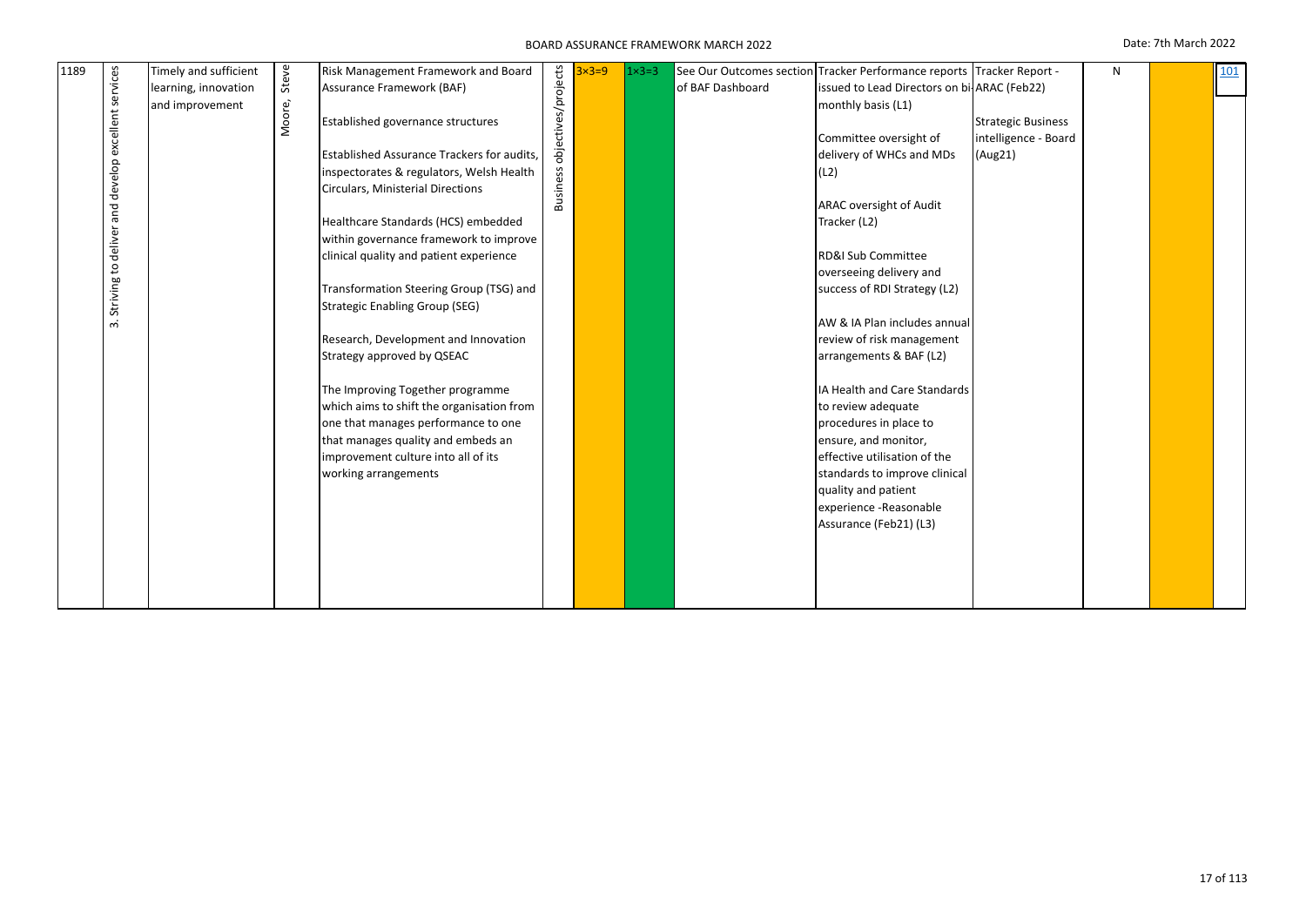BOARD ASSURANCE FRAMEWORK MARCH 2022

Date: 7th March 2022

| | | | | | | | | | | | | | |
|---|---|---|---|---|---|---|---|---|---|---|---|---|---|
| 1189 | 3. Striving to deliver and develop excellent services | Timely and sufficient learning, innovation and improvement | Moore, Steve | Risk Management Framework and Board Assurance Framework (BAF)<br><br>Established governance structures<br><br>Established Assurance Trackers for audits, inspectorates & regulators, Welsh Health Circulars, Ministerial Directions<br><br>Healthcare Standards (HCS) embedded within governance framework to improve clinical quality and patient experience<br><br>Transformation Steering Group (TSG) and Strategic Enabling Group (SEG)<br><br>Research, Development and Innovation Strategy approved by QSEAC<br><br>The Improving Together programme which aims to shift the organisation from one that manages performance to one that manages quality and embeds an improvement culture into all of its working arrangements | Business objectives/projects | 3×3=9 | 1×3=3 | See Our Outcomes section of BAF Dashboard | Tracker Performance reports issued to Lead Directors on bi-monthly basis (L1)<br><br>Committee oversight of delivery of WHCs and MDs (L2)<br><br>ARAC oversight of Audit Tracker (L2)<br><br>RD&I Sub Committee overseeing delivery and success of RDI Strategy (L2)<br><br>AW & IA Plan includes annual review of risk management arrangements & BAF (L2)<br><br>IA Health and Care Standards to review adequate procedures in place to ensure, and monitor, effective utilisation of the standards to improve clinical quality and patient experience -Reasonable Assurance (Feb21) (L3) | Tracker Report - ARAC (Feb22)<br><br>Strategic Business intelligence - Board (Aug21) | N | | 101 |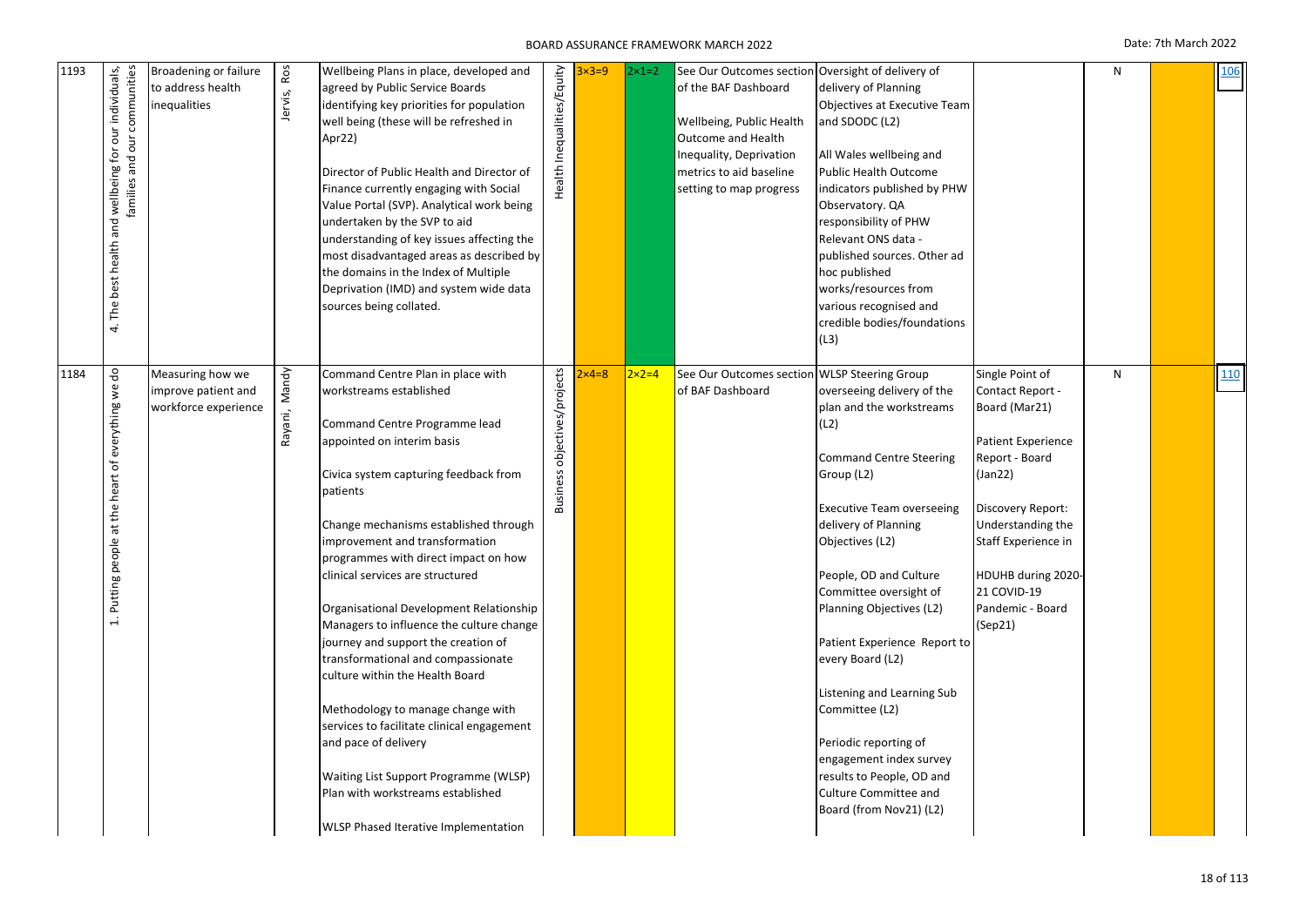| | | | | | | | | | | | | | | |
|---|---|---|---|---|---|---|---|---|---|---|---|---|---|---|
| 1193 | 4. The best health and wellbeing for our individuals, families and our communities | Broadening or failure to address health inequalities | Jervis, Ros | Wellbeing Plans in place, developed and agreed by Public Service Boards identifying key priorities for population well being (these will be refreshed in Apr22)<br><br>Director of Public Health and Director of Finance currently engaging with Social Value Portal (SVP). Analytical work being undertaken by the SVP to aid understanding of key issues affecting the most disadvantaged areas as described by the domains in the Index of Multiple Deprivation (IMD) and system wide data sources being collated. | Health Inequalities/Equity | 3×3=9 | 2×1=2 | See Our Outcomes section of the BAF Dashboard<br><br>Wellbeing, Public Health Outcome and Health Inequality, Deprivation metrics to aid baseline setting to map progress | Oversight of delivery of delivery of Planning Objectives at Executive Team and SDODC (L2)<br><br>All Wales wellbeing and Public Health Outcome indicators published by PHW Observatory. QA responsibility of PHW Relevant ONS data - published sources. Other ad hoc published works/resources from various recognised and credible bodies/foundations (L3) | | N | | 106 |
| 1184 | 1. Putting people at the heart of everything we do | Measuring how we improve patient and workforce experience | Rayani, Mandy | Command Centre Plan in place with workstreams established<br><br>Command Centre Programme lead appointed on interim basis<br><br>Civica system capturing feedback from patients<br><br>Change mechanisms established through improvement and transformation programmes with direct impact on how clinical services are structured<br><br>Organisational Development Relationship Managers to influence the culture change journey and support the creation of transformational and compassionate culture within the Health Board<br><br>Methodology to manage change with services to facilitate clinical engagement and pace of delivery<br><br>Waiting List Support Programme (WLSP) Plan with workstreams established<br><br>WLSP Phased Iterative Implementation | Business objectives/projects | 2×4=8 | 2×2=4 | See Our Outcomes section of BAF Dashboard | WLSP Steering Group overseeing delivery of the plan and the workstreams (L2)<br><br>Command Centre Steering Group (L2)<br><br>Executive Team overseeing delivery of Planning Objectives (L2)<br><br>People, OD and Culture Committee oversight of Planning Objectives (L2)<br><br>Patient Experience Report to every Board (L2)<br><br>Listening and Learning Sub Committee (L2)<br><br>Periodic reporting of engagement index survey results to People, OD and Culture Committee and Board (from Nov21) (L2) | Single Point of Contact Report - Board (Mar21)<br><br>Patient Experience Report - Board (Jan22)<br><br>Discovery Report: Understanding the Staff Experience in HDUHB during 2020-21 COVID-19 Pandemic - Board (Sep21) | N | | 110 |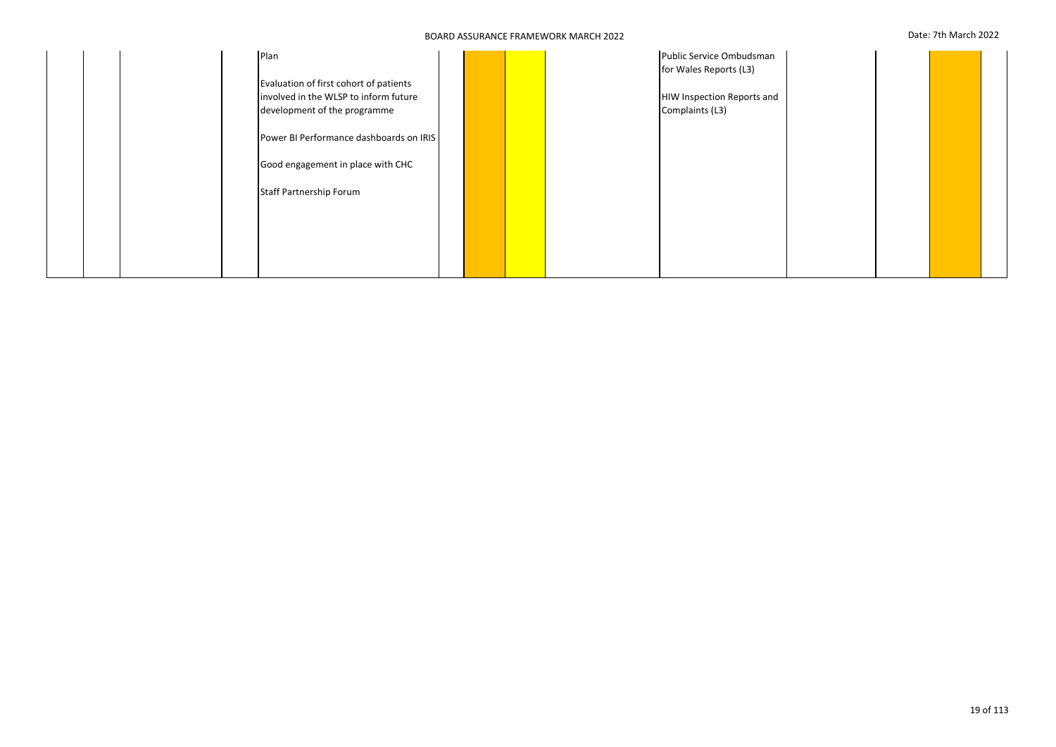| | | | | | | | | | | | | | | |
|---|---|---|---|---|---|---|---|---|---|---|---|---|---|---|
| | | | | Plan<br><br>Evaluation of first cohort of patients involved in the WLSP to inform future development of the programme<br><br>Power BI Performance dashboards on IRIS<br><br>Good engagement in place with CHC<br><br>Staff Partnership Forum | | | | | Public Service Ombudsman for Wales Reports (L3)<br><br>HIW Inspection Reports and Complaints (L3) | | | | | |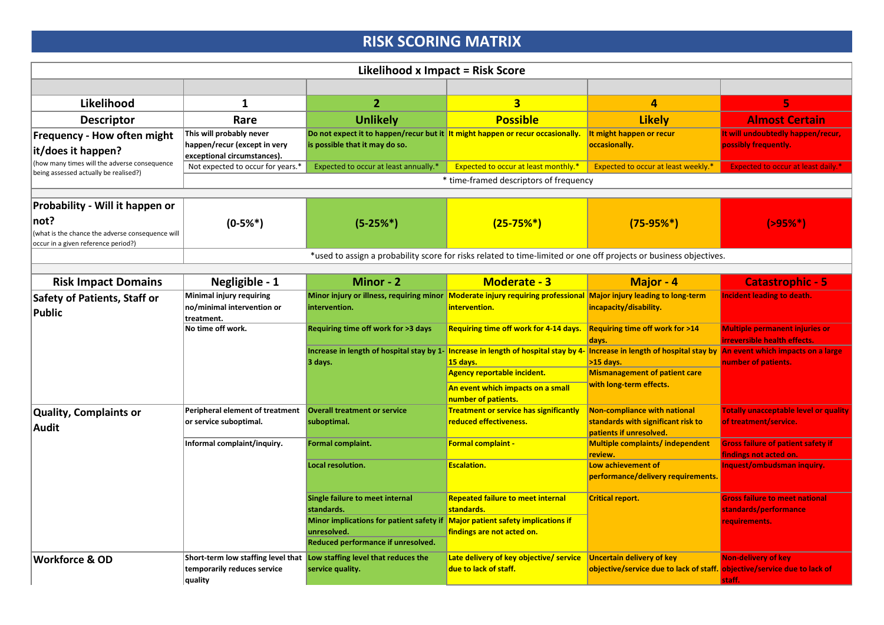# RISK SCORING MATRIX

**Likelihood x Impact = Risk Score**

| Likelihood | 1 | 2 | 3 | 4 | 5 |
|---|---|---|---|---|---|
| **Descriptor** | **Rare** | **Unlikely** | **Possible** | **Likely** | **Almost Certain** |
| **Frequency - How often might it/does it happen?** (how many times will the adverse consequence being assessed actually be realised?) | This will probably never happen/recur (except in very exceptional circumstances). | Do not expect it to happen/recur but it is possible that it may do so. | It might happen or recur occasionally. | It might happen or recur occasionally. | It will undoubtedly happen/recur, possibly frequently. |
| | Not expected to occur for years.* | Expected to occur at least annually.* | Expected to occur at least monthly.* | Expected to occur at least weekly.* | Expected to occur at least daily.* |
| | * time-framed descriptors of frequency | | | | |
| **Probability - Will it happen or not?** (what is the chance the adverse consequence will occur in a given reference period?) | (0-5%*) | (5-25%*) | (25-75%*) | (75-95%*) | (>95%*) |
| | *used to assign a probability score for risks related to time-limited or one off projects or business objectives. | | | | |

| Risk Impact Domains | Negligible - 1 | Minor - 2 | Moderate - 3 | Major - 4 | Catastrophic - 5 |
|---|---|---|---|---|---|
| **Safety of Patients, Staff or Public** | Minimal injury requiring no/minimal intervention or treatment. | Minor injury or illness, requiring minor intervention. | Moderate injury requiring professional intervention. | Major injury leading to long-term incapacity/disability. | Incident leading to death. |
| | No time off work. | Requiring time off work for >3 days | Requiring time off work for 4-14 days. | Requiring time off work for >14 days. | Multiple permanent injuries or irreversible health effects. |
| | | Increase in length of hospital stay by 1-3 days. | Increase in length of hospital stay by 4-15 days. | Increase in length of hospital stay by >15 days. | An event which impacts on a large number of patients. |
| | | | Agency reportable incident. | Mismanagement of patient care with long-term effects. | |
| | | | An event which impacts on a small number of patients. | | |
| **Quality, Complaints or Audit** | Peripheral element of treatment or service suboptimal. | Overall treatment or service suboptimal. | Treatment or service has significantly reduced effectiveness. | Non-compliance with national standards with significant risk to patients if unresolved. | Totally unacceptable level or quality of treatment/service. |
| | Informal complaint/inquiry. | Formal complaint. | Formal complaint - | Multiple complaints/ independent review. | Gross failure of patient safety if findings not acted on. |
| | | Local resolution. | Escalation. | Low achievement of performance/delivery requirements. | Inquest/ombudsman inquiry. |
| | | Single failure to meet internal standards. | Repeated failure to meet internal standards. | Critical report. | Gross failure to meet national standards/performance requirements. |
| | | Minor implications for patient safety if unresolved. | Major patient safety implications if findings are not acted on. | | |
| | | Reduced performance if unresolved. | | | |
| **Workforce & OD** | Short-term low staffing level that temporarily reduces service quality | Low staffing level that reduces the service quality. | Late delivery of key objective/ service due to lack of staff. | Uncertain delivery of key objective/service due to lack of staff. | Non-delivery of key objective/service due to lack of staff. |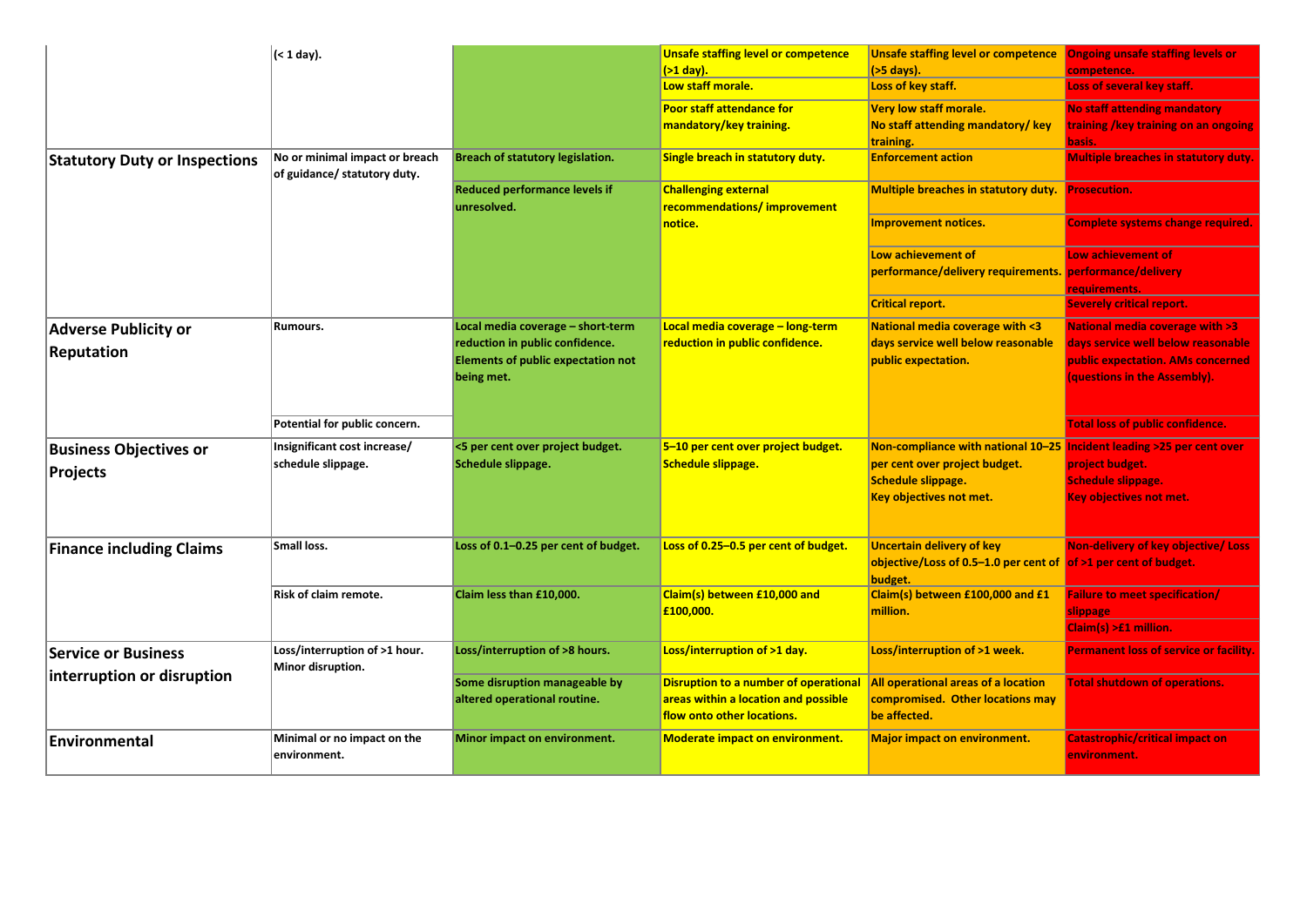| | | | | | |
|---|---|---|---|---|---|
| | (< 1 day). | | Unsafe staffing level or competence (>1 day). | Unsafe staffing level or competence (>5 days). | Ongoing unsafe staffing levels or competence. |
| | | | Low staff morale. | Loss of key staff. | Loss of several key staff. |
| | | | Poor staff attendance for mandatory/key training. | Very low staff morale. No staff attending mandatory/ key training. | No staff attending mandatory training /key training on an ongoing basis. |
| **Statutory Duty or Inspections** | No or minimal impact or breach of guidance/ statutory duty. | Breach of statutory legislation. | Single breach in statutory duty. | Enforcement action | Multiple breaches in statutory duty. |
| | | Reduced performance levels if unresolved. | Challenging external recommendations/ improvement notice. | Multiple breaches in statutory duty. | Prosecution. |
| | | | | Improvement notices. | Complete systems change required. |
| | | | | Low achievement of performance/delivery requirements. | Low achievement of performance/delivery requirements. |
| | | | | Critical report. | Severely critical report. |
| **Adverse Publicity or Reputation** | Rumours. | Local media coverage – short-term reduction in public confidence. Elements of public expectation not being met. | Local media coverage – long-term reduction in public confidence. | National media coverage with <3 days service well below reasonable public expectation. | National media coverage with >3 days service well below reasonable public expectation. AMs concerned (questions in the Assembly). |
| | Potential for public concern. | | | | Total loss of public confidence. |
| **Business Objectives or Projects** | Insignificant cost increase/ schedule slippage. | <5 per cent over project budget. Schedule slippage. | 5–10 per cent over project budget. Schedule slippage. | Non-compliance with national 10–25 per cent over project budget. Schedule slippage. Key objectives not met. | Incident leading >25 per cent over project budget. Schedule slippage. Key objectives not met. |
| **Finance including Claims** | Small loss. | Loss of 0.1–0.25 per cent of budget. | Loss of 0.25–0.5 per cent of budget. | Uncertain delivery of key objective/Loss of 0.5–1.0 per cent of budget. | Non-delivery of key objective/ Loss of >1 per cent of budget. |
| | Risk of claim remote. | Claim less than £10,000. | Claim(s) between £10,000 and £100,000. | Claim(s) between £100,000 and £1 million. | Failure to meet specification/ slippage |
| | | | | | Claim(s) >£1 million. |
| **Service or Business interruption or disruption** | Loss/interruption of >1 hour. Minor disruption. | Loss/interruption of >8 hours. | Loss/interruption of >1 day. | Loss/interruption of >1 week. | Permanent loss of service or facility. |
| | | Some disruption manageable by altered operational routine. | Disruption to a number of operational areas within a location and possible flow onto other locations. | All operational areas of a location compromised. Other locations may be affected. | Total shutdown of operations. |
| **Environmental** | Minimal or no impact on the environment. | Minor impact on environment. | Moderate impact on environment. | Major impact on environment. | Catastrophic/critical impact on environment. |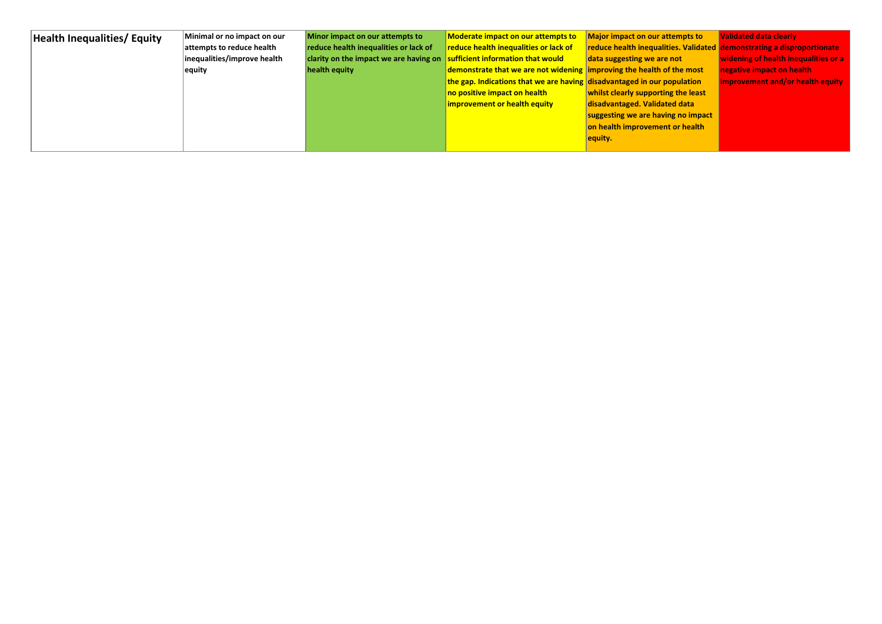| Health Inequalities/ Equity | Minimal or no impact on our attempts to reduce health inequalities/improve health equity | Minor impact on our attempts to reduce health inequalities or lack of clarity on the impact we are having on health equity | Moderate impact on our attempts to reduce health inequalities or lack of sufficient information that would demonstrate that we are not widening the gap. Indications that we are having no positive impact on health improvement or health equity | Major impact on our attempts to reduce health inequalities. Validated data suggesting we are not improving the health of the most disadvantaged in our population whilst clearly supporting the least disadvantaged. Validated data suggesting we are having no impact on health improvement or health equity. | Validated data clearly demonstrating a disproportionate widening of health inequalities or a negative impact on health improvement and/or health equity |
|---|---|---|---|---|---|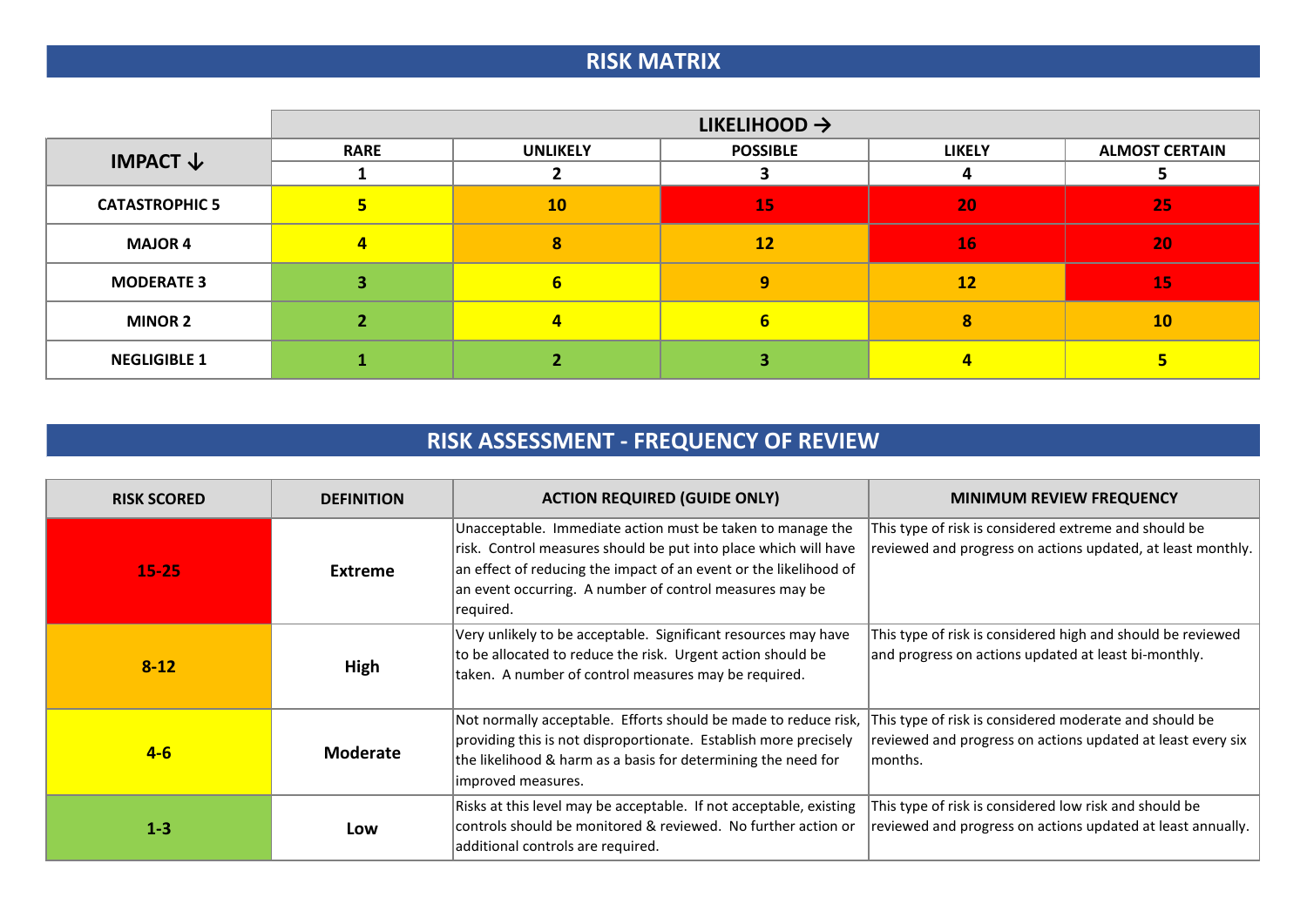## RISK MATRIX

| IMPACT ↓ | LIKELIHOOD → | | | | |
|---|---|---|---|---|---|
| | RARE | UNLIKELY | POSSIBLE | LIKELY | ALMOST CERTAIN |
| | 1 | 2 | 3 | 4 | 5 |
| **CATASTROPHIC 5** | 5 | 10 | 15 | 20 | 25 |
| **MAJOR 4** | 4 | 8 | 12 | 16 | 20 |
| **MODERATE 3** | 3 | 6 | 9 | 12 | 15 |
| **MINOR 2** | 2 | 4 | 6 | 8 | 10 |
| **NEGLIGIBLE 1** | 1 | 2 | 3 | 4 | 5 |

## RISK ASSESSMENT - FREQUENCY OF REVIEW

| RISK SCORED | DEFINITION | ACTION REQUIRED (GUIDE ONLY) | MINIMUM REVIEW FREQUENCY |
|---|---|---|---|
| 15-25 | **Extreme** | Unacceptable. Immediate action must be taken to manage the risk. Control measures should be put into place which will have an effect of reducing the impact of an event or the likelihood of an event occurring. A number of control measures may be required. | This type of risk is considered extreme and should be reviewed and progress on actions updated, at least monthly. |
| 8-12 | **High** | Very unlikely to be acceptable. Significant resources may have to be allocated to reduce the risk. Urgent action should be taken. A number of control measures may be required. | This type of risk is considered high and should be reviewed and progress on actions updated at least bi-monthly. |
| 4-6 | **Moderate** | Not normally acceptable. Efforts should be made to reduce risk, providing this is not disproportionate. Establish more precisely the likelihood & harm as a basis for determining the need for improved measures. | This type of risk is considered moderate and should be reviewed and progress on actions updated at least every six months. |
| 1-3 | **Low** | Risks at this level may be acceptable. If not acceptable, existing controls should be monitored & reviewed. No further action or additional controls are required. | This type of risk is considered low risk and should be reviewed and progress on actions updated at least annually. |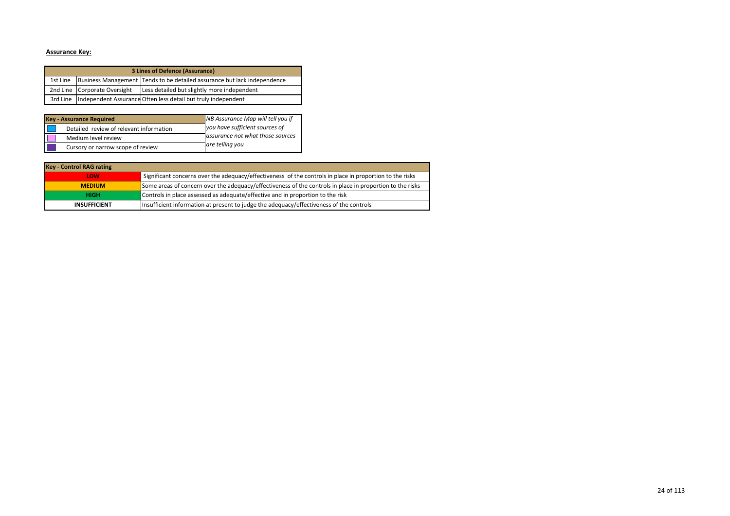**Assurance Key:**

| 3 Lines of Defence (Assurance) | | |
|---|---|---|
| 1st Line | Business Management | Tends to be detailed assurance but lack independence |
| 2nd Line | Corporate Oversight | Less detailed but slightly more independent |
| 3rd Line | Independent Assurance | Often less detail but truly independent |

| Key - Assurance Required | | *NB Assurance Map will tell you if you have sufficient sources of assurance not what those sources are telling you* |
|---|---|---|
| (blue) | Detailed review of relevant information | |
| (pink) | Medium level review | |
| (purple) | Cursory or narrow scope of review | |

| Key - Control RAG rating | |
|---|---|
| LOW | Significant concerns over the adequacy/effectiveness of the controls in place in proportion to the risks |
| MEDIUM | Some areas of concern over the adequacy/effectiveness of the controls in place in proportion to the risks |
| HIGH | Controls in place assessed as adequate/effective and in proportion to the risk |
| INSUFFICIENT | Insufficient information at present to judge the adequacy/effectiveness of the controls |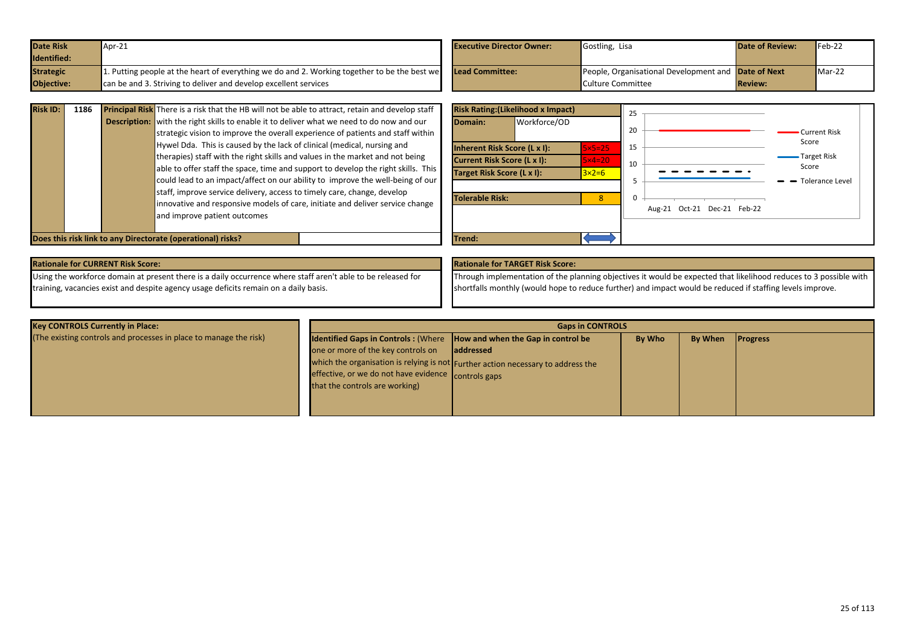| Date Risk Identified: | Apr-21 | Executive Director Owner: | Gostling, Lisa | Date of Review: | Feb-22 |
|---|---|---|---|---|---|
| Strategic Objective: | 1. Putting people at the heart of everything we do and 2. Working together to be the best we can be and 3. Striving to deliver and develop excellent services | Lead Committee: | People, Organisational Development and Culture Committee | Date of Next Review: | Mar-22 |

| Risk ID: | 1186 | Principal Risk Description: | There is a risk that the HB will not be able to attract, retain and develop staff with the right skills to enable it to deliver what we need to do now and our strategic vision to improve the overall experience of patients and staff within Hywel Dda. This is caused by the lack of clinical (medical, nursing and therapies) staff with the right skills and values in the market and not being able to offer staff the space, time and support to develop the right skills. This could lead to an impact/affect on our ability to improve the well-being of our staff, improve service delivery, access to timely care, change, develop innovative and responsive models of care, initiate and deliver service change and improve patient outcomes |
|---|---|---|---|

**Does this risk link to any Directorate (operational) risks?**

| Risk Rating:(Likelihood x Impact) | |
|---|---|
| Domain: | Workforce/OD |
| Inherent Risk Score (L x I): | 5×5=25 |
| Current Risk Score (L x I): | 5×4=20 |
| Target Risk Score (L x I): | 3×2=6 |
| Tolerable Risk: | 8 |
| Trend: | ⟺ |

**Rationale for CURRENT Risk Score:**

Using the workforce domain at present there is a daily occurrence where staff aren't able to be released for training, vacancies exist and despite agency usage deficits remain on a daily basis.

**Rationale for TARGET Risk Score:**

Through implementation of the planning objectives it would be expected that likelihood reduces to 3 possible with shortfalls monthly (would hope to reduce further) and impact would be reduced if staffing levels improve.

**Key CONTROLS Currently in Place:**

(The existing controls and processes in place to manage the risk)

**Gaps in CONTROLS**

| Identified Gaps in Controls : (Where one or more of the key controls on which the organisation is relying is not effective, or we do not have evidence that the controls are working) | How and when the Gap in control be addressed<br>Further action necessary to address the controls gaps | By Who | By When | Progress |
|---|---|---|---|---|
| | | | | |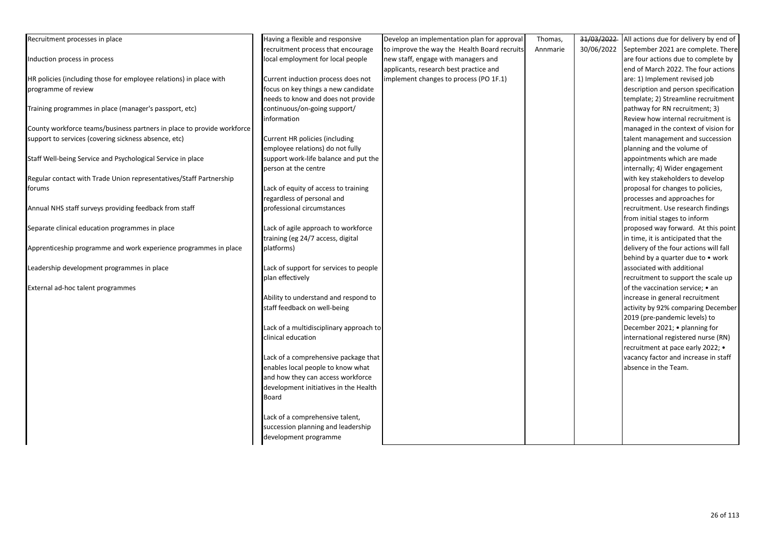| | | | | | |
|---|---|---|---|---|---|
| Recruitment processes in place<br><br>Induction process in process<br><br>HR policies (including those for employee relations) in place with programme of review<br><br>Training programmes in place (manager's passport, etc)<br><br>County workforce teams/business partners in place to provide workforce support to services (covering sickness absence, etc)<br><br>Staff Well-being Service and Psychological Service in place<br><br>Regular contact with Trade Union representatives/Staff Partnership forums<br><br>Annual NHS staff surveys providing feedback from staff<br><br>Separate clinical education programmes in place<br><br>Apprenticeship programme and work experience programmes in place<br><br>Leadership development programmes in place<br><br>External ad-hoc talent programmes | Having a flexible and responsive recruitment process that encourage local employment for local people<br><br>Current induction process does not focus on key things a new candidate needs to know and does not provide continuous/on-going support/ information<br><br>Current HR policies (including employee relations) do not fully support work-life balance and put the person at the centre<br><br>Lack of equity of access to training regardless of personal and professional circumstances<br><br>Lack of agile approach to workforce training (eg 24/7 access, digital platforms)<br><br>Lack of support for services to people plan effectively<br><br>Ability to understand and respond to staff feedback on well-being<br><br>Lack of a multidisciplinary approach to clinical education<br><br>Lack of a comprehensive package that enables local people to know what and how they can access workforce development initiatives in the Health Board<br><br>Lack of a comprehensive talent, succession planning and leadership development programme | Develop an implementation plan for approval to improve the way the Health Board recruits new staff, engage with managers and applicants, research best practice and implement changes to process (PO 1F.1) | Thomas, Annmarie | ~~31/03/2022~~ 30/06/2022 | All actions due for delivery by end of September 2021 are complete. There are four actions due to complete by end of March 2022. The four actions are: 1) Implement revised job description and person specification template; 2) Streamline recruitment pathway for RN recruitment; 3) Review how internal recruitment is managed in the context of vision for talent management and succession planning and the volume of appointments which are made internally; 4) Wider engagement with key stakeholders to develop proposal for changes to policies, processes and approaches for recruitment. Use research findings from initial stages to inform proposed way forward. At this point in time, it is anticipated that the delivery of the four actions will fall behind by a quarter due to • work associated with additional recruitment to support the scale up of the vaccination service; • an increase in general recruitment activity by 92% comparing December 2019 (pre-pandemic levels) to December 2021; • planning for international registered nurse (RN) recruitment at pace early 2022; • vacancy factor and increase in staff absence in the Team. |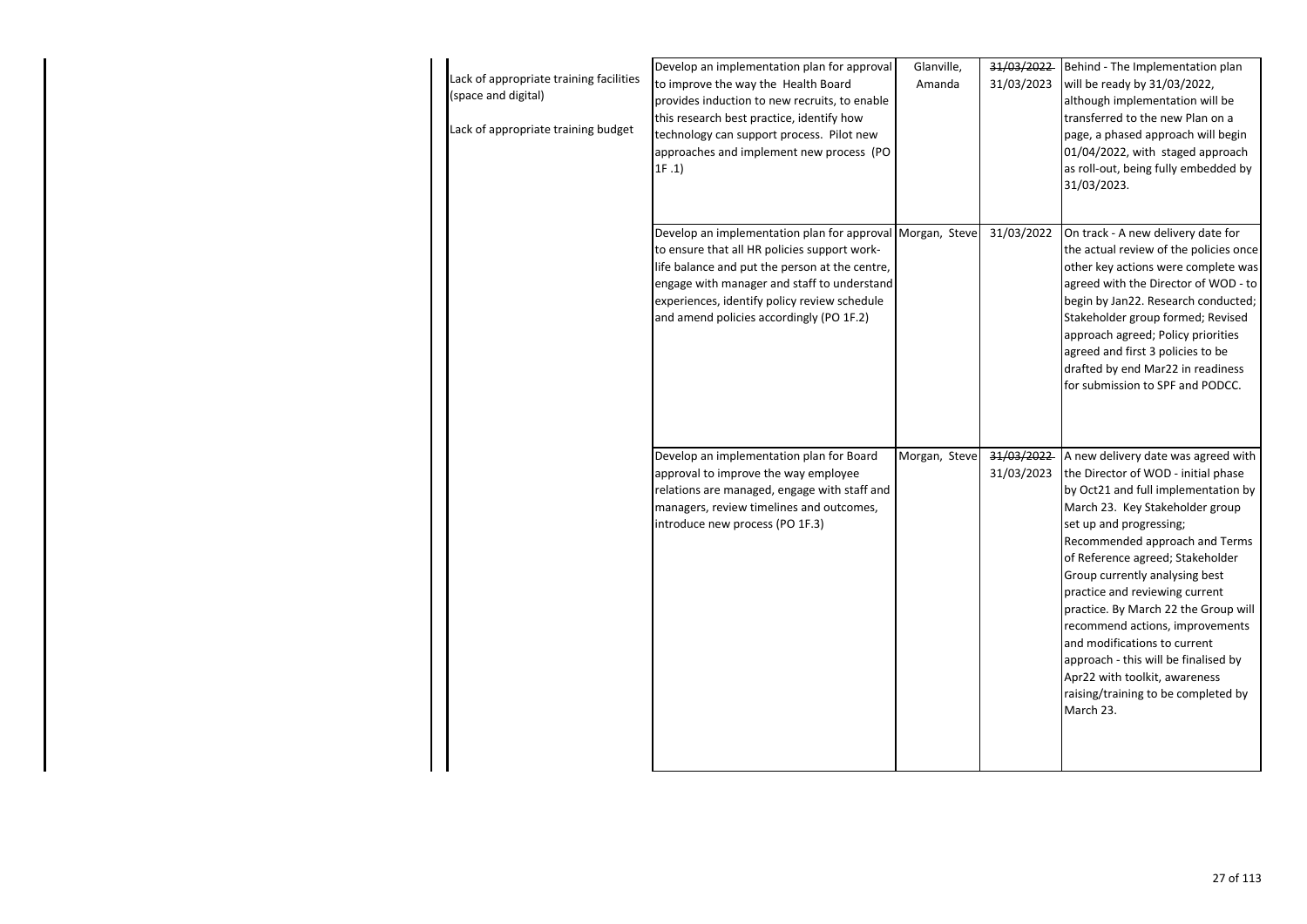| | | | | |
|---|---|---|---|---|
| Lack of appropriate training facilities (space and digital)<br><br>Lack of appropriate training budget | Develop an implementation plan for approval to improve the way the Health Board provides induction to new recruits, to enable this research best practice, identify how technology can support process. Pilot new approaches and implement new process (PO 1F .1) | Glanville, Amanda | ~~31/03/2022~~ 31/03/2023 | Behind - The Implementation plan will be ready by 31/03/2022, although implementation will be transferred to the new Plan on a page, a phased approach will begin 01/04/2022, with staged approach as roll-out, being fully embedded by 31/03/2023. |
| | Develop an implementation plan for approval to ensure that all HR policies support work-life balance and put the person at the centre, engage with manager and staff to understand experiences, identify policy review schedule and amend policies accordingly (PO 1F.2) | Morgan, Steve | 31/03/2022 | On track - A new delivery date for the actual review of the policies once other key actions were complete was agreed with the Director of WOD - to begin by Jan22. Research conducted; Stakeholder group formed; Revised approach agreed; Policy priorities agreed and first 3 policies to be drafted by end Mar22 in readiness for submission to SPF and PODCC. |
| | Develop an implementation plan for Board approval to improve the way employee relations are managed, engage with staff and managers, review timelines and outcomes, introduce new process (PO 1F.3) | Morgan, Steve | ~~31/03/2022~~ 31/03/2023 | A new delivery date was agreed with the Director of WOD - initial phase by Oct21 and full implementation by March 23. Key Stakeholder group set up and progressing; Recommended approach and Terms of Reference agreed; Stakeholder Group currently analysing best practice and reviewing current practice. By March 22 the Group will recommend actions, improvements and modifications to current approach - this will be finalised by Apr22 with toolkit, awareness raising/training to be completed by March 23. |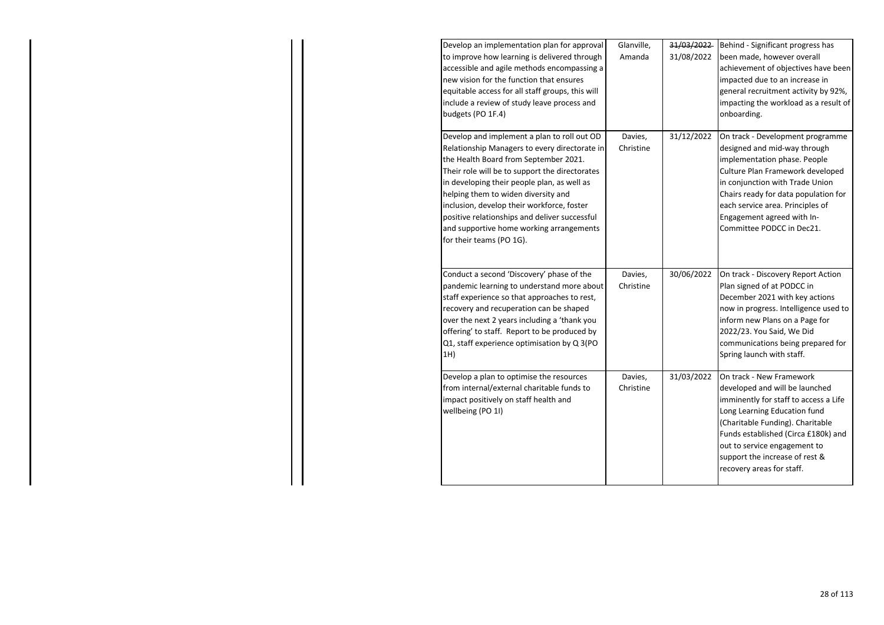| | | | |
|---|---|---|---|
| Develop an implementation plan for approval to improve how learning is delivered through accessible and agile methods encompassing a new vision for the function that ensures equitable access for all staff groups, this will include a review of study leave process and budgets (PO 1F.4) | Glanville, Amanda | ~~31/03/2022~~ 31/08/2022 | Behind - Significant progress has been made, however overall achievement of objectives have been impacted due to an increase in general recruitment activity by 92%, impacting the workload as a result of onboarding. |
| Develop and implement a plan to roll out OD Relationship Managers to every directorate in the Health Board from September 2021. Their role will be to support the directorates in developing their people plan, as well as helping them to widen diversity and inclusion, develop their workforce, foster positive relationships and deliver successful and supportive home working arrangements for their teams (PO 1G). | Davies, Christine | 31/12/2022 | On track - Development programme designed and mid-way through implementation phase. People Culture Plan Framework developed in conjunction with Trade Union Chairs ready for data population for each service area. Principles of Engagement agreed with In-Committee PODCC in Dec21. |
| Conduct a second 'Discovery' phase of the pandemic learning to understand more about staff experience so that approaches to rest, recovery and recuperation can be shaped over the next 2 years including a 'thank you offering' to staff. Report to be produced by Q1, staff experience optimisation by Q 3(PO 1H) | Davies, Christine | 30/06/2022 | On track - Discovery Report Action Plan signed of at PODCC in December 2021 with key actions now in progress. Intelligence used to inform new Plans on a Page for 2022/23. You Said, We Did communications being prepared for Spring launch with staff. |
| Develop a plan to optimise the resources from internal/external charitable funds to impact positively on staff health and wellbeing (PO 1I) | Davies, Christine | 31/03/2022 | On track - New Framework developed and will be launched imminently for staff to access a Life Long Learning Education fund (Charitable Funding). Charitable Funds established (Circa £180k) and out to service engagement to support the increase of rest & recovery areas for staff. |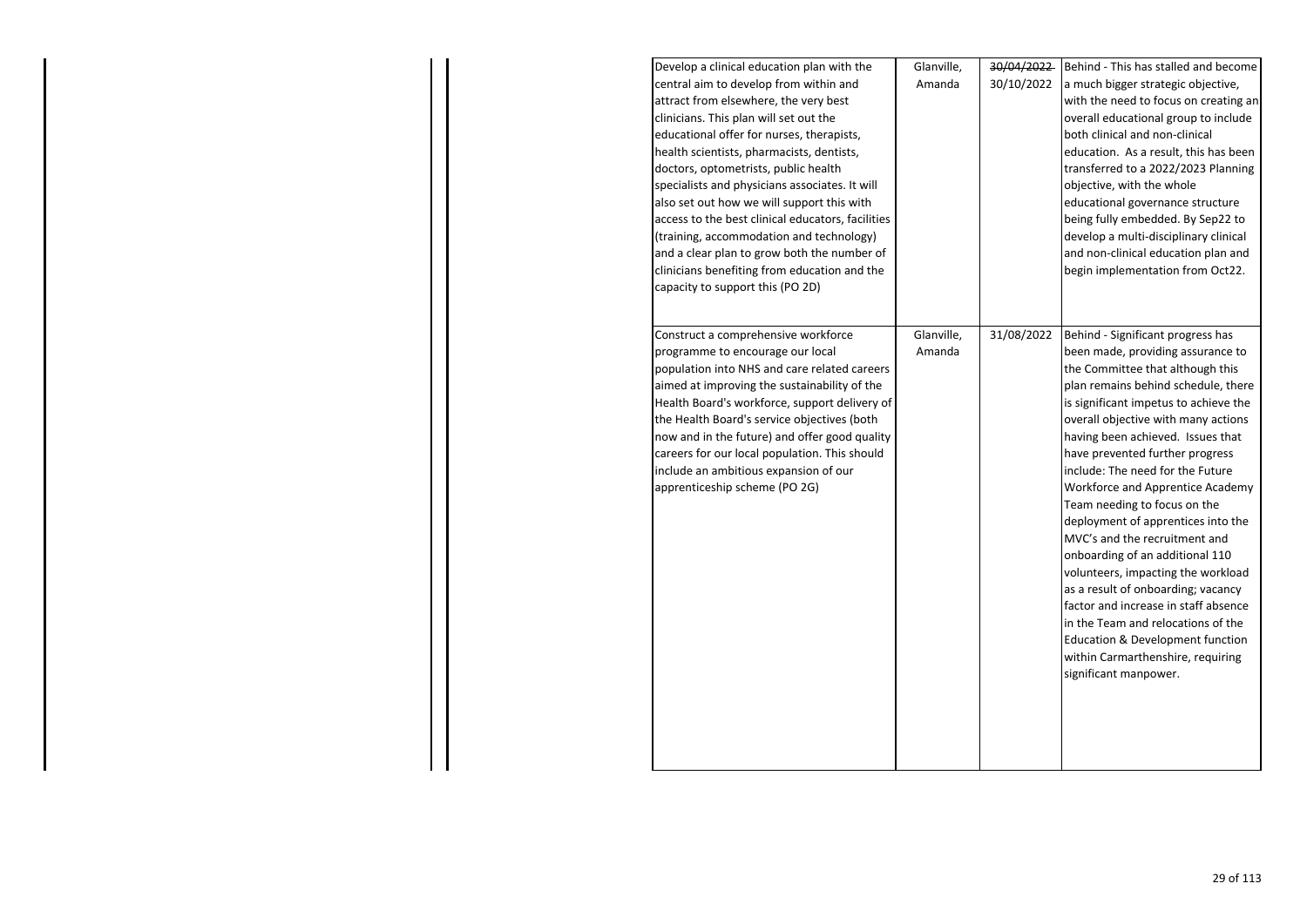| | | | |
|---|---|---|---|
| Develop a clinical education plan with the central aim to develop from within and attract from elsewhere, the very best clinicians. This plan will set out the educational offer for nurses, therapists, health scientists, pharmacists, dentists, doctors, optometrists, public health specialists and physicians associates. It will also set out how we will support this with access to the best clinical educators, facilities (training, accommodation and technology) and a clear plan to grow both the number of clinicians benefiting from education and the capacity to support this (PO 2D) | Glanville, Amanda | ~~30/04/2022~~ 30/10/2022 | Behind - This has stalled and become a much bigger strategic objective, with the need to focus on creating an overall educational group to include both clinical and non-clinical education. As a result, this has been transferred to a 2022/2023 Planning objective, with the whole educational governance structure being fully embedded. By Sep22 to develop a multi-disciplinary clinical and non-clinical education plan and begin implementation from Oct22. |
| Construct a comprehensive workforce programme to encourage our local population into NHS and care related careers aimed at improving the sustainability of the Health Board's workforce, support delivery of the Health Board's service objectives (both now and in the future) and offer good quality careers for our local population. This should include an ambitious expansion of our apprenticeship scheme (PO 2G) | Glanville, Amanda | 31/08/2022 | Behind - Significant progress has been made, providing assurance to the Committee that although this plan remains behind schedule, there is significant impetus to achieve the overall objective with many actions having been achieved. Issues that have prevented further progress include: The need for the Future Workforce and Apprentice Academy Team needing to focus on the deployment of apprentices into the MVC's and the recruitment and onboarding of an additional 110 volunteers, impacting the workload as a result of onboarding; vacancy factor and increase in staff absence in the Team and relocations of the Education & Development function within Carmarthenshire, requiring significant manpower. |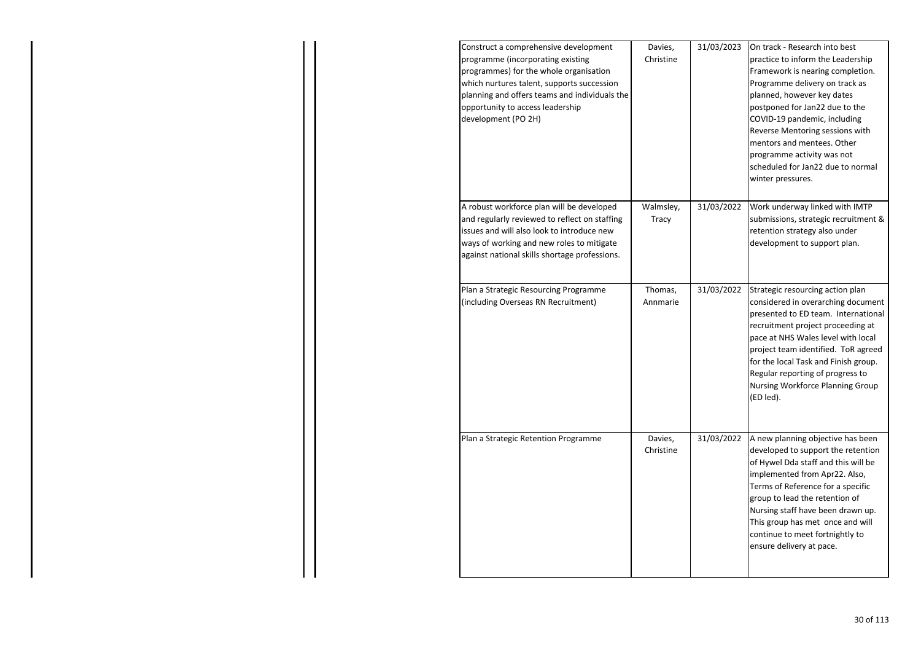| | | | | | |
|---|---|---|---|---|---|
| | | Construct a comprehensive development programme (incorporating existing programmes) for the whole organisation which nurtures talent, supports succession planning and offers teams and individuals the opportunity to access leadership development (PO 2H) | Davies, Christine | 31/03/2023 | On track - Research into best practice to inform the Leadership Framework is nearing completion. Programme delivery on track as planned, however key dates postponed for Jan22 due to the COVID-19 pandemic, including Reverse Mentoring sessions with mentors and mentees. Other programme activity was not scheduled for Jan22 due to normal winter pressures. |
| | | A robust workforce plan will be developed and regularly reviewed to reflect on staffing issues and will also look to introduce new ways of working and new roles to mitigate against national skills shortage professions. | Walmsley, Tracy | 31/03/2022 | Work underway linked with IMTP submissions, strategic recruitment & retention strategy also under development to support plan. |
| | | Plan a Strategic Resourcing Programme (including Overseas RN Recruitment) | Thomas, Annmarie | 31/03/2022 | Strategic resourcing action plan considered in overarching document presented to ED team. International recruitment project proceeding at pace at NHS Wales level with local project team identified. ToR agreed for the local Task and Finish group. Regular reporting of progress to Nursing Workforce Planning Group (ED led). |
| | | Plan a Strategic Retention Programme | Davies, Christine | 31/03/2022 | A new planning objective has been developed to support the retention of Hywel Dda staff and this will be implemented from Apr22. Also, Terms of Reference for a specific group to lead the retention of Nursing staff have been drawn up. This group has met once and will continue to meet fortnightly to ensure delivery at pace. |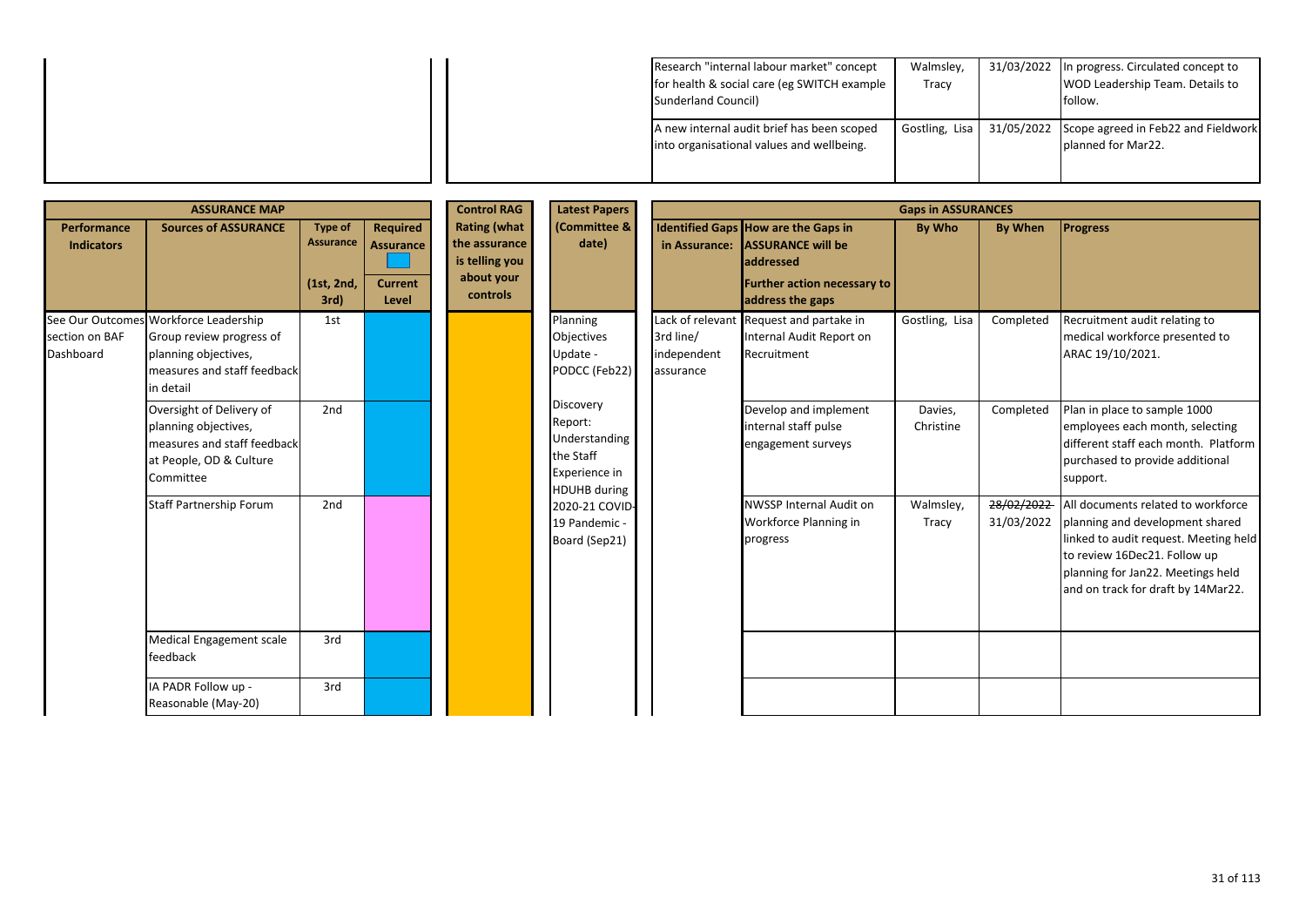| | | | | | | | | | |
|---|---|---|---|---|---|---|---|---|---|
| | | | | | | Research "internal labour market" concept for health & social care (eg SWITCH example Sunderland Council) | Walmsley, Tracy | 31/03/2022 | In progress. Circulated concept to WOD Leadership Team. Details to follow. |
| | | | | | | A new internal audit brief has been scoped into organisational values and wellbeing. | Gostling, Lisa | 31/05/2022 | Scope agreed in Feb22 and Fieldwork planned for Mar22. |

| ASSURANCE MAP | | | | Control RAG | Latest Papers | Gaps in ASSURANCES | | | | |
|---|---|---|---|---|---|---|---|---|---|---|
| Performance Indicators | Sources of ASSURANCE | Type of Assurance (1st, 2nd, 3rd) | Required Assurance / Current Level | Rating (what the assurance is telling you about your controls | (Committee & date) | Identified Gaps in Assurance: | How are the Gaps in ASSURANCE will be addressed Further action necessary to address the gaps | By Who | By When | Progress |
| See Our Outcomes section on BAF Dashboard | Workforce Leadership Group review progress of planning objectives, measures and staff feedback in detail | 1st | | | Planning Objectives Update - PODCC (Feb22) Discovery Report: Understanding the Staff Experience in HDUHB during 2020-21 COVID-19 Pandemic - Board (Sep21) | Lack of relevant 3rd line/ independent assurance | Request and partake in Internal Audit Report on Recruitment | Gostling, Lisa | Completed | Recruitment audit relating to medical workforce presented to ARAC 19/10/2021. |
| | Oversight of Delivery of planning objectives, measures and staff feedback at People, OD & Culture Committee | 2nd | | | | | Develop and implement internal staff pulse engagement surveys | Davies, Christine | Completed | Plan in place to sample 1000 employees each month, selecting different staff each month. Platform purchased to provide additional support. |
| | Staff Partnership Forum | 2nd | | | | | NWSSP Internal Audit on Workforce Planning in progress | Walmsley, Tracy | ~~28/02/2022~~ 31/03/2022 | All documents related to workforce planning and development shared linked to audit request. Meeting held to review 16Dec21. Follow up planning for Jan22. Meetings held and on track for draft by 14Mar22. |
| | Medical Engagement scale feedback | 3rd | | | | | | | | |
| | IA PADR Follow up - Reasonable (May-20) | 3rd | | | | | | | | |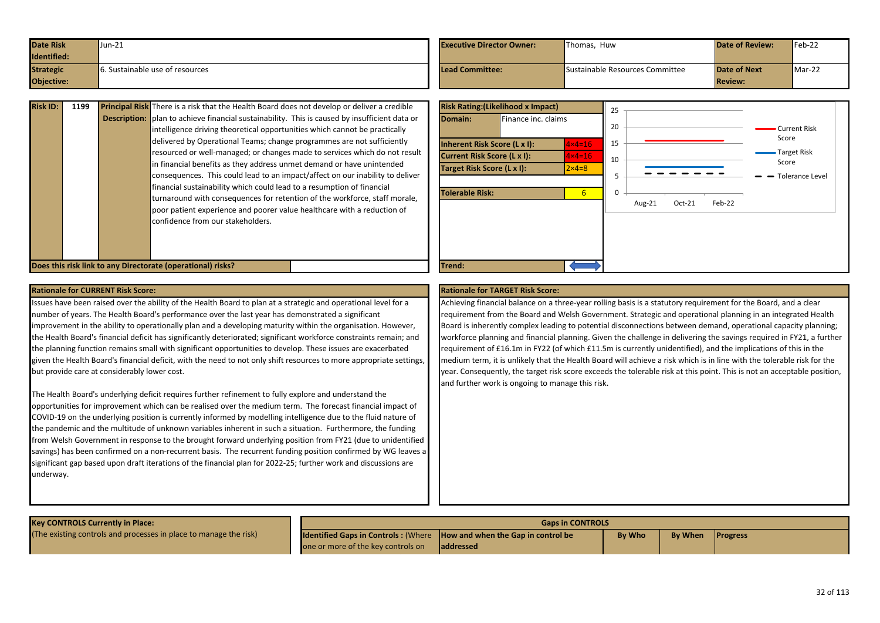| Date Risk Identified: | Jun-21 | Executive Director Owner: | Thomas, Huw | Date of Review: | Feb-22 |
|---|---|---|---|---|---|
| Strategic Objective: | 6. Sustainable use of resources | Lead Committee: | Sustainable Resources Committee | Date of Next Review: | Mar-22 |

| Risk ID: | 1199 | Principal Risk Description: | There is a risk that the Health Board does not develop or deliver a credible plan to achieve financial sustainability. This is caused by insufficient data or intelligence driving theoretical opportunities which cannot be practically delivered by Operational Teams; change programmes are not sufficiently resourced or well-managed; or changes made to services which do not result in financial benefits as they address unmet demand or have unintended consequences. This could lead to an impact/affect on our inability to deliver financial sustainability which could lead to a resumption of financial turnaround with consequences for retention of the workforce, staff morale, poor patient experience and poorer value healthcare with a reduction of confidence from our stakeholders. |
|---|---|---|---|

**Does this risk link to any Directorate (operational) risks?**

| Risk Rating:(Likelihood x Impact) | |
|---|---|
| Domain: | Finance inc. claims |
| Inherent Risk Score (L x I): | 4×4=16 |
| Current Risk Score (L x I): | 4×4=16 |
| Target Risk Score (L x I): | 2×4=8 |
| Tolerable Risk: | 6 |
| Trend: | ↔ |

Chart: Current Risk Score (16), Target Risk Score (8), Tolerance Level (6) — Aug-21, Oct-21, Feb-22.

**Rationale for CURRENT Risk Score:**

Issues have been raised over the ability of the Health Board to plan at a strategic and operational level for a number of years. The Health Board's performance over the last year has demonstrated a significant improvement in the ability to operationally plan and a developing maturity within the organisation. However, the Health Board's financial deficit has significantly deteriorated; significant workforce constraints remain; and the planning function remains small with significant opportunities to develop. These issues are exacerbated given the Health Board's financial deficit, with the need to not only shift resources to more appropriate settings, but provide care at considerably lower cost.

The Health Board's underlying deficit requires further refinement to fully explore and understand the opportunities for improvement which can be realised over the medium term. The forecast financial impact of COVID-19 on the underlying position is currently informed by modelling intelligence due to the fluid nature of the pandemic and the multitude of unknown variables inherent in such a situation. Furthermore, the funding from Welsh Government in response to the brought forward underlying position from FY21 (due to unidentified savings) has been confirmed on a non-recurrent basis. The recurrent funding position confirmed by WG leaves a significant gap based upon draft iterations of the financial plan for 2022-25; further work and discussions are underway.

**Rationale for TARGET Risk Score:**

Achieving financial balance on a three-year rolling basis is a statutory requirement for the Board, and a clear requirement from the Board and Welsh Government. Strategic and operational planning in an integrated Health Board is inherently complex leading to potential disconnections between demand, operational capacity planning; workforce planning and financial planning. Given the challenge in delivering the savings required in FY21, a further requirement of £16.1m in FY22 (of which £11.5m is currently unidentified), and the implications of this in the medium term, it is unlikely that the Health Board will achieve a risk which is in line with the tolerable risk for the year. Consequently, the target risk score exceeds the tolerable risk at this point. This is not an acceptable position, and further work is ongoing to manage this risk.

| Key CONTROLS Currently in Place: (The existing controls and processes in place to manage the risk) | Gaps in CONTROLS | | | | |
|---|---|---|---|---|---|
| | Identified Gaps in Controls : (Where one or more of the key controls on | How and when the Gap in control be addressed | By Who | By When | Progress |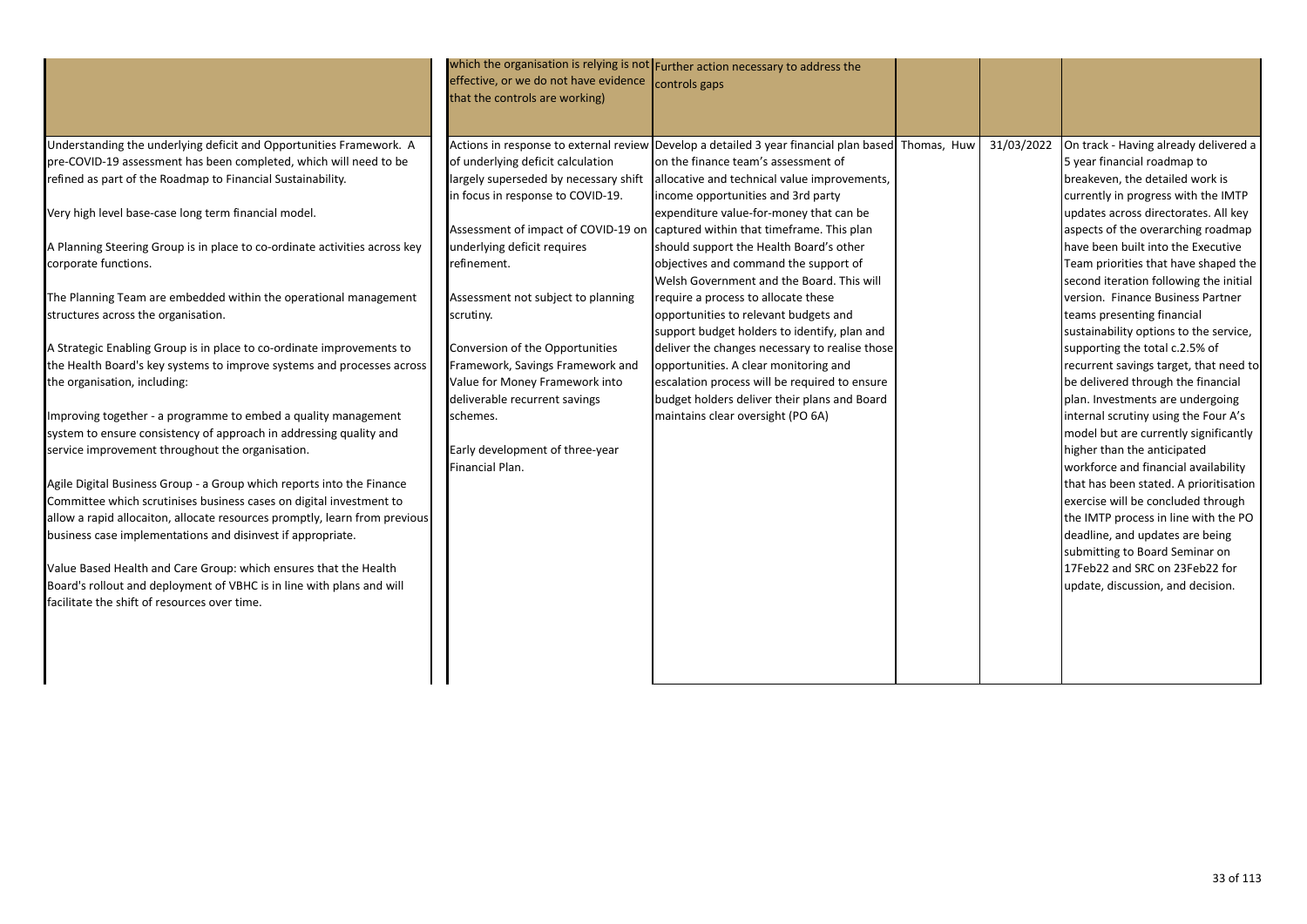| | which the organisation is relying is not effective, or we do not have evidence that the controls are working) | Further action necessary to address the controls gaps | | | |
|---|---|---|---|---|---|
| Understanding the underlying deficit and Opportunities Framework. A pre-COVID-19 assessment has been completed, which will need to be refined as part of the Roadmap to Financial Sustainability.<br><br>Very high level base-case long term financial model.<br><br>A Planning Steering Group is in place to co-ordinate activities across key corporate functions.<br><br>The Planning Team are embedded within the operational management structures across the organisation.<br><br>A Strategic Enabling Group is in place to co-ordinate improvements to the Health Board's key systems to improve systems and processes across the organisation, including:<br><br>Improving together - a programme to embed a quality management system to ensure consistency of approach in addressing quality and service improvement throughout the organisation.<br><br>Agile Digital Business Group - a Group which reports into the Finance Committee which scrutinises business cases on digital investment to allow a rapid allocaiton, allocate resources promptly, learn from previous business case implementations and disinvest if appropriate.<br><br>Value Based Health and Care Group: which ensures that the Health Board's rollout and deployment of VBHC is in line with plans and will facilitate the shift of resources over time. | Actions in response to external review of underlying deficit calculation largely superseded by necessary shift in focus in response to COVID-19.<br><br>Assessment of impact of COVID-19 on underlying deficit requires refinement.<br><br>Assessment not subject to planning scrutiny.<br><br>Conversion of the Opportunities Framework, Savings Framework and Value for Money Framework into deliverable recurrent savings schemes.<br><br>Early development of three-year Financial Plan. | Develop a detailed 3 year financial plan based on the finance team's assessment of allocative and technical value improvements, income opportunities and 3rd party expenditure value-for-money that can be captured within that timeframe. This plan should support the Health Board's other objectives and command the support of Welsh Government and the Board. This will require a process to allocate these opportunities to relevant budgets and support budget holders to identify, plan and deliver the changes necessary to realise those opportunities. A clear monitoring and escalation process will be required to ensure budget holders deliver their plans and Board maintains clear oversight (PO 6A) | Thomas, Huw | 31/03/2022 | On track - Having already delivered a 5 year financial roadmap to breakeven, the detailed work is currently in progress with the IMTP updates across directorates. All key aspects of the overarching roadmap have been built into the Executive Team priorities that have shaped the second iteration following the initial version. Finance Business Partner teams presenting financial sustainability options to the service, supporting the total c.2.5% of recurrent savings target, that need to be delivered through the financial plan. Investments are undergoing internal scrutiny using the Four A's model but are currently significantly higher than the anticipated workforce and financial availability that has been stated. A prioritisation exercise will be concluded through the IMTP process in line with the PO deadline, and updates are being submitting to Board Seminar on 17Feb22 and SRC on 23Feb22 for update, discussion, and decision. |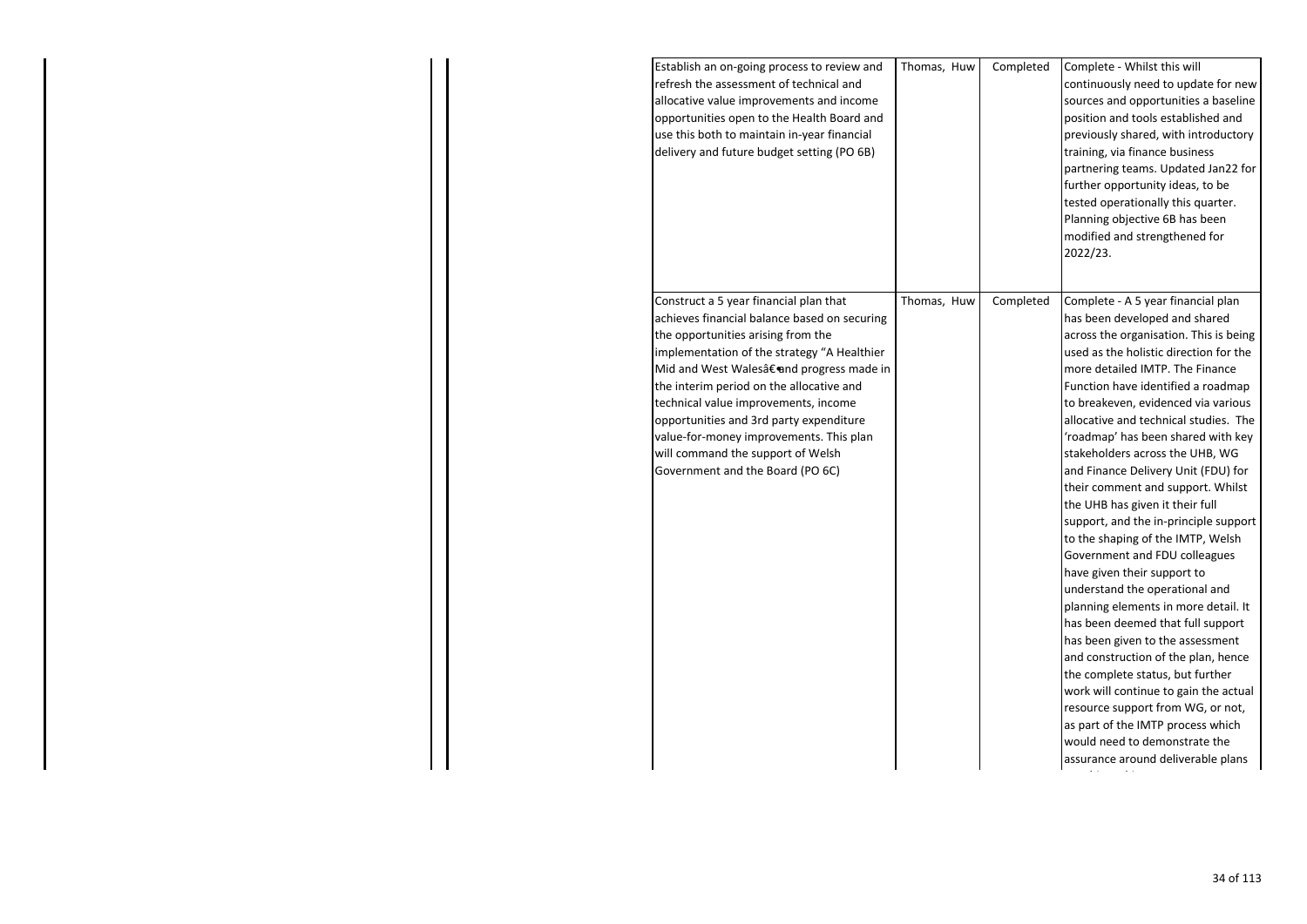|  |  | Establish an on-going process to review and refresh the assessment of technical and allocative value improvements and income opportunities open to the Health Board and use this both to maintain in-year financial delivery and future budget setting (PO 6B) | Thomas, Huw | Completed | Complete - Whilst this will continuously need to update for new sources and opportunities a baseline position and tools established and previously shared, with introductory training, via finance business partnering teams. Updated Jan22 for further opportunity ideas, to be tested operationally this quarter. Planning objective 6B has been modified and strengthened for 2022/23. |
| --- | --- | --- | --- | --- | --- |
|  |  | Construct a 5 year financial plan that achieves financial balance based on securing the opportunities arising from the implementation of the strategy "A Healthier Mid and West Walesâ€¶and progress made in the interim period on the allocative and technical value improvements, income opportunities and 3rd party expenditure value-for-money improvements. This plan will command the support of Welsh Government and the Board (PO 6C) | Thomas, Huw | Completed | Complete - A 5 year financial plan has been developed and shared across the organisation. This is being used as the holistic direction for the more detailed IMTP. The Finance Function have identified a roadmap to breakeven, evidenced via various allocative and technical studies. The 'roadmap' has been shared with key stakeholders across the UHB, WG and Finance Delivery Unit (FDU) for their comment and support. Whilst the UHB has given it their full support, and the in-principle support to the shaping of the IMTP, Welsh Government and FDU colleagues have given their support to understand the operational and planning elements in more detail. It has been deemed that full support has been given to the assessment and construction of the plan, hence the complete status, but further work will continue to gain the actual resource support from WG, or not, as part of the IMTP process which would need to demonstrate the assurance around deliverable plans |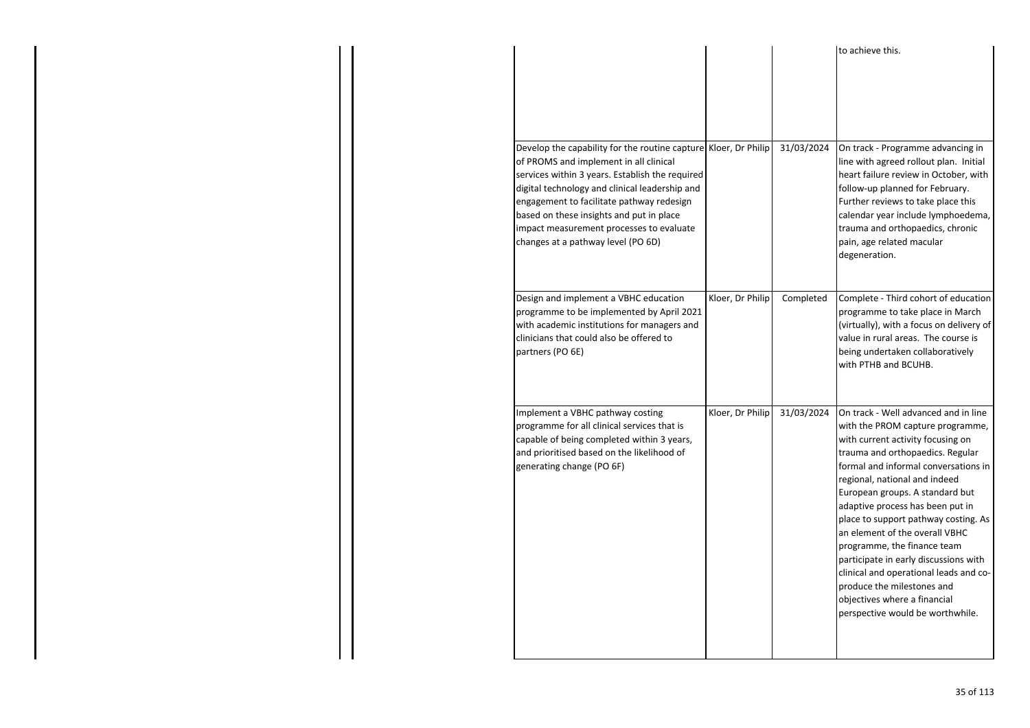| | | | | | |
|---|---|---|---|---|---|
| | | | | | to achieve this. |
| | | Develop the capability for the routine capture of PROMS and implement in all clinical services within 3 years. Establish the required digital technology and clinical leadership and engagement to facilitate pathway redesign based on these insights and put in place impact measurement processes to evaluate changes at a pathway level (PO 6D) | Kloer, Dr Philip | 31/03/2024 | On track - Programme advancing in line with agreed rollout plan. Initial heart failure review in October, with follow-up planned for February. Further reviews to take place this calendar year include lymphoedema, trauma and orthopaedics, chronic pain, age related macular degeneration. |
| | | Design and implement a VBHC education programme to be implemented by April 2021 with academic institutions for managers and clinicians that could also be offered to partners (PO 6E) | Kloer, Dr Philip | Completed | Complete - Third cohort of education programme to take place in March (virtually), with a focus on delivery of value in rural areas. The course is being undertaken collaboratively with PTHB and BCUHB. |
| | | Implement a VBHC pathway costing programme for all clinical services that is capable of being completed within 3 years, and prioritised based on the likelihood of generating change (PO 6F) | Kloer, Dr Philip | 31/03/2024 | On track - Well advanced and in line with the PROM capture programme, with current activity focusing on trauma and orthopaedics. Regular formal and informal conversations in regional, national and indeed European groups. A standard but adaptive process has been put in place to support pathway costing. As an element of the overall VBHC programme, the finance team participate in early discussions with clinical and operational leads and co-produce the milestones and objectives where a financial perspective would be worthwhile. |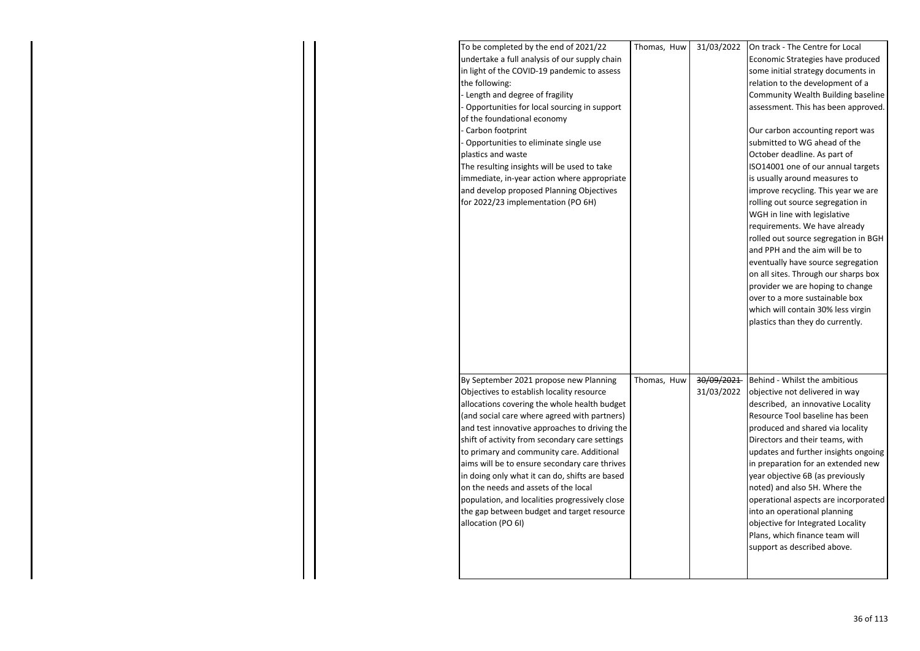| | | | |
|---|---|---|---|
| To be completed by the end of 2021/22 undertake a full analysis of our supply chain in light of the COVID-19 pandemic to assess the following:<br>- Length and degree of fragility<br>- Opportunities for local sourcing in support of the foundational economy<br>- Carbon footprint<br>- Opportunities to eliminate single use plastics and waste<br>The resulting insights will be used to take immediate, in-year action where appropriate and develop proposed Planning Objectives for 2022/23 implementation (PO 6H) | Thomas, Huw | 31/03/2022 | On track - The Centre for Local Economic Strategies have produced some initial strategy documents in relation to the development of a Community Wealth Building baseline assessment. This has been approved.<br><br>Our carbon accounting report was submitted to WG ahead of the October deadline. As part of ISO14001 one of our annual targets is usually around measures to improve recycling. This year we are rolling out source segregation in WGH in line with legislative requirements. We have already rolled out source segregation in BGH and PPH and the aim will be to eventually have source segregation on all sites. Through our sharps box provider we are hoping to change over to a more sustainable box which will contain 30% less virgin plastics than they do currently. |
| By September 2021 propose new Planning Objectives to establish locality resource allocations covering the whole health budget (and social care where agreed with partners) and test innovative approaches to driving the shift of activity from secondary care settings to primary and community care. Additional aims will be to ensure secondary care thrives in doing only what it can do, shifts are based on the needs and assets of the local population, and localities progressively close the gap between budget and target resource allocation (PO 6I) | Thomas, Huw | ~~30/09/2021~~<br>31/03/2022 | Behind - Whilst the ambitious objective not delivered in way described, an innovative Locality Resource Tool baseline has been produced and shared via locality Directors and their teams, with updates and further insights ongoing in preparation for an extended new year objective 6B (as previously noted) and also 5H. Where the operational aspects are incorporated into an operational planning objective for Integrated Locality Plans, which finance team will support as described above. |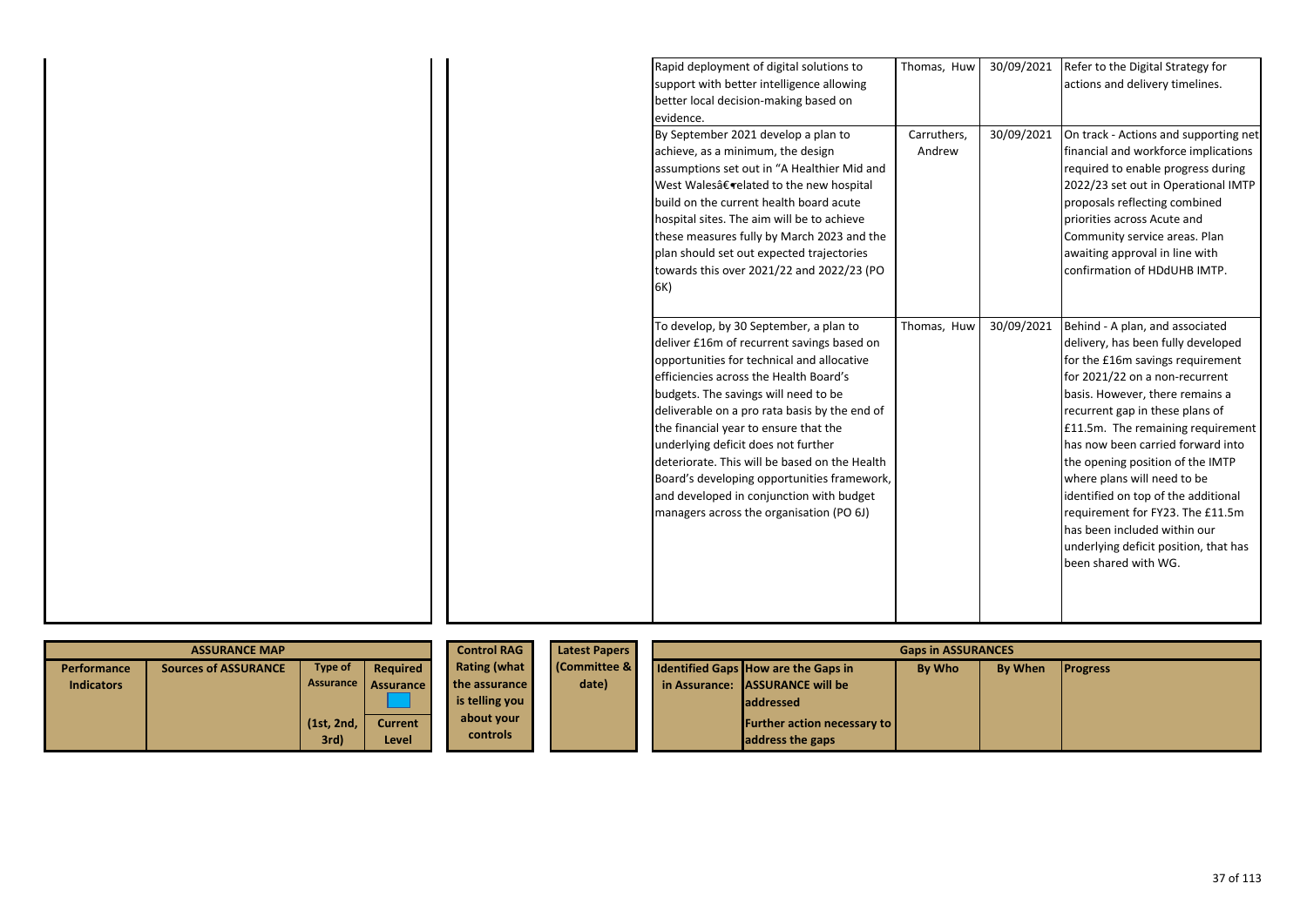| | | Rapid deployment of digital solutions to support with better intelligence allowing better local decision-making based on evidence. | Thomas, Huw | 30/09/2021 | Refer to the Digital Strategy for actions and delivery timelines. |
|---|---|---|---|---|---|
| | | By September 2021 develop a plan to achieve, as a minimum, the design assumptions set out in "A Healthier Mid and West Walesâ€related to the new hospital build on the current health board acute hospital sites. The aim will be to achieve these measures fully by March 2023 and the plan should set out expected trajectories towards this over 2021/22 and 2022/23 (PO 6K) | Carruthers, Andrew | 30/09/2021 | On track - Actions and supporting net financial and workforce implications required to enable progress during 2022/23 set out in Operational IMTP proposals reflecting combined priorities across Acute and Community service areas. Plan awaiting approval in line with confirmation of HDdUHB IMTP. |
| | | To develop, by 30 September, a plan to deliver £16m of recurrent savings based on opportunities for technical and allocative efficiencies across the Health Board's budgets. The savings will need to be deliverable on a pro rata basis by the end of the financial year to ensure that the underlying deficit does not further deteriorate. This will be based on the Health Board's developing opportunities framework, and developed in conjunction with budget managers across the organisation (PO 6J) | Thomas, Huw | 30/09/2021 | Behind - A plan, and associated delivery, has been fully developed for the £16m savings requirement for 2021/22 on a non-recurrent basis. However, there remains a recurrent gap in these plans of £11.5m. The remaining requirement has now been carried forward into the opening position of the IMTP where plans will need to be identified on top of the additional requirement for FY23. The £11.5m has been included within our underlying deficit position, that has been shared with WG. |

| ASSURANCE MAP | | | | Control RAG Rating (what the assurance is telling you about your controls | Latest Papers (Committee & date) | Gaps in ASSURANCES | | | | |
|---|---|---|---|---|---|---|---|---|---|---|
| Performance Indicators | Sources of ASSURANCE | Type of Assurance (1st, 2nd, 3rd) | Required Assurance / Current Level | | | Identified Gaps in Assurance: | How are the Gaps in ASSURANCE will be addressed / Further action necessary to address the gaps | By Who | By When | Progress |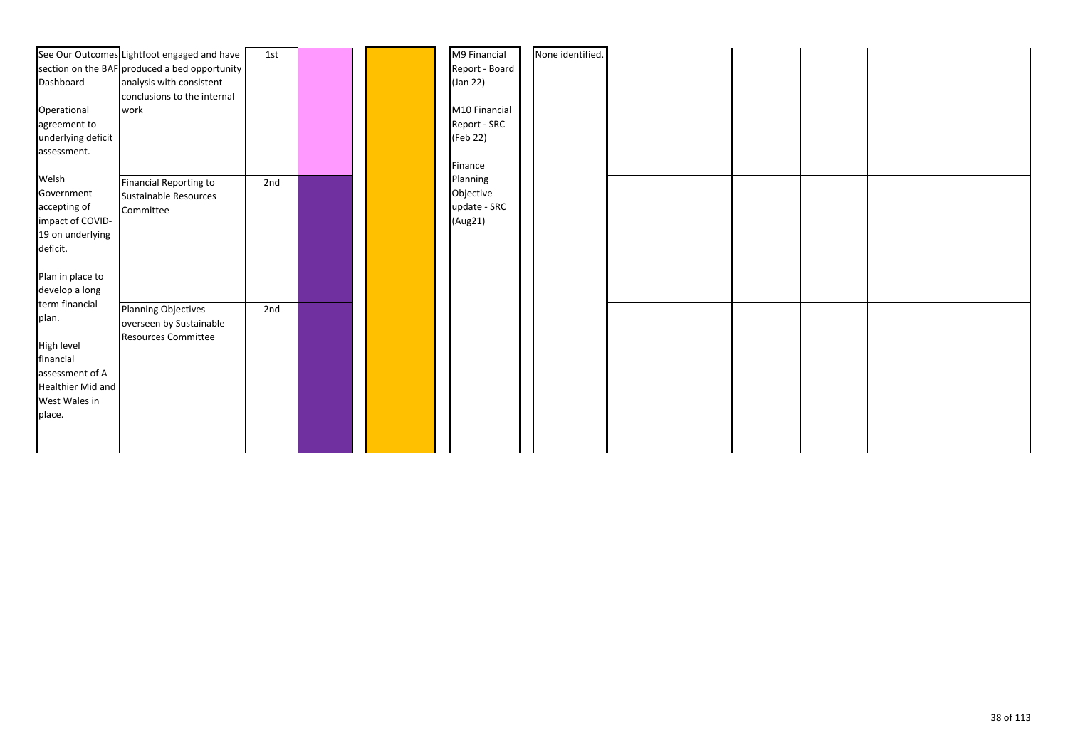| | | | | | | | | | | |
|---|---|---|---|---|---|---|---|---|---|---|
| See Our Outcomes section on the BAF Dashboard<br><br>Operational agreement to underlying deficit assessment.<br><br>Welsh Government accepting of impact of COVID-19 on underlying deficit.<br><br>Plan in place to develop a long term financial plan.<br><br>High level financial assessment of A Healthier Mid and West Wales in place. | Lightfoot engaged and have produced a bed opportunity analysis with consistent conclusions to the internal work | 1st | | | M9 Financial Report - Board (Jan 22)<br><br>M10 Financial Report - SRC (Feb 22)<br><br>Finance Planning Objective update - SRC (Aug21) | None identified. | | | |
| | Financial Reporting to Sustainable Resources Committee | 2nd | | | | | | | |
| | Planning Objectives overseen by Sustainable Resources Committee | 2nd | | | | | | | |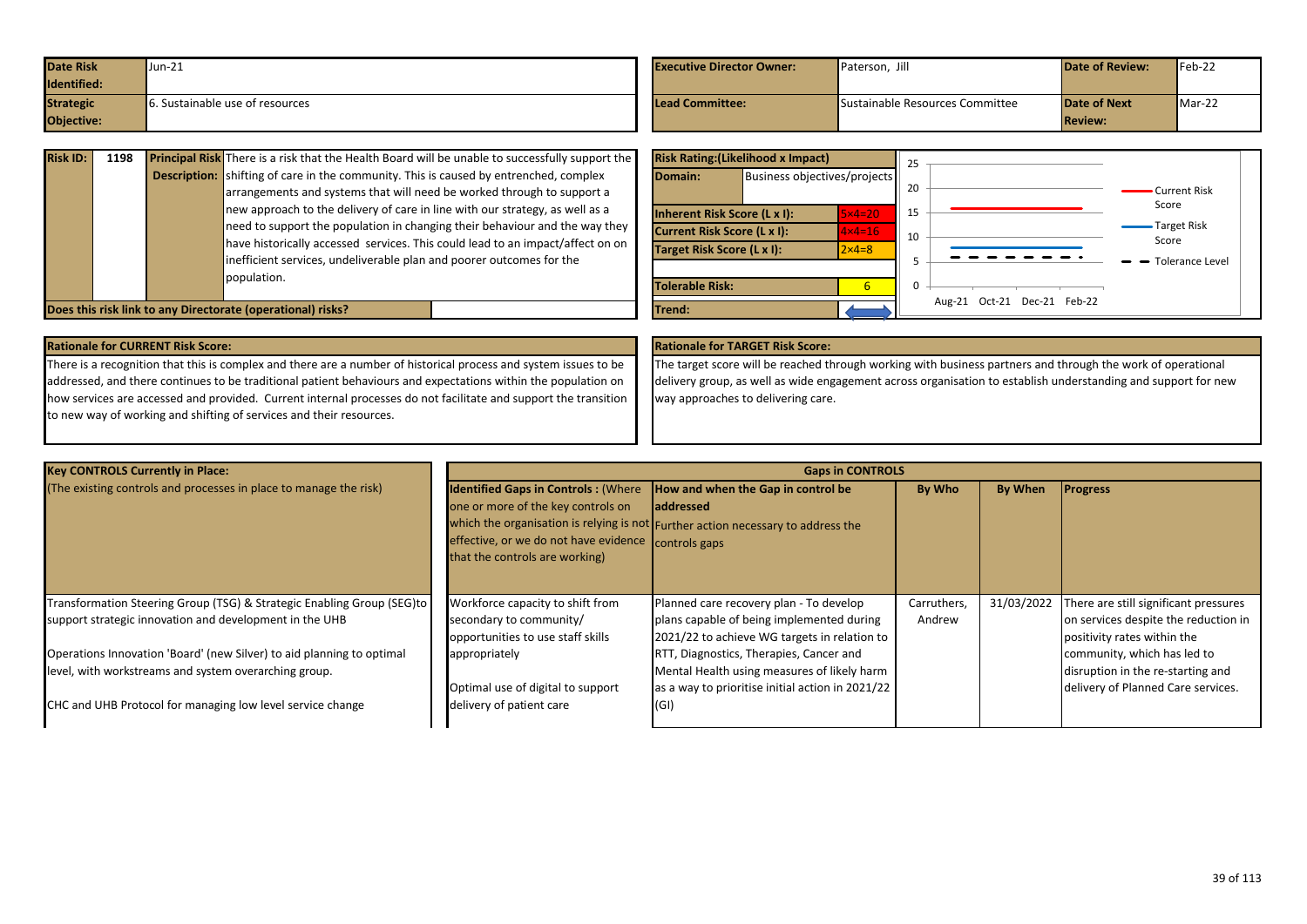| Date Risk Identified: | Jun-21 | Executive Director Owner: | Paterson, Jill | Date of Review: | Feb-22 |
|---|---|---|---|---|---|
| Strategic Objective: | 6. Sustainable use of resources | Lead Committee: | Sustainable Resources Committee | Date of Next Review: | Mar-22 |

| Risk ID: | 1198 | Principal Risk Description: | There is a risk that the Health Board will be unable to successfully support the shifting of care in the community. This is caused by entrenched, complex arrangements and systems that will need be worked through to support a new approach to the delivery of care in line with our strategy, as well as a need to support the population in changing their behaviour and the way they have historically accessed services. This could lead to an impact/affect on on inefficient services, undeliverable plan and poorer outcomes for the population. |
|---|---|---|---|
| Does this risk link to any Directorate (operational) risks? | | | |

| Risk Rating:(Likelihood x Impact) | |
|---|---|
| Domain: | Business objectives/projects |
| Inherent Risk Score (L x I): | 5×4=20 |
| Current Risk Score (L x I): | 4×4=16 |
| Target Risk Score (L x I): | 2×4=8 |
| Tolerable Risk: | 6 |
| Trend: | |

Chart legend: Current Risk Score; Target Risk Score; Tolerance Level. Axis: 0–25; Aug-21, Oct-21, Dec-21, Feb-22.

**Rationale for CURRENT Risk Score:**

There is a recognition that this is complex and there are a number of historical process and system issues to be addressed, and there continues to be traditional patient behaviours and expectations within the population on how services are accessed and provided. Current internal processes do not facilitate and support the transition to new way of working and shifting of services and their resources.

**Rationale for TARGET Risk Score:**

The target score will be reached through working with business partners and through the work of operational delivery group, as well as wide engagement across organisation to establish understanding and support for new way approaches to delivering care.

| Key CONTROLS Currently in Place: (The existing controls and processes in place to manage the risk) | Identified Gaps in Controls : (Where one or more of the key controls on which the organisation is relying is not effective, or we do not have evidence that the controls are working) | How and when the Gap in control be addressed Further action necessary to address the controls gaps | By Who | By When | Progress |
|---|---|---|---|---|---|
| Transformation Steering Group (TSG) & Strategic Enabling Group (SEG)to support strategic innovation and development in the UHB<br><br>Operations Innovation 'Board' (new Silver) to aid planning to optimal level, with workstreams and system overarching group.<br><br>CHC and UHB Protocol for managing low level service change | Workforce capacity to shift from secondary to community/ opportunities to use staff skills appropriately<br><br>Optimal use of digital to support delivery of patient care | Planned care recovery plan - To develop plans capable of being implemented during 2021/22 to achieve WG targets in relation to RTT, Diagnostics, Therapies, Cancer and Mental Health using measures of likely harm as a way to prioritise initial action in 2021/22 (GI) | Carruthers, Andrew | 31/03/2022 | There are still significant pressures on services despite the reduction in positivity rates within the community, which has led to disruption in the re-starting and delivery of Planned Care services. |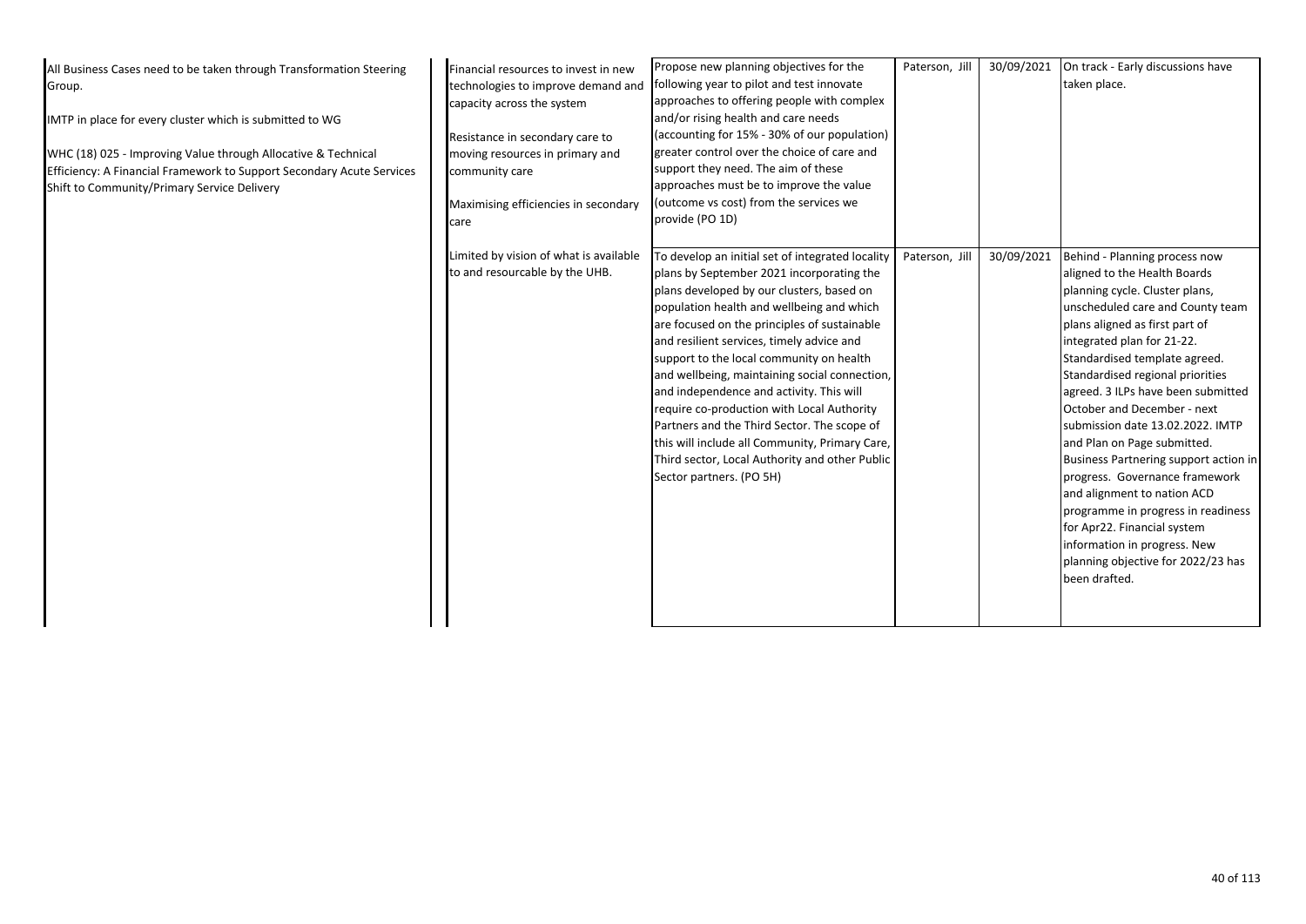| | | | | | |
|---|---|---|---|---|---|
| All Business Cases need to be taken through Transformation Steering Group.<br><br>IMTP in place for every cluster which is submitted to WG<br><br>WHC (18) 025 - Improving Value through Allocative & Technical Efficiency: A Financial Framework to Support Secondary Acute Services Shift to Community/Primary Service Delivery | Financial resources to invest in new technologies to improve demand and capacity across the system<br><br>Resistance in secondary care to moving resources in primary and community care<br><br>Maximising efficiencies in secondary care | Propose new planning objectives for the following year to pilot and test innovate approaches to offering people with complex and/or rising health and care needs (accounting for 15% - 30% of our population) greater control over the choice of care and support they need. The aim of these approaches must be to improve the value (outcome vs cost) from the services we provide (PO 1D) | Paterson, Jill | 30/09/2021 | On track - Early discussions have taken place. |
| | Limited by vision of what is available to and resourcable by the UHB. | To develop an initial set of integrated locality plans by September 2021 incorporating the plans developed by our clusters, based on population health and wellbeing and which are focused on the principles of sustainable and resilient services, timely advice and support to the local community on health and wellbeing, maintaining social connection, and independence and activity. This will require co-production with Local Authority Partners and the Third Sector. The scope of this will include all Community, Primary Care, Third sector, Local Authority and other Public Sector partners. (PO 5H) | Paterson, Jill | 30/09/2021 | Behind - Planning process now aligned to the Health Boards planning cycle. Cluster plans, unscheduled care and County team plans aligned as first part of integrated plan for 21-22. Standardised template agreed. Standardised regional priorities agreed. 3 ILPs have been submitted October and December - next submission date 13.02.2022. IMTP and Plan on Page submitted. Business Partnering support action in progress. Governance framework and alignment to nation ACD programme in progress in readiness for Apr22. Financial system information in progress. New planning objective for 2022/23 has been drafted. |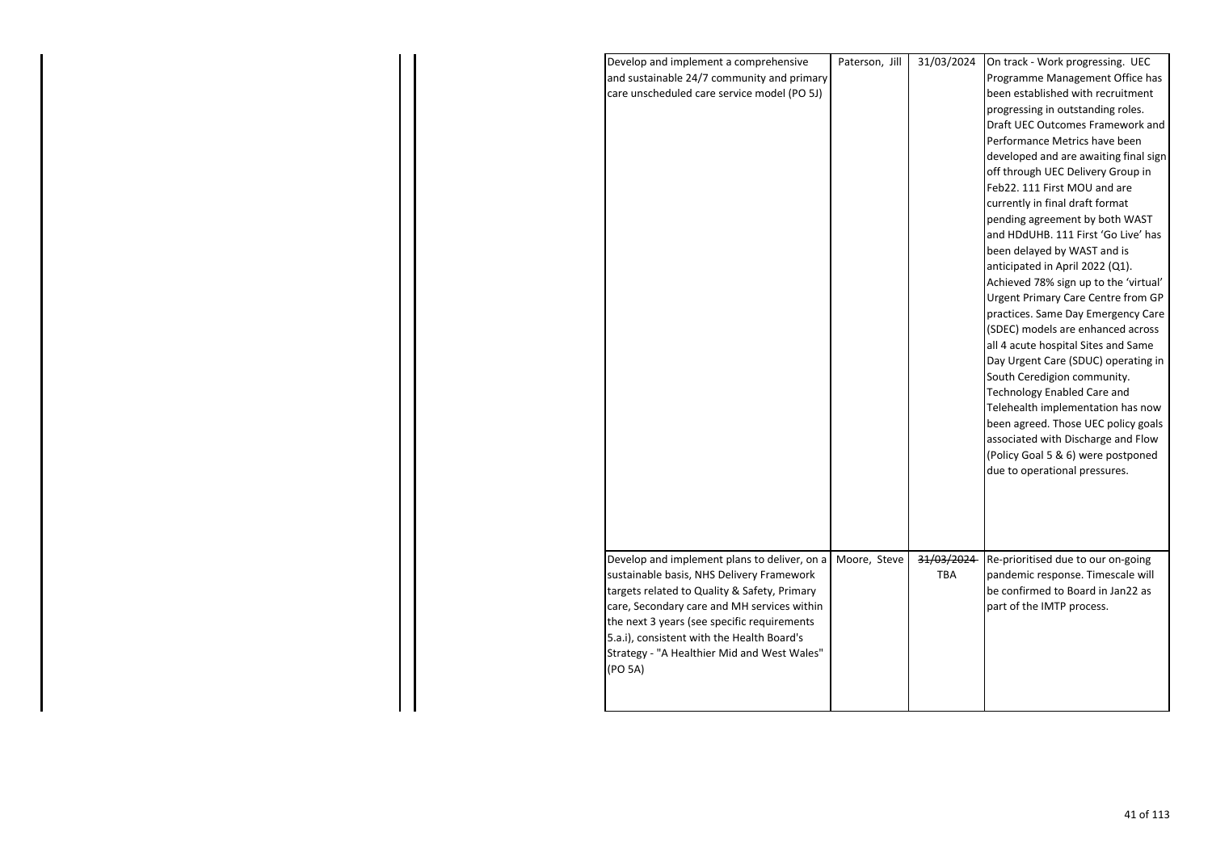| | | | |
|---|---|---|---|
| Develop and implement a comprehensive and sustainable 24/7 community and primary care unscheduled care service model (PO 5J) | Paterson, Jill | 31/03/2024 | On track - Work progressing. UEC Programme Management Office has been established with recruitment progressing in outstanding roles. Draft UEC Outcomes Framework and Performance Metrics have been developed and are awaiting final sign off through UEC Delivery Group in Feb22. 111 First MOU and are currently in final draft format pending agreement by both WAST and HDdUHB. 111 First 'Go Live' has been delayed by WAST and is anticipated in April 2022 (Q1). Achieved 78% sign up to the 'virtual' Urgent Primary Care Centre from GP practices. Same Day Emergency Care (SDEC) models are enhanced across all 4 acute hospital Sites and Same Day Urgent Care (SDUC) operating in South Ceredigion community. Technology Enabled Care and Telehealth implementation has now been agreed. Those UEC policy goals associated with Discharge and Flow (Policy Goal 5 & 6) were postponed due to operational pressures. |
| Develop and implement plans to deliver, on a sustainable basis, NHS Delivery Framework targets related to Quality & Safety, Primary care, Secondary care and MH services within the next 3 years (see specific requirements 5.a.i), consistent with the Health Board's Strategy - "A Healthier Mid and West Wales" (PO 5A) | Moore, Steve | ~~31/03/2024~~ TBA | Re-prioritised due to our on-going pandemic response. Timescale will be confirmed to Board in Jan22 as part of the IMTP process. |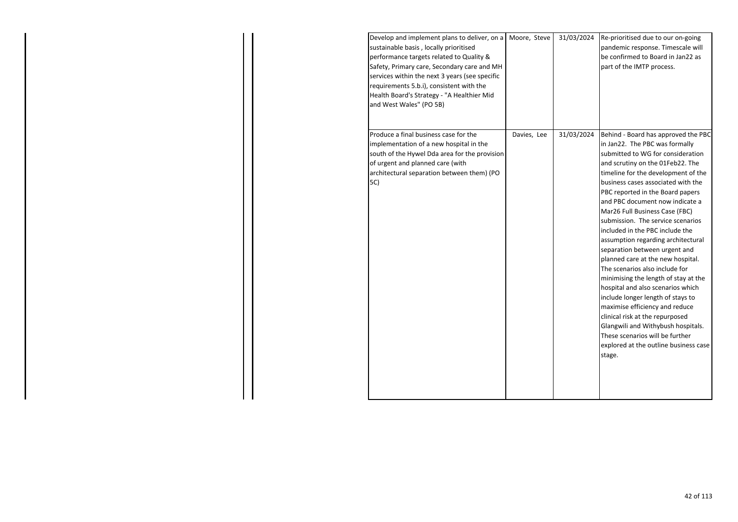| | | | |
|---|---|---|---|
| Develop and implement plans to deliver, on a sustainable basis , locally prioritised performance targets related to Quality & Safety, Primary care, Secondary care and MH services within the next 3 years (see specific requirements 5.b.i), consistent with the Health Board's Strategy - "A Healthier Mid and West Wales" (PO 5B) | Moore, Steve | 31/03/2024 | Re-prioritised due to our on-going pandemic response. Timescale will be confirmed to Board in Jan22 as part of the IMTP process. |
| Produce a final business case for the implementation of a new hospital in the south of the Hywel Dda area for the provision of urgent and planned care (with architectural separation between them) (PO 5C) | Davies, Lee | 31/03/2024 | Behind - Board has approved the PBC in Jan22. The PBC was formally submitted to WG for consideration and scrutiny on the 01Feb22. The timeline for the development of the business cases associated with the PBC reported in the Board papers and PBC document now indicate a Mar26 Full Business Case (FBC) submission. The service scenarios included in the PBC include the assumption regarding architectural separation between urgent and planned care at the new hospital. The scenarios also include for minimising the length of stay at the hospital and also scenarios which include longer length of stays to maximise efficiency and reduce clinical risk at the repurposed Glangwili and Withybush hospitals. These scenarios will be further explored at the outline business case stage. |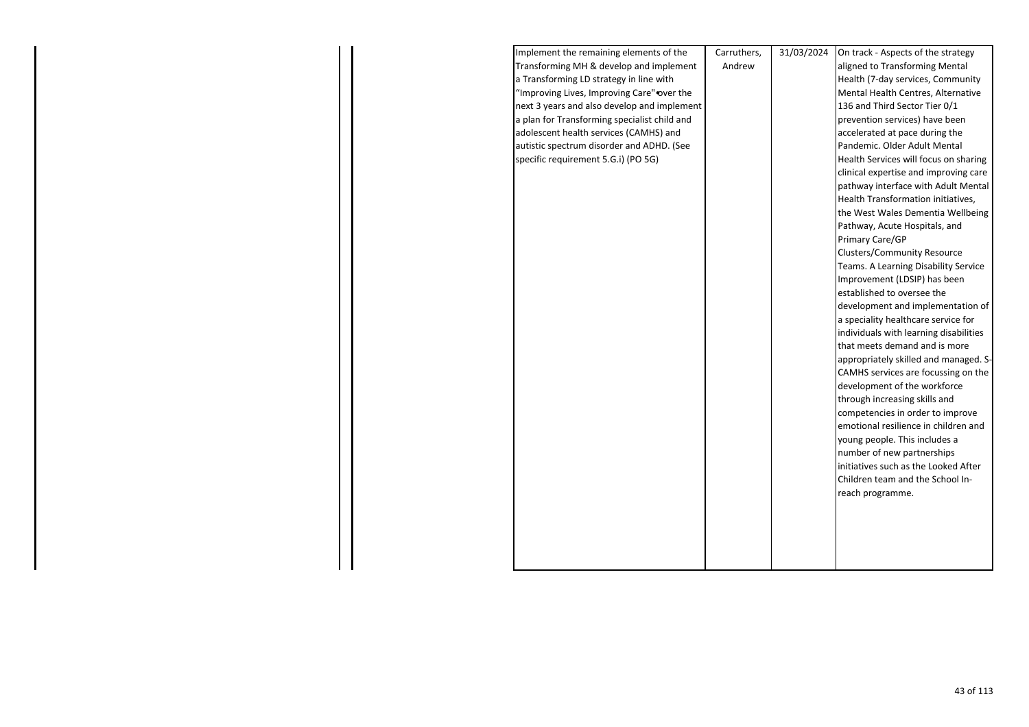| | | | | |
|---|---|---|---|---|
| | Implement the remaining elements of the Transforming MH & develop and implement a Transforming LD strategy in line with "Improving Lives, Improving Care" over the next 3 years and also develop and implement a plan for Transforming specialist child and adolescent health services (CAMHS) and autistic spectrum disorder and ADHD. (See specific requirement 5.G.i) (PO 5G) | Carruthers, Andrew | 31/03/2024 | On track - Aspects of the strategy aligned to Transforming Mental Health (7-day services, Community Mental Health Centres, Alternative 136 and Third Sector Tier 0/1 prevention services) have been accelerated at pace during the Pandemic. Older Adult Mental Health Services will focus on sharing clinical expertise and improving care pathway interface with Adult Mental Health Transformation initiatives, the West Wales Dementia Wellbeing Pathway, Acute Hospitals, and Primary Care/GP Clusters/Community Resource Teams. A Learning Disability Service Improvement (LDSIP) has been established to oversee the development and implementation of a speciality healthcare service for individuals with learning disabilities that meets demand and is more appropriately skilled and managed. S-CAMHS services are focussing on the development of the workforce through increasing skills and competencies in order to improve emotional resilience in children and young people. This includes a number of new partnerships initiatives such as the Looked After Children team and the School In-reach programme. |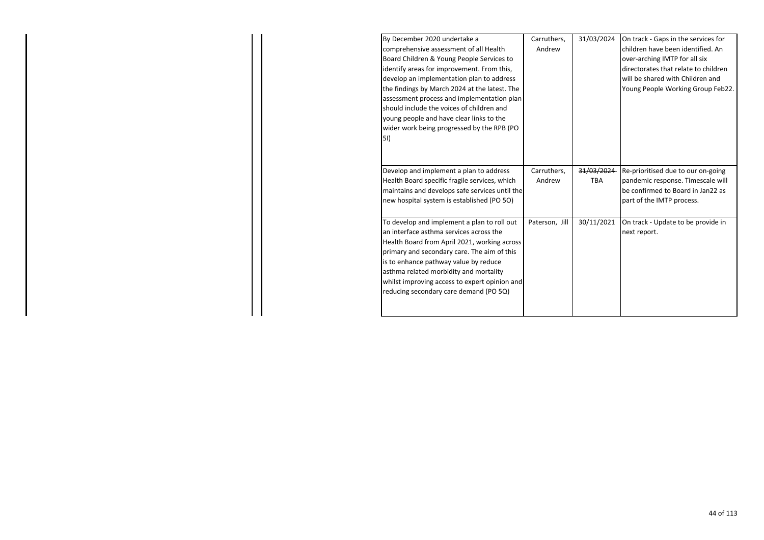| | | | |
|---|---|---|---|
| By December 2020 undertake a comprehensive assessment of all Health Board Children & Young People Services to identify areas for improvement. From this, develop an implementation plan to address the findings by March 2024 at the latest. The assessment process and implementation plan should include the voices of children and young people and have clear links to the wider work being progressed by the RPB (PO 5I) | Carruthers, Andrew | 31/03/2024 | On track - Gaps in the services for children have been identified. An over-arching IMTP for all six directorates that relate to children will be shared with Children and Young People Working Group Feb22. |
| Develop and implement a plan to address Health Board specific fragile services, which maintains and develops safe services until the new hospital system is established (PO 5O) | Carruthers, Andrew | ~~31/03/2024~~ TBA | Re-prioritised due to our on-going pandemic response. Timescale will be confirmed to Board in Jan22 as part of the IMTP process. |
| To develop and implement a plan to roll out an interface asthma services across the Health Board from April 2021, working across primary and secondary care. The aim of this is to enhance pathway value by reduce asthma related morbidity and mortality whilst improving access to expert opinion and reducing secondary care demand (PO 5Q) | Paterson, Jill | 30/11/2021 | On track - Update to be provide in next report. |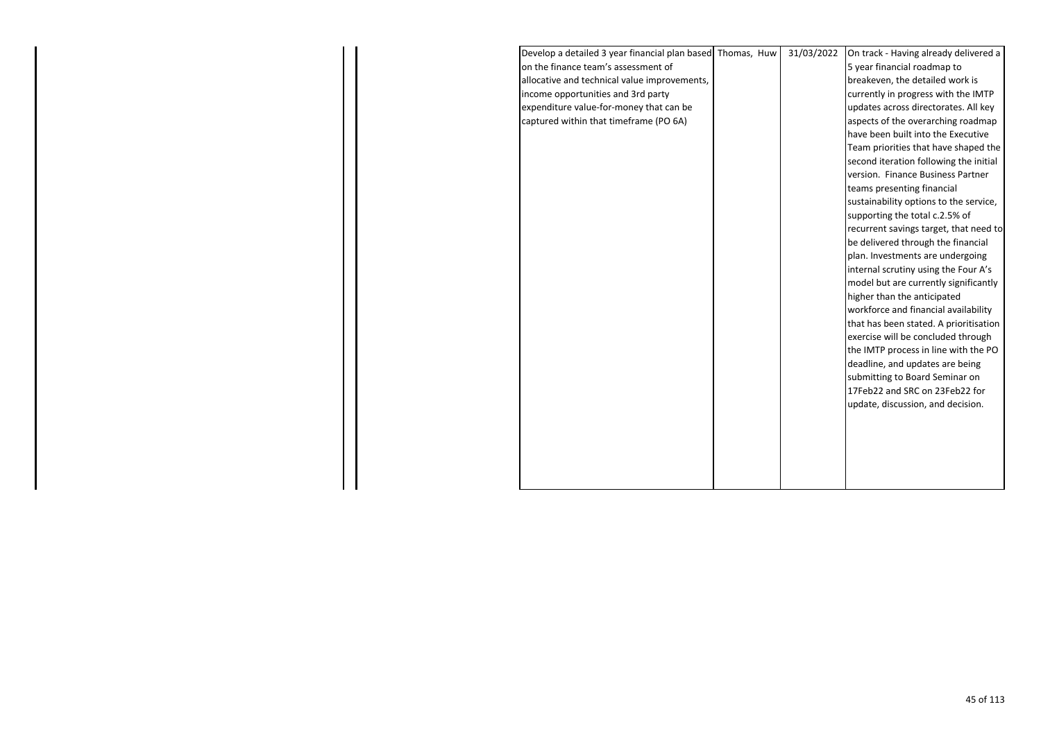| | | | |
|---|---|---|---|
| Develop a detailed 3 year financial plan based on the finance team's assessment of allocative and technical value improvements, income opportunities and 3rd party expenditure value-for-money that can be captured within that timeframe (PO 6A) | Thomas, Huw | 31/03/2022 | On track - Having already delivered a 5 year financial roadmap to breakeven, the detailed work is currently in progress with the IMTP updates across directorates. All key aspects of the overarching roadmap have been built into the Executive Team priorities that have shaped the second iteration following the initial version. Finance Business Partner teams presenting financial sustainability options to the service, supporting the total c.2.5% of recurrent savings target, that need to be delivered through the financial plan. Investments are undergoing internal scrutiny using the Four A's model but are currently significantly higher than the anticipated workforce and financial availability that has been stated. A prioritisation exercise will be concluded through the IMTP process in line with the PO deadline, and updates are being submitting to Board Seminar on 17Feb22 and SRC on 23Feb22 for update, discussion, and decision. |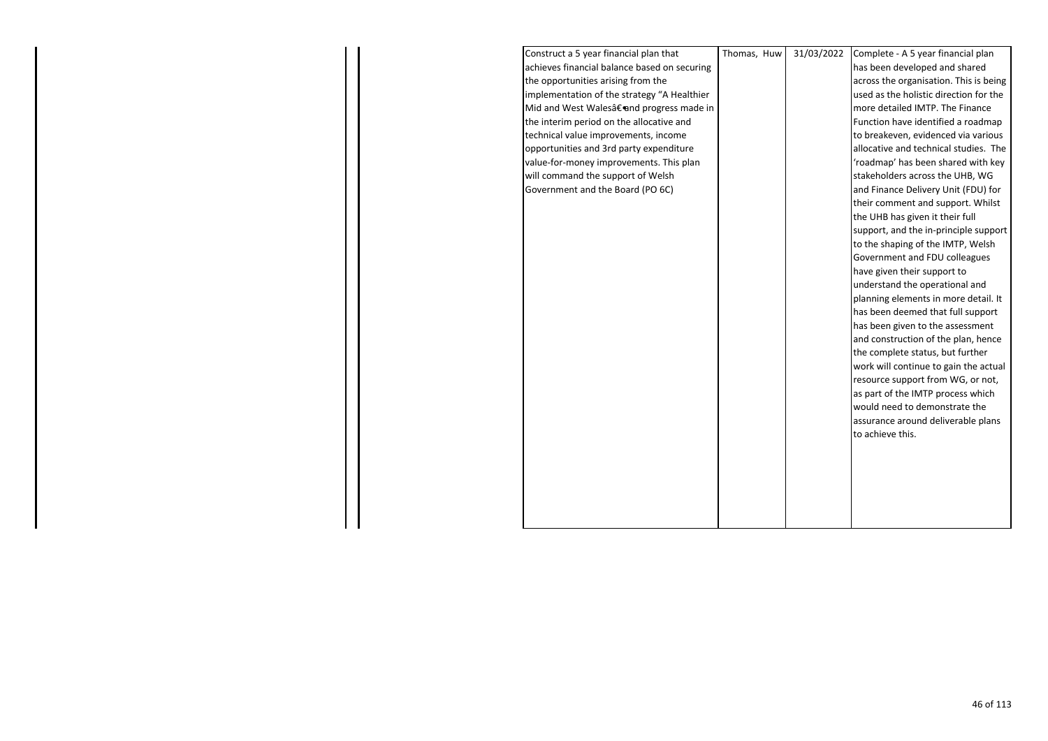| | | Construct a 5 year financial plan that achieves financial balance based on securing the opportunities arising from the implementation of the strategy "A Healthier Mid and West Walesâ€¶and progress made in the interim period on the allocative and technical value improvements, income opportunities and 3rd party expenditure value-for-money improvements. This plan will command the support of Welsh Government and the Board (PO 6C) | Thomas, Huw | 31/03/2022 | Complete - A 5 year financial plan has been developed and shared across the organisation. This is being used as the holistic direction for the more detailed IMTP. The Finance Function have identified a roadmap to breakeven, evidenced via various allocative and technical studies. The 'roadmap' has been shared with key stakeholders across the UHB, WG and Finance Delivery Unit (FDU) for their comment and support. Whilst the UHB has given it their full support, and the in-principle support to the shaping of the IMTP, Welsh Government and FDU colleagues have given their support to understand the operational and planning elements in more detail. It has been deemed that full support has been given to the assessment and construction of the plan, hence the complete status, but further work will continue to gain the actual resource support from WG, or not, as part of the IMTP process which would need to demonstrate the assurance around deliverable plans to achieve this. |
|---|---|---|---|---|---|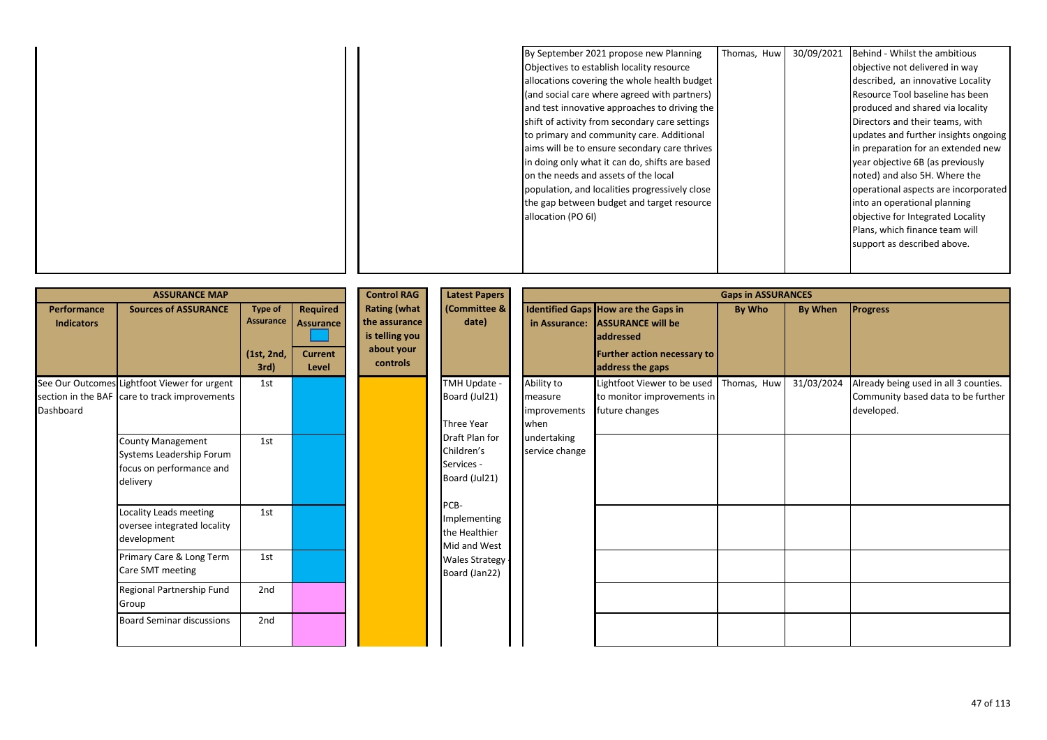| | | | | | | |
|---|---|---|---|---|---|---|
| | | By September 2021 propose new Planning Objectives to establish locality resource allocations covering the whole health budget (and social care where agreed with partners) and test innovative approaches to driving the shift of activity from secondary care settings to primary and community care. Additional aims will be to ensure secondary care thrives in doing only what it can do, shifts are based on the needs and assets of the local population, and localities progressively close the gap between budget and target resource allocation (PO 6I) | Thomas, Huw | 30/09/2021 | Behind - Whilst the ambitious objective not delivered in way described, an innovative Locality Resource Tool baseline has been produced and shared via locality Directors and their teams, with updates and further insights ongoing in preparation for an extended new year objective 6B (as previously noted) and also 5H. Where the operational aspects are incorporated into an operational planning objective for Integrated Locality Plans, which finance team will support as described above. |

| ASSURANCE MAP | | | | Control RAG Rating (what the assurance is telling you about your controls | Latest Papers (Committee & date) | Gaps in ASSURANCES | | | | |
|---|---|---|---|---|---|---|---|---|---|---|
| Performance Indicators | Sources of ASSURANCE | Type of Assurance (1st, 2nd, 3rd) | Required Assurance / Current Level | | | Identified Gaps in Assurance: | How are the Gaps in ASSURANCE will be addressed Further action necessary to address the gaps | By Who | By When | Progress |
| See Our Outcomes section in the BAF Dashboard | Lightfoot Viewer for urgent care to track improvements | 1st | | | TMH Update - Board (Jul21) Three Year Draft Plan for Children's Services - Board (Jul21) PCB- Implementing the Healthier Mid and West Wales Strategy - Board (Jan22) | Ability to measure improvements when undertaking service change | Lightfoot Viewer to be used to monitor improvements in future changes | Thomas, Huw | 31/03/2024 | Already being used in all 3 counties. Community based data to be further developed. |
| | County Management Systems Leadership Forum focus on performance and delivery | 1st | | | | | | | | |
| | Locality Leads meeting oversee integrated locality development | 1st | | | | | | | | |
| | Primary Care & Long Term Care SMT meeting | 1st | | | | | | | | |
| | Regional Partnership Fund Group | 2nd | | | | | | | | |
| | Board Seminar discussions | 2nd | | | | | | | | |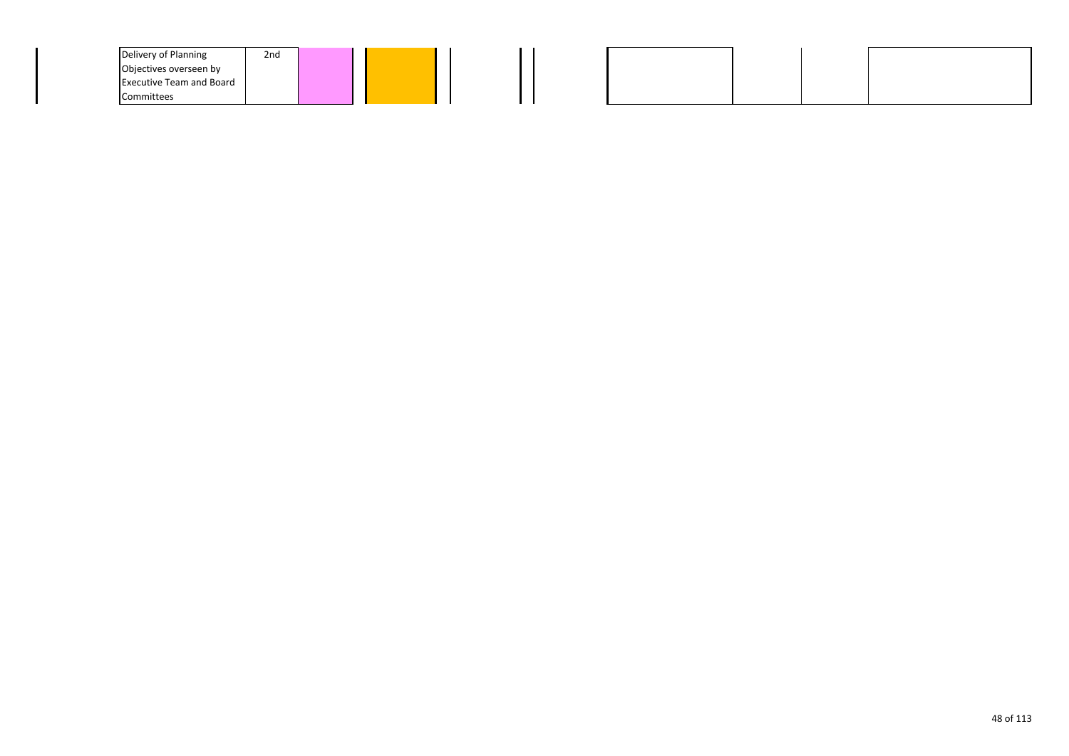| | | | | | | | | |
|---|---|---|---|---|---|---|---|---|
| Delivery of Planning Objectives overseen by Executive Team and Board Committees | 2nd | | | | | | | |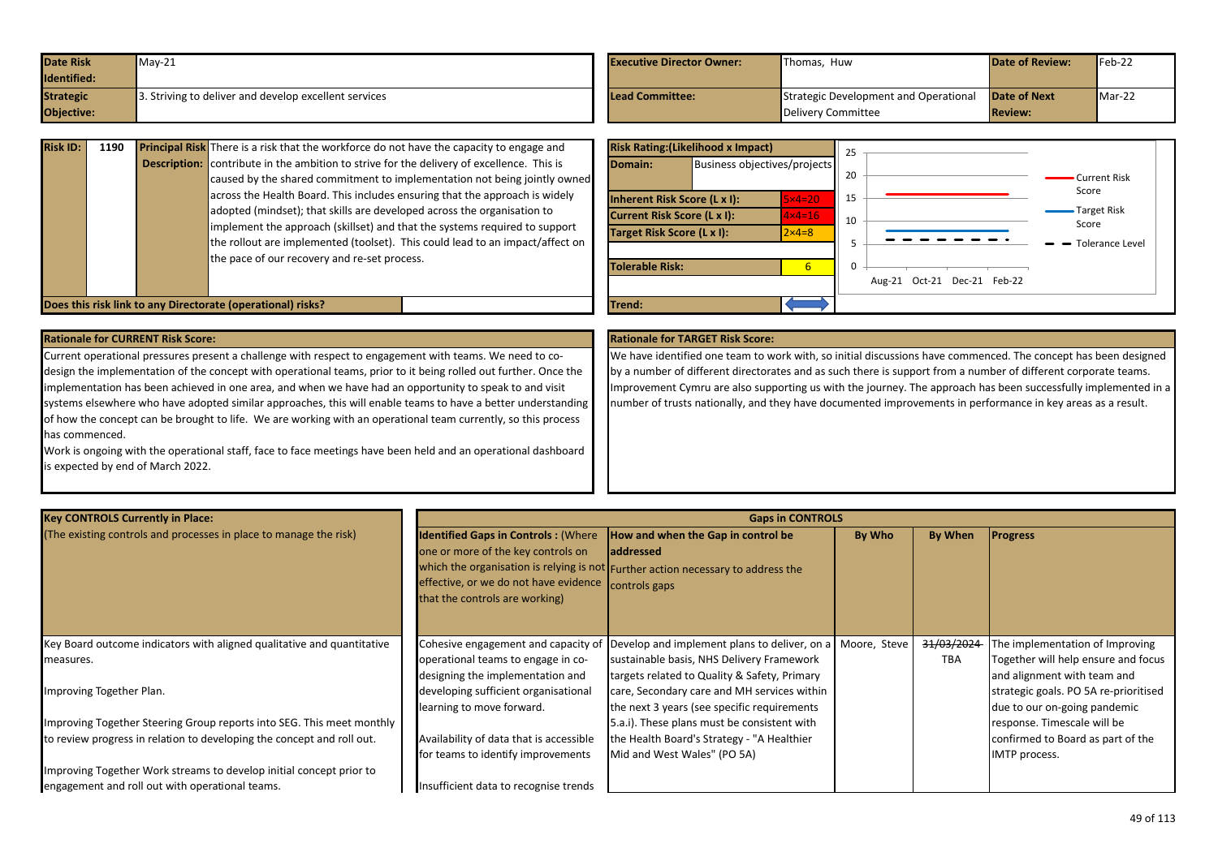| Date Risk Identified: | May-21 | Executive Director Owner: | Thomas, Huw | Date of Review: | Feb-22 |
|---|---|---|---|---|---|
| Strategic Objective: | 3. Striving to deliver and develop excellent services | Lead Committee: | Strategic Development and Operational Delivery Committee | Date of Next Review: | Mar-22 |

| Risk ID: | 1190 | Principal Risk Description: | There is a risk that the workforce do not have the capacity to engage and contribute in the ambition to strive for the delivery of excellence. This is caused by the shared commitment to implementation not being jointly owned across the Health Board. This includes ensuring that the approach is widely adopted (mindset); that skills are developed across the organisation to implement the approach (skillset) and that the systems required to support the rollout are implemented (toolset). This could lead to an impact/affect on the pace of our recovery and re-set process. |
|---|---|---|---|

**Does this risk link to any Directorate (operational) risks?**

| Risk Rating:(Likelihood x Impact) | |
|---|---|
| Domain: | Business objectives/projects |
| Inherent Risk Score (L x I): | 5×4=20 |
| Current Risk Score (L x I): | 4×4=16 |
| Target Risk Score (L x I): | 2×4=8 |
| Tolerable Risk: | 6 |
| Trend: | ⟷ |

Chart legend: Current Risk Score; Target Risk Score; Tolerance Level (Aug-21, Oct-21, Dec-21, Feb-22)

**Rationale for CURRENT Risk Score:**

Current operational pressures present a challenge with respect to engagement with teams. We need to co-design the implementation of the concept with operational teams, prior to it being rolled out further. Once the implementation has been achieved in one area, and when we have had an opportunity to speak to and visit systems elsewhere who have adopted similar approaches, this will enable teams to have a better understanding of how the concept can be brought to life. We are working with an operational team currently, so this process has commenced.

Work is ongoing with the operational staff, face to face meetings have been held and an operational dashboard is expected by end of March 2022.

**Rationale for TARGET Risk Score:**

We have identified one team to work with, so initial discussions have commenced. The concept has been designed by a number of different directorates and as such there is support from a number of different corporate teams. Improvement Cymru are also supporting us with the journey. The approach has been successfully implemented in a number of trusts nationally, and they have documented improvements in performance in key areas as a result.

| Key CONTROLS Currently in Place: (The existing controls and processes in place to manage the risk) | Identified Gaps in Controls : (Where one or more of the key controls on which the organisation is relying is not effective, or we do not have evidence that the controls are working) | How and when the Gap in control be addressed Further action necessary to address the controls gaps | By Who | By When | Progress |
|---|---|---|---|---|---|
| Key Board outcome indicators with aligned qualitative and quantitative measures.<br><br>Improving Together Plan.<br><br>Improving Together Steering Group reports into SEG. This meet monthly to review progress in relation to developing the concept and roll out.<br><br>Improving Together Work streams to develop initial concept prior to engagement and roll out with operational teams. | Cohesive engagement and capacity of operational teams to engage in co-designing the implementation and developing sufficient organisational learning to move forward.<br><br>Availability of data that is accessible for teams to identify improvements<br><br>Insufficient data to recognise trends | Develop and implement plans to deliver, on a sustainable basis, NHS Delivery Framework targets related to Quality & Safety, Primary care, Secondary care and MH services within the next 3 years (see specific requirements 5.a.i). These plans must be consistent with the Health Board's Strategy - "A Healthier Mid and West Wales" (PO 5A) | Moore, Steve | ~~31/03/2024~~ TBA | The implementation of Improving Together will help ensure and focus and alignment with team and strategic goals. PO 5A re-prioritised due to our on-going pandemic response. Timescale will be confirmed to Board as part of the IMTP process. |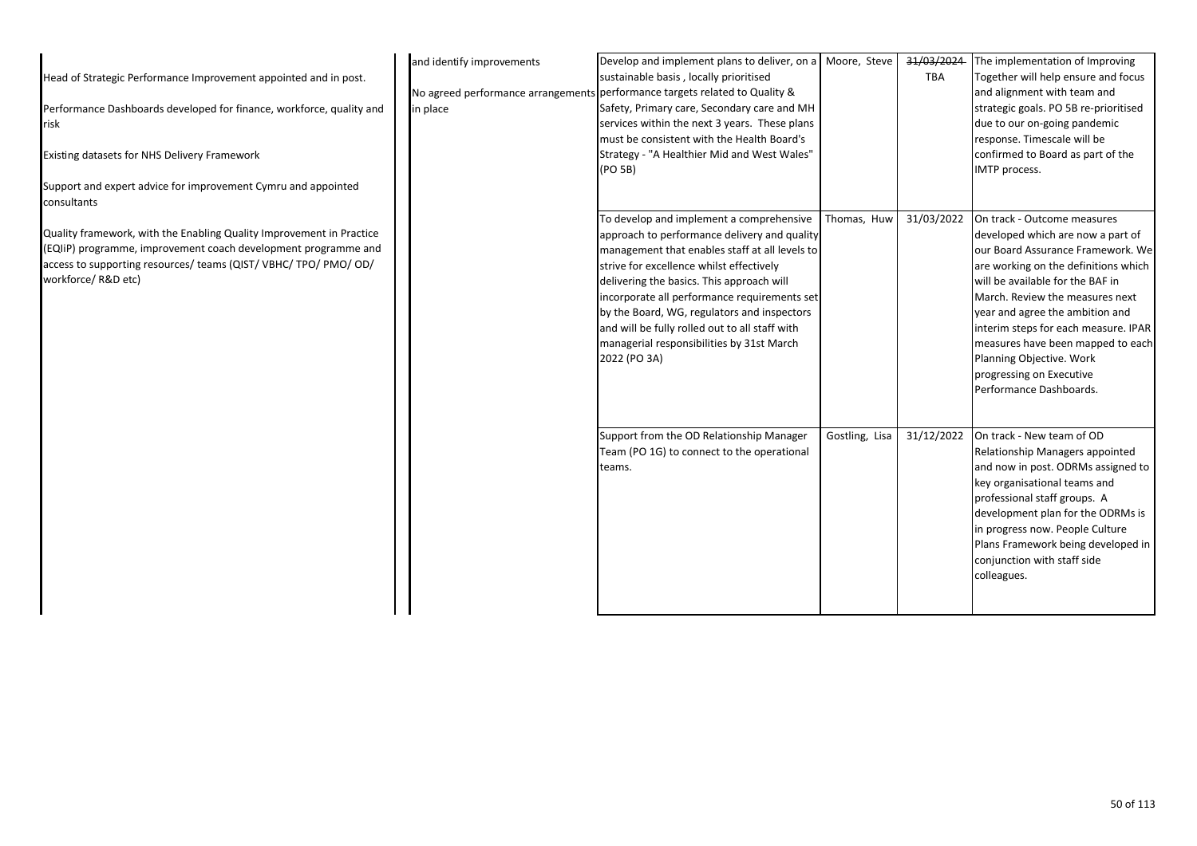| | | | | | |
|---|---|---|---|---|---|
| Head of Strategic Performance Improvement appointed and in post.<br><br>Performance Dashboards developed for finance, workforce, quality and risk<br><br>Existing datasets for NHS Delivery Framework<br><br>Support and expert advice for improvement Cymru and appointed consultants<br><br>Quality framework, with the Enabling Quality Improvement in Practice (EQIiP) programme, improvement coach development programme and access to supporting resources/ teams (QIST/ VBHC/ TPO/ PMO/ OD/ workforce/ R&D etc) | and identify improvements<br><br>No agreed performance arrangements in place | Develop and implement plans to deliver, on a sustainable basis , locally prioritised performance targets related to Quality & Safety, Primary care, Secondary care and MH services within the next 3 years. These plans must be consistent with the Health Board's Strategy - "A Healthier Mid and West Wales" (PO 5B) | Moore, Steve | ~~31/03/2024~~ TBA | The implementation of Improving Together will help ensure and focus and alignment with team and strategic goals. PO 5B re-prioritised due to our on-going pandemic response. Timescale will be confirmed to Board as part of the IMTP process. |
| | | To develop and implement a comprehensive approach to performance delivery and quality management that enables staff at all levels to strive for excellence whilst effectively delivering the basics. This approach will incorporate all performance requirements set by the Board, WG, regulators and inspectors and will be fully rolled out to all staff with managerial responsibilities by 31st March 2022 (PO 3A) | Thomas, Huw | 31/03/2022 | On track - Outcome measures developed which are now a part of our Board Assurance Framework. We are working on the definitions which will be available for the BAF in March. Review the measures next year and agree the ambition and interim steps for each measure. IPAR measures have been mapped to each Planning Objective. Work progressing on Executive Performance Dashboards. |
| | | Support from the OD Relationship Manager Team (PO 1G) to connect to the operational teams. | Gostling, Lisa | 31/12/2022 | On track - New team of OD Relationship Managers appointed and now in post. ODRMs assigned to key organisational teams and professional staff groups. A development plan for the ODRMs is in progress now. People Culture Plans Framework being developed in conjunction with staff side colleagues. |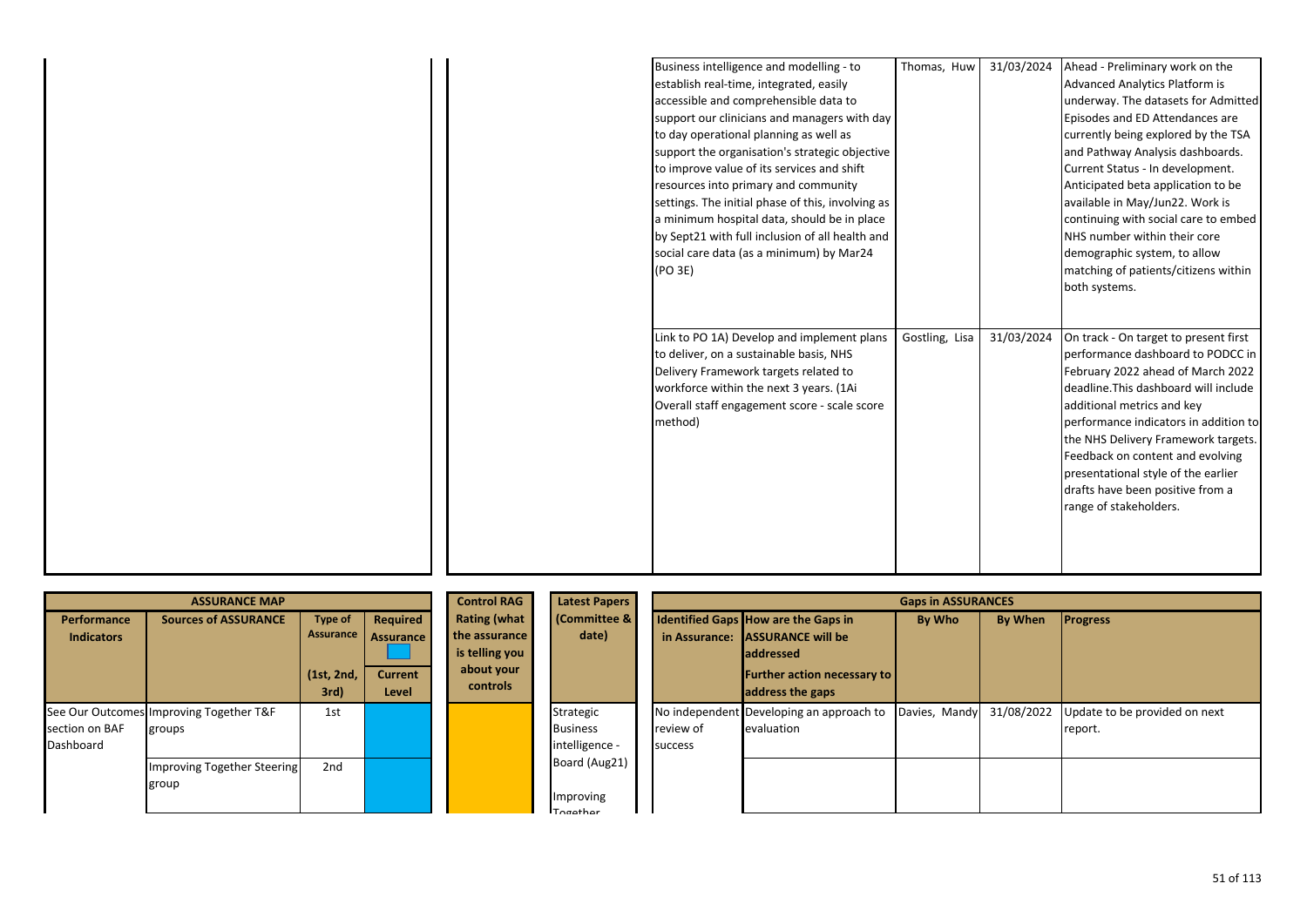| | | | | | |
|---|---|---|---|---|---|
| | | Business intelligence and modelling - to establish real-time, integrated, easily accessible and comprehensible data to support our clinicians and managers with day to day operational planning as well as support the organisation's strategic objective to improve value of its services and shift resources into primary and community settings. The initial phase of this, involving as a minimum hospital data, should be in place by Sept21 with full inclusion of all health and social care data (as a minimum) by Mar24 (PO 3E) | Thomas, Huw | 31/03/2024 | Ahead - Preliminary work on the Advanced Analytics Platform is underway. The datasets for Admitted Episodes and ED Attendances are currently being explored by the TSA and Pathway Analysis dashboards. Current Status - In development. Anticipated beta application to be available in May/Jun22. Work is continuing with social care to embed NHS number within their core demographic system, to allow matching of patients/citizens within both systems. |
| | | Link to PO 1A) Develop and implement plans to deliver, on a sustainable basis, NHS Delivery Framework targets related to workforce within the next 3 years. (1Ai Overall staff engagement score - scale score method) | Gostling, Lisa | 31/03/2024 | On track - On target to present first performance dashboard to PODCC in February 2022 ahead of March 2022 deadline.This dashboard will include additional metrics and key performance indicators in addition to the NHS Delivery Framework targets. Feedback on content and evolving presentational style of the earlier drafts have been positive from a range of stakeholders. |

| ASSURANCE MAP | | | | Control RAG | Latest Papers | Gaps in ASSURANCES | | | | |
|---|---|---|---|---|---|---|---|---|---|---|
| Performance Indicators | Sources of ASSURANCE | Type of Assurance (1st, 2nd, 3rd) | Required Assurance / Current Level | Rating (what the assurance is telling you about your controls | (Committee & date) | Identified Gaps in Assurance: | How are the Gaps in ASSURANCE will be addressed / Further action necessary to address the gaps | By Who | By When | Progress |
| See Our Outcomes section on BAF Dashboard | Improving Together T&F groups | 1st | | | Strategic Business intelligence - Board (Aug21) | No independent review of success | Developing an approach to evaluation | Davies, Mandy | 31/08/2022 | Update to be provided on next report. |
| | Improving Together Steering group | 2nd | | | Improving Together | | | | | |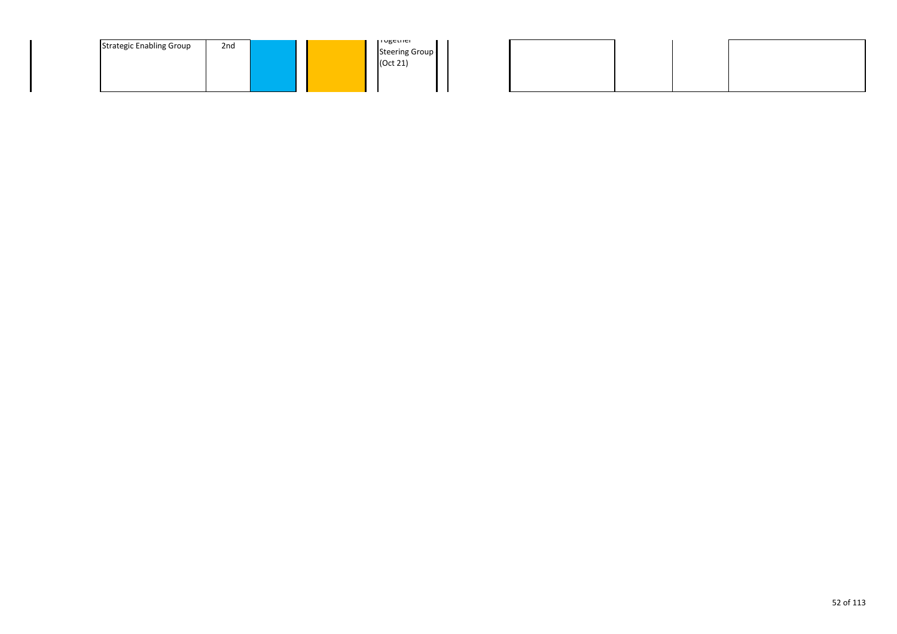| Strategic Enabling Group | 2nd | | | Together Steering Group (Oct 21) | | | | | |
|---|---|---|---|---|---|---|---|---|---|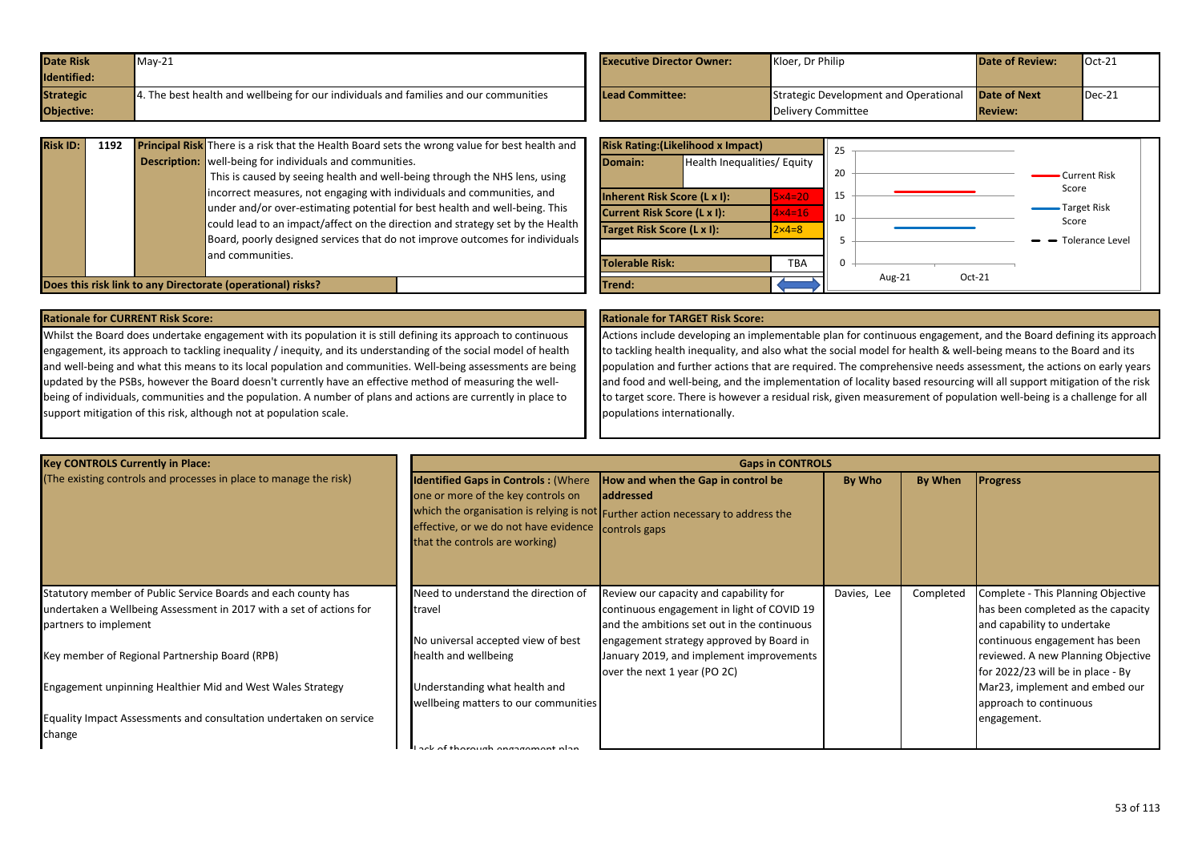| Date Risk Identified: | May-21 | Executive Director Owner: | Kloer, Dr Philip | Date of Review: | Oct-21 |
|---|---|---|---|---|---|
| Strategic Objective: | 4. The best health and wellbeing for our individuals and families and our communities | Lead Committee: | Strategic Development and Operational Delivery Committee | Date of Next Review: | Dec-21 |

| Risk ID: | 1192 | Principal Risk Description: | There is a risk that the Health Board sets the wrong value for best health and well-being for individuals and communities. This is caused by seeing health and well-being through the NHS lens, using incorrect measures, not engaging with individuals and communities, and under and/or over-estimating potential for best health and well-being. This could lead to an impact/affect on the direction and strategy set by the Health Board, poorly designed services that do not improve outcomes for individuals and communities. |
|---|---|---|---|

**Does this risk link to any Directorate (operational) risks?**

| Risk Rating:(Likelihood x Impact) | |
|---|---|
| Domain: | Health Inequalities/ Equity |
| Inherent Risk Score (L x I): | 5×4=20 |
| Current Risk Score (L x I): | 4×4=16 |
| Target Risk Score (L x I): | 2×4=8 |
| Tolerable Risk: | TBA |
| Trend: | |

**Rationale for CURRENT Risk Score:**

Whilst the Board does undertake engagement with its population it is still defining its approach to continuous engagement, its approach to tackling inequality / inequity, and its understanding of the social model of health and well-being and what this means to its local population and communities. Well-being assessments are being updated by the PSBs, however the Board doesn't currently have an effective method of measuring the well-being of individuals, communities and the population. A number of plans and actions are currently in place to support mitigation of this risk, although not at population scale.

**Rationale for TARGET Risk Score:**

Actions include developing an implementable plan for continuous engagement, and the Board defining its approach to tackling health inequality, and also what the social model for health & well-being means to the Board and its population and further actions that are required. The comprehensive needs assessment, the actions on early years and food and well-being, and the implementation of locality based resourcing will all support mitigation of the risk to target score. There is however a residual risk, given measurement of population well-being is a challenge for all populations internationally.

| Key CONTROLS Currently in Place: (The existing controls and processes in place to manage the risk) | Identified Gaps in Controls : (Where one or more of the key controls on which the organisation is relying is not effective, or we do not have evidence that the controls are working) | How and when the Gap in control be addressed Further action necessary to address the controls gaps | By Who | By When | Progress |
|---|---|---|---|---|---|
| Statutory member of Public Service Boards and each county has undertaken a Wellbeing Assessment in 2017 with a set of actions for partners to implement<br><br>Key member of Regional Partnership Board (RPB)<br><br>Engagement unpinning Healthier Mid and West Wales Strategy<br><br>Equality Impact Assessments and consultation undertaken on service change | Need to understand the direction of travel<br><br>No universal accepted view of best health and wellbeing<br><br>Understanding what health and wellbeing matters to our communities<br><br>Lack of thorough engagement plan | Review our capacity and capability for continuous engagement in light of COVID 19 and the ambitions set out in the continuous engagement strategy approved by Board in January 2019, and implement improvements over the next 1 year (PO 2C) | Davies, Lee | Completed | Complete - This Planning Objective has been completed as the capacity and capability to undertake continuous engagement has been reviewed. A new Planning Objective for 2022/23 will be in place - By Mar23, implement and embed our approach to continuous engagement. |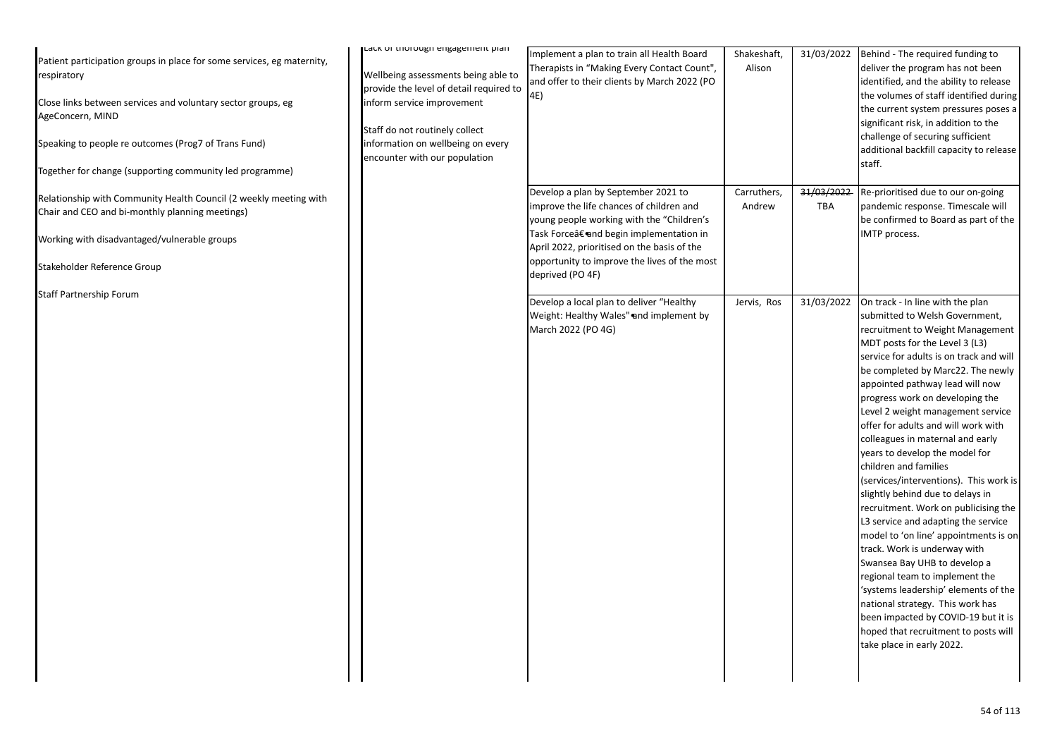| | | | | | |
|---|---|---|---|---|---|
| Patient participation groups in place for some services, eg maternity, respiratory<br><br>Close links between services and voluntary sector groups, eg AgeConcern, MIND<br><br>Speaking to people re outcomes (Prog7 of Trans Fund)<br><br>Together for change (supporting community led programme)<br><br>Relationship with Community Health Council (2 weekly meeting with Chair and CEO and bi-monthly planning meetings)<br><br>Working with disadvantaged/vulnerable groups<br><br>Stakeholder Reference Group<br><br>Staff Partnership Forum | Lack of thorough engagement plan<br><br>Wellbeing assessments being able to provide the level of detail required to inform service improvement<br><br>Staff do not routinely collect information on wellbeing on every encounter with our population | Implement a plan to train all Health Board Therapists in "Making Every Contact Count", and offer to their clients by March 2022 (PO 4E) | Shakeshaft, Alison | 31/03/2022 | Behind - The required funding to deliver the program has not been identified, and the ability to release the volumes of staff identified during the current system pressures poses a significant risk, in addition to the challenge of securing sufficient additional backfill capacity to release staff. |
| | | Develop a plan by September 2021 to improve the life chances of children and young people working with the "Children's Task Forceâ€and begin implementation in April 2022, prioritised on the basis of the opportunity to improve the lives of the most deprived (PO 4F) | Carruthers, Andrew | ~~31/03/2022~~ TBA | Re-prioritised due to our on-going pandemic response. Timescale will be confirmed to Board as part of the IMTP process. |
| | | Develop a local plan to deliver "Healthy Weight: Healthy Wales" and implement by March 2022 (PO 4G) | Jervis, Ros | 31/03/2022 | On track - In line with the plan submitted to Welsh Government, recruitment to Weight Management MDT posts for the Level 3 (L3) service for adults is on track and will be completed by Marc22. The newly appointed pathway lead will now progress work on developing the Level 2 weight management service offer for adults and will work with colleagues in maternal and early years to develop the model for children and families (services/interventions). This work is slightly behind due to delays in recruitment. Work on publicising the L3 service and adapting the service model to 'on line' appointments is on track. Work is underway with Swansea Bay UHB to develop a regional team to implement the 'systems leadership' elements of the national strategy. This work has been impacted by COVID-19 but it is hoped that recruitment to posts will take place in early 2022. |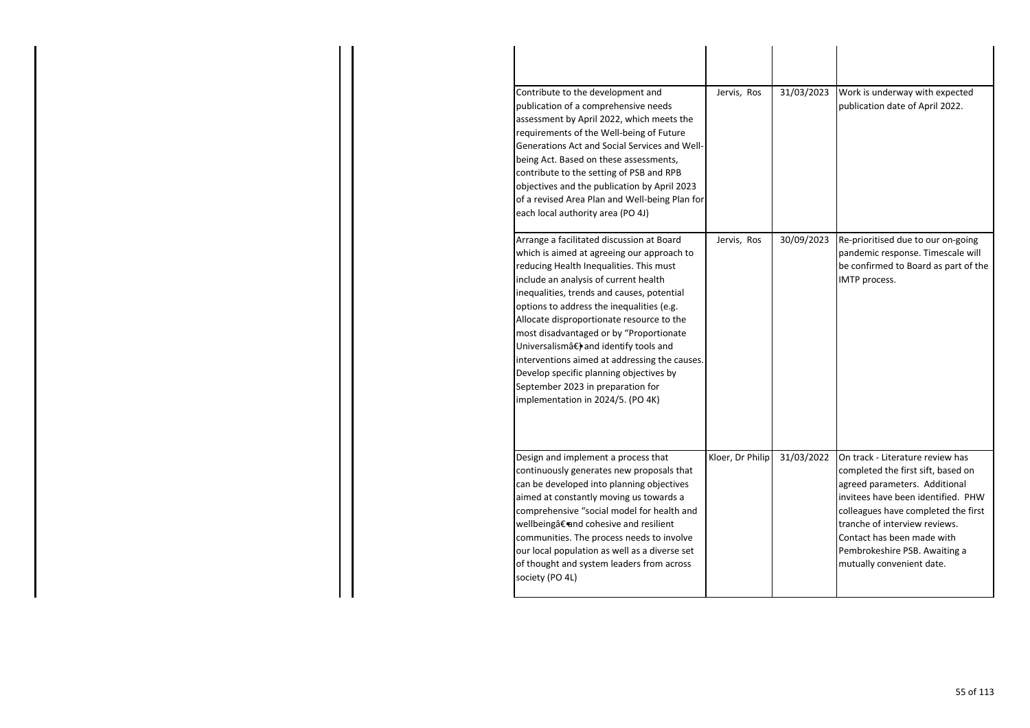| | | | | | |
|---|---|---|---|---|---|
| | | | | | |
| | | Contribute to the development and publication of a comprehensive needs assessment by April 2022, which meets the requirements of the Well-being of Future Generations Act and Social Services and Well-being Act. Based on these assessments, contribute to the setting of PSB and RPB objectives and the publication by April 2023 of a revised Area Plan and Well-being Plan for each local authority area (PO 4J) | Jervis, Ros | 31/03/2023 | Work is underway with expected publication date of April 2022. |
| | | Arrange a facilitated discussion at Board which is aimed at agreeing our approach to reducing Health Inequalities. This must include an analysis of current health inequalities, trends and causes, potential options to address the inequalities (e.g. Allocate disproportionate resource to the most disadvantaged or by "Proportionate Universalismâ€) and identify tools and interventions aimed at addressing the causes. Develop specific planning objectives by September 2023 in preparation for implementation in 2024/5. (PO 4K) | Jervis, Ros | 30/09/2023 | Re-prioritised due to our on-going pandemic response. Timescale will be confirmed to Board as part of the IMTP process. |
| | | Design and implement a process that continuously generates new proposals that can be developed into planning objectives aimed at constantly moving us towards a comprehensive "social model for health and wellbeingâ€ and cohesive and resilient communities. The process needs to involve our local population as well as a diverse set of thought and system leaders from across society (PO 4L) | Kloer, Dr Philip | 31/03/2022 | On track - Literature review has completed the first sift, based on agreed parameters. Additional invitees have been identified. PHW colleagues have completed the first tranche of interview reviews. Contact has been made with Pembrokeshire PSB. Awaiting a mutually convenient date. |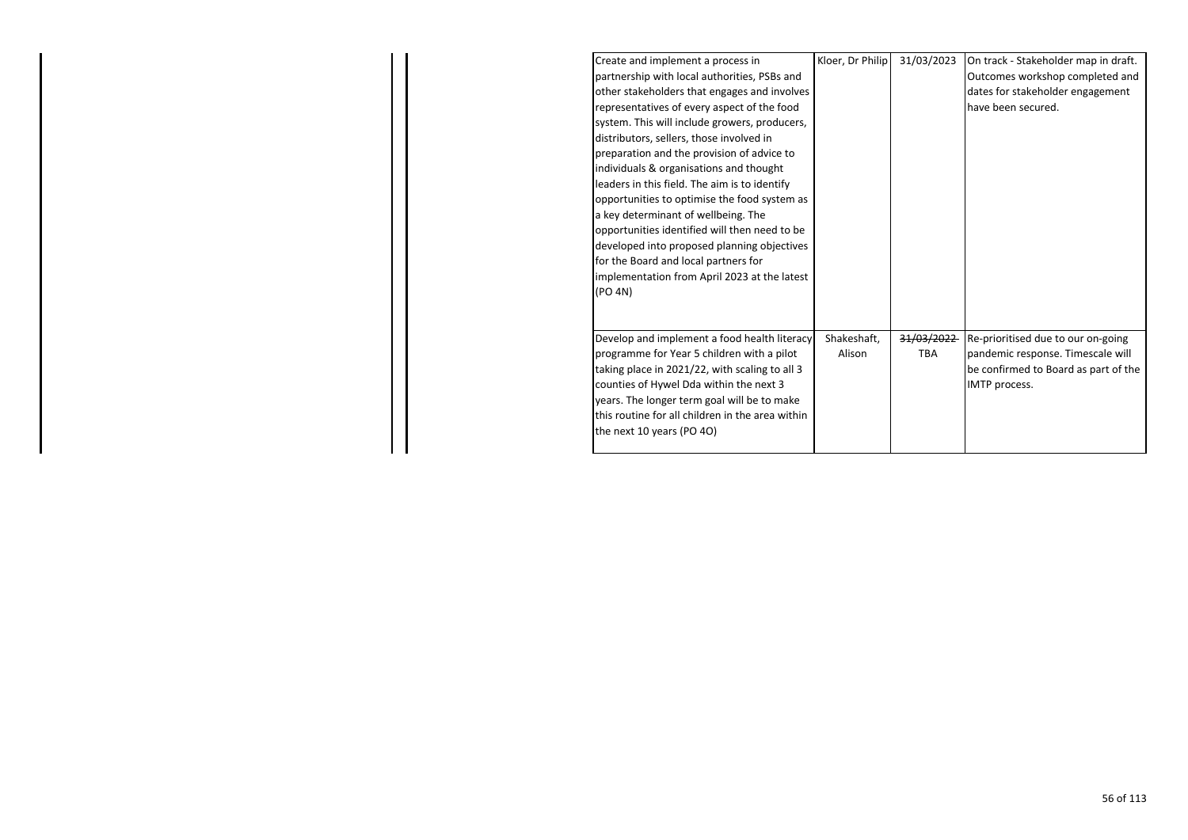| | | | | | |
|---|---|---|---|---|---|
| | | Create and implement a process in partnership with local authorities, PSBs and other stakeholders that engages and involves representatives of every aspect of the food system. This will include growers, producers, distributors, sellers, those involved in preparation and the provision of advice to individuals & organisations and thought leaders in this field. The aim is to identify opportunities to optimise the food system as a key determinant of wellbeing. The opportunities identified will then need to be developed into proposed planning objectives for the Board and local partners for implementation from April 2023 at the latest (PO 4N) | Kloer, Dr Philip | 31/03/2023 | On track - Stakeholder map in draft. Outcomes workshop completed and dates for stakeholder engagement have been secured. |
| | | Develop and implement a food health literacy programme for Year 5 children with a pilot taking place in 2021/22, with scaling to all 3 counties of Hywel Dda within the next 3 years. The longer term goal will be to make this routine for all children in the area within the next 10 years (PO 4O) | Shakeshaft, Alison | ~~31/03/2022~~ TBA | Re-prioritised due to our on-going pandemic response. Timescale will be confirmed to Board as part of the IMTP process. |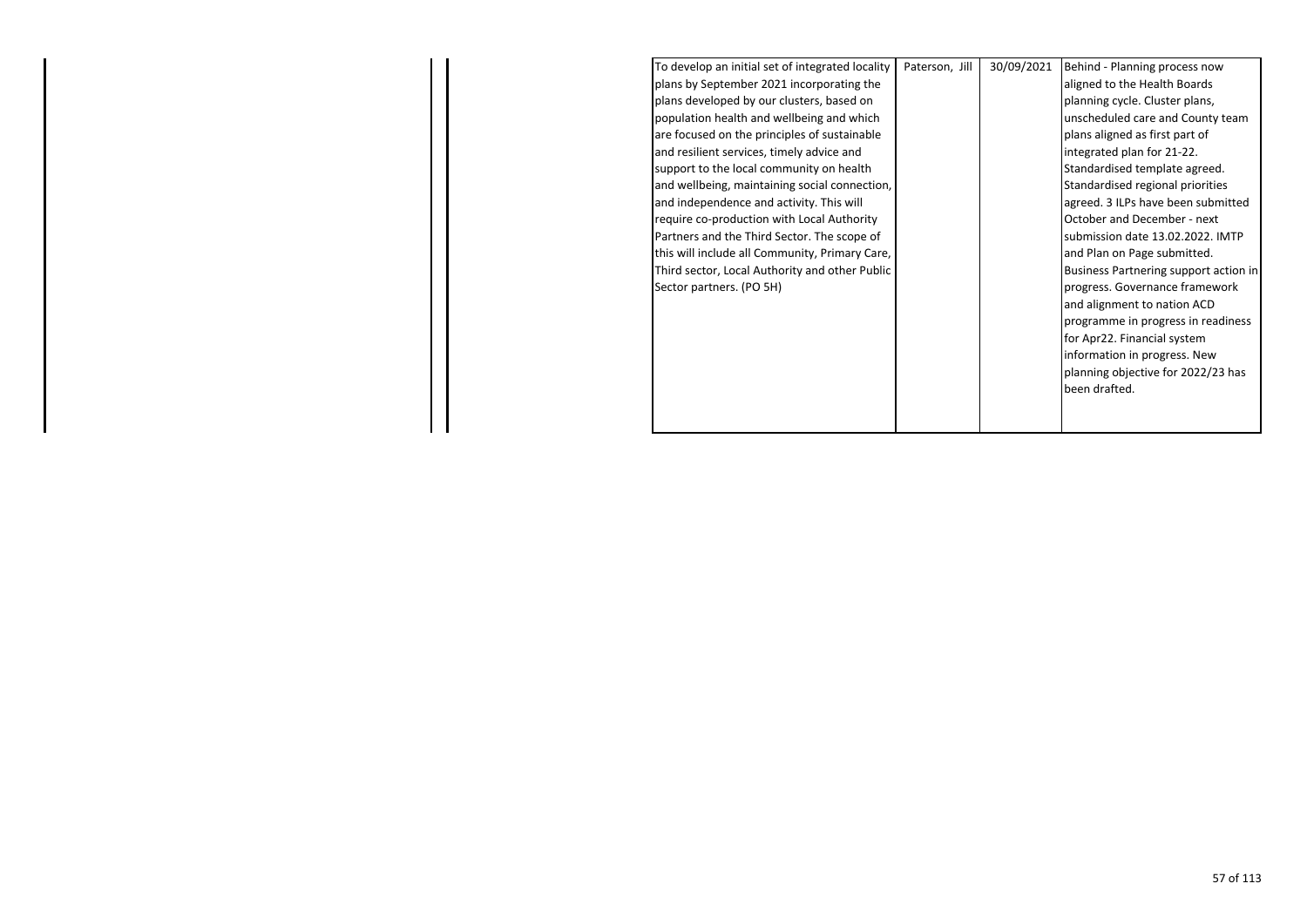| | | | | | |
|---|---|---|---|---|---|
| | | To develop an initial set of integrated locality plans by September 2021 incorporating the plans developed by our clusters, based on population health and wellbeing and which are focused on the principles of sustainable and resilient services, timely advice and support to the local community on health and wellbeing, maintaining social connection, and independence and activity. This will require co-production with Local Authority Partners and the Third Sector. The scope of this will include all Community, Primary Care, Third sector, Local Authority and other Public Sector partners. (PO 5H) | Paterson, Jill | 30/09/2021 | Behind - Planning process now aligned to the Health Boards planning cycle. Cluster plans, unscheduled care and County team plans aligned as first part of integrated plan for 21-22. Standardised template agreed. Standardised regional priorities agreed. 3 ILPs have been submitted October and December - next submission date 13.02.2022. IMTP and Plan on Page submitted. Business Partnering support action in progress. Governance framework and alignment to nation ACD programme in progress in readiness for Apr22. Financial system information in progress. New planning objective for 2022/23 has been drafted. |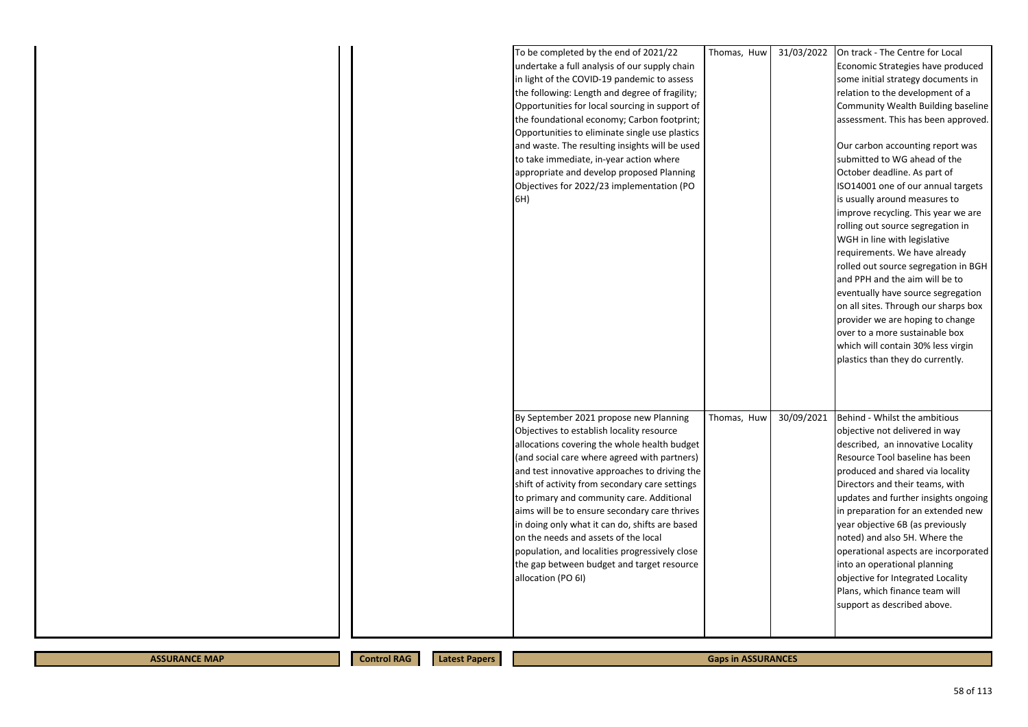| | | | Action | Lead | Due Date | Progress |
|---|---|---|---|---|---|---|
| | | | To be completed by the end of 2021/22 undertake a full analysis of our supply chain in light of the COVID-19 pandemic to assess the following: Length and degree of fragility; Opportunities for local sourcing in support of the foundational economy; Carbon footprint; Opportunities to eliminate single use plastics and waste. The resulting insights will be used to take immediate, in-year action where appropriate and develop proposed Planning Objectives for 2022/23 implementation (PO 6H) | Thomas, Huw | 31/03/2022 | On track - The Centre for Local Economic Strategies have produced some initial strategy documents in relation to the development of a Community Wealth Building baseline assessment. This has been approved.<br><br>Our carbon accounting report was submitted to WG ahead of the October deadline. As part of ISO14001 one of our annual targets is usually around measures to improve recycling. This year we are rolling out source segregation in WGH in line with legislative requirements. We have already rolled out source segregation in BGH and PPH and the aim will be to eventually have source segregation on all sites. Through our sharps box provider we are hoping to change over to a more sustainable box which will contain 30% less virgin plastics than they do currently. |
| | | | By September 2021 propose new Planning Objectives to establish locality resource allocations covering the whole health budget (and social care where agreed with partners) and test innovative approaches to driving the shift of activity from secondary care settings to primary and community care. Additional aims will be to ensure secondary care thrives in doing only what it can do, shifts are based on the needs and assets of the local population, and localities progressively close the gap between budget and target resource allocation (PO 6I) | Thomas, Huw | 30/09/2021 | Behind - Whilst the ambitious objective not delivered in way described, an innovative Locality Resource Tool baseline has been produced and shared via locality Directors and their teams, with updates and further insights ongoing in preparation for an extended new year objective 6B (as previously noted) and also 5H. Where the operational aspects are incorporated into an operational planning objective for Integrated Locality Plans, which finance team will support as described above. |

| ASSURANCE MAP | Control RAG | Latest Papers | Gaps in ASSURANCES |
|---|---|---|---|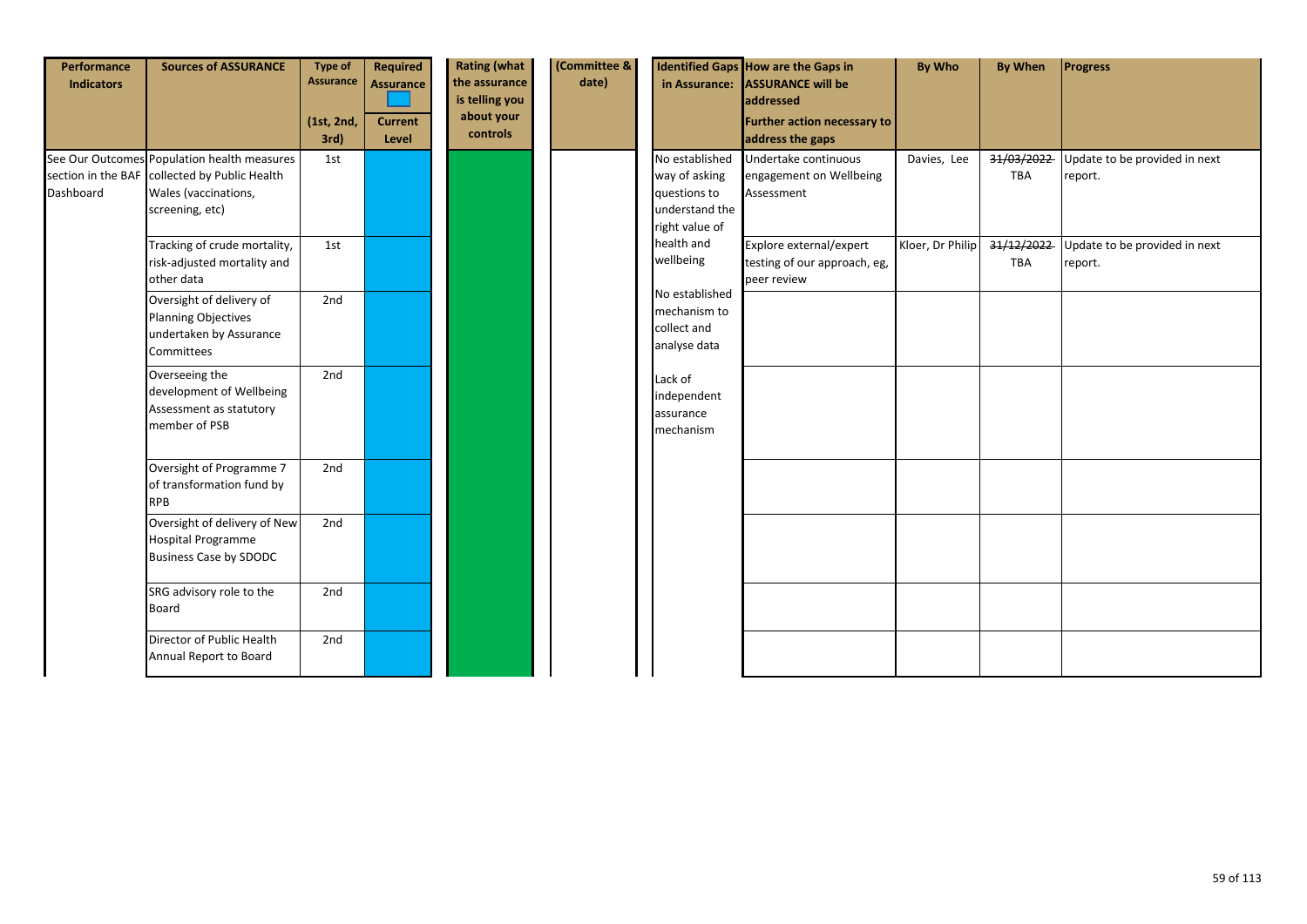| Performance Indicators | Sources of ASSURANCE | Type of Assurance (1st, 2nd, 3rd) | Required Assurance / Current Level | Rating (what the assurance is telling you about your controls | (Committee & date) | Identified Gaps in Assurance: | How are the Gaps in ASSURANCE will be addressed / Further action necessary to address the gaps | By Who | By When | Progress |
|---|---|---|---|---|---|---|---|---|---|---|
| See Our Outcomes section in the BAF Dashboard | Population health measures collected by Public Health Wales (vaccinations, screening, etc) | 1st | | | | No established way of asking questions to understand the right value of health and wellbeing | Undertake continuous engagement on Wellbeing Assessment | Davies, Lee | ~~31/03/2022~~ TBA | Update to be provided in next report. |
| | Tracking of crude mortality, risk-adjusted mortality and other data | 1st | | | | | Explore external/expert testing of our approach, eg, peer review | Kloer, Dr Philip | ~~31/12/2022~~ TBA | Update to be provided in next report. |
| | Oversight of delivery of Planning Objectives undertaken by Assurance Committees | 2nd | | | | No established mechanism to collect and analyse data | | | | |
| | Overseeing the development of Wellbeing Assessment as statutory member of PSB | 2nd | | | | Lack of independent assurance mechanism | | | | |
| | Oversight of Programme 7 of transformation fund by RPB | 2nd | | | | | | | | |
| | Oversight of delivery of New Hospital Programme Business Case by SDODC | 2nd | | | | | | | | |
| | SRG advisory role to the Board | 2nd | | | | | | | | |
| | Director of Public Health Annual Report to Board | 2nd | | | | | | | | |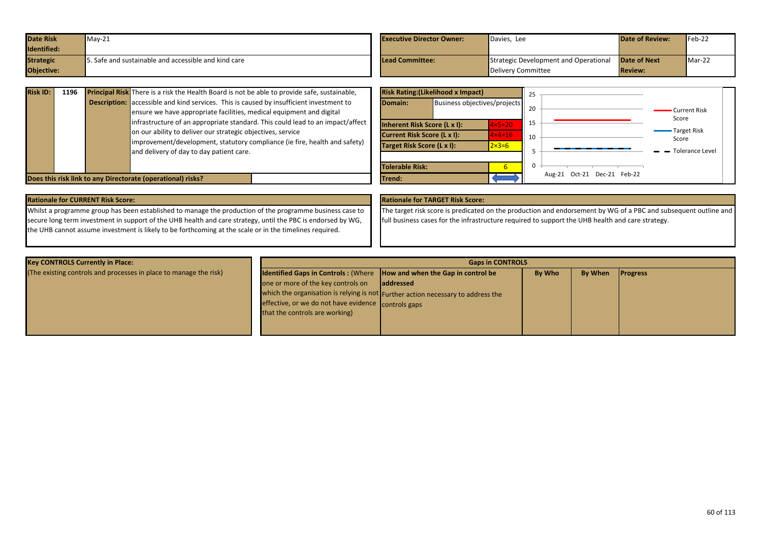| Date Risk Identified: | May-21 | Executive Director Owner: | Davies, Lee | Date of Review: | Feb-22 |
|---|---|---|---|---|---|
| Strategic Objective: | 5. Safe and sustainable and accessible and kind care | Lead Committee: | Strategic Development and Operational Delivery Committee | Date of Next Review: | Mar-22 |

| Risk ID: | 1196 | Principal Risk Description: | There is a risk the Health Board is not be able to provide safe, sustainable, accessible and kind services. This is caused by insufficient investment to ensure we have appropriate facilities, medical equipment and digital infrastructure of an appropriate standard. This could lead to an impact/affect on our ability to deliver our strategic objectives, service improvement/development, statutory compliance (ie fire, health and safety) and delivery of day to day patient care. |
|---|---|---|---|

**Does this risk link to any Directorate (operational) risks?**

| Risk Rating:(Likelihood x Impact) | | |
|---|---|---|
| Domain: | Business objectives/projects | |
| Inherent Risk Score (L x I): | | 4×5=20 |
| Current Risk Score (L x I): | | 4×4=16 |
| Target Risk Score (L x I): | | 2×3=6 |
| Tolerable Risk: | | 6 |
| Trend: | | |

Chart: Current Risk Score, Target Risk Score, Tolerance Level (Aug-21, Oct-21, Dec-21, Feb-22; axis 0–25)

**Rationale for CURRENT Risk Score:**

Whilst a programme group has been established to manage the production of the programme business case to secure long term investment in support of the UHB health and care strategy, until the PBC is endorsed by WG, the UHB cannot assume investment is likely to be forthcoming at the scale or in the timelines required.

**Rationale for TARGET Risk Score:**

The target risk score is predicated on the production and endorsement by WG of a PBC and subsequent outline and full business cases for the infrastructure required to support the UHB health and care strategy.

| Key CONTROLS Currently in Place: (The existing controls and processes in place to manage the risk) | Gaps in CONTROLS | | | | |
|---|---|---|---|---|---|
| | **Identified Gaps in Controls :** (Where one or more of the key controls on which the organisation is relying is not effective, or we do not have evidence that the controls are working) | **How and when the Gap in control be addressed** Further action necessary to address the controls gaps | **By Who** | **By When** | **Progress** |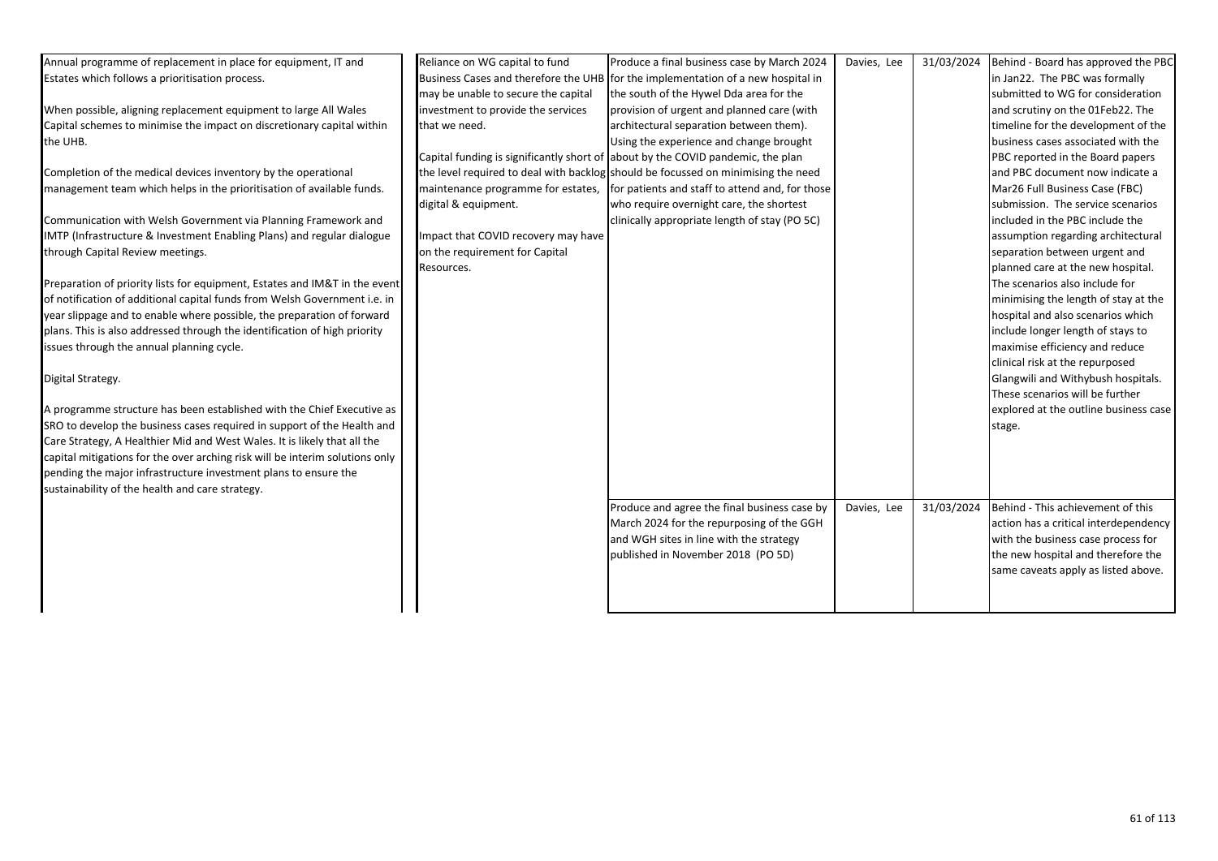| | | | | | |
|---|---|---|---|---|---|
| Annual programme of replacement in place for equipment, IT and Estates which follows a prioritisation process.<br><br>When possible, aligning replacement equipment to large All Wales Capital schemes to minimise the impact on discretionary capital within the UHB.<br><br>Completion of the medical devices inventory by the operational management team which helps in the prioritisation of available funds.<br><br>Communication with Welsh Government via Planning Framework and IMTP (Infrastructure & Investment Enabling Plans) and regular dialogue through Capital Review meetings.<br><br>Preparation of priority lists for equipment, Estates and IM&T in the event of notification of additional capital funds from Welsh Government i.e. in year slippage and to enable where possible, the preparation of forward plans. This is also addressed through the identification of high priority issues through the annual planning cycle.<br><br>Digital Strategy.<br><br>A programme structure has been established with the Chief Executive as SRO to develop the business cases required in support of the Health and Care Strategy, A Healthier Mid and West Wales. It is likely that all the capital mitigations for the over arching risk will be interim solutions only pending the major infrastructure investment plans to ensure the sustainability of the health and care strategy. | Reliance on WG capital to fund Business Cases and therefore the UHB may be unable to secure the capital investment to provide the services that we need.<br><br>Capital funding is significantly short of the level required to deal with backlog maintenance programme for estates, digital & equipment.<br><br>Impact that COVID recovery may have on the requirement for Capital Resources. | Produce a final business case by March 2024 for the implementation of a new hospital in the south of the Hywel Dda area for the provision of urgent and planned care (with architectural separation between them). Using the experience and change brought about by the COVID pandemic, the plan should be focussed on minimising the need for patients and staff to attend and, for those who require overnight care, the shortest clinically appropriate length of stay (PO 5C) | Davies, Lee | 31/03/2024 | Behind - Board has approved the PBC in Jan22. The PBC was formally submitted to WG for consideration and scrutiny on the 01Feb22. The timeline for the development of the business cases associated with the PBC reported in the Board papers and PBC document now indicate a Mar26 Full Business Case (FBC) submission. The service scenarios included in the PBC include the assumption regarding architectural separation between urgent and planned care at the new hospital. The scenarios also include for minimising the length of stay at the hospital and also scenarios which include longer length of stays to maximise efficiency and reduce clinical risk at the repurposed Glangwili and Withybush hospitals. These scenarios will be further explored at the outline business case stage. |
| | | Produce and agree the final business case by March 2024 for the repurposing of the GGH and WGH sites in line with the strategy published in November 2018 (PO 5D) | Davies, Lee | 31/03/2024 | Behind - This achievement of this action has a critical interdependency with the business case process for the new hospital and therefore the same caveats apply as listed above. |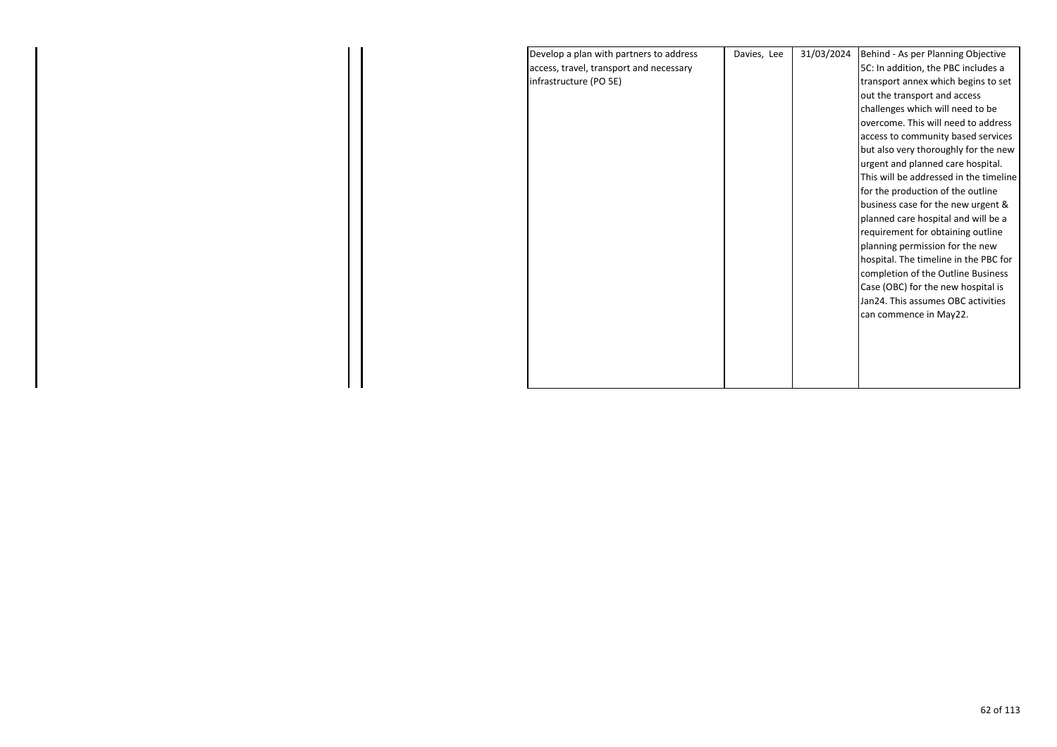| | | | | | |
|---|---|---|---|---|---|
| | | Develop a plan with partners to address access, travel, transport and necessary infrastructure (PO 5E) | Davies, Lee | 31/03/2024 | Behind - As per Planning Objective 5C: In addition, the PBC includes a transport annex which begins to set out the transport and access challenges which will need to be overcome. This will need to address access to community based services but also very thoroughly for the new urgent and planned care hospital. This will be addressed in the timeline for the production of the outline business case for the new urgent & planned care hospital and will be a requirement for obtaining outline planning permission for the new hospital. The timeline in the PBC for completion of the Outline Business Case (OBC) for the new hospital is Jan24. This assumes OBC activities can commence in May22. |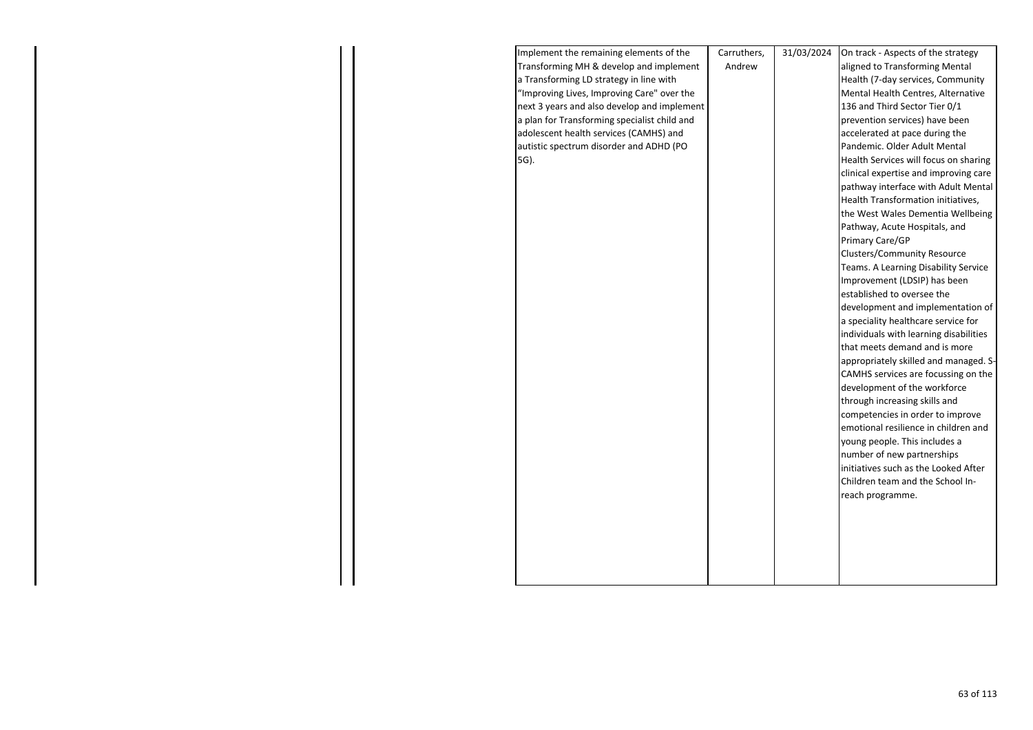| | | | | | |
|---|---|---|---|---|---|
| | | Implement the remaining elements of the Transforming MH & develop and implement a Transforming LD strategy in line with "Improving Lives, Improving Care" over the next 3 years and also develop and implement a plan for Transforming specialist child and adolescent health services (CAMHS) and autistic spectrum disorder and ADHD (PO 5G). | Carruthers, Andrew | 31/03/2024 | On track - Aspects of the strategy aligned to Transforming Mental Health (7-day services, Community Mental Health Centres, Alternative 136 and Third Sector Tier 0/1 prevention services) have been accelerated at pace during the Pandemic. Older Adult Mental Health Services will focus on sharing clinical expertise and improving care pathway interface with Adult Mental Health Transformation initiatives, the West Wales Dementia Wellbeing Pathway, Acute Hospitals, and Primary Care/GP Clusters/Community Resource Teams. A Learning Disability Service Improvement (LDSIP) has been established to oversee the development and implementation of a speciality healthcare service for individuals with learning disabilities that meets demand and is more appropriately skilled and managed. S-CAMHS services are focussing on the development of the workforce through increasing skills and competencies in order to improve emotional resilience in children and young people. This includes a number of new partnerships initiatives such as the Looked After Children team and the School In-reach programme. |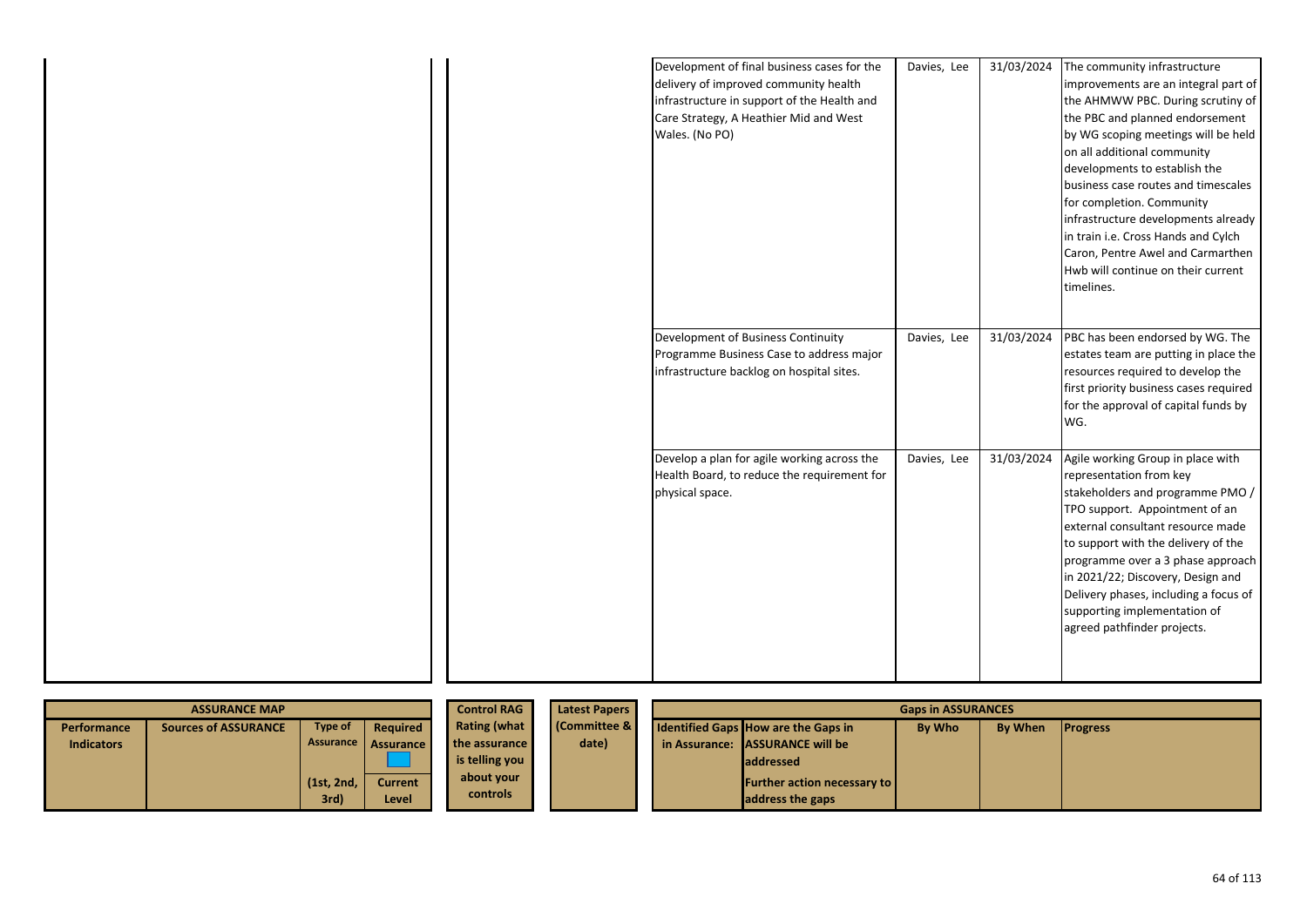| Action | Lead | By When | Progress |
|---|---|---|---|
| Development of final business cases for the delivery of improved community health infrastructure in support of the Health and Care Strategy, A Heathier Mid and West Wales. (No PO) | Davies, Lee | 31/03/2024 | The community infrastructure improvements are an integral part of the AHMWW PBC. During scrutiny of the PBC and planned endorsement by WG scoping meetings will be held on all additional community developments to establish the business case routes and timescales for completion. Community infrastructure developments already in train i.e. Cross Hands and Cylch Caron, Pentre Awel and Carmarthen Hwb will continue on their current timelines. |
| Development of Business Continuity Programme Business Case to address major infrastructure backlog on hospital sites. | Davies, Lee | 31/03/2024 | PBC has been endorsed by WG. The estates team are putting in place the resources required to develop the first priority business cases required for the approval of capital funds by WG. |
| Develop a plan for agile working across the Health Board, to reduce the requirement for physical space. | Davies, Lee | 31/03/2024 | Agile working Group in place with representation from key stakeholders and programme PMO / TPO support. Appointment of an external consultant resource made to support with the delivery of the programme over a 3 phase approach in 2021/22; Discovery, Design and Delivery phases, including a focus of supporting implementation of agreed pathfinder projects. |

| ASSURANCE MAP | | | | Control RAG Rating (what the assurance is telling you about your controls | Latest Papers (Committee & date) | Gaps in ASSURANCES | | | | |
|---|---|---|---|---|---|---|---|---|---|---|
| Performance Indicators | Sources of ASSURANCE | Type of Assurance (1st, 2nd, 3rd) | Required Assurance / Current Level | | | Identified Gaps in Assurance: | How are the Gaps in ASSURANCE will be addressed Further action necessary to address the gaps | By Who | By When | Progress |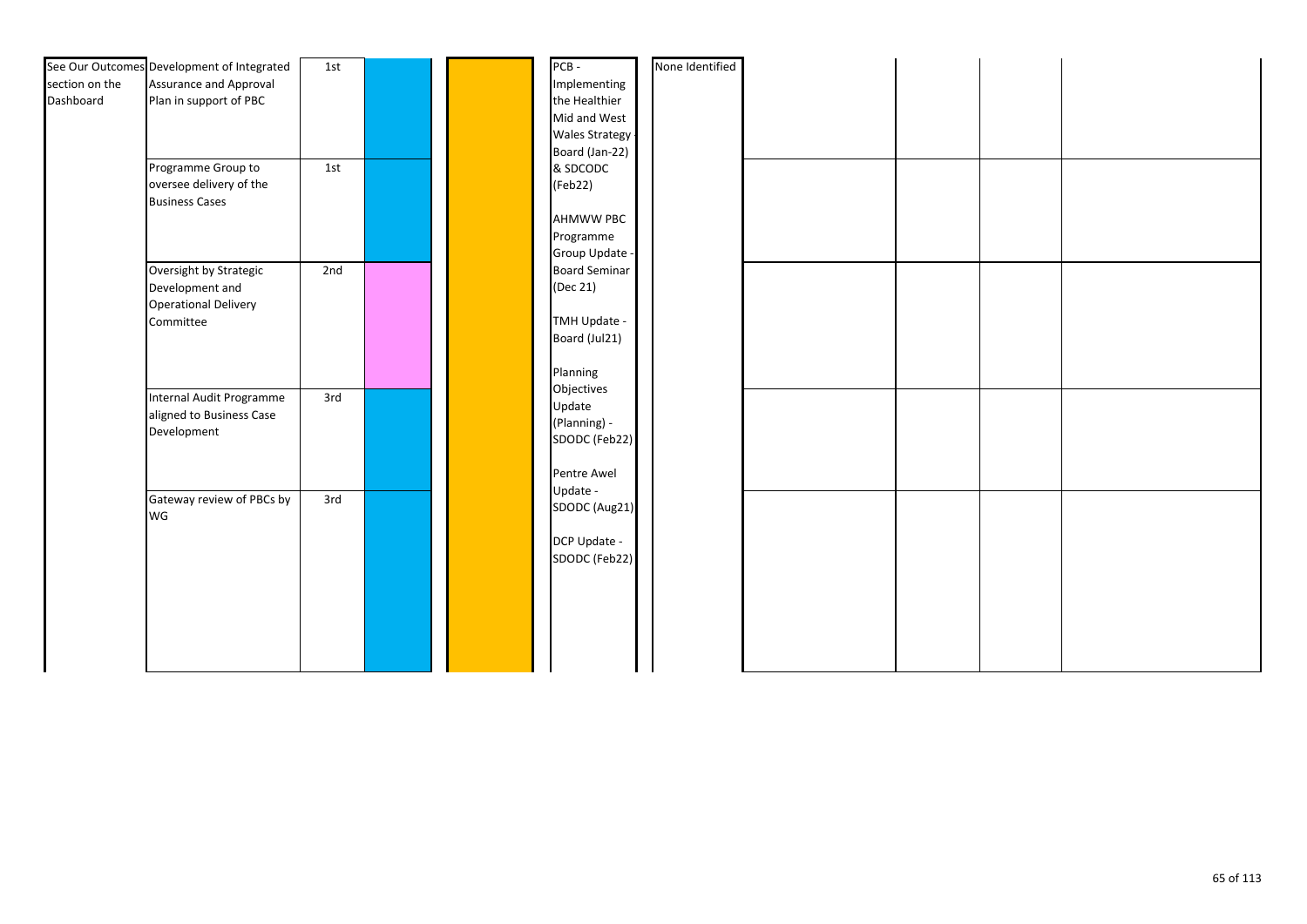| | | | | | | | | | |
|---|---|---|---|---|---|---|---|---|---|
| See Our Outcomes section on the Dashboard | Development of Integrated Assurance and Approval Plan in support of PBC | 1st | | | PCB - Implementing the Healthier Mid and West Wales Strategy - Board (Jan-22) & SDCODC (Feb22)<br><br>AHMWW PBC Programme Group Update - Board Seminar (Dec 21)<br><br>TMH Update - Board (Jul21)<br><br>Planning Objectives Update (Planning) - SDODC (Feb22)<br><br>Pentre Awel Update - SDODC (Aug21)<br><br>DCP Update - SDODC (Feb22) | None Identified | | | |
| | Programme Group to oversee delivery of the Business Cases | 1st | | | | | | | |
| | Oversight by Strategic Development and Operational Delivery Committee | 2nd | | | | | | | |
| | Internal Audit Programme aligned to Business Case Development | 3rd | | | | | | | |
| | Gateway review of PBCs by WG | 3rd | | | | | | | |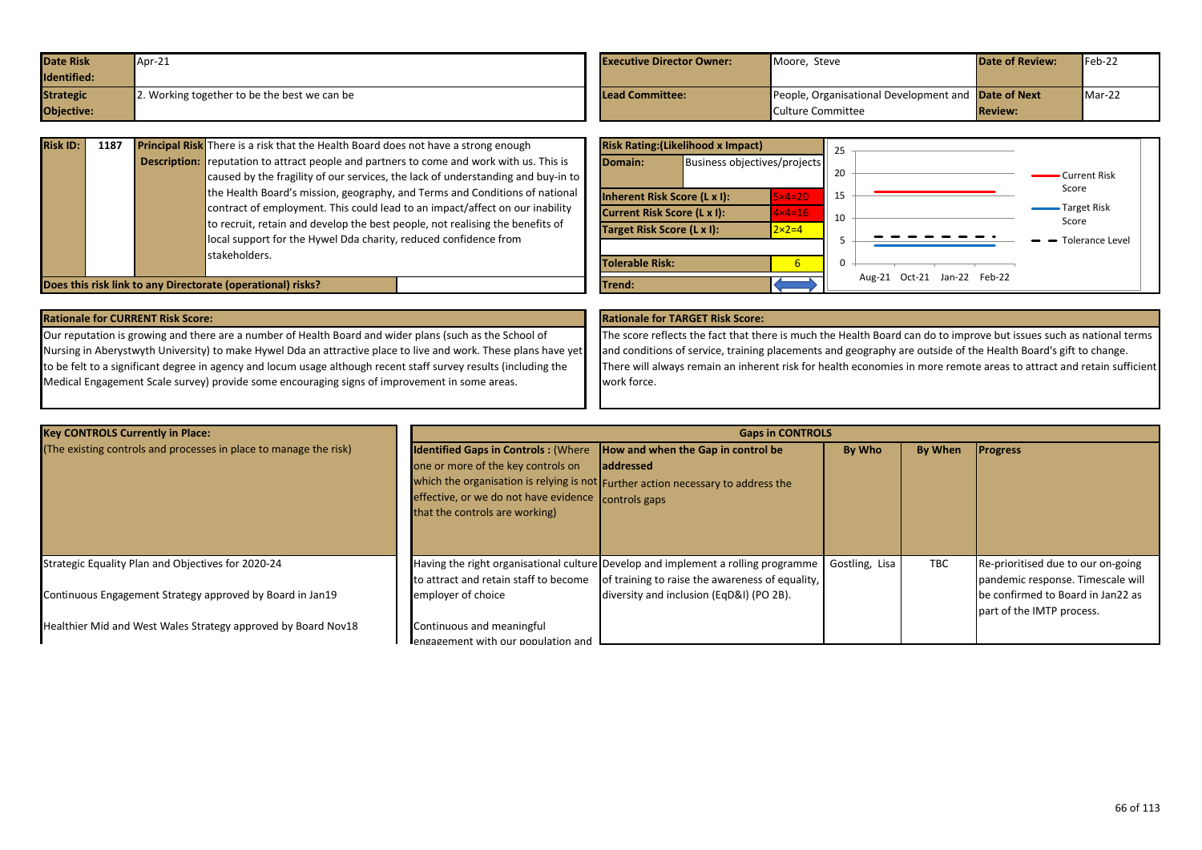| Date Risk Identified: | Apr-21 | Executive Director Owner: | Moore, Steve | Date of Review: | Feb-22 |
|---|---|---|---|---|---|
| Strategic Objective: | 2. Working together to be the best we can be | Lead Committee: | People, Organisational Development and Culture Committee | Date of Next Review: | Mar-22 |

| Risk ID: | 1187 | Principal Risk Description: | There is a risk that the Health Board does not have a strong enough reputation to attract people and partners to come and work with us. This is caused by the fragility of our services, the lack of understanding and buy-in to the Health Board's mission, geography, and Terms and Conditions of national contract of employment. This could lead to an impact/affect on our inability to recruit, retain and develop the best people, not realising the benefits of local support for the Hywel Dda charity, reduced confidence from stakeholders. |
|---|---|---|---|

**Does this risk link to any Directorate (operational) risks?**

| Risk Rating:(Likelihood x Impact) | |
|---|---|
| Domain: | Business objectives/projects |
| Inherent Risk Score (L x I): | 5×4=20 |
| Current Risk Score (L x I): | 4×4=16 |
| Target Risk Score (L x I): | 2×2=4 |
| Tolerable Risk: | 6 |
| Trend: | ⇔ |

Chart (Aug-21, Oct-21, Jan-22, Feb-22): Current Risk Score; Target Risk Score; Tolerance Level.

**Rationale for CURRENT Risk Score:**

Our reputation is growing and there are a number of Health Board and wider plans (such as the School of Nursing in Aberystwyth University) to make Hywel Dda an attractive place to live and work. These plans have yet to be felt to a significant degree in agency and locum usage although recent staff survey results (including the Medical Engagement Scale survey) provide some encouraging signs of improvement in some areas.

**Rationale for TARGET Risk Score:**

The score reflects the fact that there is much the Health Board can do to improve but issues such as national terms and conditions of service, training placements and geography are outside of the Health Board's gift to change. There will always remain an inherent risk for health economies in more remote areas to attract and retain sufficient work force.

| Key CONTROLS Currently in Place: (The existing controls and processes in place to manage the risk) | Identified Gaps in Controls : (Where one or more of the key controls on which the organisation is relying is not effective, or we do not have evidence that the controls are working) | How and when the Gap in control be addressed Further action necessary to address the controls gaps | By Who | By When | Progress |
|---|---|---|---|---|---|
| Strategic Equality Plan and Objectives for 2020-24<br><br>Continuous Engagement Strategy approved by Board in Jan19<br><br>Healthier Mid and West Wales Strategy approved by Board Nov18 | Having the right organisational culture to attract and retain staff to become employer of choice<br><br>Continuous and meaningful engagement with our population and | Develop and implement a rolling programme of training to raise the awareness of equality, diversity and inclusion (EqD&I) (PO 2B). | Gostling, Lisa | TBC | Re-prioritised due to our on-going pandemic response. Timescale will be confirmed to Board in Jan22 as part of the IMTP process. |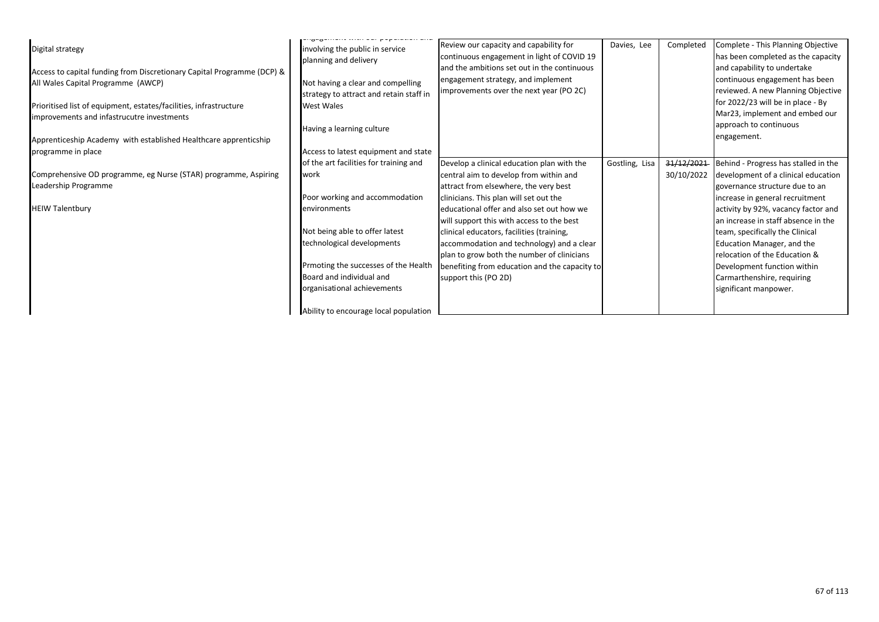| | | | | | |
|---|---|---|---|---|---|
| Digital strategy<br><br>Access to capital funding from Discretionary Capital Programme (DCP) & All Wales Capital Programme (AWCP)<br><br>Prioritised list of equipment, estates/facilities, infrastructure improvements and infastrucutre investments<br><br>Apprenticeship Academy with established Healthcare apprenticship programme in place<br><br>Comprehensive OD programme, eg Nurse (STAR) programme, Aspiring Leadership Programme<br><br>HEIW Talentbury | engagement with our population and involving the public in service planning and delivery<br><br>Not having a clear and compelling strategy to attract and retain staff in West Wales<br><br>Having a learning culture<br><br>Access to latest equipment and state of the art facilities for training and work<br><br>Poor working and accommodation environments<br><br>Not being able to offer latest technological developments<br><br>Prmoting the successes of the Health Board and individual and organisational achievements<br><br>Ability to encourage local population | Review our capacity and capability for continuous engagement in light of COVID 19 and the ambitions set out in the continuous engagement strategy, and implement improvements over the next year (PO 2C) | Davies, Lee | Completed | Complete - This Planning Objective has been completed as the capacity and capability to undertake continuous engagement has been reviewed. A new Planning Objective for 2022/23 will be in place - By Mar23, implement and embed our approach to continuous engagement. |
| | | Develop a clinical education plan with the central aim to develop from within and attract from elsewhere, the very best clinicians. This plan will set out the educational offer and also set out how we will support this with access to the best clinical educators, facilities (training, accommodation and technology) and a clear plan to grow both the number of clinicians benefiting from education and the capacity to support this (PO 2D) | Gostling, Lisa | ~~31/12/2021~~ 30/10/2022 | Behind - Progress has stalled in the development of a clinical education governance structure due to an increase in general recruitment activity by 92%, vacancy factor and an increase in staff absence in the team, specifically the Clinical Education Manager, and the relocation of the Education & Development function within Carmarthenshire, requiring significant manpower. |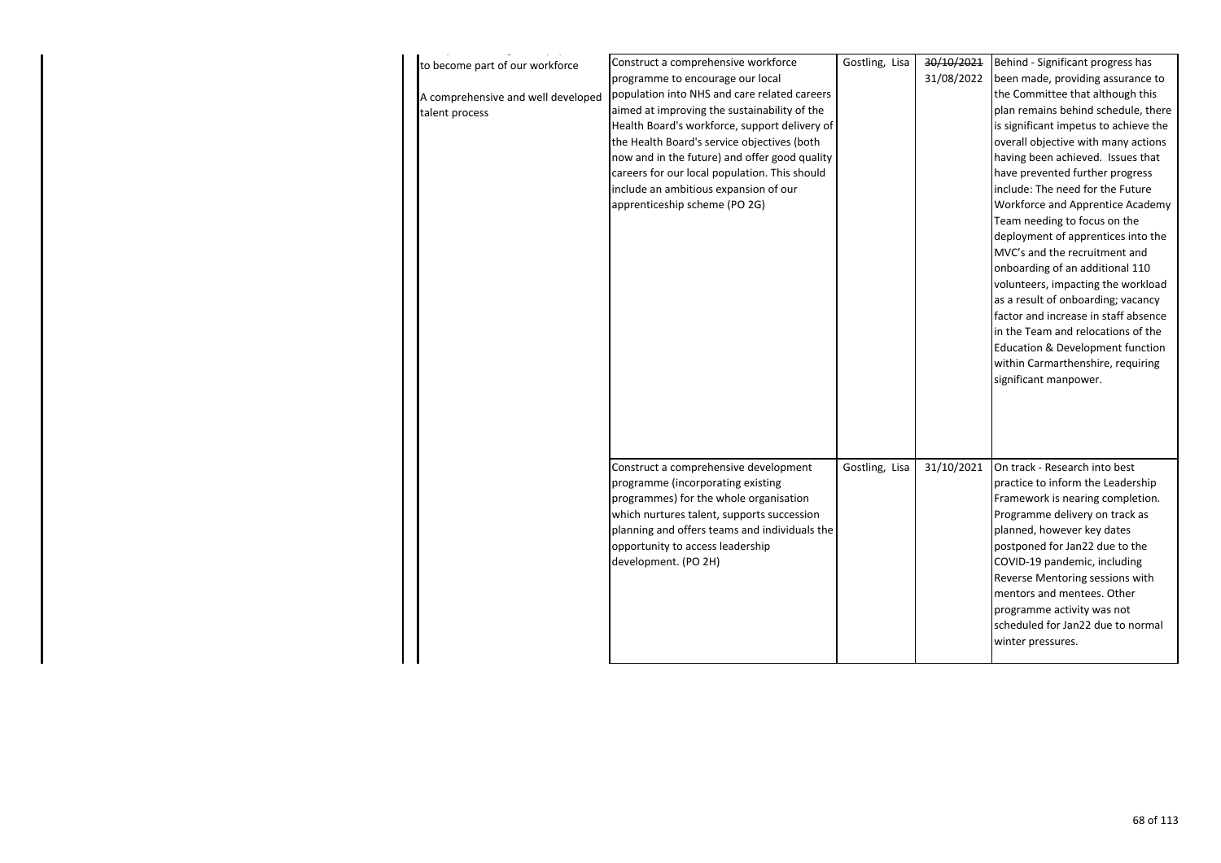| | | | | |
|---|---|---|---|---|
| to become part of our workforce<br><br>A comprehensive and well developed talent process | Construct a comprehensive workforce programme to encourage our local population into NHS and care related careers aimed at improving the sustainability of the Health Board's workforce, support delivery of the Health Board's service objectives (both now and in the future) and offer good quality careers for our local population. This should include an ambitious expansion of our apprenticeship scheme (PO 2G) | Gostling, Lisa | ~~30/10/2021~~ 31/08/2022 | Behind - Significant progress has been made, providing assurance to the Committee that although this plan remains behind schedule, there is significant impetus to achieve the overall objective with many actions having been achieved. Issues that have prevented further progress include: The need for the Future Workforce and Apprentice Academy Team needing to focus on the deployment of apprentices into the MVC's and the recruitment and onboarding of an additional 110 volunteers, impacting the workload as a result of onboarding; vacancy factor and increase in staff absence in the Team and relocations of the Education & Development function within Carmarthenshire, requiring significant manpower. |
| | Construct a comprehensive development programme (incorporating existing programmes) for the whole organisation which nurtures talent, supports succession planning and offers teams and individuals the opportunity to access leadership development. (PO 2H) | Gostling, Lisa | 31/10/2021 | On track - Research into best practice to inform the Leadership Framework is nearing completion. Programme delivery on track as planned, however key dates postponed for Jan22 due to the COVID-19 pandemic, including Reverse Mentoring sessions with mentors and mentees. Other programme activity was not scheduled for Jan22 due to normal winter pressures. |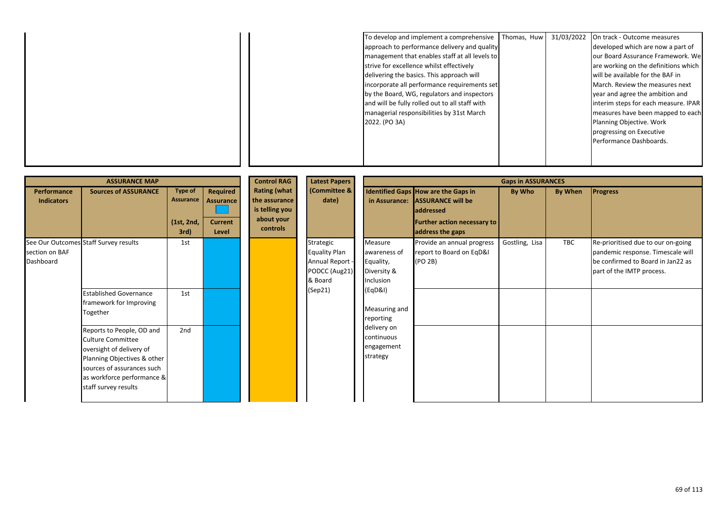| | | | | |
|---|---|---|---|---|
| | To develop and implement a comprehensive approach to performance delivery and quality management that enables staff at all levels to strive for excellence whilst effectively delivering the basics. This approach will incorporate all performance requirements set by the Board, WG, regulators and inspectors and will be fully rolled out to all staff with managerial responsibilities by 31st March 2022. (PO 3A) | Thomas, Huw | 31/03/2022 | On track - Outcome measures developed which are now a part of our Board Assurance Framework. We are working on the definitions which will be available for the BAF in March. Review the measures next year and agree the ambition and interim steps for each measure. IPAR measures have been mapped to each Planning Objective. Work progressing on Executive Performance Dashboards. |

| ASSURANCE MAP | | | | Control RAG | Latest Papers | Gaps in ASSURANCES | | | | |
|---|---|---|---|---|---|---|---|---|---|---|
| Performance Indicators | Sources of ASSURANCE | Type of Assurance (1st, 2nd, 3rd) | Required Assurance / Current Level | Rating (what the assurance is telling you about your controls | (Committee & date) | Identified Gaps in Assurance: | How are the Gaps in ASSURANCE will be addressed / Further action necessary to address the gaps | By Who | By When | Progress |
| See Our Outcomes section on BAF Dashboard | Staff Survey results | 1st | | | Strategic Equality Plan Annual Report - PODCC (Aug21) & Board (Sep21) | Measure awareness of Equality, Diversity & Inclusion (EqD&I) Measuring and reporting delivery on continuous engagement strategy | Provide an annual progress report to Board on EqD&I (PO 2B) | Gostling, Lisa | TBC | Re-prioritised due to our on-going pandemic response. Timescale will be confirmed to Board in Jan22 as part of the IMTP process. |
| | Established Governance framework for Improving Together | 1st | | | | | | | | |
| | Reports to People, OD and Culture Committee oversight of delivery of Planning Objectives & other sources of assurances such as workforce performance & staff survey results | 2nd | | | | | | | | |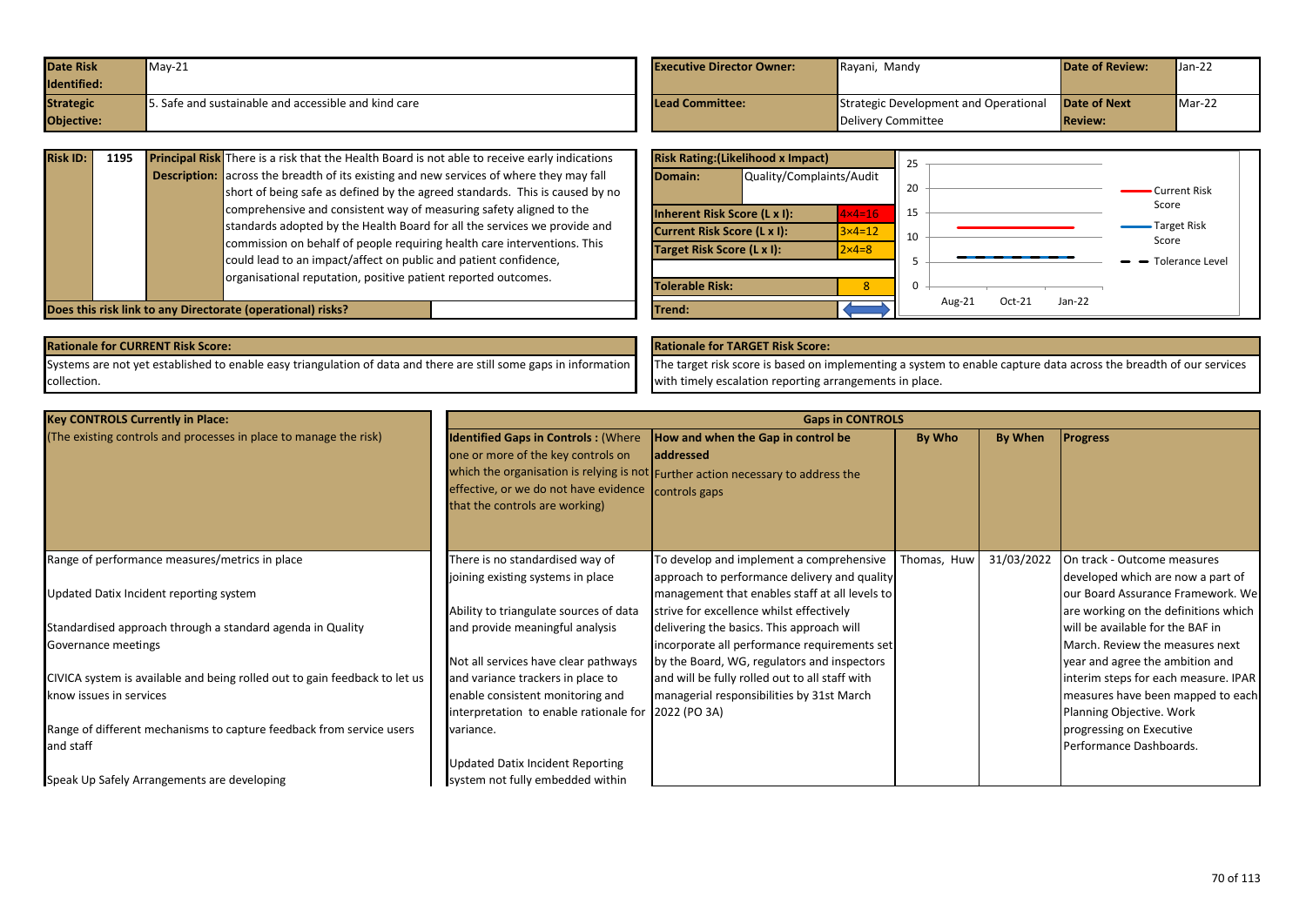| Date Risk Identified: | May-21 | Executive Director Owner: | Rayani, Mandy | Date of Review: | Jan-22 |
|---|---|---|---|---|---|
| Strategic Objective: | 5. Safe and sustainable and accessible and kind care | Lead Committee: | Strategic Development and Operational Delivery Committee | Date of Next Review: | Mar-22 |

| Risk ID: | 1195 | Principal Risk Description: | There is a risk that the Health Board is not able to receive early indications across the breadth of its existing and new services of where they may fall short of being safe as defined by the agreed standards. This is caused by no comprehensive and consistent way of measuring safety aligned to the standards adopted by the Health Board for all the services we provide and commission on behalf of people requiring health care interventions. This could lead to an impact/affect on public and patient confidence, organisational reputation, positive patient reported outcomes. |
|---|---|---|---|

**Does this risk link to any Directorate (operational) risks?**

| Risk Rating:(Likelihood x Impact) | |
|---|---|
| Domain: | Quality/Complaints/Audit |
| Inherent Risk Score (L x I): | 4×4=16 |
| Current Risk Score (L x I): | 3×4=12 |
| Target Risk Score (L x I): | 2×4=8 |
| Tolerable Risk: | 8 |
| Trend: | |

Chart: Current Risk Score / Target Risk Score / Tolerance Level (Aug-21, Oct-21, Jan-22)

**Rationale for CURRENT Risk Score:**

Systems are not yet established to enable easy triangulation of data and there are still some gaps in information collection.

**Rationale for TARGET Risk Score:**

The target risk score is based on implementing a system to enable capture data across the breadth of our services with timely escalation reporting arrangements in place.

| Key CONTROLS Currently in Place: (The existing controls and processes in place to manage the risk) | Identified Gaps in Controls : (Where one or more of the key controls on which the organisation is relying is not effective, or we do not have evidence that the controls are working) | How and when the Gap in control be addressed Further action necessary to address the controls gaps | By Who | By When | Progress |
|---|---|---|---|---|---|
| Range of performance measures/metrics in place<br><br>Updated Datix Incident reporting system<br><br>Standardised approach through a standard agenda in Quality Governance meetings<br><br>CIVICA system is available and being rolled out to gain feedback to let us know issues in services<br><br>Range of different mechanisms to capture feedback from service users and staff<br><br>Speak Up Safely Arrangements are developing | There is no standardised way of joining existing systems in place<br><br>Ability to triangulate sources of data and provide meaningful analysis<br><br>Not all services have clear pathways and variance trackers in place to enable consistent monitoring and interpretation to enable rationale for variance.<br><br>Updated Datix Incident Reporting system not fully embedded within | To develop and implement a comprehensive approach to performance delivery and quality management that enables staff at all levels to strive for excellence whilst effectively delivering the basics. This approach will incorporate all performance requirements set by the Board, WG, regulators and inspectors and will be fully rolled out to all staff with managerial responsibilities by 31st March 2022 (PO 3A) | Thomas, Huw | 31/03/2022 | On track - Outcome measures developed which are now a part of our Board Assurance Framework. We are working on the definitions which will be available for the BAF in March. Review the measures next year and agree the ambition and interim steps for each measure. IPAR measures have been mapped to each Planning Objective. Work progressing on Executive Performance Dashboards. |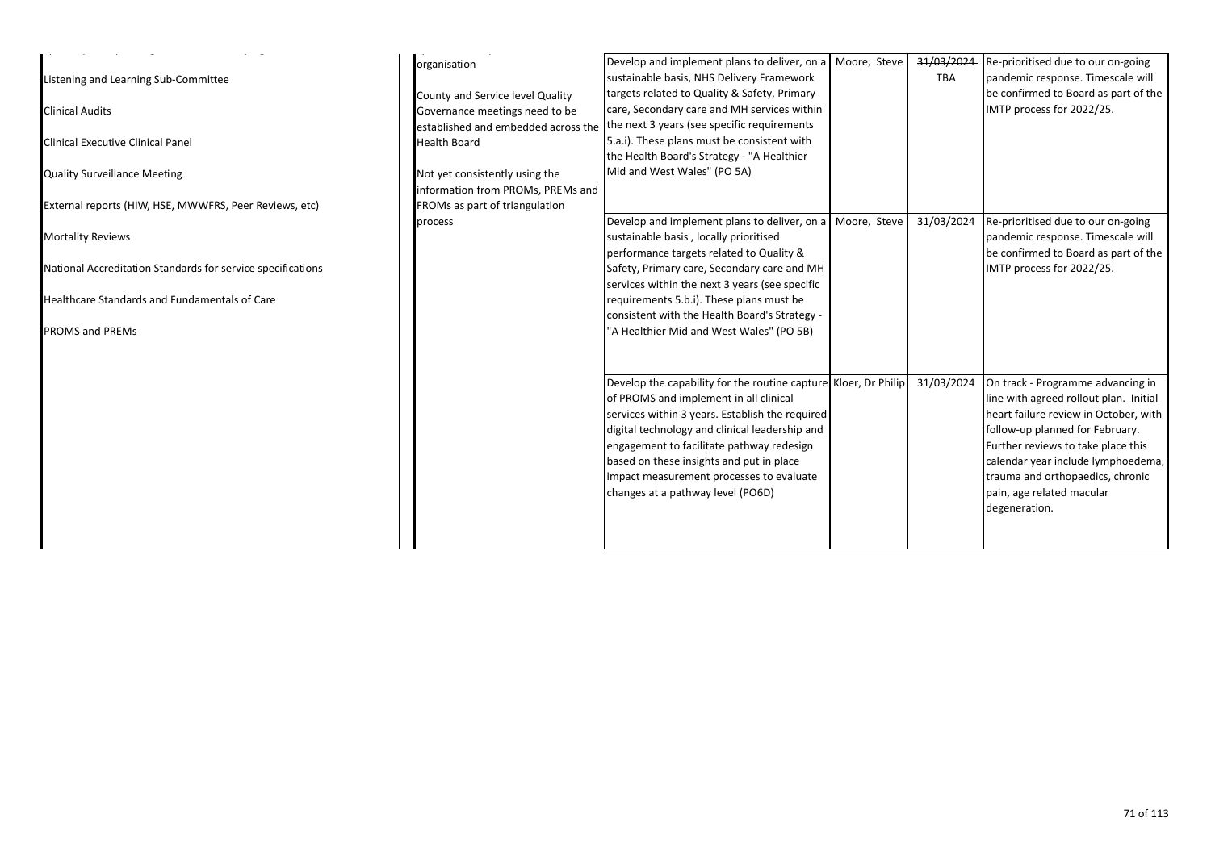| | | | | | |
|---|---|---|---|---|---|
| Listening and Learning Sub-Committee<br><br>Clinical Audits<br><br>Clinical Executive Clinical Panel<br><br>Quality Surveillance Meeting<br><br>External reports (HIW, HSE, MWWFRS, Peer Reviews, etc)<br><br>Mortality Reviews<br><br>National Accreditation Standards for service specifications<br><br>Healthcare Standards and Fundamentals of Care<br><br>PROMS and PREMs | organisation<br><br>County and Service level Quality Governance meetings need to be established and embedded across the Health Board<br><br>Not yet consistently using the information from PROMs, PREMs and FROMs as part of triangulation process | Develop and implement plans to deliver, on a sustainable basis, NHS Delivery Framework targets related to Quality & Safety, Primary care, Secondary care and MH services within the next 3 years (see specific requirements 5.a.i). These plans must be consistent with the Health Board's Strategy - "A Healthier Mid and West Wales" (PO 5A) | Moore, Steve | ~~31/03/2024~~ TBA | Re-prioritised due to our on-going pandemic response. Timescale will be confirmed to Board as part of the IMTP process for 2022/25. |
| | | Develop and implement plans to deliver, on a sustainable basis , locally prioritised performance targets related to Quality & Safety, Primary care, Secondary care and MH services within the next 3 years (see specific requirements 5.b.i). These plans must be consistent with the Health Board's Strategy - "A Healthier Mid and West Wales" (PO 5B) | Moore, Steve | 31/03/2024 | Re-prioritised due to our on-going pandemic response. Timescale will be confirmed to Board as part of the IMTP process for 2022/25. |
| | | Develop the capability for the routine capture of PROMS and implement in all clinical services within 3 years. Establish the required digital technology and clinical leadership and engagement to facilitate pathway redesign based on these insights and put in place impact measurement processes to evaluate changes at a pathway level (PO6D) | Kloer, Dr Philip | 31/03/2024 | On track - Programme advancing in line with agreed rollout plan. Initial heart failure review in October, with follow-up planned for February. Further reviews to take place this calendar year include lymphoedema, trauma and orthopaedics, chronic pain, age related macular degeneration. |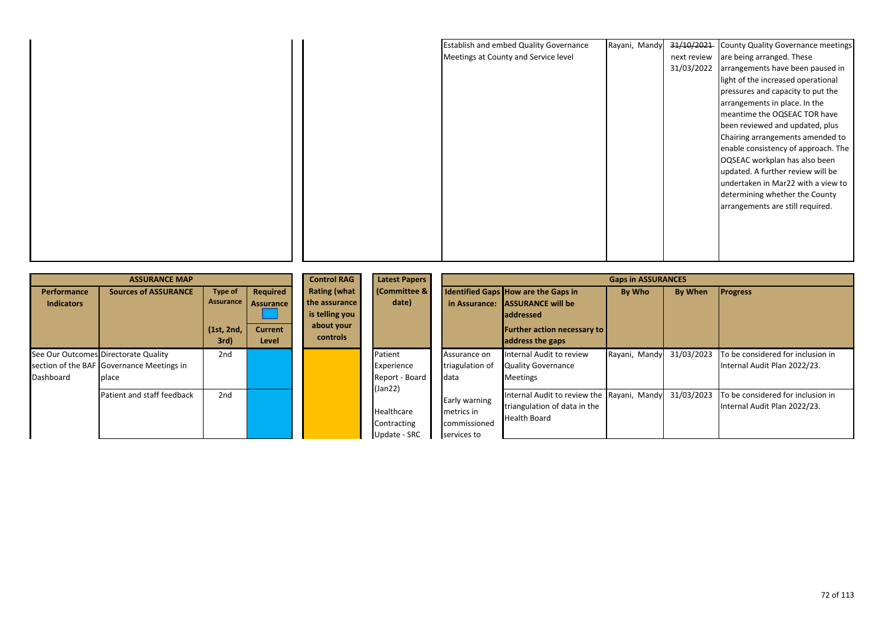| | | Action | Lead | By When | Progress |
|---|---|---|---|---|---|
| | | Establish and embed Quality Governance Meetings at County and Service level | Rayani, Mandy | ~~31/10/2021~~ next review 31/03/2022 | County Quality Governance meetings are being arranged. These arrangements have been paused in light of the increased operational pressures and capacity to put the arrangements in place. In the meantime the OQSEAC TOR have been reviewed and updated, plus Chairing arrangements amended to enable consistency of approach. The OQSEAC workplan has also been updated. A further review will be undertaken in Mar22 with a view to determining whether the County arrangements are still required. |

| ASSURANCE MAP | | | | Control RAG | Latest Papers | Gaps in ASSURANCES | | | | |
|---|---|---|---|---|---|---|---|---|---|---|
| Performance Indicators | Sources of ASSURANCE | Type of Assurance (1st, 2nd, 3rd) | Required Assurance / Current Level | Rating (what the assurance is telling you about your controls | Latest Papers (Committee & date) | Identified Gaps in Assurance: | How are the Gaps in ASSURANCE will be addressed / Further action necessary to address the gaps | By Who | By When | Progress |
| See Our Outcomes section of the BAF Dashboard | Directorate Quality Governance Meetings in place | 2nd | | | Patient Experience Report - Board (Jan22) | Assurance on triagulation of data | Internal Audit to review Quality Governance Meetings | Rayani, Mandy | 31/03/2023 | To be considered for inclusion in Internal Audit Plan 2022/23. |
| | Patient and staff feedback | 2nd | | | Healthcare Contracting Update - SRC | Early warning metrics in commissioned services to | Internal Audit to review the triangulation of data in the Health Board | Rayani, Mandy | 31/03/2023 | To be considered for inclusion in Internal Audit Plan 2022/23. |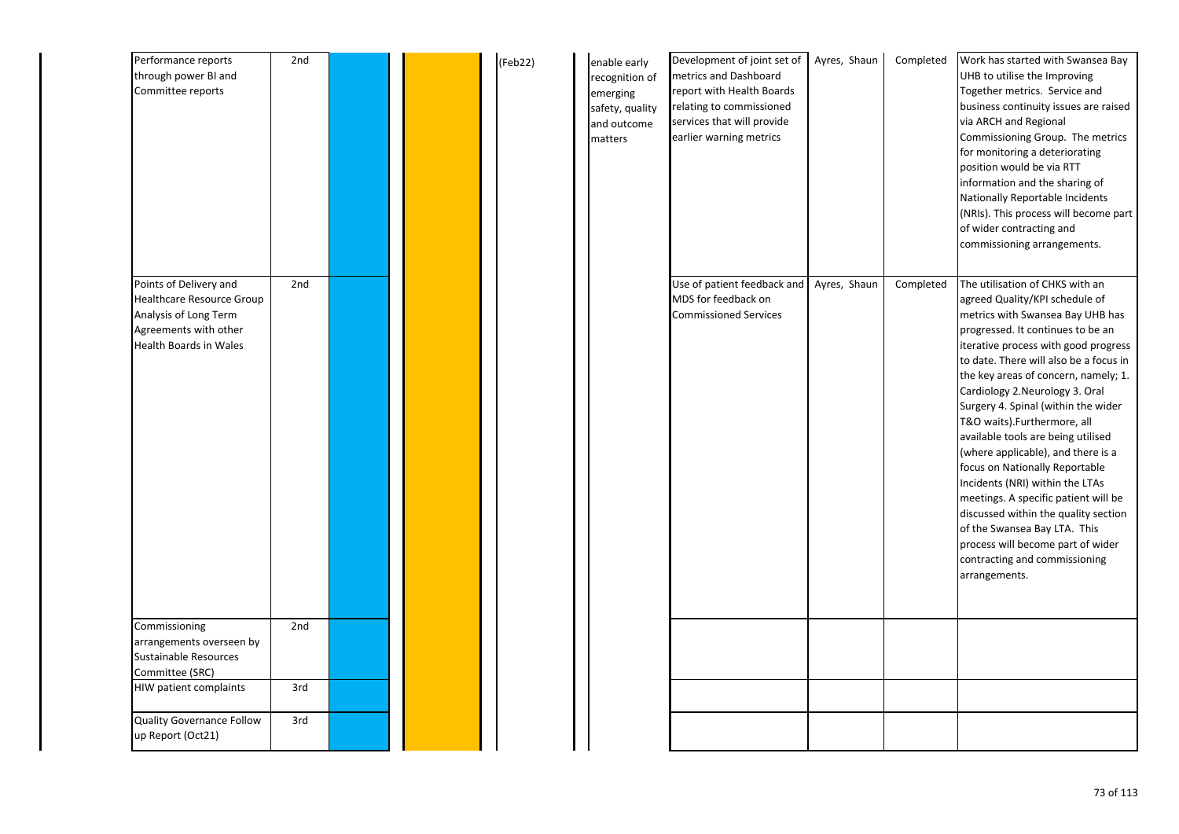| | | | | | | | | | |
|---|---|---|---|---|---|---|---|---|---|
| Performance reports through power BI and Committee reports | 2nd | | | (Feb22) | enable early recognition of emerging safety, quality and outcome matters | Development of joint set of metrics and Dashboard report with Health Boards relating to commissioned services that will provide earlier warning metrics | Ayres, Shaun | Completed | Work has started with Swansea Bay UHB to utilise the Improving Together metrics. Service and business continuity issues are raised via ARCH and Regional Commissioning Group. The metrics for monitoring a deteriorating position would be via RTT information and the sharing of Nationally Reportable Incidents (NRIs). This process will become part of wider contracting and commissioning arrangements. |
| Points of Delivery and Healthcare Resource Group Analysis of Long Term Agreements with other Health Boards in Wales | 2nd | | | | | Use of patient feedback and MDS for feedback on Commissioned Services | Ayres, Shaun | Completed | The utilisation of CHKS with an agreed Quality/KPI schedule of metrics with Swansea Bay UHB has progressed. It continues to be an iterative process with good progress to date. There will also be a focus in the key areas of concern, namely; 1. Cardiology 2.Neurology 3. Oral Surgery 4. Spinal (within the wider T&O waits).Furthermore, all available tools are being utilised (where applicable), and there is a focus on Nationally Reportable Incidents (NRI) within the LTAs meetings. A specific patient will be discussed within the quality section of the Swansea Bay LTA. This process will become part of wider contracting and commissioning arrangements. |
| Commissioning arrangements overseen by Sustainable Resources Committee (SRC) | 2nd | | | | | | | | |
| HIW patient complaints | 3rd | | | | | | | | |
| Quality Governance Follow up Report (Oct21) | 3rd | | | | | | | | |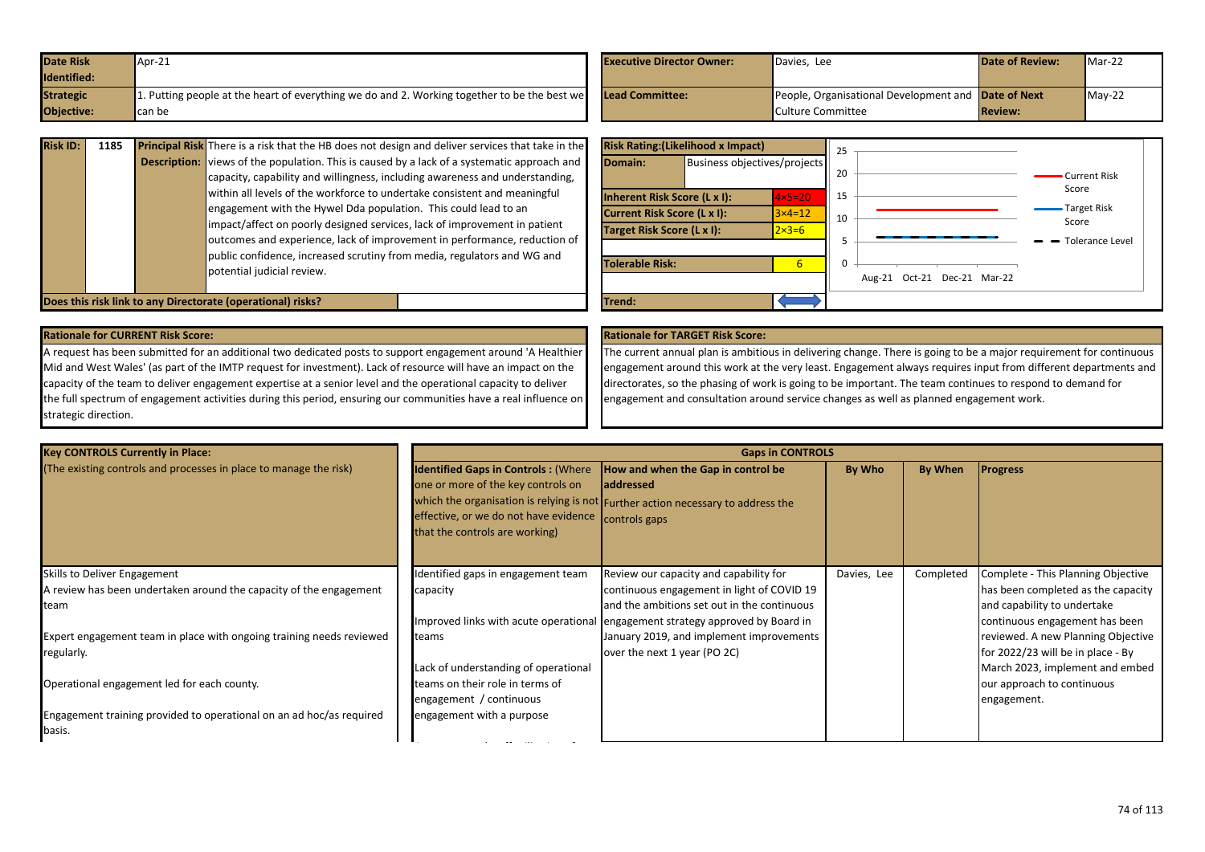| Date Risk Identified: | Apr-21 | Executive Director Owner: | Davies, Lee | Date of Review: | Mar-22 |
|---|---|---|---|---|---|
| Strategic Objective: | 1. Putting people at the heart of everything we do and 2. Working together to be the best we can be | Lead Committee: | People, Organisational Development and Culture Committee | Date of Next Review: | May-22 |

| Risk ID: | 1185 | Principal Risk Description: | There is a risk that the HB does not design and deliver services that take in the views of the population. This is caused by a lack of a systematic approach and capacity, capability and willingness, including awareness and understanding, within all levels of the workforce to undertake consistent and meaningful engagement with the Hywel Dda population. This could lead to an impact/affect on poorly designed services, lack of improvement in patient outcomes and experience, lack of improvement in performance, reduction of public confidence, increased scrutiny from media, regulators and WG and potential judicial review. |
|---|---|---|---|

**Does this risk link to any Directorate (operational) risks?**

| Risk Rating:(Likelihood x Impact) | |
|---|---|
| Domain: | Business objectives/projects |
| Inherent Risk Score (L x I): | 4×5=20 |
| Current Risk Score (L x I): | 3×4=12 |
| Target Risk Score (L x I): | 2×3=6 |
| Tolerable Risk: | 6 |
| Trend: | ⟷ |

Chart: Current Risk Score, Target Risk Score, Tolerance Level (Aug-21, Oct-21, Dec-21, Mar-22; scale 0–25)

**Rationale for CURRENT Risk Score:**

A request has been submitted for an additional two dedicated posts to support engagement around 'A Healthier Mid and West Wales' (as part of the IMTP request for investment). Lack of resource will have an impact on the capacity of the team to deliver engagement expertise at a senior level and the operational capacity to deliver the full spectrum of engagement activities during this period, ensuring our communities have a real influence on strategic direction.

**Rationale for TARGET Risk Score:**

The current annual plan is ambitious in delivering change. There is going to be a major requirement for continuous engagement around this work at the very least. Engagement always requires input from different departments and directorates, so the phasing of work is going to be important. The team continues to respond to demand for engagement and consultation around service changes as well as planned engagement work.

| Key CONTROLS Currently in Place: (The existing controls and processes in place to manage the risk) | Identified Gaps in Controls : (Where one or more of the key controls on which the organisation is relying is not effective, or we do not have evidence that the controls are working) | How and when the Gap in control be addressed Further action necessary to address the controls gaps | By Who | By When | Progress |
|---|---|---|---|---|---|
| Skills to Deliver Engagement<br>A review has been undertaken around the capacity of the engagement team<br><br>Expert engagement team in place with ongoing training needs reviewed regularly.<br><br>Operational engagement led for each county.<br><br>Engagement training provided to operational on an ad hoc/as required basis. | Identified gaps in engagement team capacity<br><br>Improved links with acute operational teams<br><br>Lack of understanding of operational teams on their role in terms of engagement / continuous engagement with a purpose | Review our capacity and capability for continuous engagement in light of COVID 19 and the ambitions set out in the continuous engagement strategy approved by Board in January 2019, and implement improvements over the next 1 year (PO 2C) | Davies, Lee | Completed | Complete - This Planning Objective has been completed as the capacity and capability to undertake continuous engagement has been reviewed. A new Planning Objective for 2022/23 will be in place - By March 2023, implement and embed our approach to continuous engagement. |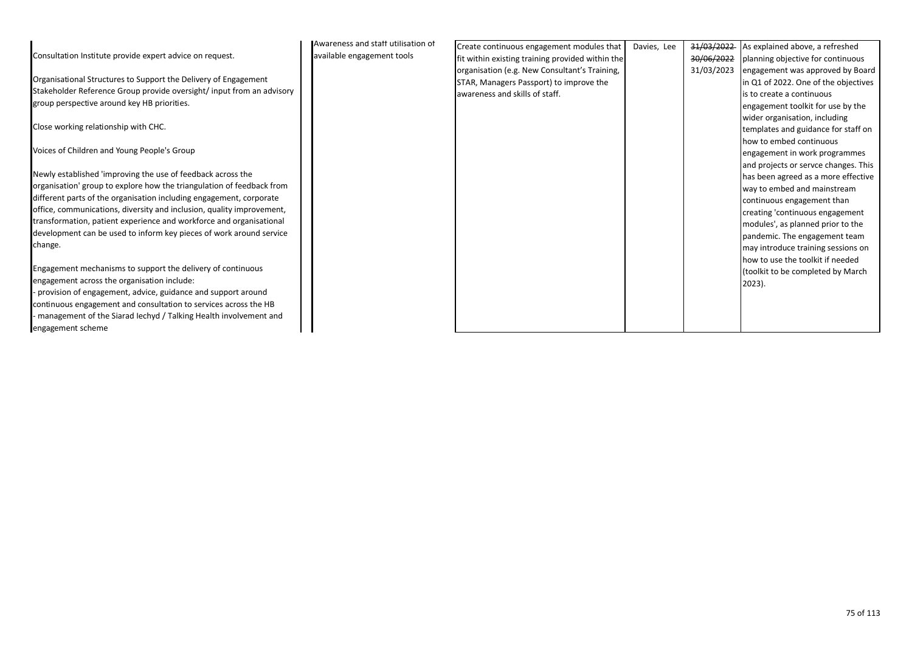| | | | | | |
|---|---|---|---|---|---|
| Consultation Institute provide expert advice on request.<br><br>Organisational Structures to Support the Delivery of Engagement<br>Stakeholder Reference Group provide oversight/ input from an advisory group perspective around key HB priorities.<br><br>Close working relationship with CHC.<br><br>Voices of Children and Young People's Group<br><br>Newly established 'improving the use of feedback across the organisation' group to explore how the triangulation of feedback from different parts of the organisation including engagement, corporate office, communications, diversity and inclusion, quality improvement, transformation, patient experience and workforce and organisational development can be used to inform key pieces of work around service change.<br><br>Engagement mechanisms to support the delivery of continuous engagement across the organisation include:<br>- provision of engagement, advice, guidance and support around continuous engagement and consultation to services across the HB<br>- management of the Siarad Iechyd / Talking Health involvement and engagement scheme | Awareness and staff utilisation of available engagement tools | Create continuous engagement modules that fit within existing training provided within the organisation (e.g. New Consultant's Training, STAR, Managers Passport) to improve the awareness and skills of staff. | Davies, Lee | ~~31/03/2022~~<br>~~30/06/2022~~<br>31/03/2023 | As explained above, a refreshed planning objective for continuous engagement was approved by Board in Q1 of 2022. One of the objectives is to create a continuous engagement toolkit for use by the wider organisation, including templates and guidance for staff on how to embed continuous engagement in work programmes and projects or servce changes. This has been agreed as a more effective way to embed and mainstream continuous engagement than creating 'continuous engagement modules', as planned prior to the pandemic. The engagement team may introduce training sessions on how to use the toolkit if needed (toolkit to be completed by March 2023). |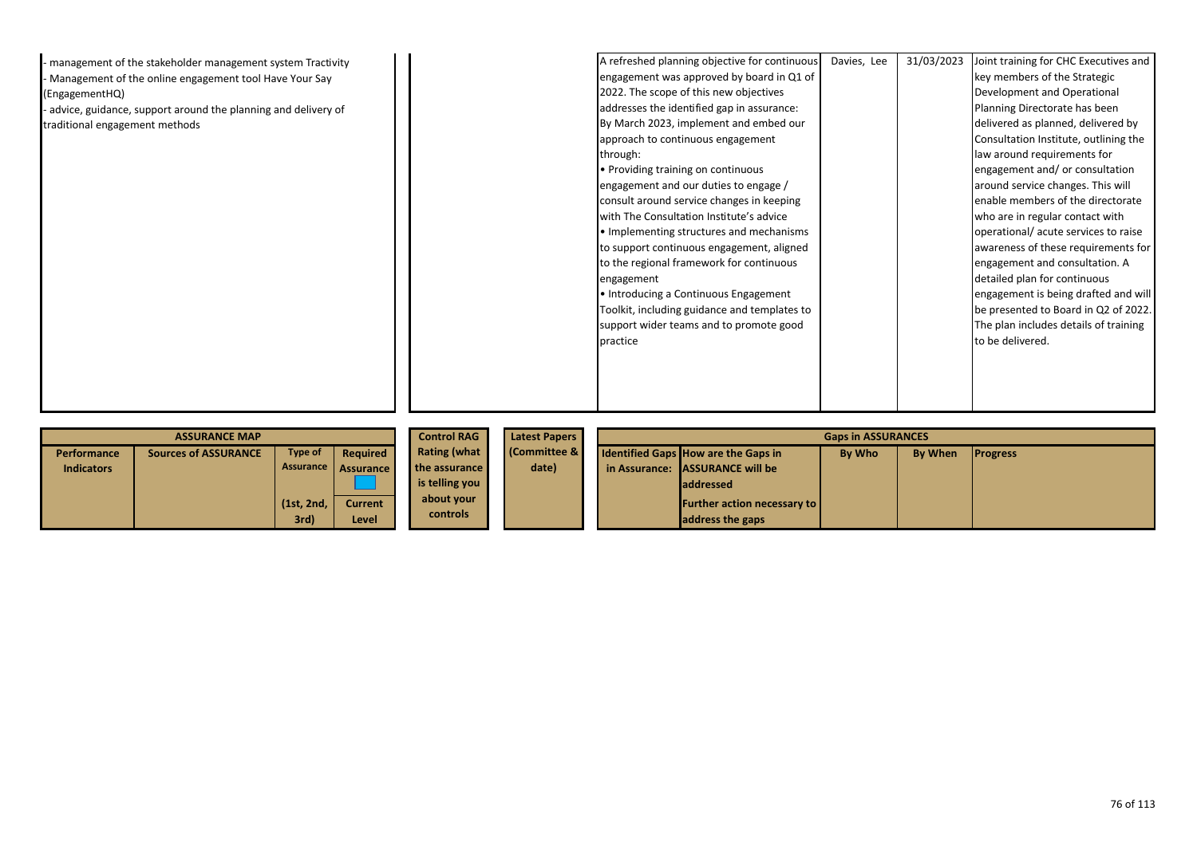| | | | | | |
|---|---|---|---|---|---|
| - management of the stakeholder management system Tractivity<br>- Management of the online engagement tool Have Your Say (EngagementHQ)<br>- advice, guidance, support around the planning and delivery of traditional engagement methods | | A refreshed planning objective for continuous engagement was approved by board in Q1 of 2022. The scope of this new objectives addresses the identified gap in assurance:<br>By March 2023, implement and embed our approach to continuous engagement through:<br>• Providing training on continuous engagement and our duties to engage / consult around service changes in keeping with The Consultation Institute's advice<br>• Implementing structures and mechanisms to support continuous engagement, aligned to the regional framework for continuous engagement<br>• Introducing a Continuous Engagement Toolkit, including guidance and templates to support wider teams and to promote good practice | Davies, Lee | 31/03/2023 | Joint training for CHC Executives and key members of the Strategic Development and Operational Planning Directorate has been delivered as planned, delivered by Consultation Institute, outlining the law around requirements for engagement and/ or consultation around service changes. This will enable members of the directorate who are in regular contact with operational/ acute services to raise awareness of these requirements for engagement and consultation. A detailed plan for continuous engagement is being drafted and will be presented to Board in Q2 of 2022. The plan includes details of training to be delivered. |

| ASSURANCE MAP | | | | Control RAG | Latest Papers | Gaps in ASSURANCES | | | | |
|---|---|---|---|---|---|---|---|---|---|---|
| Performance Indicators | Sources of ASSURANCE | Type of Assurance<br><br>(1st, 2nd, 3rd) | Required Assurance<br><br>Current Level | Rating (what the assurance is telling you about your controls | (Committee & date) | Identified Gaps in Assurance: | How are the Gaps in ASSURANCE will be addressed<br>Further action necessary to address the gaps | By Who | By When | Progress |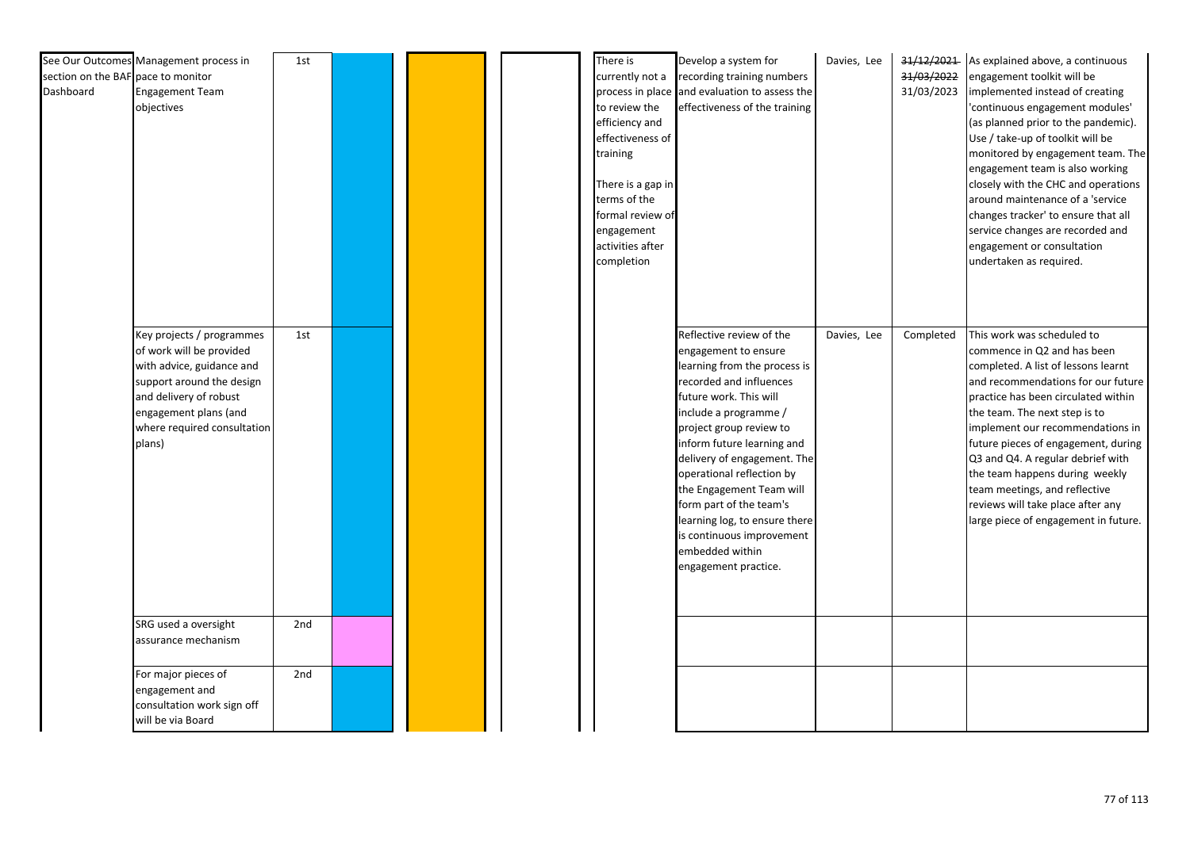| | | | | | | | | | | |
|---|---|---|---|---|---|---|---|---|---|---|
| See Our Outcomes section on the BAF Dashboard | Management process in pace to monitor Engagement Team objectives | 1st | | | | There is currently not a process in place to review the efficiency and effectiveness of training<br><br>There is a gap in terms of the formal review of engagement activities after completion | Develop a system for recording training numbers and evaluation to assess the effectiveness of the training | Davies, Lee | ~~31/12/2021~~ ~~31/03/2022~~ 31/03/2023 | As explained above, a continuous engagement toolkit will be implemented instead of creating 'continuous engagement modules' (as planned prior to the pandemic). Use / take-up of toolkit will be monitored by engagement team. The engagement team is also working closely with the CHC and operations around maintenance of a 'service changes tracker' to ensure that all service changes are recorded and engagement or consultation undertaken as required. |
| | Key projects / programmes of work will be provided with advice, guidance and support around the design and delivery of robust engagement plans (and where required consultation plans) | 1st | | | | | Reflective review of the engagement to ensure learning from the process is recorded and influences future work. This will include a programme / project group review to inform future learning and delivery of engagement. The operational reflection by the Engagement Team will form part of the team's learning log, to ensure there is continuous improvement embedded within engagement practice. | Davies, Lee | Completed | This work was scheduled to commence in Q2 and has been completed. A list of lessons learnt and recommendations for our future practice has been circulated within the team. The next step is to implement our recommendations in future pieces of engagement, during Q3 and Q4. A regular debrief with the team happens during weekly team meetings, and reflective reviews will take place after any large piece of engagement in future. |
| | SRG used a oversight assurance mechanism | 2nd | | | | | | | | |
| | For major pieces of engagement and consultation work sign off will be via Board | 2nd | | | | | | | | |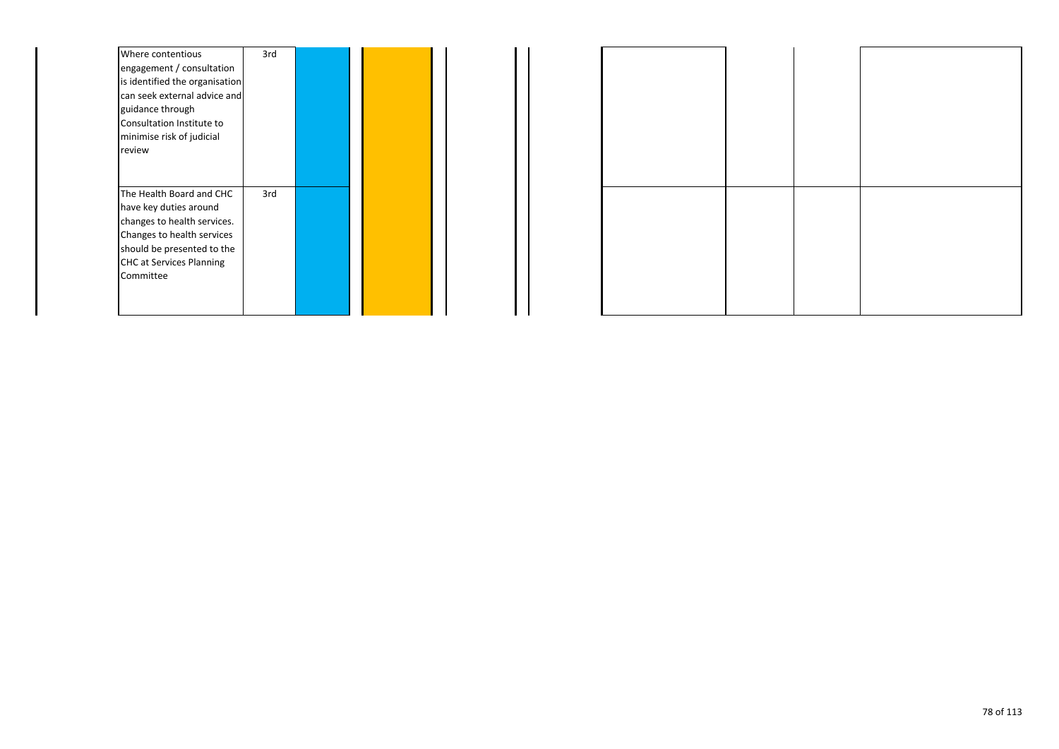| | | | | | | | | | | |
|---|---|---|---|---|---|---|---|---|---|---|
| Where contentious engagement / consultation is identified the organisation can seek external advice and guidance through Consultation Institute to minimise risk of judicial review | 3rd | | | | | | | | | |
| The Health Board and CHC have key duties around changes to health services. Changes to health services should be presented to the CHC at Services Planning Committee | 3rd | | | | | | | | | |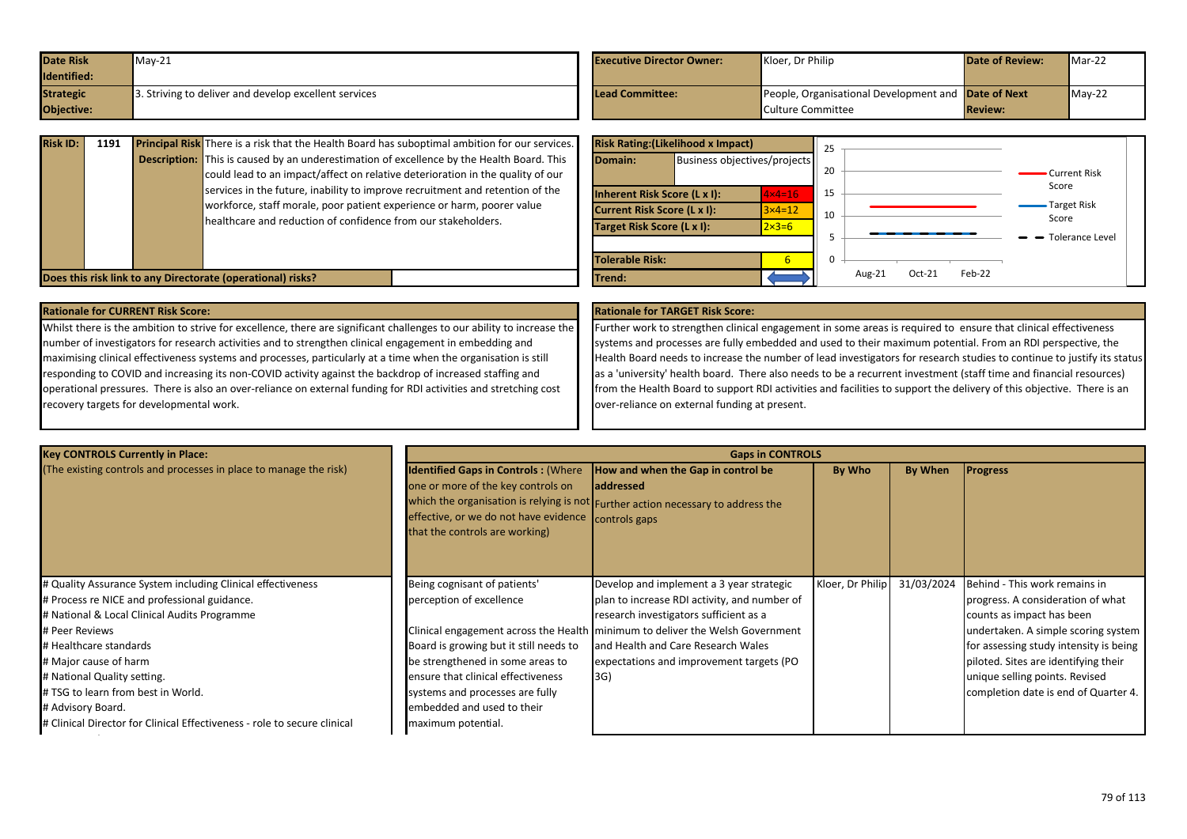| Date Risk Identified: | May-21 | Executive Director Owner: | Kloer, Dr Philip | Date of Review: | Mar-22 |
|---|---|---|---|---|---|
| Strategic Objective: | 3. Striving to deliver and develop excellent services | Lead Committee: | People, Organisational Development and Culture Committee | Date of Next Review: | May-22 |

| Risk ID: | 1191 | Principal Risk Description: | There is a risk that the Health Board has suboptimal ambition for our services. This is caused by an underestimation of excellence by the Health Board. This could lead to an impact/affect on relative deterioration in the quality of our services in the future, inability to improve recruitment and retention of the workforce, staff morale, poor patient experience or harm, poorer value healthcare and reduction of confidence from our stakeholders. |
|---|---|---|---|

Does this risk link to any Directorate (operational) risks?

| Risk Rating:(Likelihood x Impact) | |
|---|---|
| Domain: | Business objectives/projects |
| Inherent Risk Score (L x I): | 4×4=16 |
| Current Risk Score (L x I): | 3×4=12 |
| Target Risk Score (L x I): | 2×3=6 |
| Tolerable Risk: | 6 |
| Trend: | ⟷ |

Chart: Current Risk Score, Target Risk Score, Tolerance Level (Aug-21, Oct-21, Feb-22)

**Rationale for CURRENT Risk Score:**

Whilst there is the ambition to strive for excellence, there are significant challenges to our ability to increase the number of investigators for research activities and to strengthen clinical engagement in embedding and maximising clinical effectiveness systems and processes, particularly at a time when the organisation is still responding to COVID and increasing its non-COVID activity against the backdrop of increased staffing and operational pressures. There is also an over-reliance on external funding for RDI activities and stretching cost recovery targets for developmental work.

**Rationale for TARGET Risk Score:**

Further work to strengthen clinical engagement in some areas is required to ensure that clinical effectiveness systems and processes are fully embedded and used to their maximum potential. From an RDI perspective, the Health Board needs to increase the number of lead investigators for research studies to continue to justify its status as a 'university' health board. There also needs to be a recurrent investment (staff time and financial resources) from the Health Board to support RDI activities and facilities to support the delivery of this objective. There is an over-reliance on external funding at present.

| Key CONTROLS Currently in Place: (The existing controls and processes in place to manage the risk) | Identified Gaps in Controls : (Where one or more of the key controls on which the organisation is relying is not effective, or we do not have evidence that the controls are working) | How and when the Gap in control be addressed Further action necessary to address the controls gaps | By Who | By When | Progress |
|---|---|---|---|---|---|
| # Quality Assurance System including Clinical effectiveness<br># Process re NICE and professional guidance.<br># National & Local Clinical Audits Programme<br># Peer Reviews<br># Healthcare standards<br># Major cause of harm<br># National Quality setting.<br># TSG to learn from best in World.<br># Advisory Board.<br># Clinical Director for Clinical Effectiveness - role to secure clinical | Being cognisant of patients' perception of excellence<br><br>Clinical engagement across the Health Board is growing but it still needs to be strengthened in some areas to ensure that clinical effectiveness systems and processes are fully embedded and used to their maximum potential. | Develop and implement a 3 year strategic plan to increase RDI activity, and number of research investigators sufficient as a minimum to deliver the Welsh Government and Health and Care Research Wales expectations and improvement targets (PO 3G) | Kloer, Dr Philip | 31/03/2024 | Behind - This work remains in progress. A consideration of what counts as impact has been undertaken. A simple scoring system for assessing study intensity is being piloted. Sites are identifying their unique selling points. Revised completion date is end of Quarter 4. |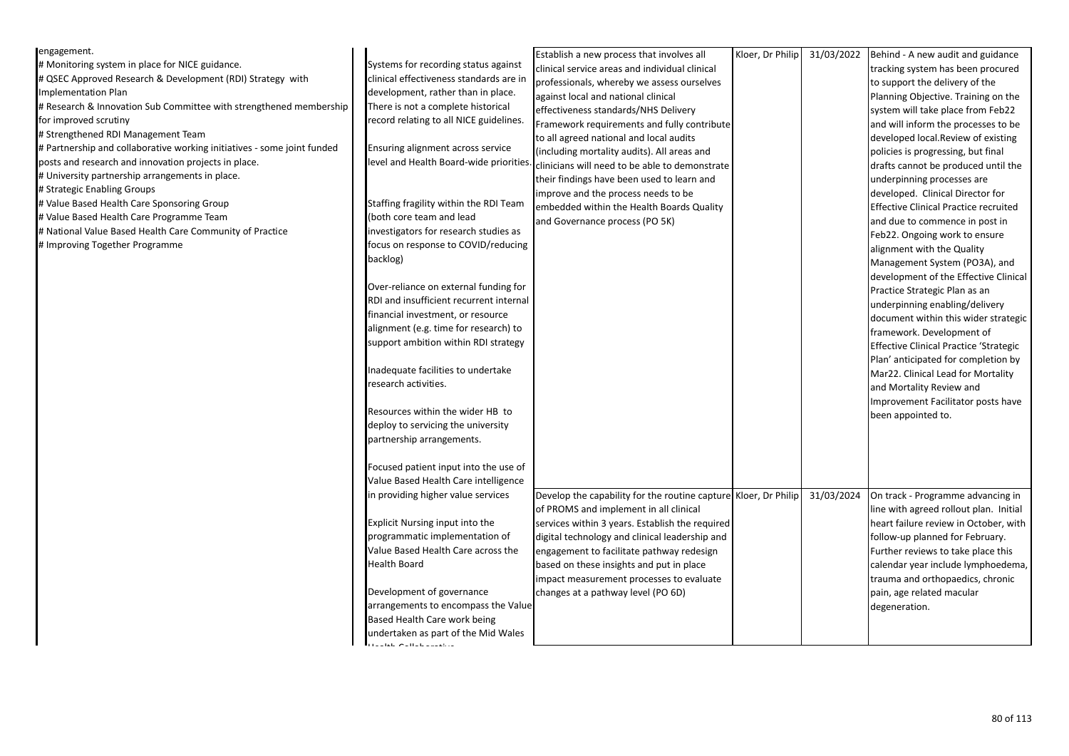| | | | | | |
|---|---|---|---|---|---|
| engagement.<br># Monitoring system in place for NICE guidance.<br># QSEC Approved Research & Development (RDI) Strategy with Implementation Plan<br># Research & Innovation Sub Committee with strengthened membership for improved scrutiny<br># Strengthened RDI Management Team<br># Partnership and collaborative working initiatives - some joint funded posts and research and innovation projects in place.<br># University partnership arrangements in place.<br># Strategic Enabling Groups<br># Value Based Health Care Sponsoring Group<br># Value Based Health Care Programme Team<br># National Value Based Health Care Community of Practice<br># Improving Together Programme | Systems for recording status against clinical effectiveness standards are in development, rather than in place. There is not a complete historical record relating to all NICE guidelines.<br><br>Ensuring alignment across service level and Health Board-wide priorities.<br><br>Staffing fragility within the RDI Team (both core team and lead investigators for research studies as focus on response to COVID/reducing backlog)<br><br>Over-reliance on external funding for RDI and insufficient recurrent internal financial investment, or resource alignment (e.g. time for research) to support ambition within RDI strategy<br><br>Inadequate facilities to undertake research activities.<br><br>Resources within the wider HB to deploy to servicing the university partnership arrangements.<br><br>Focused patient input into the use of Value Based Health Care intelligence in providing higher value services<br><br>Explicit Nursing input into the programmatic implementation of Value Based Health Care across the Health Board<br><br>Development of governance arrangements to encompass the Value Based Health Care work being undertaken as part of the Mid Wales Health Collaborative | Establish a new process that involves all clinical service areas and individual clinical professionals, whereby we assess ourselves against local and national clinical effectiveness standards/NHS Delivery Framework requirements and fully contribute to all agreed national and local audits (including mortality audits). All areas and clinicians will need to be able to demonstrate their findings have been used to learn and improve and the process needs to be embedded within the Health Boards Quality and Governance process (PO 5K) | Kloer, Dr Philip | 31/03/2022 | Behind - A new audit and guidance tracking system has been procured to support the delivery of the Planning Objective. Training on the system will take place from Feb22 and will inform the processes to be developed local.Review of existing policies is progressing, but final drafts cannot be produced until the underpinning processes are developed. Clinical Director for Effective Clinical Practice recruited and due to commence in post in Feb22. Ongoing work to ensure alignment with the Quality Management System (PO3A), and development of the Effective Clinical Practice Strategic Plan as an underpinning enabling/delivery document within this wider strategic framework. Development of Effective Clinical Practice 'Strategic Plan' anticipated for completion by Mar22. Clinical Lead for Mortality and Mortality Review and Improvement Facilitator posts have been appointed to. |
| | | Develop the capability for the routine capture of PROMS and implement in all clinical services within 3 years. Establish the required digital technology and clinical leadership and engagement to facilitate pathway redesign based on these insights and put in place impact measurement processes to evaluate changes at a pathway level (PO 6D) | Kloer, Dr Philip | 31/03/2024 | On track - Programme advancing in line with agreed rollout plan. Initial heart failure review in October, with follow-up planned for February. Further reviews to take place this calendar year include lymphoedema, trauma and orthopaedics, chronic pain, age related macular degeneration. |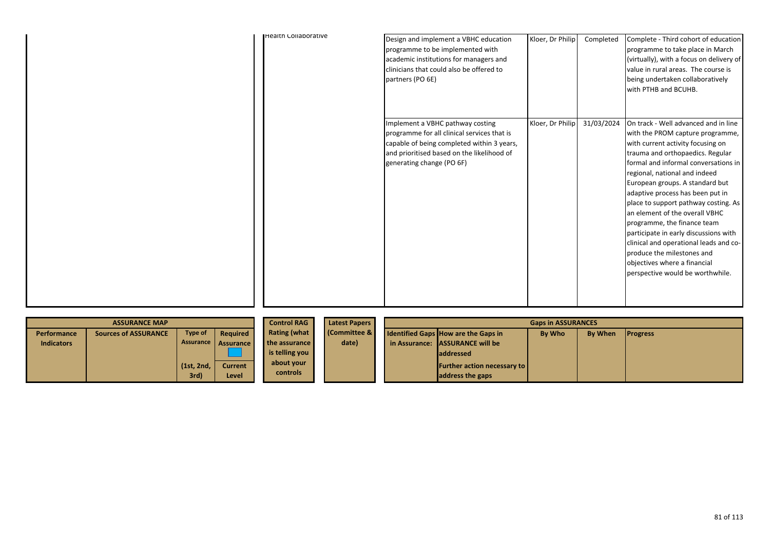| | Health Collaborative | Design and implement a VBHC education programme to be implemented with academic institutions for managers and clinicians that could also be offered to partners (PO 6E) | Kloer, Dr Philip | Completed | Complete - Third cohort of education programme to take place in March (virtually), with a focus on delivery of value in rural areas. The course is being undertaken collaboratively with PTHB and BCUHB. |
|---|---|---|---|---|---|
| | | Implement a VBHC pathway costing programme for all clinical services that is capable of being completed within 3 years, and prioritised based on the likelihood of generating change (PO 6F) | Kloer, Dr Philip | 31/03/2024 | On track - Well advanced and in line with the PROM capture programme, with current activity focusing on trauma and orthopaedics. Regular formal and informal conversations in regional, national and indeed European groups. A standard but adaptive process has been put in place to support pathway costing. As an element of the overall VBHC programme, the finance team participate in early discussions with clinical and operational leads and co-produce the milestones and objectives where a financial perspective would be worthwhile. |

| **ASSURANCE MAP** | | | | **Control RAG** | **Latest Papers** | **Gaps in ASSURANCES** | | | | |
|---|---|---|---|---|---|---|---|---|---|---|
| **Performance Indicators** | **Sources of ASSURANCE** | **Type of Assurance (1st, 2nd, 3rd)** | **Required Assurance / Current Level** | **Rating (what the assurance is telling you about your controls** | **(Committee & date)** | **Identified Gaps in Assurance:** | **How are the Gaps in ASSURANCE will be addressed / Further action necessary to address the gaps** | **By Who** | **By When** | **Progress** |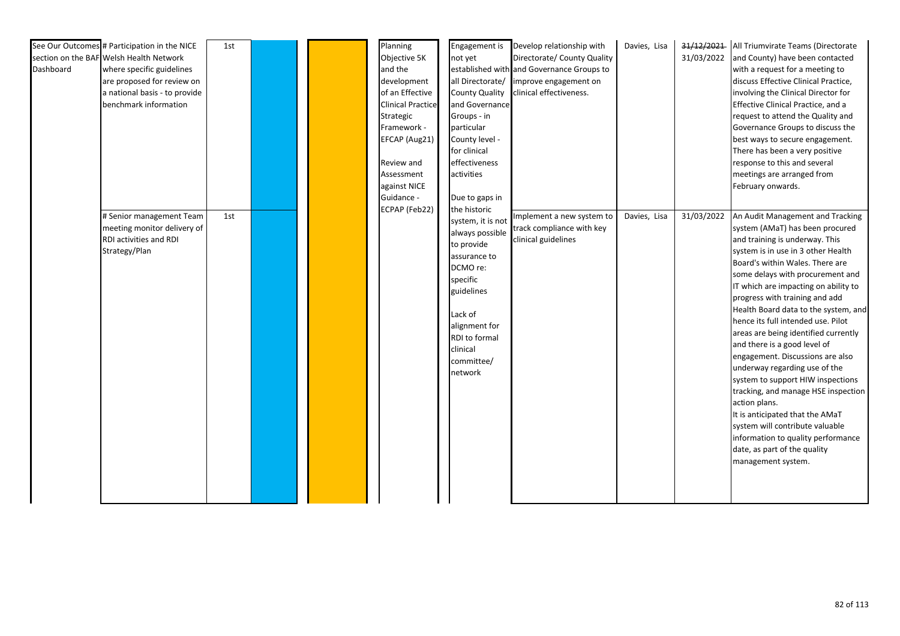| | | | | | | | | | | |
|---|---|---|---|---|---|---|---|---|---|---|
| See Our Outcomes section on the BAF Dashboard | # Participation in the NICE Welsh Health Network where specific guidelines are proposed for review on a national basis - to provide benchmark information | 1st | | | Planning Objective 5K and the development of an Effective Clinical Practice Strategic Framework - EFCAP (Aug21)<br><br>Review and Assessment against NICE Guidance - ECPAP (Feb22) | Engagement is not yet established with all Directorate/ County Quality and Governance Groups - in particular County level - for clinical effectiveness activities<br><br>Due to gaps in the historic system, it is not always possible to provide assurance to DCMO re: specific guidelines<br><br>Lack of alignment for RDI to formal clinical committee/ network | Develop relationship with Directorate/ County Quality and Governance Groups to improve engagement on clinical effectiveness. | Davies, Lisa | ~~31/12/2021~~ 31/03/2022 | All Triumvirate Teams (Directorate and County) have been contacted with a request for a meeting to discuss Effective Clinical Practice, involving the Clinical Director for Effective Clinical Practice, and a request to attend the Quality and Governance Groups to discuss the best ways to secure engagement. There has been a very positive response to this and several meetings are arranged from February onwards. |
| | # Senior management Team meeting monitor delivery of RDI activities and RDI Strategy/Plan | 1st | | | | | Implement a new system to track compliance with key clinical guidelines | Davies, Lisa | 31/03/2022 | An Audit Management and Tracking system (AMaT) has been procured and training is underway. This system is in use in 3 other Health Board's within Wales. There are some delays with procurement and IT which are impacting on ability to progress with training and add Health Board data to the system, and hence its full intended use. Pilot areas are being identified currently and there is a good level of engagement. Discussions are also underway regarding use of the system to support HIW inspections tracking, and manage HSE inspection action plans.<br>It is anticipated that the AMaT system will contribute valuable information to quality performance date, as part of the quality management system. |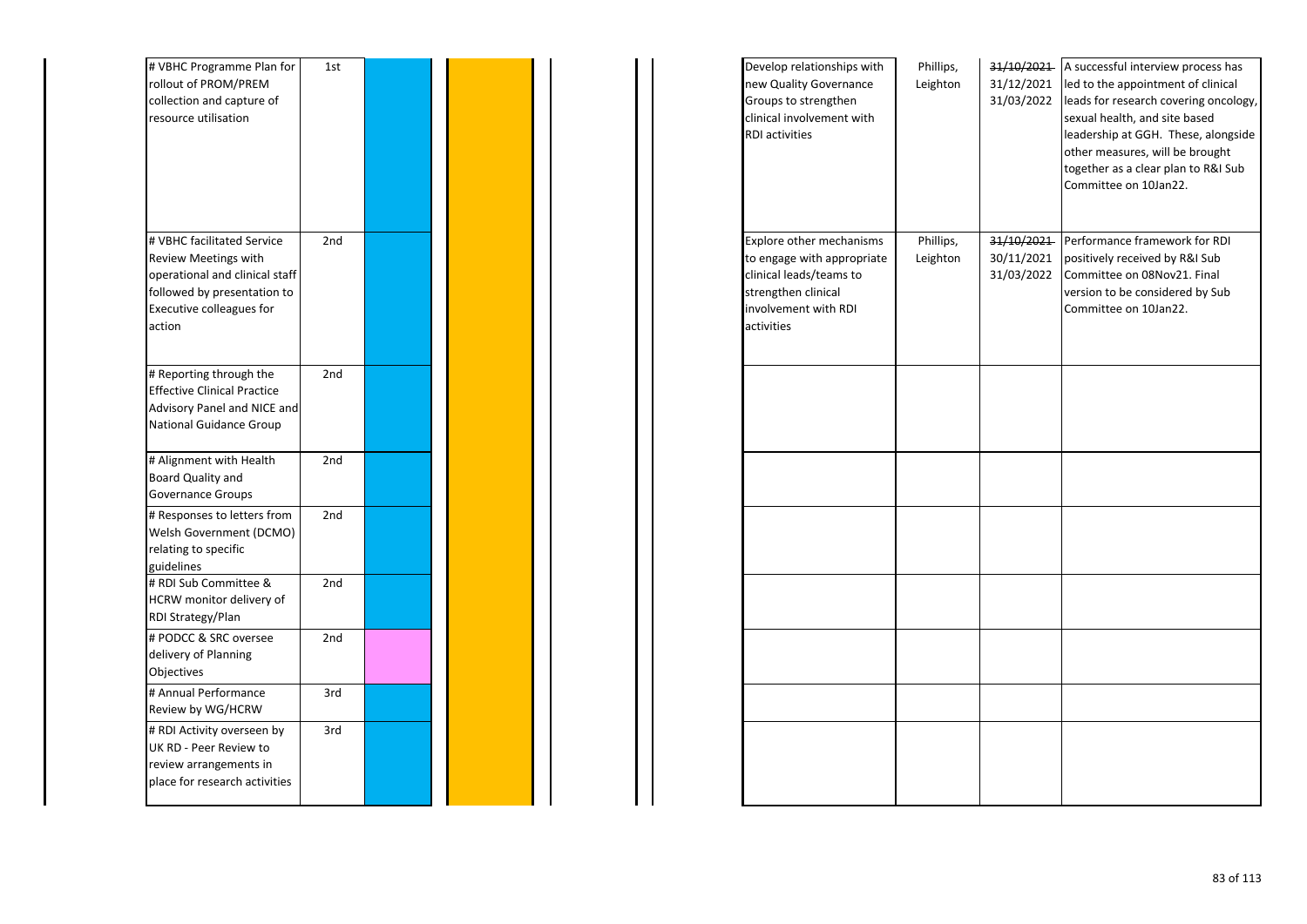| | | | | | | | | |
|---|---|---|---|---|---|---|---|---|
| # VBHC Programme Plan for rollout of PROM/PREM collection and capture of resource utilisation | 1st | | | | Develop relationships with new Quality Governance Groups to strengthen clinical involvement with RDI activities | Phillips, Leighton | ~~31/10/2021~~ 31/12/2021 31/03/2022 | A successful interview process has led to the appointment of clinical leads for research covering oncology, sexual health, and site based leadership at GGH. These, alongside other measures, will be brought together as a clear plan to R&I Sub Committee on 10Jan22. |
| # VBHC facilitated Service Review Meetings with operational and clinical staff followed by presentation to Executive colleagues for action | 2nd | | | | Explore other mechanisms to engage with appropriate clinical leads/teams to strengthen clinical involvement with RDI activities | Phillips, Leighton | ~~31/10/2021~~ 30/11/2021 31/03/2022 | Performance framework for RDI positively received by R&I Sub Committee on 08Nov21. Final version to be considered by Sub Committee on 10Jan22. |
| # Reporting through the Effective Clinical Practice Advisory Panel and NICE and National Guidance Group | 2nd | | | | | | | |
| # Alignment with Health Board Quality and Governance Groups | 2nd | | | | | | | |
| # Responses to letters from Welsh Government (DCMO) relating to specific guidelines | 2nd | | | | | | | |
| # RDI Sub Committee & HCRW monitor delivery of RDI Strategy/Plan | 2nd | | | | | | | |
| # PODCC & SRC oversee delivery of Planning Objectives | 2nd | | | | | | | |
| # Annual Performance Review by WG/HCRW | 3rd | | | | | | | |
| # RDI Activity overseen by UK RD - Peer Review to review arrangements in place for research activities | 3rd | | | | | | | |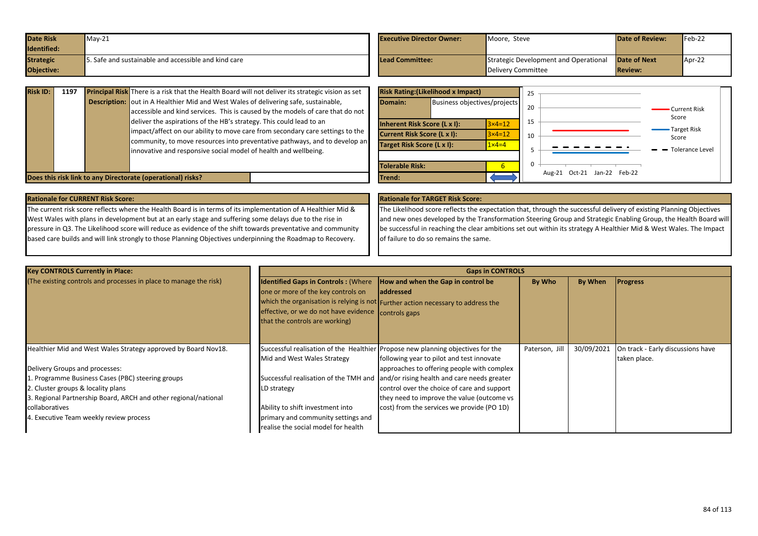| Date Risk Identified: | May-21 | Executive Director Owner: | Moore, Steve | Date of Review: | Feb-22 |
|---|---|---|---|---|---|
| Strategic Objective: | 5. Safe and sustainable and accessible and kind care | Lead Committee: | Strategic Development and Operational Delivery Committee | Date of Next Review: | Apr-22 |

| Risk ID: | 1197 | Principal Risk Description: | There is a risk that the Health Board will not deliver its strategic vision as set out in A Healthier Mid and West Wales of delivering safe, sustainable, accessible and kind services. This is caused by the models of care that do not deliver the aspirations of the HB's strategy. This could lead to an impact/affect on our ability to move care from secondary care settings to the community, to move resources into preventative pathways, and to develop an innovative and responsive social model of health and wellbeing. |
|---|---|---|---|

**Does this risk link to any Directorate (operational) risks?**

| Risk Rating:(Likelihood x Impact) | |
|---|---|
| Domain: | Business objectives/projects |
| Inherent Risk Score (L x I): | 3×4=12 |
| Current Risk Score (L x I): | 3×4=12 |
| Target Risk Score (L x I): | 1×4=4 |
| Tolerable Risk: | 6 |
| Trend: | |

**Rationale for CURRENT Risk Score:**

The current risk score reflects where the Health Board is in terms of its implementation of A Healthier Mid & West Wales with plans in development but at an early stage and suffering some delays due to the rise in pressure in Q3. The Likelihood score will reduce as evidence of the shift towards preventative and community based care builds and will link strongly to those Planning Objectives underpinning the Roadmap to Recovery.

**Rationale for TARGET Risk Score:**

The Likelihood score reflects the expectation that, through the successful delivery of existing Planning Objectives and new ones developed by the Transformation Steering Group and Strategic Enabling Group, the Health Board will be successful in reaching the clear ambitions set out within its strategy A Healthier Mid & West Wales. The Impact of failure to do so remains the same.

| Key CONTROLS Currently in Place: (The existing controls and processes in place to manage the risk) | Identified Gaps in Controls : (Where one or more of the key controls on which the organisation is relying is not effective, or we do not have evidence that the controls are working) | How and when the Gap in control be addressed Further action necessary to address the controls gaps | By Who | By When | Progress |
|---|---|---|---|---|---|
| Healthier Mid and West Wales Strategy approved by Board Nov18.<br><br>Delivery Groups and processes:<br>1. Programme Business Cases (PBC) steering groups<br>2. Cluster groups & locality plans<br>3. Regional Partnership Board, ARCH and other regional/national collaboratives<br>4. Executive Team weekly review process | Successful realisation of the Healthier Mid and West Wales Strategy<br><br>Successful realisation of the TMH and LD strategy<br><br>Ability to shift investment into primary and community settings and realise the social model for health | Propose new planning objectives for the following year to pilot and test innovate approaches to offering people with complex and/or rising health and care needs greater control over the choice of care and support they need to improve the value (outcome vs cost) from the services we provide (PO 1D) | Paterson, Jill | 30/09/2021 | On track - Early discussions have taken place. |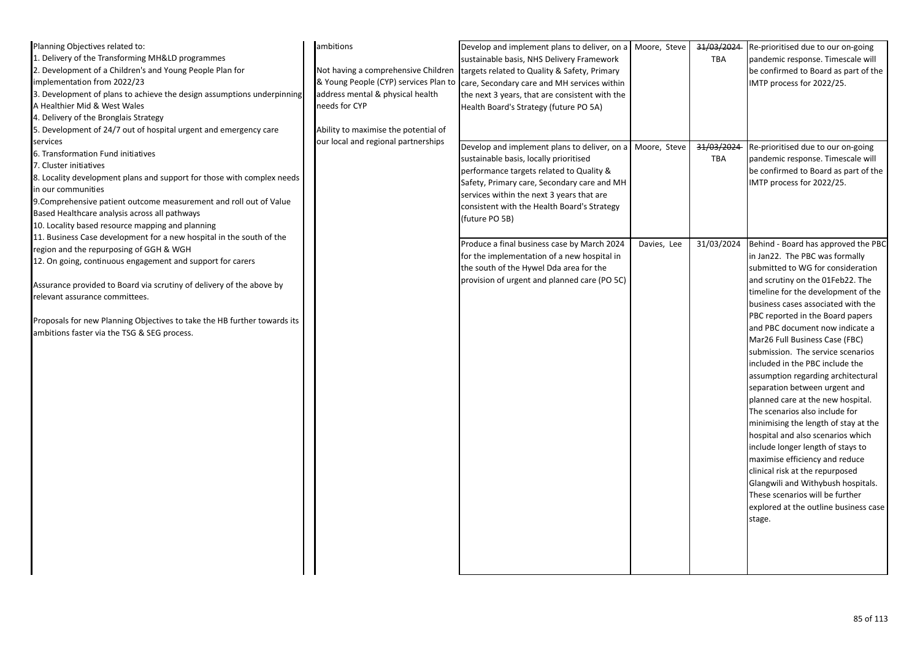| | | | | | |
|---|---|---|---|---|---|
| Planning Objectives related to:<br>1. Delivery of the Transforming MH&LD programmes<br>2. Development of a Children's and Young People Plan for implementation from 2022/23<br>3. Development of plans to achieve the design assumptions underpinning A Healthier Mid & West Wales<br>4. Delivery of the Bronglais Strategy<br>5. Development of 24/7 out of hospital urgent and emergency care services<br>6. Transformation Fund initiatives<br>7. Cluster initiatives<br>8. Locality development plans and support for those with complex needs in our communities<br>9.Comprehensive patient outcome measurement and roll out of Value Based Healthcare analysis across all pathways<br>10. Locality based resource mapping and planning<br>11. Business Case development for a new hospital in the south of the region and the repurposing of GGH & WGH<br>12. On going, continuous engagement and support for carers<br><br>Assurance provided to Board via scrutiny of delivery of the above by relevant assurance committees.<br><br>Proposals for new Planning Objectives to take the HB further towards its ambitions faster via the TSG & SEG process. | ambitions<br><br>Not having a comprehensive Children & Young People (CYP) services Plan to address mental & physical health needs for CYP<br><br>Ability to maximise the potential of our local and regional partnerships | Develop and implement plans to deliver, on a sustainable basis, NHS Delivery Framework targets related to Quality & Safety, Primary care, Secondary care and MH services within the next 3 years, that are consistent with the Health Board's Strategy (future PO 5A) | Moore, Steve | ~~31/03/2024~~ TBA | Re-prioritised due to our on-going pandemic response. Timescale will be confirmed to Board as part of the IMTP process for 2022/25. |
| | | Develop and implement plans to deliver, on a sustainable basis, locally prioritised performance targets related to Quality & Safety, Primary care, Secondary care and MH services within the next 3 years that are consistent with the Health Board's Strategy (future PO 5B) | Moore, Steve | ~~31/03/2024~~ TBA | Re-prioritised due to our on-going pandemic response. Timescale will be confirmed to Board as part of the IMTP process for 2022/25. |
| | | Produce a final business case by March 2024 for the implementation of a new hospital in the south of the Hywel Dda area for the provision of urgent and planned care (PO 5C) | Davies, Lee | 31/03/2024 | Behind - Board has approved the PBC in Jan22. The PBC was formally submitted to WG for consideration and scrutiny on the 01Feb22. The timeline for the development of the business cases associated with the PBC reported in the Board papers and PBC document now indicate a Mar26 Full Business Case (FBC) submission. The service scenarios included in the PBC include the assumption regarding architectural separation between urgent and planned care at the new hospital. The scenarios also include for minimising the length of stay at the hospital and also scenarios which include longer length of stays to maximise efficiency and reduce clinical risk at the repurposed Glangwili and Withybush hospitals. These scenarios will be further explored at the outline business case stage. |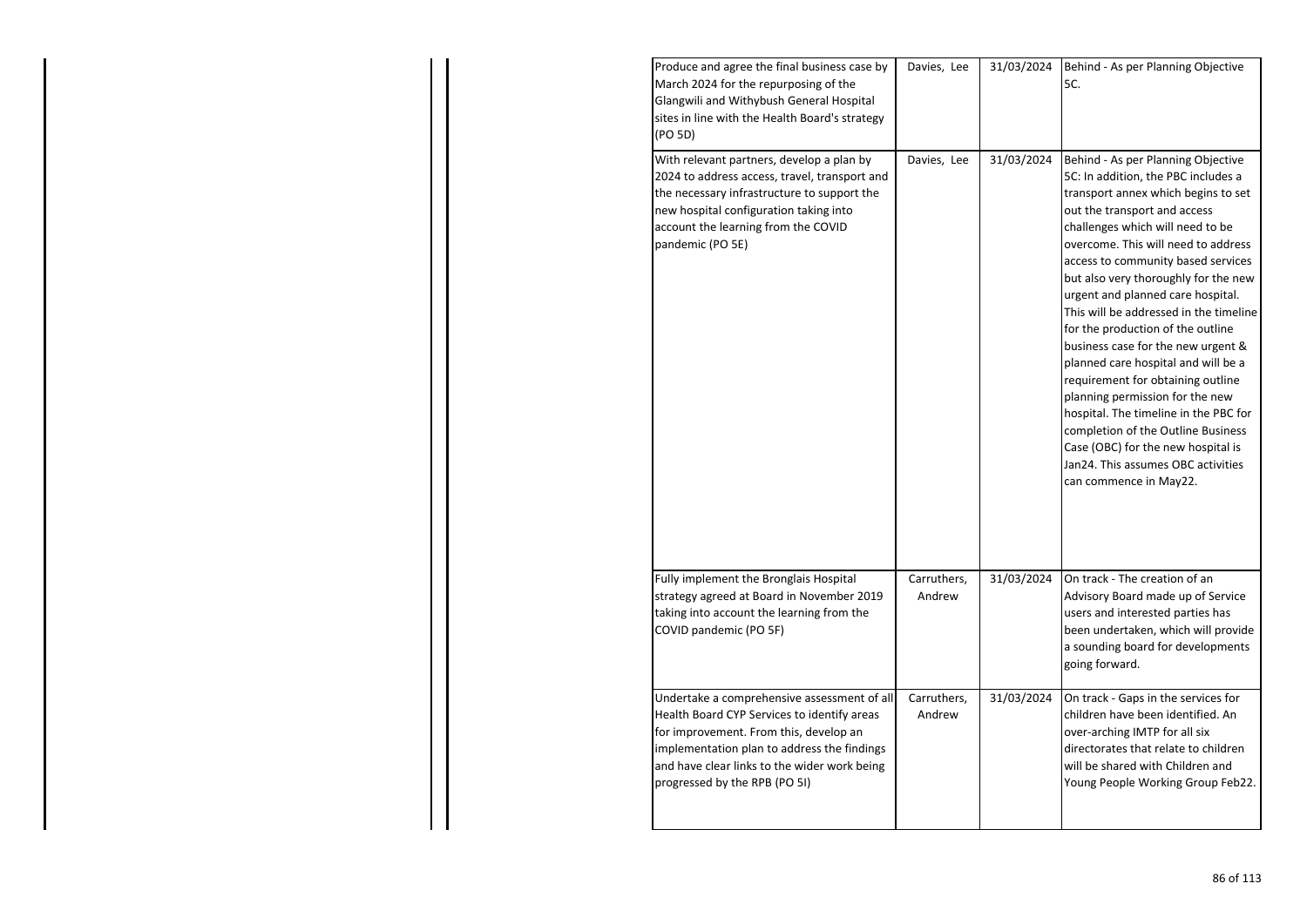| | | | |
|---|---|---|---|
| Produce and agree the final business case by March 2024 for the repurposing of the Glangwili and Withybush General Hospital sites in line with the Health Board's strategy (PO 5D) | Davies, Lee | 31/03/2024 | Behind - As per Planning Objective 5C. |
| With relevant partners, develop a plan by 2024 to address access, travel, transport and the necessary infrastructure to support the new hospital configuration taking into account the learning from the COVID pandemic (PO 5E) | Davies, Lee | 31/03/2024 | Behind - As per Planning Objective 5C: In addition, the PBC includes a transport annex which begins to set out the transport and access challenges which will need to be overcome. This will need to address access to community based services but also very thoroughly for the new urgent and planned care hospital. This will be addressed in the timeline for the production of the outline business case for the new urgent & planned care hospital and will be a requirement for obtaining outline planning permission for the new hospital. The timeline in the PBC for completion of the Outline Business Case (OBC) for the new hospital is Jan24. This assumes OBC activities can commence in May22. |
| Fully implement the Bronglais Hospital strategy agreed at Board in November 2019 taking into account the learning from the COVID pandemic (PO 5F) | Carruthers, Andrew | 31/03/2024 | On track - The creation of an Advisory Board made up of Service users and interested parties has been undertaken, which will provide a sounding board for developments going forward. |
| Undertake a comprehensive assessment of all Health Board CYP Services to identify areas for improvement. From this, develop an implementation plan to address the findings and have clear links to the wider work being progressed by the RPB (PO 5I) | Carruthers, Andrew | 31/03/2024 | On track - Gaps in the services for children have been identified. An over-arching IMTP for all six directorates that relate to children will be shared with Children and Young People Working Group Feb22. |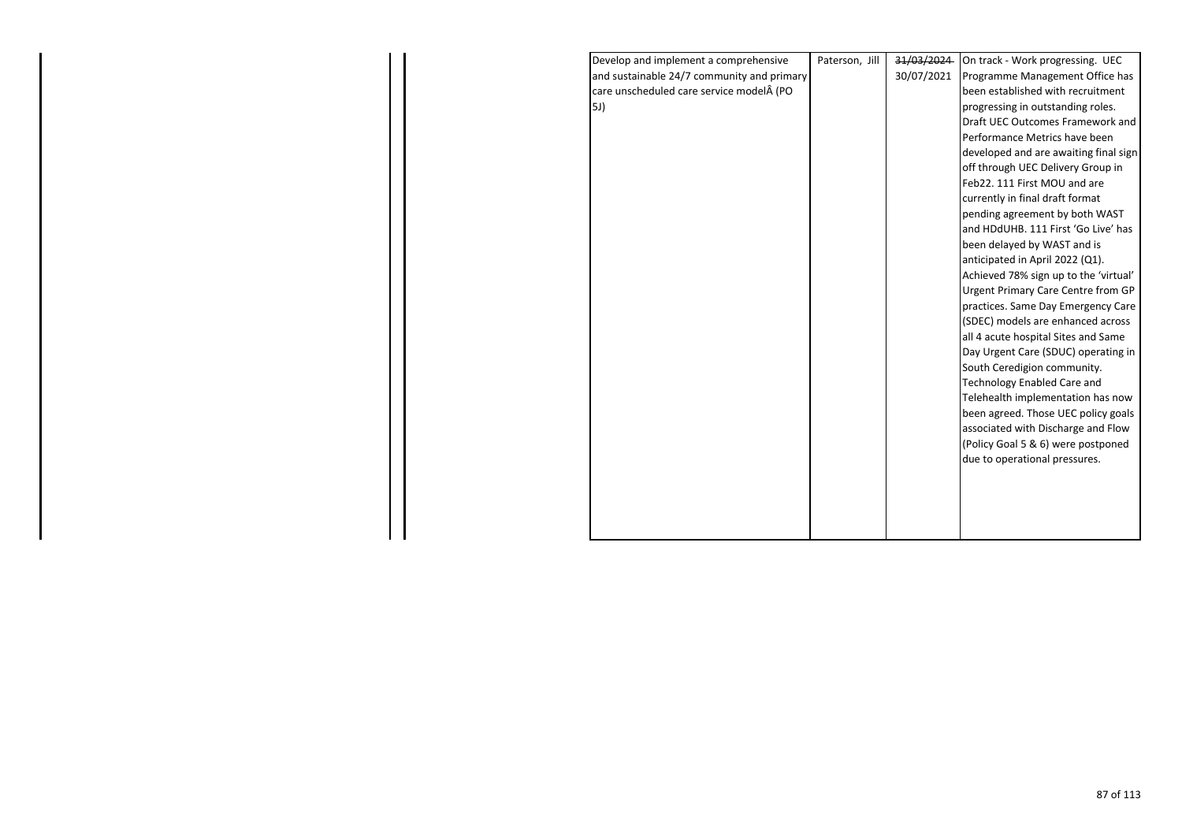| | | | |
|---|---|---|---|
| Develop and implement a comprehensive and sustainable 24/7 community and primary care unscheduled care service modelÂ (PO 5J) | Paterson, Jill | ~~31/03/2024~~ 30/07/2021 | On track - Work progressing. UEC Programme Management Office has been established with recruitment progressing in outstanding roles. Draft UEC Outcomes Framework and Performance Metrics have been developed and are awaiting final sign off through UEC Delivery Group in Feb22. 111 First MOU and are currently in final draft format pending agreement by both WAST and HDdUHB. 111 First 'Go Live' has been delayed by WAST and is anticipated in April 2022 (Q1). Achieved 78% sign up to the 'virtual' Urgent Primary Care Centre from GP practices. Same Day Emergency Care (SDEC) models are enhanced across all 4 acute hospital Sites and Same Day Urgent Care (SDUC) operating in South Ceredigion community. Technology Enabled Care and Telehealth implementation has now been agreed. Those UEC policy goals associated with Discharge and Flow (Policy Goal 5 & 6) were postponed due to operational pressures. |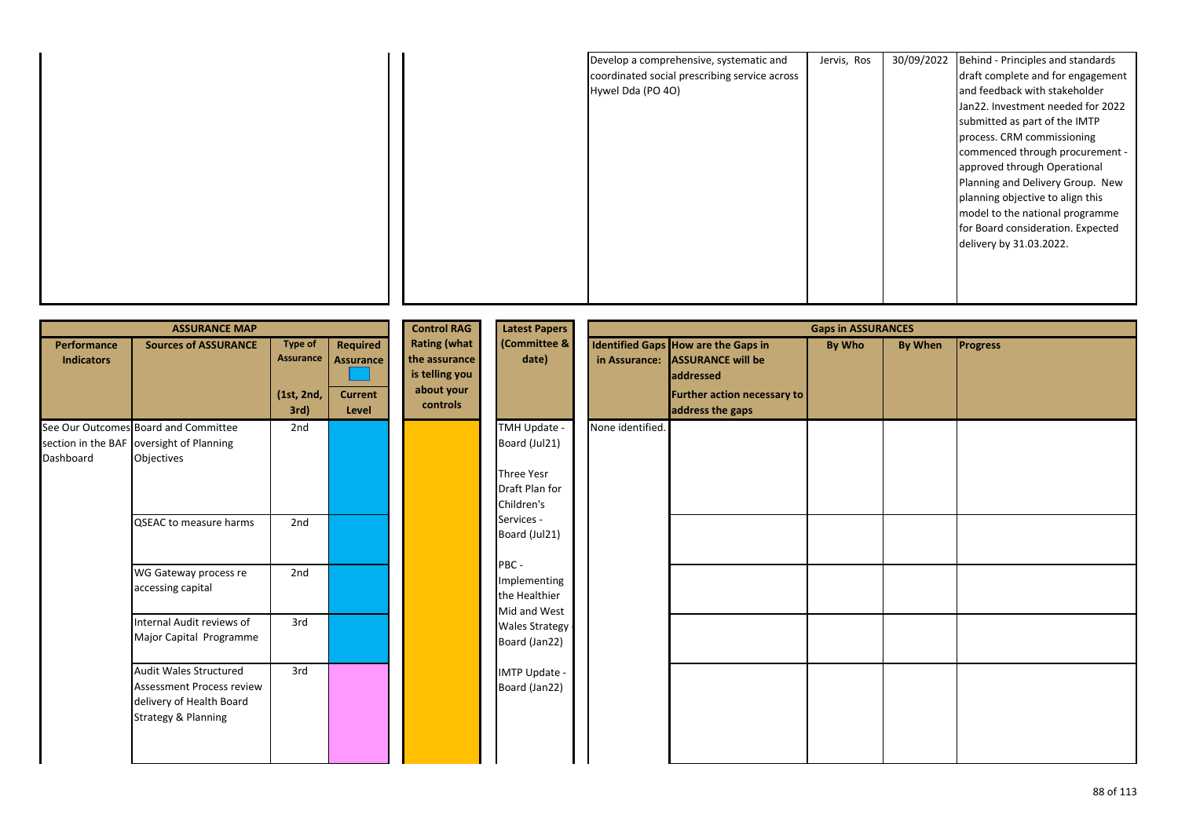| | | | | | |
|---|---|---|---|---|---|
| | | Develop a comprehensive, systematic and coordinated social prescribing service across Hywel Dda (PO 4O) | Jervis, Ros | 30/09/2022 | Behind - Principles and standards draft complete and for engagement and feedback with stakeholder Jan22. Investment needed for 2022 submitted as part of the IMTP process. CRM commissioning commenced through procurement - approved through Operational Planning and Delivery Group. New planning objective to align this model to the national programme for Board consideration. Expected delivery by 31.03.2022. |

| ASSURANCE MAP | | | | Control RAG Rating (what the assurance is telling you about your controls | Latest Papers (Committee & date) | Gaps in ASSURANCES | | | | |
|---|---|---|---|---|---|---|---|---|---|---|
| Performance Indicators | Sources of ASSURANCE | Type of Assurance (1st, 2nd, 3rd) | Required Assurance / Current Level | | | Identified Gaps in Assurance: | How are the Gaps in ASSURANCE will be addressed / Further action necessary to address the gaps | By Who | By When | Progress |
| See Our Outcomes section in the BAF Dashboard | Board and Committee oversight of Planning Objectives | 2nd | | | TMH Update - Board (Jul21)<br><br>Three Yesr Draft Plan for Children's Services - Board (Jul21)<br><br>PBC - Implementing the Healthier Mid and West Wales Strategy - Board (Jan22)<br><br>IMTP Update - Board (Jan22) | None identified. | | | | |
| | QSEAC to measure harms | 2nd | | | | | | | | |
| | WG Gateway process re accessing capital | 2nd | | | | | | | | |
| | Internal Audit reviews of Major Capital Programme | 3rd | | | | | | | | |
| | Audit Wales Structured Assessment Process review delivery of Health Board Strategy & Planning | 3rd | | | | | | | | |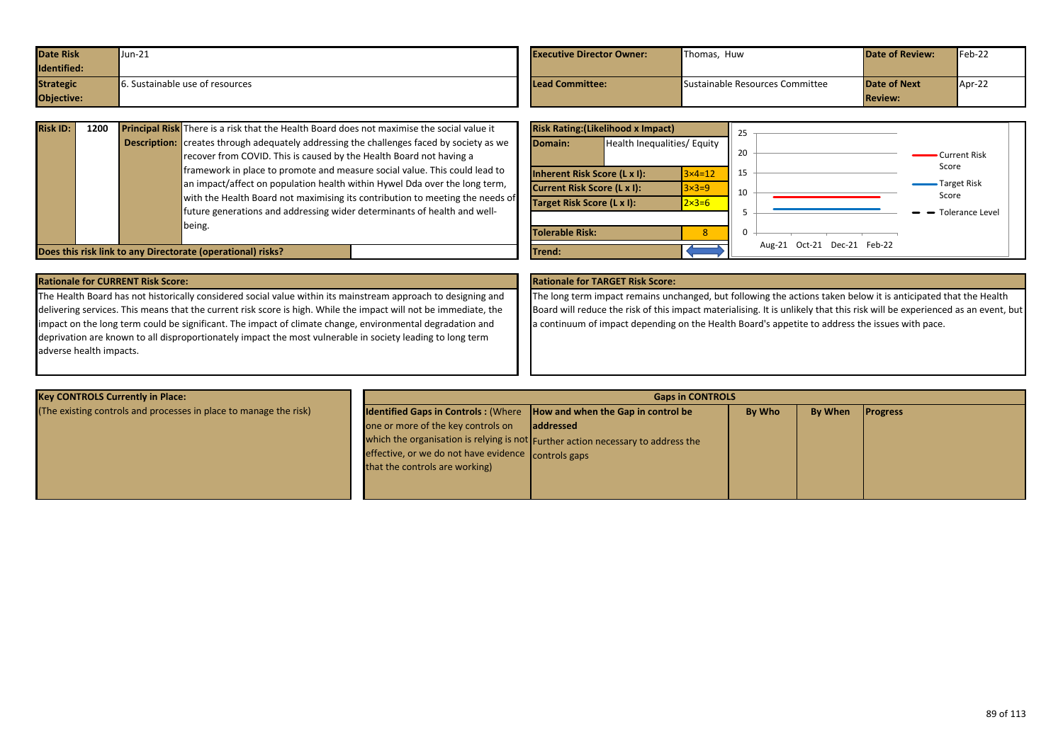| Date Risk Identified: | Jun-21 | Executive Director Owner: | Thomas, Huw | Date of Review: | Feb-22 |
|---|---|---|---|---|---|
| Strategic Objective: | 6. Sustainable use of resources | Lead Committee: | Sustainable Resources Committee | Date of Next Review: | Apr-22 |

| Risk ID: | 1200 | Principal Risk Description: | There is a risk that the Health Board does not maximise the social value it creates through adequately addressing the challenges faced by society as we recover from COVID. This is caused by the Health Board not having a framework in place to promote and measure social value. This could lead to an impact/affect on population health within Hywel Dda over the long term, with the Health Board not maximising its contribution to meeting the needs of future generations and addressing wider determinants of health and well-being. |
|---|---|---|---|

**Does this risk link to any Directorate (operational) risks?**

| Risk Rating:(Likelihood x Impact) | | |
|---|---|---|
| Domain: | Health Inequalities/ Equity | |
| Inherent Risk Score (L x I): | | 3×4=12 |
| Current Risk Score (L x I): | | 3×3=9 |
| Target Risk Score (L x I): | | 2×3=6 |
| Tolerable Risk: | | 8 |
| Trend: | | ⟺ |

Chart: Current Risk Score, Target Risk Score, Tolerance Level (Aug-21, Oct-21, Dec-21, Feb-22)

**Rationale for CURRENT Risk Score:**

The Health Board has not historically considered social value within its mainstream approach to designing and delivering services. This means that the current risk score is high. While the impact will not be immediate, the impact on the long term could be significant. The impact of climate change, environmental degradation and deprivation are known to all disproportionately impact the most vulnerable in society leading to long term adverse health impacts.

**Rationale for TARGET Risk Score:**

The long term impact remains unchanged, but following the actions taken below it is anticipated that the Health Board will reduce the risk of this impact materialising. It is unlikely that this risk will be experienced as an event, but a continuum of impact depending on the Health Board's appetite to address the issues with pace.

| Key CONTROLS Currently in Place: (The existing controls and processes in place to manage the risk) | Identified Gaps in Controls : (Where one or more of the key controls on which the organisation is relying is not effective, or we do not have evidence that the controls are working) | How and when the Gap in control be addressed Further action necessary to address the controls gaps | By Who | By When | Progress |
|---|---|---|---|---|---|
| | | | | | |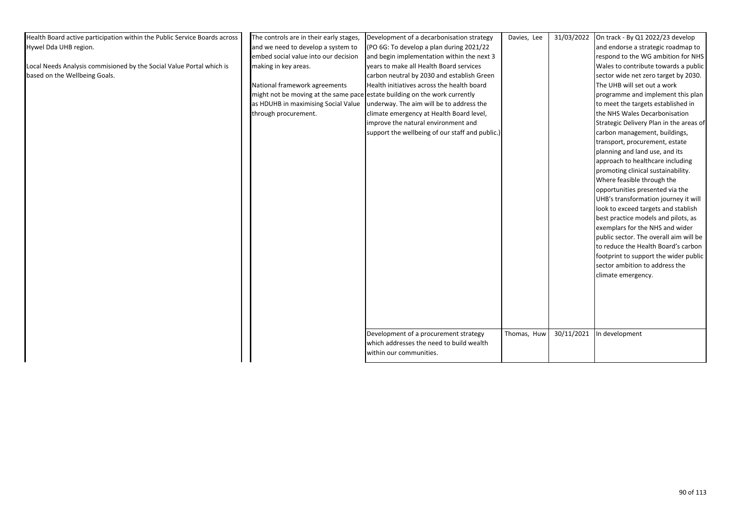| | | | | | |
|---|---|---|---|---|---|
| Health Board active participation within the Public Service Boards across Hywel Dda UHB region.<br><br>Local Needs Analysis commisioned by the Social Value Portal which is based on the Wellbeing Goals. | The controls are in their early stages, and we need to develop a system to embed social value into our decision making in key areas.<br><br>National framework agreements might not be moving at the same pace as HDUHB in maximising Social Value through procurement. | Development of a decarbonisation strategy (PO 6G: To develop a plan during 2021/22 and begin implementation within the next 3 years to make all Health Board services carbon neutral by 2030 and establish Green Health initiatives across the health board estate building on the work currently underway. The aim will be to address the climate emergency at Health Board level, improve the natural environment and support the wellbeing of our staff and public.) | Davies, Lee | 31/03/2022 | On track - By Q1 2022/23 develop and endorse a strategic roadmap to respond to the WG ambition for NHS Wales to contribute towards a public sector wide net zero target by 2030. The UHB will set out a work programme and implement this plan to meet the targets established in the NHS Wales Decarbonisation Strategic Delivery Plan in the areas of carbon management, buildings, transport, procurement, estate planning and land use, and its approach to healthcare including promoting clinical sustainability. Where feasible through the opportunities presented via the UHB's transformation journey it will look to exceed targets and stablish best practice models and pilots, as exemplars for the NHS and wider public sector. The overall aim will be to reduce the Health Board's carbon footprint to support the wider public sector ambition to address the climate emergency. |
| | | Development of a procurement strategy which addresses the need to build wealth within our communities. | Thomas, Huw | 30/11/2021 | In development |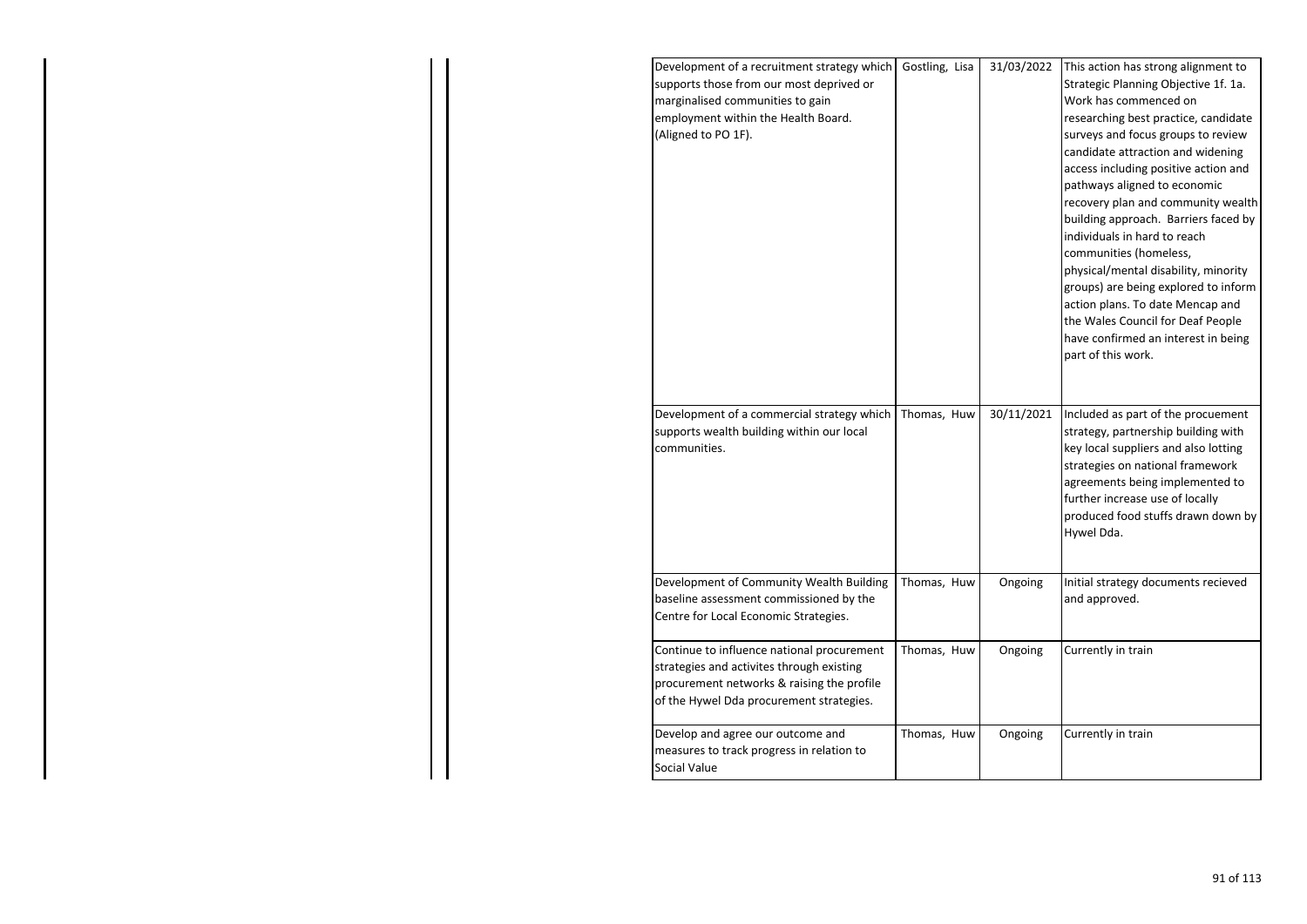| | | | | | | |
|---|---|---|---|---|---|---|
| | | | Development of a recruitment strategy which supports those from our most deprived or marginalised communities to gain employment within the Health Board. (Aligned to PO 1F). | Gostling, Lisa | 31/03/2022 | This action has strong alignment to Strategic Planning Objective 1f. 1a. Work has commenced on researching best practice, candidate surveys and focus groups to review candidate attraction and widening access including positive action and pathways aligned to economic recovery plan and community wealth building approach. Barriers faced by individuals in hard to reach communities (homeless, physical/mental disability, minority groups) are being explored to inform action plans. To date Mencap and the Wales Council for Deaf People have confirmed an interest in being part of this work. |
| | | | Development of a commercial strategy which supports wealth building within our local communities. | Thomas, Huw | 30/11/2021 | Included as part of the procuement strategy, partnership building with key local suppliers and also lotting strategies on national framework agreements being implemented to further increase use of locally produced food stuffs drawn down by Hywel Dda. |
| | | | Development of Community Wealth Building baseline assessment commissioned by the Centre for Local Economic Strategies. | Thomas, Huw | Ongoing | Initial strategy documents recieved and approved. |
| | | | Continue to influence national procurement strategies and activites through existing procurement networks & raising the profile of the Hywel Dda procurement strategies. | Thomas, Huw | Ongoing | Currently in train |
| | | | Develop and agree our outcome and measures to track progress in relation to Social Value | Thomas, Huw | Ongoing | Currently in train |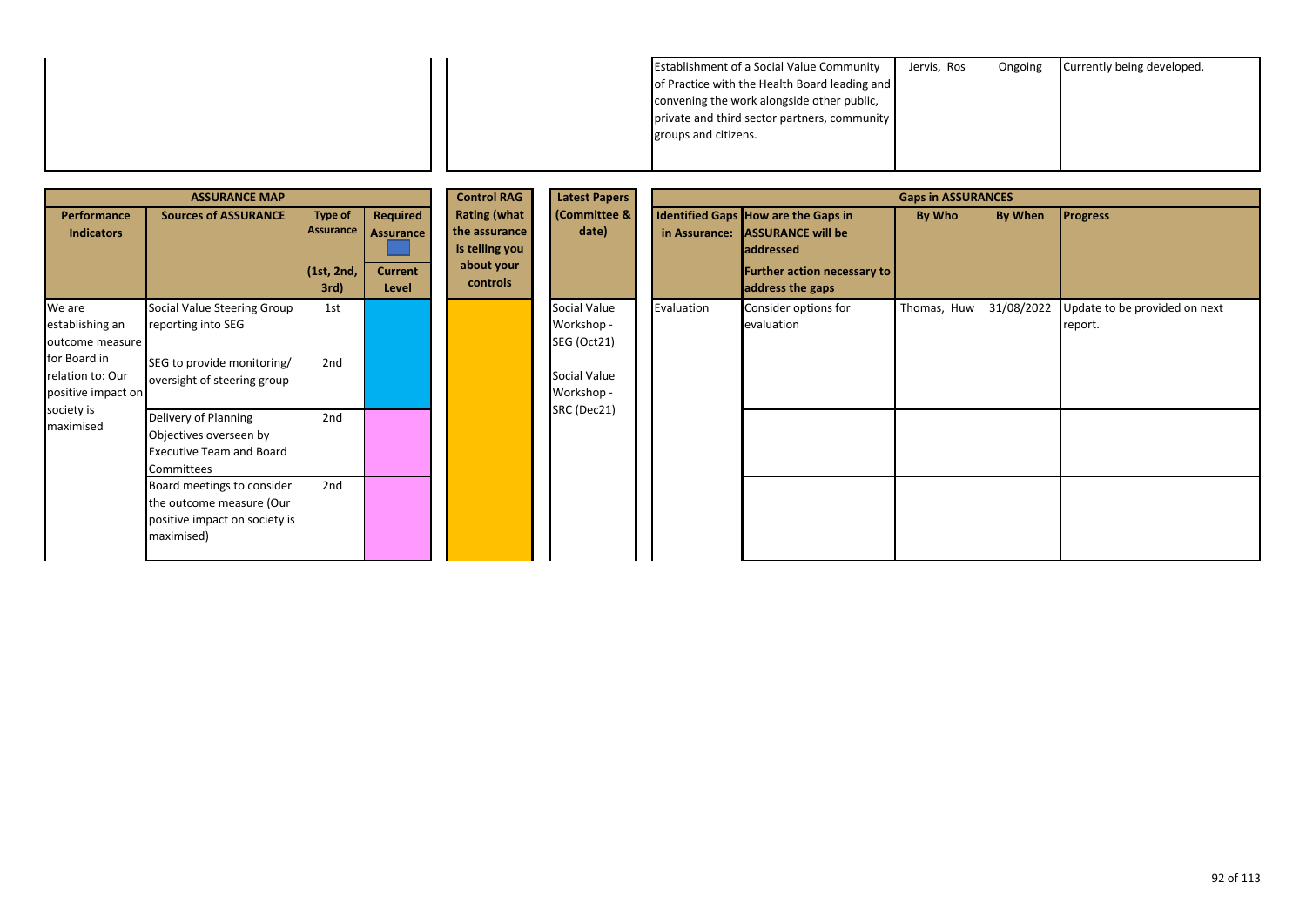| | | | | |
|---|---|---|---|---|
| | | Establishment of a Social Value Community of Practice with the Health Board leading and convening the work alongside other public, private and third sector partners, community groups and citizens. | Jervis, Ros | Ongoing | Currently being developed. |

| ASSURANCE MAP | | | | Control RAG | Latest Papers | Gaps in ASSURANCES | | | | |
|---|---|---|---|---|---|---|---|---|---|---|
| Performance Indicators | Sources of ASSURANCE | Type of Assurance (1st, 2nd, 3rd) | Required Assurance / Current Level | Rating (what the assurance is telling you about your controls | (Committee & date) | Identified Gaps in Assurance: | How are the Gaps in ASSURANCE will be addressed Further action necessary to address the gaps | By Who | By When | Progress |
| We are establishing an outcome measure for Board in relation to: Our positive impact on society is maximised | Social Value Steering Group reporting into SEG | 1st | | | Social Value Workshop - SEG (Oct21) | Evaluation | Consider options for evaluation | Thomas, Huw | 31/08/2022 | Update to be provided on next report. |
| | SEG to provide monitoring/ oversight of steering group | 2nd | | | Social Value Workshop - SRC (Dec21) | | | | | |
| | Delivery of Planning Objectives overseen by Executive Team and Board Committees | 2nd | | | | | | | | |
| | Board meetings to consider the outcome measure (Our positive impact on society is maximised) | 2nd | | | | | | | | |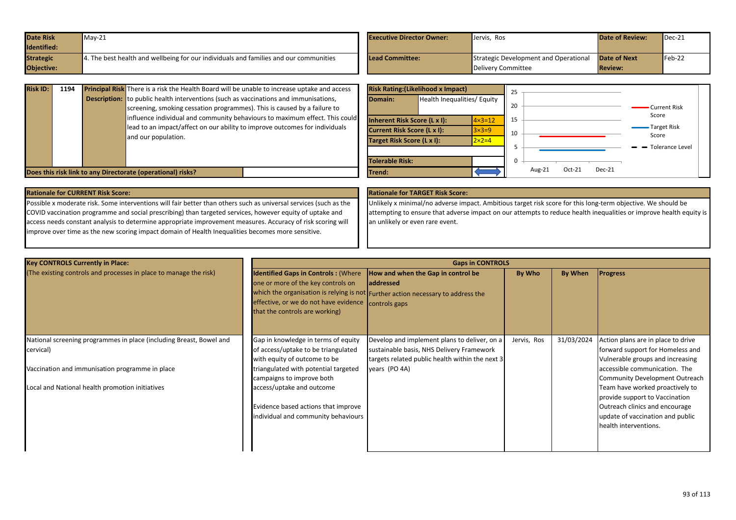| Date Risk Identified: | May-21 | Executive Director Owner: | Jervis, Ros | Date of Review: | Dec-21 |
|---|---|---|---|---|---|
| Strategic Objective: | 4. The best health and wellbeing for our individuals and families and our communities | Lead Committee: | Strategic Development and Operational Delivery Committee | Date of Next Review: | Feb-22 |

| Risk ID: | 1194 | Principal Risk Description: | There is a risk the Health Board will be unable to increase uptake and access to public health interventions (such as vaccinations and immunisations, screening, smoking cessation programmes). This is caused by a failure to influence individual and community behaviours to maximum effect. This could lead to an impact/affect on our ability to improve outcomes for individuals and our population. |
|---|---|---|---|
| Does this risk link to any Directorate (operational) risks? | | | |

| Risk Rating:(Likelihood x Impact) | |
|---|---|
| Domain: | Health Inequalities/ Equity |
| Inherent Risk Score (L x I): | 4×3=12 |
| Current Risk Score (L x I): | 3×3=9 |
| Target Risk Score (L x I): | 2×2=4 |
| Tolerable Risk: | |
| Trend: | |

Chart: Current Risk Score, Target Risk Score, Tolerance Level (Aug-21, Oct-21, Dec-21; scale 0–25)

**Rationale for CURRENT Risk Score:**

Possible x moderate risk. Some interventions will fair better than others such as universal services (such as the COVID vaccination programme and social prescribing) than targeted services, however equity of uptake and access needs constant analysis to determine appropriate improvement measures. Accuracy of risk scoring will improve over time as the new scoring impact domain of Health Inequalities becomes more sensitive.

**Rationale for TARGET Risk Score:**

Unlikely x minimal/no adverse impact. Ambitious target risk score for this long-term objective. We should be attempting to ensure that adverse impact on our attempts to reduce health inequalities or improve health equity is an unlikely or even rare event.

| Key CONTROLS Currently in Place: (The existing controls and processes in place to manage the risk) | Identified Gaps in Controls : (Where one or more of the key controls on which the organisation is relying is not effective, or we do not have evidence that the controls are working) | How and when the Gap in control be addressed Further action necessary to address the controls gaps | By Who | By When | Progress |
|---|---|---|---|---|---|
| National screening programmes in place (including Breast, Bowel and cervical)<br><br>Vaccination and immunisation programme in place<br><br>Local and National health promotion initiatives | Gap in knowledge in terms of equity of access/uptake to be triangulated with equity of outcome to be triangulated with potential targeted campaigns to improve both access/uptake and outcome<br><br>Evidence based actions that improve individual and community behaviours | Develop and implement plans to deliver, on a sustainable basis, NHS Delivery Framework targets related public health within the next 3 years (PO 4A) | Jervis, Ros | 31/03/2024 | Action plans are in place to drive forward support for Homeless and Vulnerable groups and increasing accessible communication. The Community Development Outreach Team have worked proactively to provide support to Vaccination Outreach clinics and encourage update of vaccination and public health interventions. |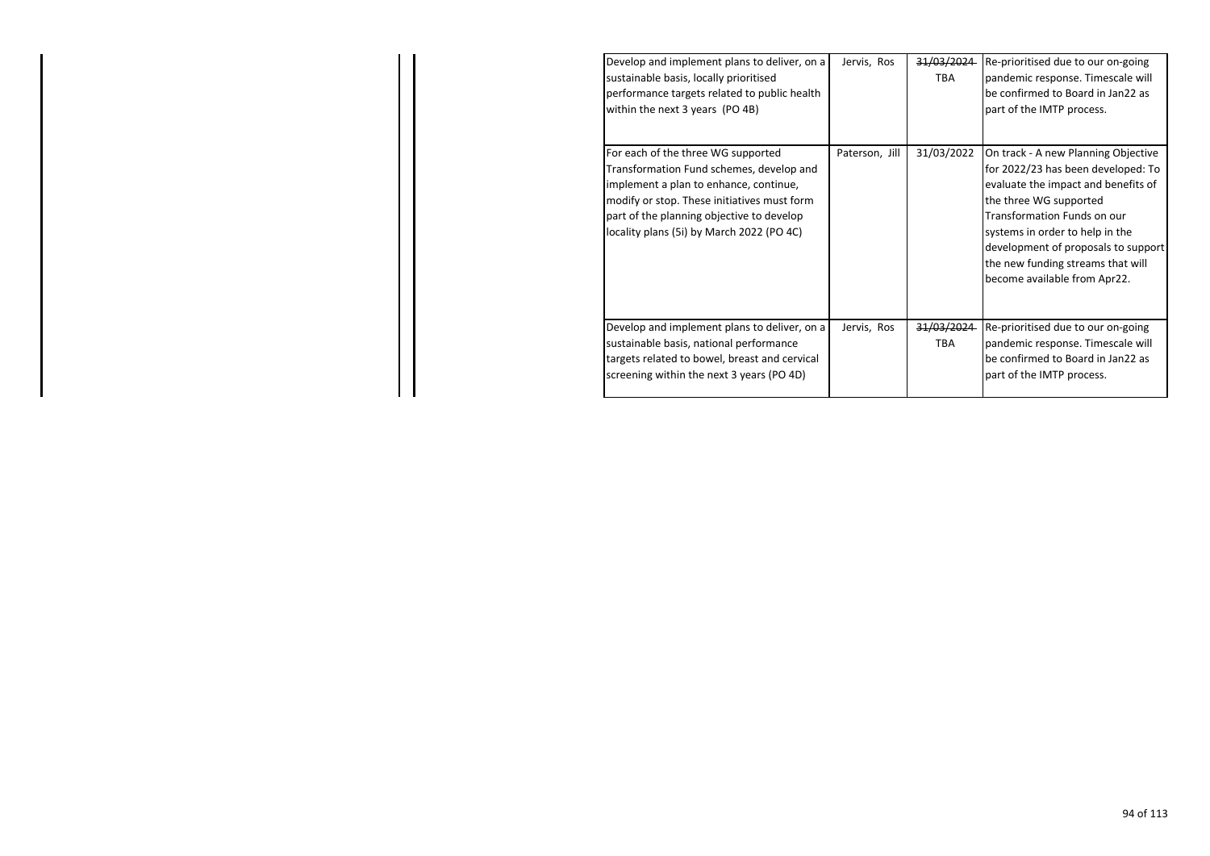| | | | |
|---|---|---|---|
| Develop and implement plans to deliver, on a sustainable basis, locally prioritised performance targets related to public health within the next 3 years (PO 4B) | Jervis, Ros | ~~31/03/2024~~ TBA | Re-prioritised due to our on-going pandemic response. Timescale will be confirmed to Board in Jan22 as part of the IMTP process. |
| For each of the three WG supported Transformation Fund schemes, develop and implement a plan to enhance, continue, modify or stop. These initiatives must form part of the planning objective to develop locality plans (5i) by March 2022 (PO 4C) | Paterson, Jill | 31/03/2022 | On track - A new Planning Objective for 2022/23 has been developed: To evaluate the impact and benefits of the three WG supported Transformation Funds on our systems in order to help in the development of proposals to support the new funding streams that will become available from Apr22. |
| Develop and implement plans to deliver, on a sustainable basis, national performance targets related to bowel, breast and cervical screening within the next 3 years (PO 4D) | Jervis, Ros | ~~31/03/2024~~ TBA | Re-prioritised due to our on-going pandemic response. Timescale will be confirmed to Board in Jan22 as part of the IMTP process. |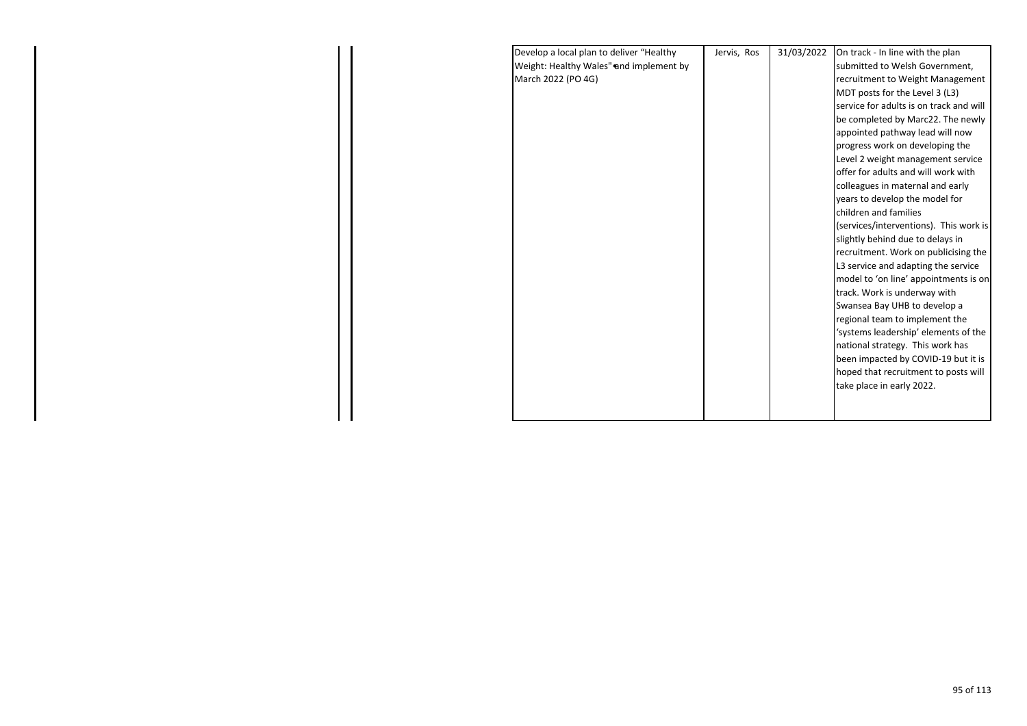| | | | | | |
|---|---|---|---|---|---|
| | | Develop a local plan to deliver "Healthy Weight: Healthy Wales" and implement by March 2022 (PO 4G) | Jervis, Ros | 31/03/2022 | On track - In line with the plan submitted to Welsh Government, recruitment to Weight Management MDT posts for the Level 3 (L3) service for adults is on track and will be completed by Marc22. The newly appointed pathway lead will now progress work on developing the Level 2 weight management service offer for adults and will work with colleagues in maternal and early years to develop the model for children and families (services/interventions). This work is slightly behind due to delays in recruitment. Work on publicising the L3 service and adapting the service model to 'on line' appointments is on track. Work is underway with Swansea Bay UHB to develop a regional team to implement the 'systems leadership' elements of the national strategy. This work has been impacted by COVID-19 but it is hoped that recruitment to posts will take place in early 2022. |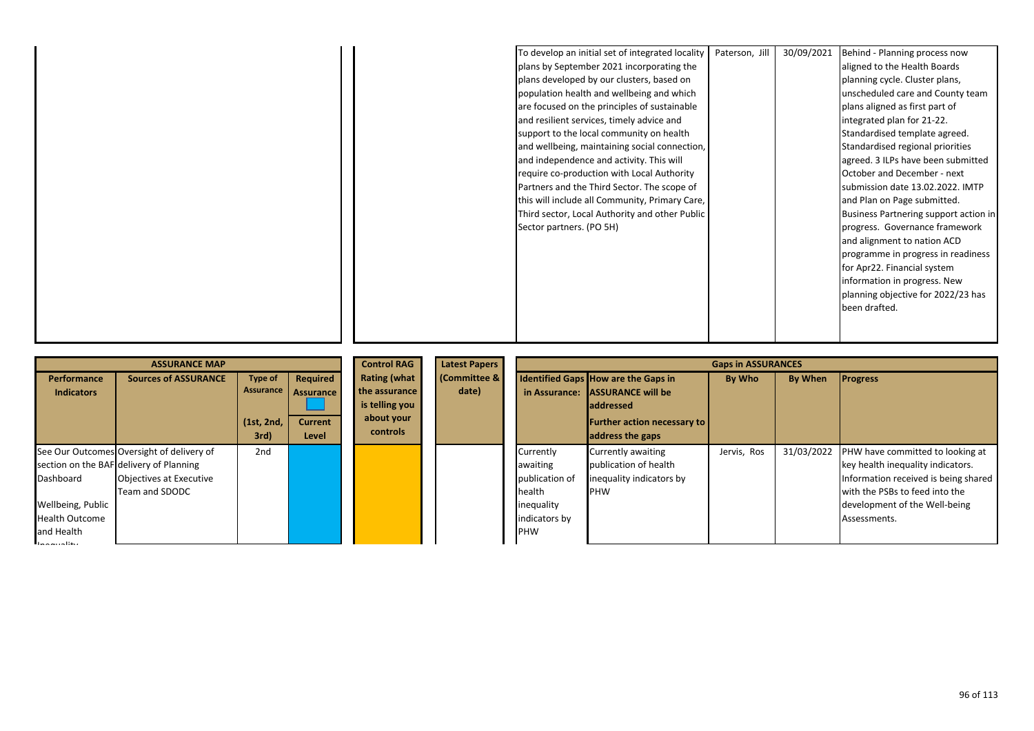| | | | | | |
|---|---|---|---|---|---|
| | | To develop an initial set of integrated locality plans by September 2021 incorporating the plans developed by our clusters, based on population health and wellbeing and which are focused on the principles of sustainable and resilient services, timely advice and support to the local community on health and wellbeing, maintaining social connection, and independence and activity. This will require co-production with Local Authority Partners and the Third Sector. The scope of this will include all Community, Primary Care, Third sector, Local Authority and other Public Sector partners. (PO 5H) | Paterson, Jill | 30/09/2021 | Behind - Planning process now aligned to the Health Boards planning cycle. Cluster plans, unscheduled care and County team plans aligned as first part of integrated plan for 21-22. Standardised template agreed. Standardised regional priorities agreed. 3 ILPs have been submitted October and December - next submission date 13.02.2022. IMTP and Plan on Page submitted. Business Partnering support action in progress. Governance framework and alignment to nation ACD programme in progress in readiness for Apr22. Financial system information in progress. New planning objective for 2022/23 has been drafted. |

| ASSURANCE MAP | | | | Control RAG | Latest Papers | Gaps in ASSURANCES | | | | |
|---|---|---|---|---|---|---|---|---|---|---|
| Performance Indicators | Sources of ASSURANCE | Type of Assurance (1st, 2nd, 3rd) | Required Assurance / Current Level | Rating (what the assurance is telling you about your controls | (Committee & date) | Identified Gaps in Assurance: | How are the Gaps in ASSURANCE will be addressed Further action necessary to address the gaps | By Who | By When | Progress |
| See Our Outcomes section on the BAF Dashboard<br><br>Wellbeing, Public Health Outcome and Health Inequality | Oversight of delivery of delivery of Planning Objectives at Executive Team and SDODC | 2nd | | | | Currently awaiting publication of health inequality indicators by PHW | Currently awaiting publication of health inequality indicators by PHW | Jervis, Ros | 31/03/2022 | PHW have committed to looking at key health inequality indicators. Information received is being shared with the PSBs to feed into the development of the Well-being Assessments. |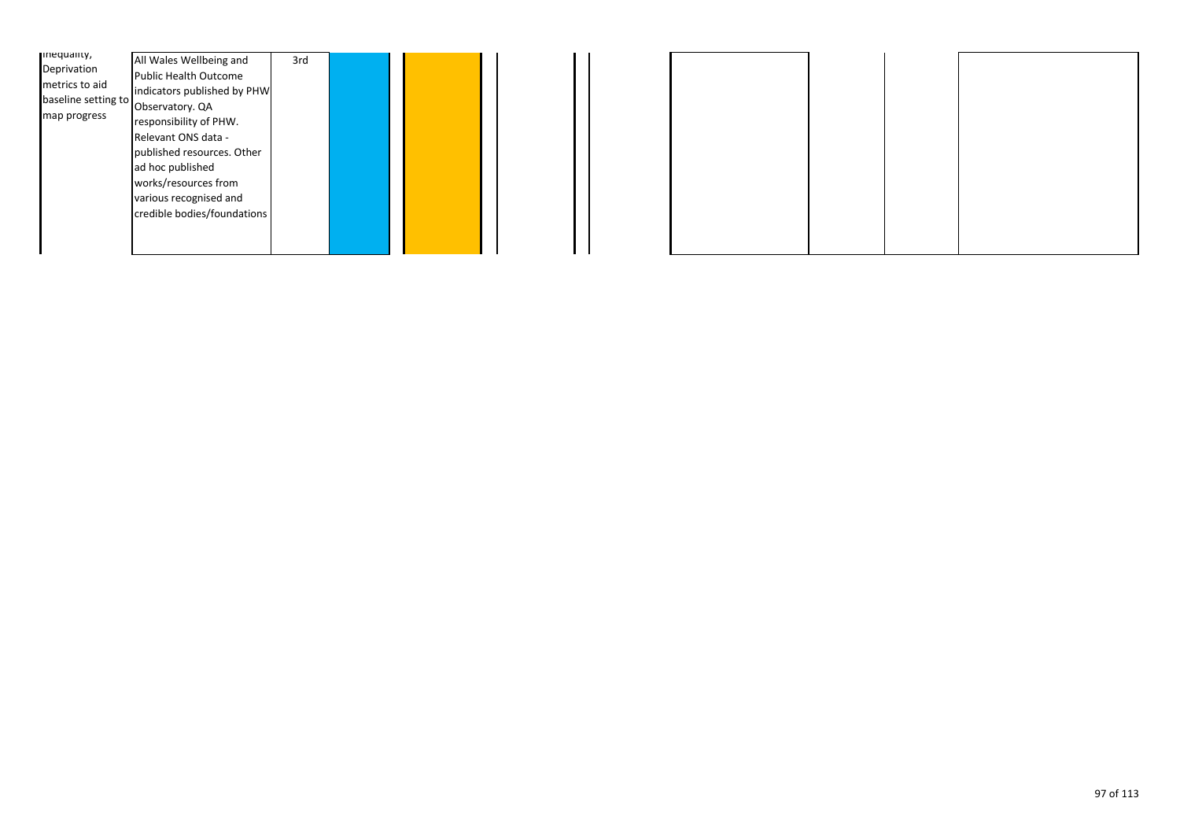| | | | | | | | | | | |
|---|---|---|---|---|---|---|---|---|---|---|
| inequality, Deprivation metrics to aid baseline setting to map progress | All Wales Wellbeing and Public Health Outcome indicators published by PHW Observatory. QA responsibility of PHW. Relevant ONS data - published resources. Other ad hoc published works/resources from various recognised and credible bodies/foundations | 3rd | | | | | | | | |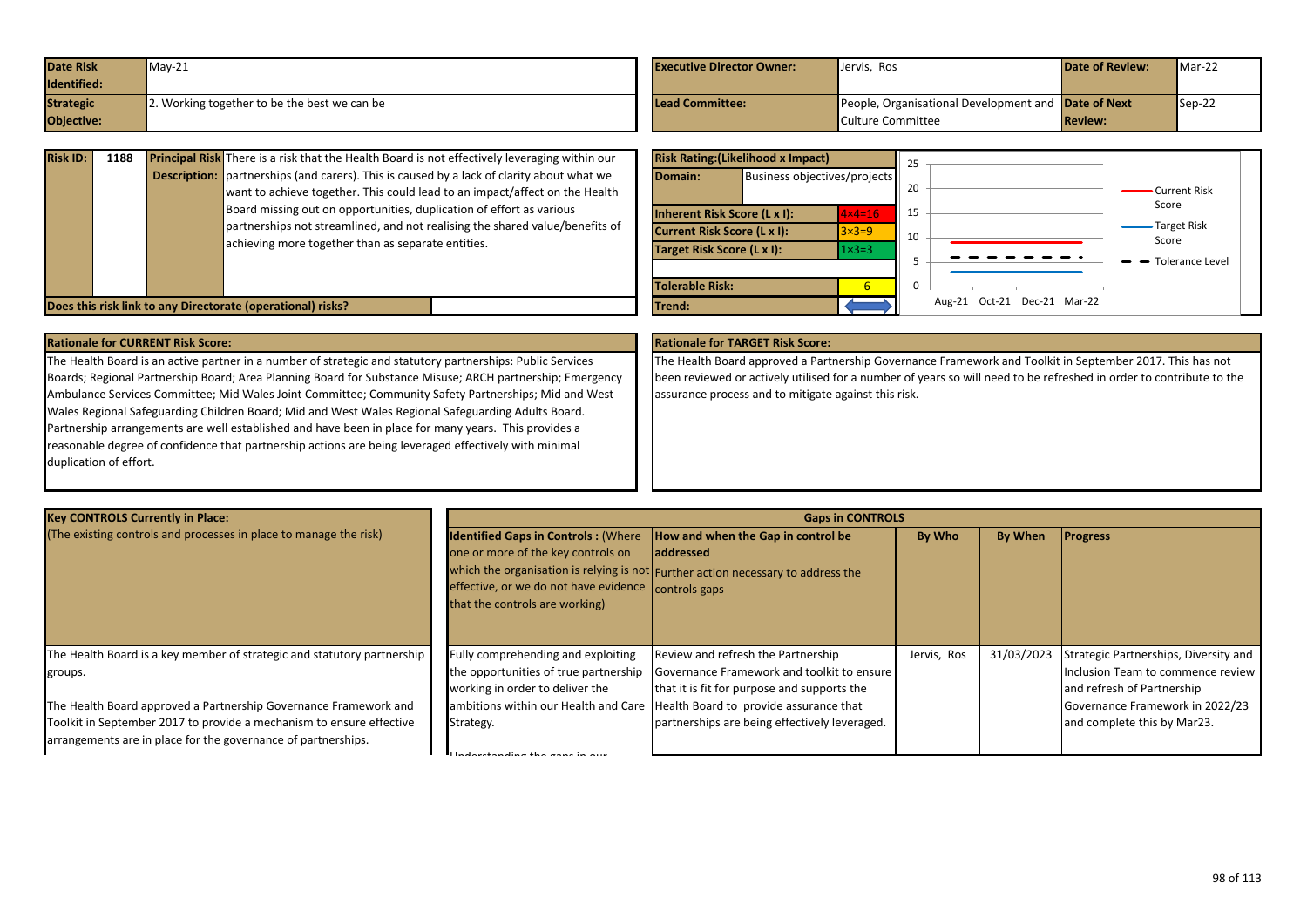| Date Risk Identified: | May-21 | Executive Director Owner: | Jervis, Ros | Date of Review: | Mar-22 |
|---|---|---|---|---|---|
| Strategic Objective: | 2. Working together to be the best we can be | Lead Committee: | People, Organisational Development and Culture Committee | Date of Next Review: | Sep-22 |

| Risk ID: | 1188 | Principal Risk Description: | There is a risk that the Health Board is not effectively leveraging within our partnerships (and carers). This is caused by a lack of clarity about what we want to achieve together. This could lead to an impact/affect on the Health Board missing out on opportunities, duplication of effort as various partnerships not streamlined, and not realising the shared value/benefits of achieving more together than as separate entities. |
|---|---|---|---|

**Does this risk link to any Directorate (operational) risks?**

| Risk Rating:(Likelihood x Impact) | |
|---|---|
| Domain: | Business objectives/projects |
| Inherent Risk Score (L x I): | 4×4=16 |
| Current Risk Score (L x I): | 3×3=9 |
| Target Risk Score (L x I): | 1×3=3 |
| Tolerable Risk: | 6 |
| Trend: | ⬌ |

Chart: Current Risk Score, Target Risk Score, Tolerance Level (Aug-21, Oct-21, Dec-21, Mar-22)

**Rationale for CURRENT Risk Score:**

The Health Board is an active partner in a number of strategic and statutory partnerships: Public Services Boards; Regional Partnership Board; Area Planning Board for Substance Misuse; ARCH partnership; Emergency Ambulance Services Committee; Mid Wales Joint Committee; Community Safety Partnerships; Mid and West Wales Regional Safeguarding Children Board; Mid and West Wales Regional Safeguarding Adults Board. Partnership arrangements are well established and have been in place for many years. This provides a reasonable degree of confidence that partnership actions are being leveraged effectively with minimal duplication of effort.

**Rationale for TARGET Risk Score:**

The Health Board approved a Partnership Governance Framework and Toolkit in September 2017. This has not been reviewed or actively utilised for a number of years so will need to be refreshed in order to contribute to the assurance process and to mitigate against this risk.

| Key CONTROLS Currently in Place: (The existing controls and processes in place to manage the risk) | Identified Gaps in Controls : (Where one or more of the key controls on which the organisation is relying is not effective, or we do not have evidence that the controls are working) | How and when the Gap in control be addressed Further action necessary to address the controls gaps | By Who | By When | Progress |
|---|---|---|---|---|---|
| The Health Board is a key member of strategic and statutory partnership groups.<br><br>The Health Board approved a Partnership Governance Framework and Toolkit in September 2017 to provide a mechanism to ensure effective arrangements are in place for the governance of partnerships. | Fully comprehending and exploiting the opportunities of true partnership working in order to deliver the ambitions within our Health and Care Strategy.<br><br>Understanding the gaps in our | Review and refresh the Partnership Governance Framework and toolkit to ensure that it is fit for purpose and supports the Health Board to provide assurance that partnerships are being effectively leveraged. | Jervis, Ros | 31/03/2023 | Strategic Partnerships, Diversity and Inclusion Team to commence review and refresh of Partnership Governance Framework in 2022/23 and complete this by Mar23. |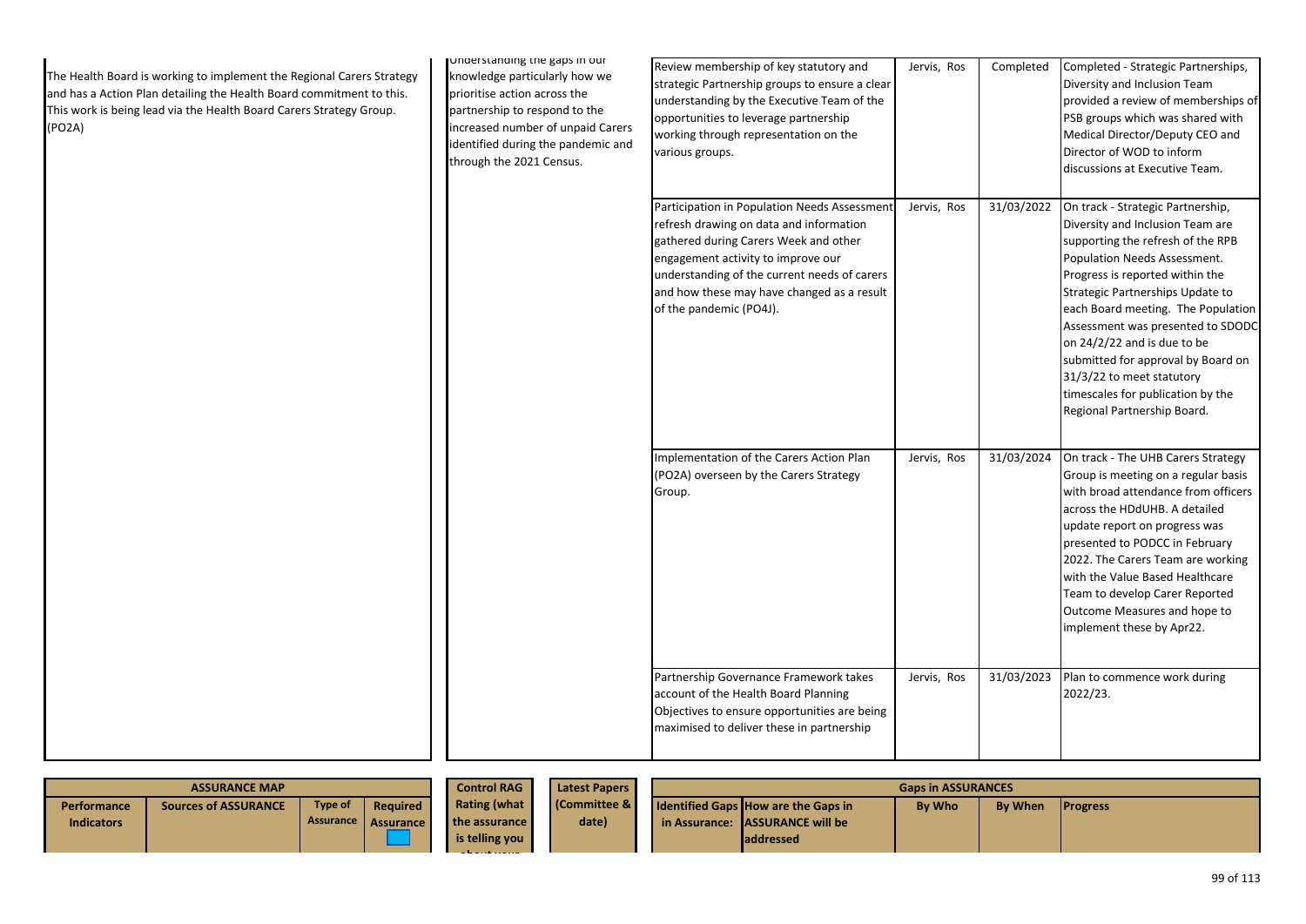| | | | | | |
|---|---|---|---|---|---|
| The Health Board is working to implement the Regional Carers Strategy and has a Action Plan detailing the Health Board commitment to this. This work is being lead via the Health Board Carers Strategy Group. (PO2A) | Understanding the gaps in our knowledge particularly how we prioritise action across the partnership to respond to the increased number of unpaid Carers identified during the pandemic and through the 2021 Census. | Review membership of key statutory and strategic Partnership groups to ensure a clear understanding by the Executive Team of the opportunities to leverage partnership working through representation on the various groups. | Jervis, Ros | Completed | Completed - Strategic Partnerships, Diversity and Inclusion Team provided a review of memberships of PSB groups which was shared with Medical Director/Deputy CEO and Director of WOD to inform discussions at Executive Team. |
| | | Participation in Population Needs Assessment refresh drawing on data and information gathered during Carers Week and other engagement activity to improve our understanding of the current needs of carers and how these may have changed as a result of the pandemic (PO4J). | Jervis, Ros | 31/03/2022 | On track - Strategic Partnership, Diversity and Inclusion Team are supporting the refresh of the RPB Population Needs Assessment. Progress is reported within the Strategic Partnerships Update to each Board meeting. The Population Assessment was presented to SDODC on 24/2/22 and is due to be submitted for approval by Board on 31/3/22 to meet statutory timescales for publication by the Regional Partnership Board. |
| | | Implementation of the Carers Action Plan (PO2A) overseen by the Carers Strategy Group. | Jervis, Ros | 31/03/2024 | On track - The UHB Carers Strategy Group is meeting on a regular basis with broad attendance from officers across the HDdUHB. A detailed update report on progress was presented to PODCC in February 2022. The Carers Team are working with the Value Based Healthcare Team to develop Carer Reported Outcome Measures and hope to implement these by Apr22. |
| | | Partnership Governance Framework takes account of the Health Board Planning Objectives to ensure opportunities are being maximised to deliver these in partnership | Jervis, Ros | 31/03/2023 | Plan to commence work during 2022/23. |

| ASSURANCE MAP | | | | Control RAG Rating (what the assurance is telling you about your | Latest Papers (Committee & date) | Gaps in ASSURANCES | | | | |
|---|---|---|---|---|---|---|---|---|---|---|
| Performance Indicators | Sources of ASSURANCE | Type of Assurance | Required Assurance | | | Identified Gaps in Assurance: | How are the Gaps in ASSURANCE will be addressed | By Who | By When | Progress |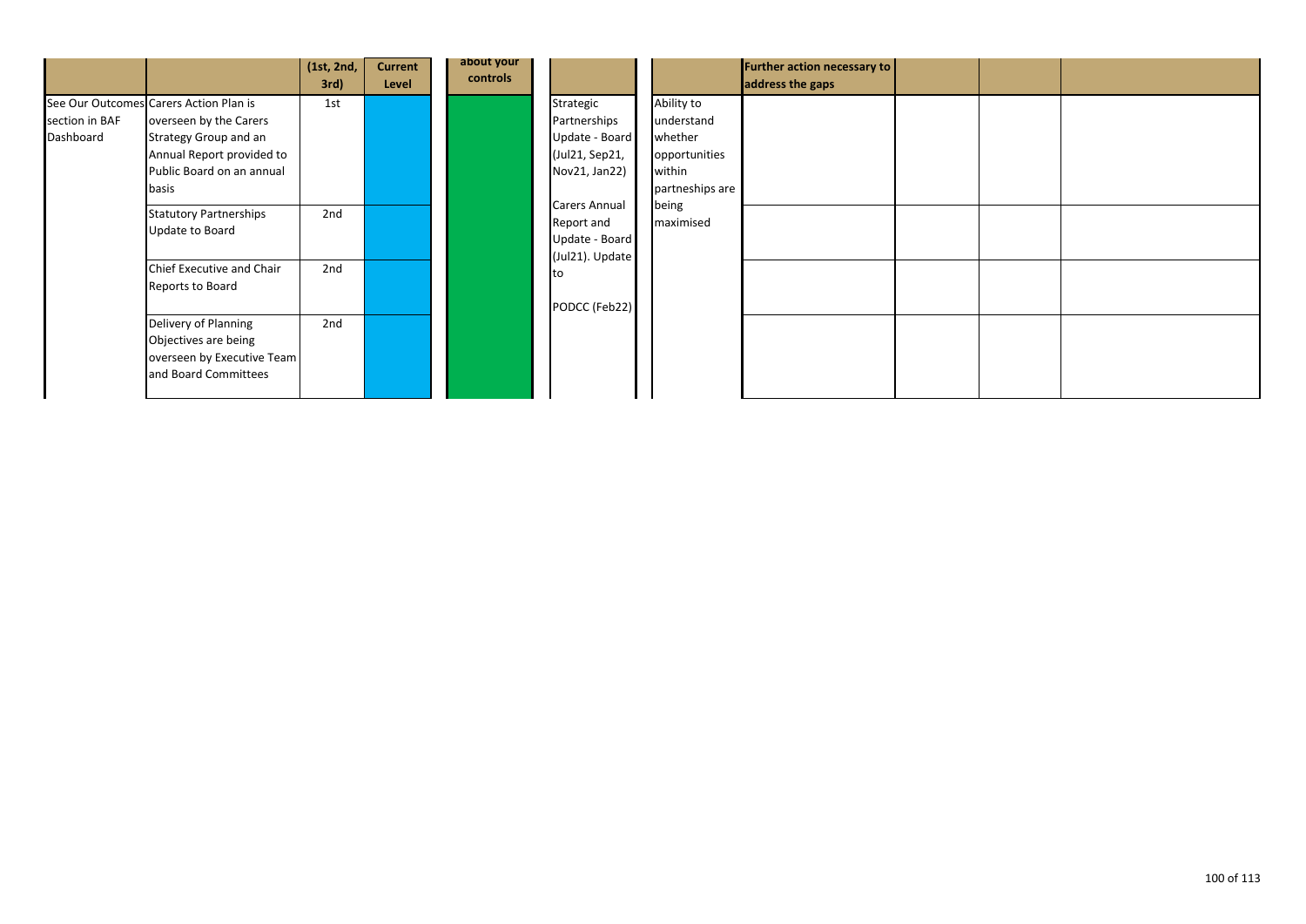| | | (1st, 2nd, 3rd) | Current Level | about your controls | | | Further action necessary to address the gaps | | | |
|---|---|---|---|---|---|---|---|---|---|---|
| See Our Outcomes section in BAF Dashboard | Carers Action Plan is overseen by the Carers Strategy Group and an Annual Report provided to Public Board on an annual basis | 1st | | | Strategic Partnerships Update - Board (Jul21, Sep21, Nov21, Jan22)<br><br>Carers Annual Report and Update - Board (Jul21). Update to<br><br>PODCC (Feb22) | Ability to understand whether opportunities within partneships are being maximised | | | | |
| | Statutory Partnerships Update to Board | 2nd | | | | | | | | |
| | Chief Executive and Chair Reports to Board | 2nd | | | | | | | | |
| | Delivery of Planning Objectives are being overseen by Executive Team and Board Committees | 2nd | | | | | | | | |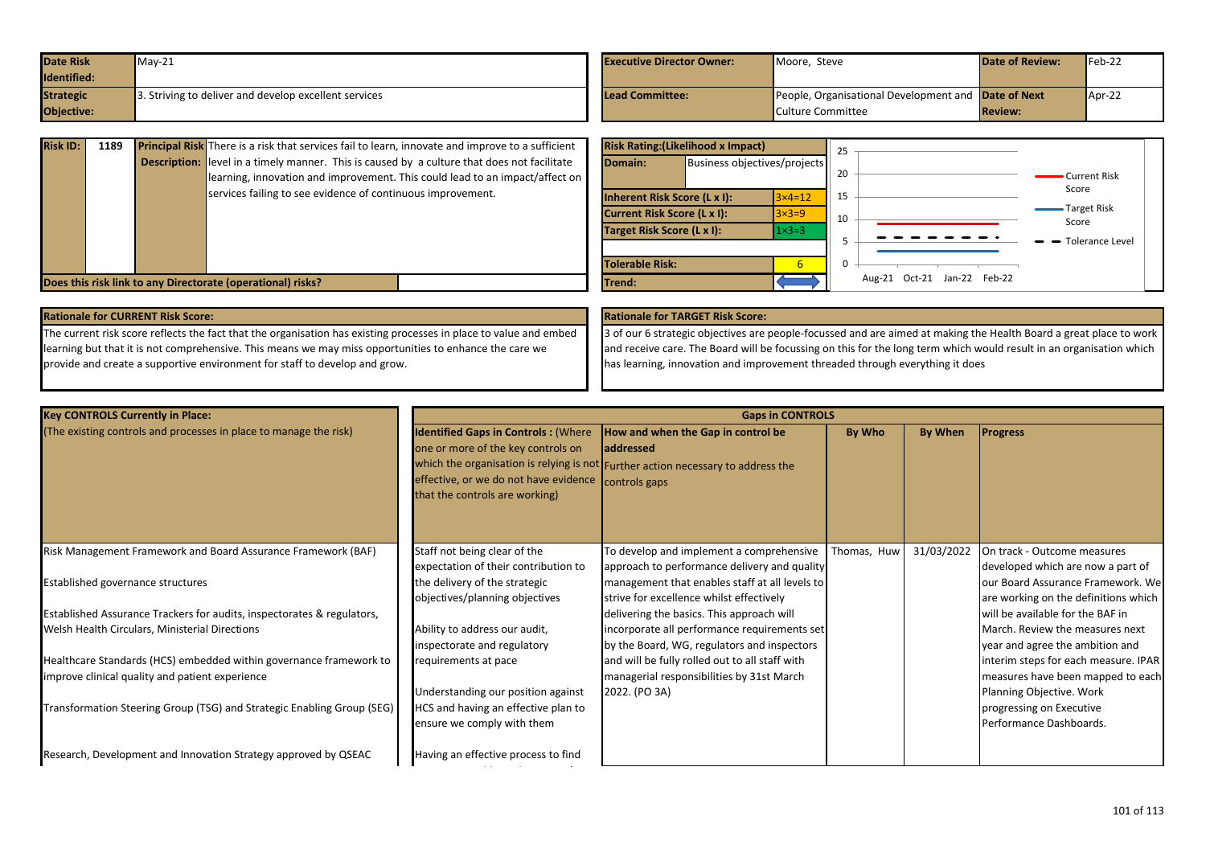| Date Risk Identified: | May-21 | Executive Director Owner: | Moore, Steve | Date of Review: | Feb-22 |
|---|---|---|---|---|---|
| Strategic Objective: | 3. Striving to deliver and develop excellent services | Lead Committee: | People, Organisational Development and Culture Committee | Date of Next Review: | Apr-22 |

| Risk ID: | 1189 | Principal Risk Description: | There is a risk that services fail to learn, innovate and improve to a sufficient level in a timely manner. This is caused by a culture that does not facilitate learning, innovation and improvement. This could lead to an impact/affect on services failing to see evidence of continuous improvement. |
|---|---|---|---|

Does this risk link to any Directorate (operational) risks?

| Risk Rating:(Likelihood x Impact) | |
|---|---|
| Domain: | Business objectives/projects |
| Inherent Risk Score (L x I): | 3×4=12 |
| Current Risk Score (L x I): | 3×3=9 |
| Target Risk Score (L x I): | 1×3=3 |
| Tolerable Risk: | 6 |
| Trend: | |

Chart: Current Risk Score, Target Risk Score, Tolerance Level (Aug-21, Oct-21, Jan-22, Feb-22)

**Rationale for CURRENT Risk Score:**

The current risk score reflects the fact that the organisation has existing processes in place to value and embed learning but that it is not comprehensive. This means we may miss opportunities to enhance the care we provide and create a supportive environment for staff to develop and grow.

**Rationale for TARGET Risk Score:**

3 of our 6 strategic objectives are people-focussed and are aimed at making the Health Board a great place to work and receive care. The Board will be focussing on this for the long term which would result in an organisation which has learning, innovation and improvement threaded through everything it does

| Key CONTROLS Currently in Place: (The existing controls and processes in place to manage the risk) | Identified Gaps in Controls : (Where one or more of the key controls on which the organisation is relying is not effective, or we do not have evidence that the controls are working) | How and when the Gap in control be addressed Further action necessary to address the controls gaps | By Who | By When | Progress |
|---|---|---|---|---|---|
| Risk Management Framework and Board Assurance Framework (BAF)<br><br>Established governance structures<br><br>Established Assurance Trackers for audits, inspectorates & regulators, Welsh Health Circulars, Ministerial Directions<br><br>Healthcare Standards (HCS) embedded within governance framework to improve clinical quality and patient experience<br><br>Transformation Steering Group (TSG) and Strategic Enabling Group (SEG)<br><br>Research, Development and Innovation Strategy approved by QSEAC | Staff not being clear of the expectation of their contribution to the delivery of the strategic objectives/planning objectives<br><br>Ability to address our audit, inspectorate and regulatory requirements at pace<br><br>Understanding our position against HCS and having an effective plan to ensure we comply with them<br><br>Having an effective process to find | To develop and implement a comprehensive approach to performance delivery and quality management that enables staff at all levels to strive for excellence whilst effectively delivering the basics. This approach will incorporate all performance requirements set by the Board, WG, regulators and inspectors and will be fully rolled out to all staff with managerial responsibilities by 31st March 2022. (PO 3A) | Thomas, Huw | 31/03/2022 | On track - Outcome measures developed which are now a part of our Board Assurance Framework. We are working on the definitions which will be available for the BAF in March. Review the measures next year and agree the ambition and interim steps for each measure. IPAR measures have been mapped to each Planning Objective. Work progressing on Executive Performance Dashboards. |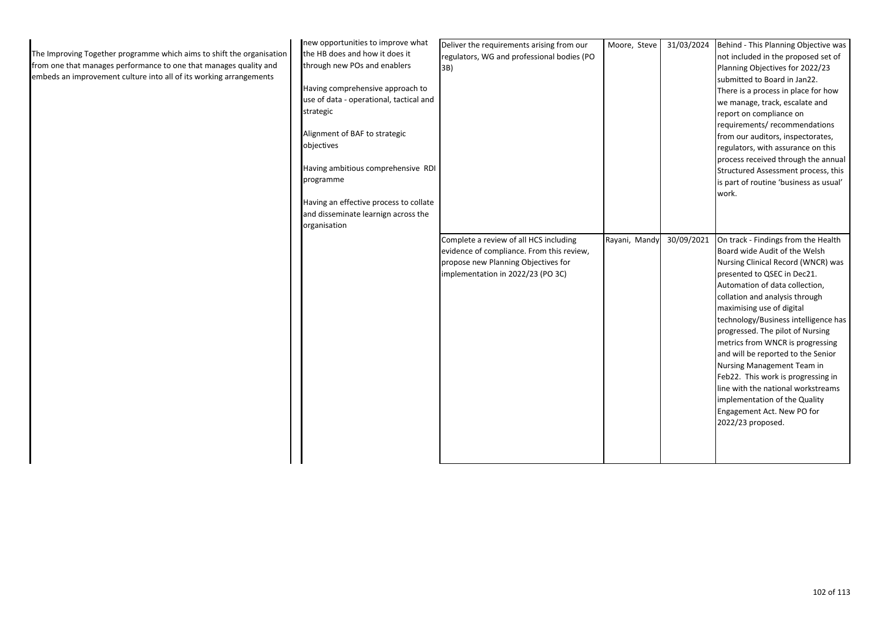| | | | | | |
|---|---|---|---|---|---|
| The Improving Together programme which aims to shift the organisation from one that manages performance to one that manages quality and embeds an improvement culture into all of its working arrangements | new opportunities to improve what the HB does and how it does it through new POs and enablers<br><br>Having comprehensive approach to use of data - operational, tactical and strategic<br><br>Alignment of BAF to strategic objectives<br><br>Having ambitious comprehensive RDI programme<br><br>Having an effective process to collate and disseminate learnign across the organisation | Deliver the requirements arising from our regulators, WG and professional bodies (PO 3B) | Moore, Steve | 31/03/2024 | Behind - This Planning Objective was not included in the proposed set of Planning Objectives for 2022/23 submitted to Board in Jan22. There is a process in place for how we manage, track, escalate and report on compliance on requirements/ recommendations from our auditors, inspectorates, regulators, with assurance on this process received through the annual Structured Assessment process, this is part of routine 'business as usual' work. |
| | | Complete a review of all HCS including evidence of compliance. From this review, propose new Planning Objectives for implementation in 2022/23 (PO 3C) | Rayani, Mandy | 30/09/2021 | On track - Findings from the Health Board wide Audit of the Welsh Nursing Clinical Record (WNCR) was presented to QSEC in Dec21. Automation of data collection, collation and analysis through maximising use of digital technology/Business intelligence has progressed. The pilot of Nursing metrics from WNCR is progressing and will be reported to the Senior Nursing Management Team in Feb22. This work is progressing in line with the national workstreams implementation of the Quality Engagement Act. New PO for 2022/23 proposed. |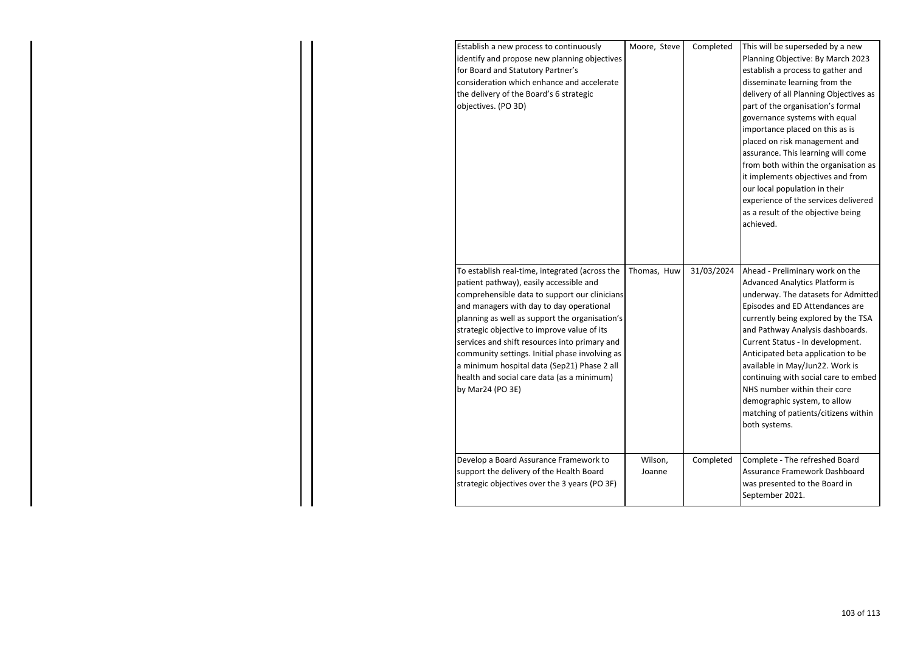| | | | |
|---|---|---|---|
| Establish a new process to continuously identify and propose new planning objectives for Board and Statutory Partner's consideration which enhance and accelerate the delivery of the Board's 6 strategic objectives. (PO 3D) | Moore, Steve | Completed | This will be superseded by a new Planning Objective: By March 2023 establish a process to gather and disseminate learning from the delivery of all Planning Objectives as part of the organisation's formal governance systems with equal importance placed on this as is placed on risk management and assurance. This learning will come from both within the organisation as it implements objectives and from our local population in their experience of the services delivered as a result of the objective being achieved. |
| To establish real-time, integrated (across the patient pathway), easily accessible and comprehensible data to support our clinicians and managers with day to day operational planning as well as support the organisation's strategic objective to improve value of its services and shift resources into primary and community settings. Initial phase involving as a minimum hospital data (Sep21) Phase 2 all health and social care data (as a minimum) by Mar24 (PO 3E) | Thomas, Huw | 31/03/2024 | Ahead - Preliminary work on the Advanced Analytics Platform is underway. The datasets for Admitted Episodes and ED Attendances are currently being explored by the TSA and Pathway Analysis dashboards. Current Status - In development. Anticipated beta application to be available in May/Jun22. Work is continuing with social care to embed NHS number within their core demographic system, to allow matching of patients/citizens within both systems. |
| Develop a Board Assurance Framework to support the delivery of the Health Board strategic objectives over the 3 years (PO 3F) | Wilson, Joanne | Completed | Complete - The refreshed Board Assurance Framework Dashboard was presented to the Board in September 2021. |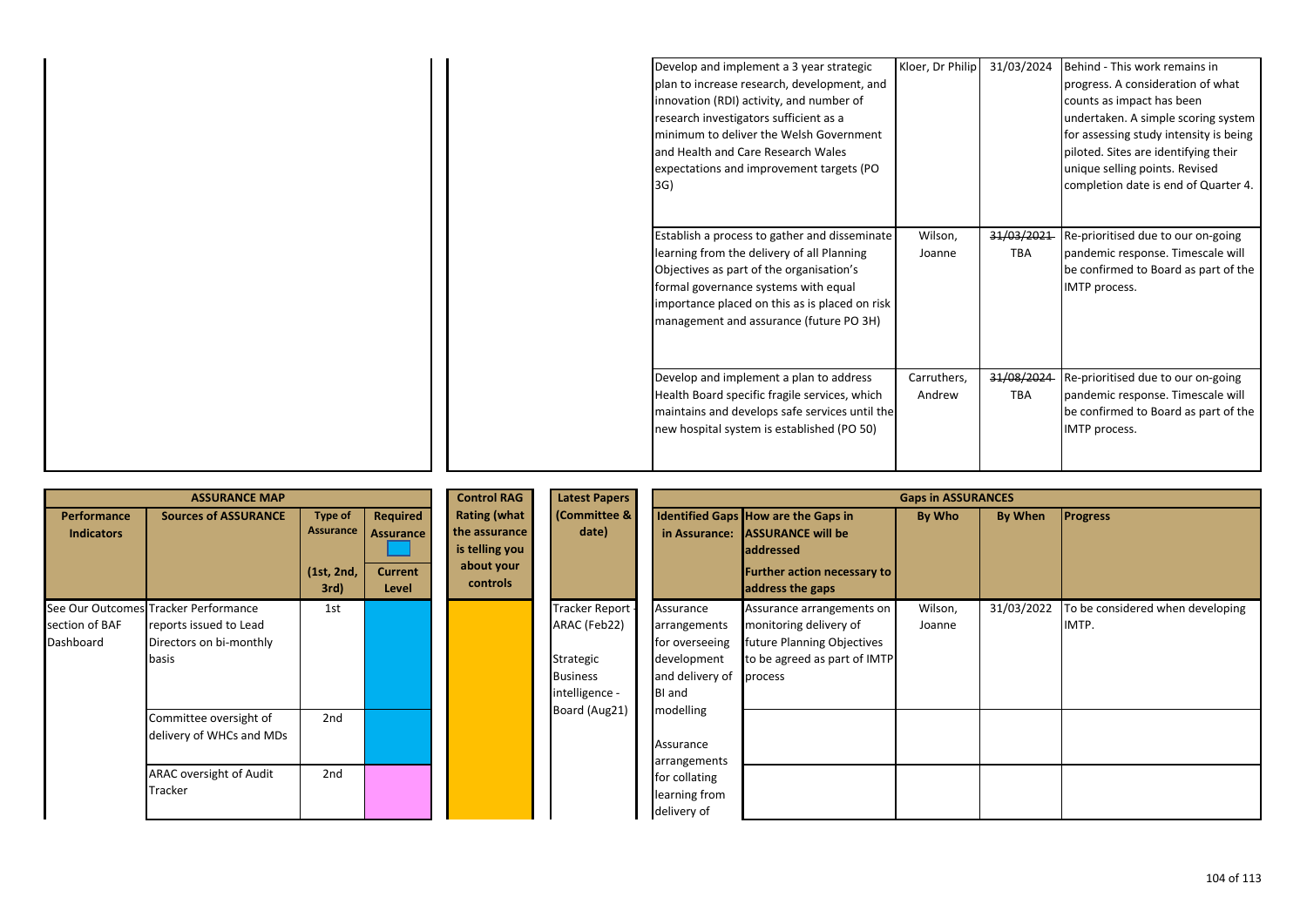| | | Action | By Who | By When | Progress |
|---|---|---|---|---|---|
| | | Develop and implement a 3 year strategic plan to increase research, development, and innovation (RDI) activity, and number of research investigators sufficient as a minimum to deliver the Welsh Government and Health and Care Research Wales expectations and improvement targets (PO 3G) | Kloer, Dr Philip | 31/03/2024 | Behind - This work remains in progress. A consideration of what counts as impact has been undertaken. A simple scoring system for assessing study intensity is being piloted. Sites are identifying their unique selling points. Revised completion date is end of Quarter 4. |
| | | Establish a process to gather and disseminate learning from the delivery of all Planning Objectives as part of the organisation's formal governance systems with equal importance placed on this as is placed on risk management and assurance (future PO 3H) | Wilson, Joanne | ~~31/03/2021~~ TBA | Re-prioritised due to our on-going pandemic response. Timescale will be confirmed to Board as part of the IMTP process. |
| | | Develop and implement a plan to address Health Board specific fragile services, which maintains and develops safe services until the new hospital system is established (PO 50) | Carruthers, Andrew | ~~31/08/2024~~ TBA | Re-prioritised due to our on-going pandemic response. Timescale will be confirmed to Board as part of the IMTP process. |

| ASSURANCE MAP | | | | Control RAG Rating (what the assurance is telling you about your controls | Latest Papers (Committee & date) | Gaps in ASSURANCES | | | | |
|---|---|---|---|---|---|---|---|---|---|---|
| Performance Indicators | Sources of ASSURANCE | Type of Assurance (1st, 2nd, 3rd) | Required Assurance / Current Level | | | Identified Gaps in Assurance: | How are the Gaps in ASSURANCE will be addressed / Further action necessary to address the gaps | By Who | By When | Progress |
| See Our Outcomes section of BAF Dashboard | Tracker Performance reports issued to Lead Directors on bi-monthly basis | 1st | | | Tracker Report - ARAC (Feb22) Strategic Business intelligence - Board (Aug21) | Assurance arrangements for overseeing development and delivery of BI and modelling Assurance arrangements for collating learning from delivery of | Assurance arrangements on monitoring delivery of future Planning Objectives to be agreed as part of IMTP process | Wilson, Joanne | 31/03/2022 | To be considered when developing IMTP. |
| | Committee oversight of delivery of WHCs and MDs | 2nd | | | | | | | | |
| | ARAC oversight of Audit Tracker | 2nd | | | | | | | | |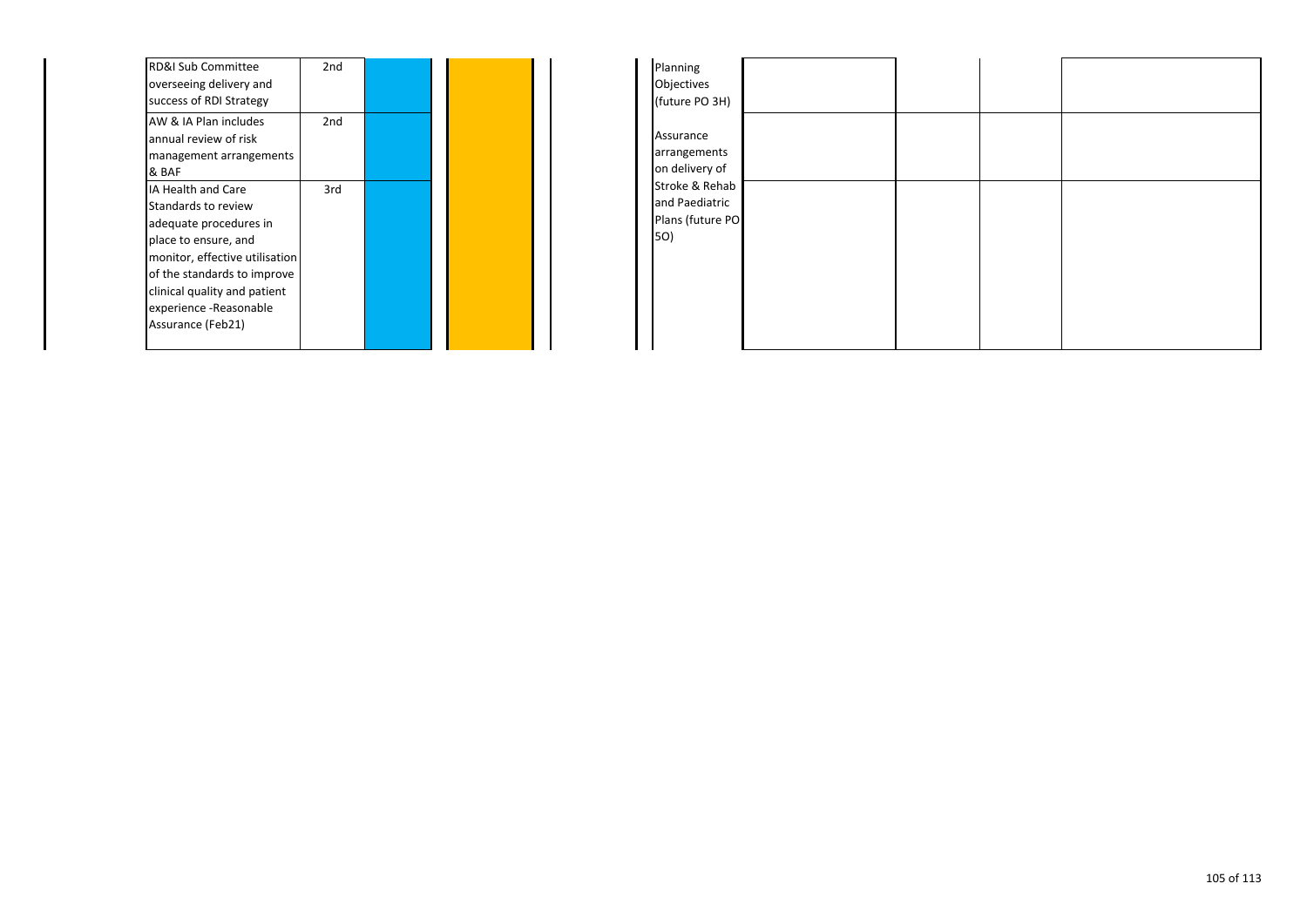| | | | | | | | | |
|---|---|---|---|---|---|---|---|---|
| RD&I Sub Committee overseeing delivery and success of RDI Strategy | 2nd | | | Planning Objectives (future PO 3H) | | | | |
| AW & IA Plan includes annual review of risk management arrangements & BAF | 2nd | | | Assurance arrangements on delivery of Stroke & Rehab and Paediatric Plans (future PO 5O) | | | | |
| IA Health and Care Standards to review adequate procedures in place to ensure, and monitor, effective utilisation of the standards to improve clinical quality and patient experience -Reasonable Assurance (Feb21) | 3rd | | | | | | | |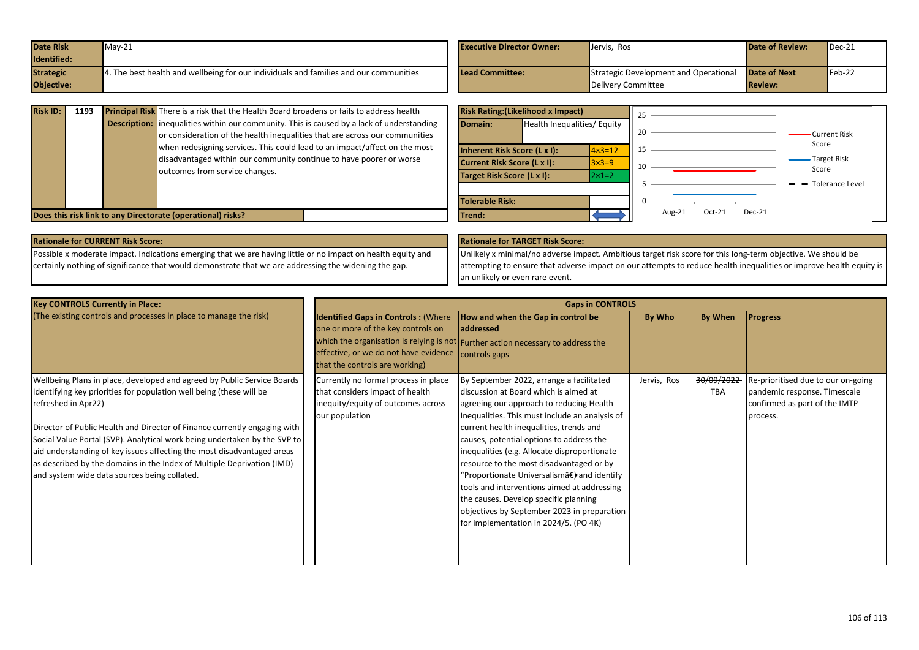| Date Risk Identified: | May-21 | Executive Director Owner: | Jervis, Ros | Date of Review: | Dec-21 |
|---|---|---|---|---|---|
| Strategic Objective: | 4. The best health and wellbeing for our individuals and families and our communities | Lead Committee: | Strategic Development and Operational Delivery Committee | Date of Next Review: | Feb-22 |

| Risk ID: | 1193 | Principal Risk Description: | There is a risk that the Health Board broadens or fails to address health inequalities within our community. This is caused by a lack of understanding or consideration of the health inequalities that are across our communities when redesigning services. This could lead to an impact/affect on the most disadvantaged within our community continue to have poorer or worse outcomes from service changes. |
|---|---|---|---|
| Does this risk link to any Directorate (operational) risks? | | | |

| Risk Rating:(Likelihood x Impact) | |
|---|---|
| Domain: | Health Inequalities/ Equity |
| Inherent Risk Score (L x I): | 4×3=12 |
| Current Risk Score (L x I): | 3×3=9 |
| Target Risk Score (L x I): | 2×1=2 |
| Tolerable Risk: | |
| Trend: | ⟷ |

Chart: Current Risk Score, Target Risk Score, Tolerance Level (Aug-21, Oct-21, Dec-21; scale 0–25)

**Rationale for CURRENT Risk Score:**

Possible x moderate impact. Indications emerging that we are having little or no impact on health equity and certainly nothing of significance that would demonstrate that we are addressing the widening the gap.

**Rationale for TARGET Risk Score:**

Unlikely x minimal/no adverse impact. Ambitious target risk score for this long-term objective. We should be attempting to ensure that adverse impact on our attempts to reduce health inequalities or improve health equity is an unlikely or even rare event.

| Key CONTROLS Currently in Place: (The existing controls and processes in place to manage the risk) | Identified Gaps in Controls : (Where one or more of the key controls on which the organisation is relying is not effective, or we do not have evidence that the controls are working) | How and when the Gap in control be addressed Further action necessary to address the controls gaps | By Who | By When | Progress |
|---|---|---|---|---|---|
| Wellbeing Plans in place, developed and agreed by Public Service Boards identifying key priorities for population well being (these will be refreshed in Apr22)<br><br>Director of Public Health and Director of Finance currently engaging with Social Value Portal (SVP). Analytical work being undertaken by the SVP to aid understanding of key issues affecting the most disadvantaged areas as described by the domains in the Index of Multiple Deprivation (IMD) and system wide data sources being collated. | Currently no formal process in place that considers impact of health inequity/equity of outcomes across our population | By September 2022, arrange a facilitated discussion at Board which is aimed at agreeing our approach to reducing Health Inequalities. This must include an analysis of current health inequalities, trends and causes, potential options to address the inequalities (e.g. Allocate disproportionate resource to the most disadvantaged or by "Proportionate Universalismâ€" and identify tools and interventions aimed at addressing the causes. Develop specific planning objectives by September 2023 in preparation for implementation in 2024/5. (PO 4K) | Jervis, Ros | ~~30/09/2022~~ TBA | Re-prioritised due to our on-going pandemic response. Timescale confirmed as part of the IMTP process. |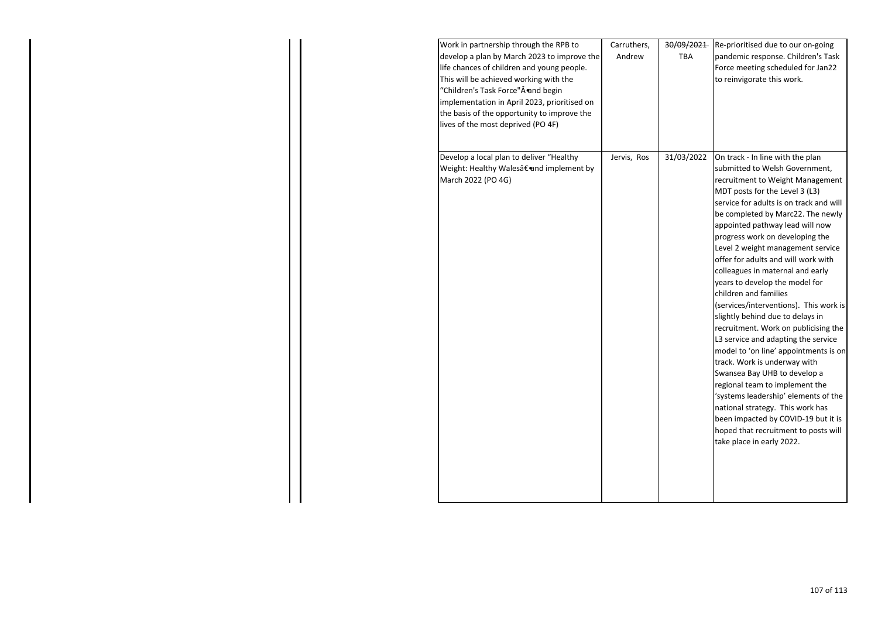| | | | |
|---|---|---|---|
| Work in partnership through the RPB to develop a plan by March 2023 to improve the life chances of children and young people. This will be achieved working with the "Children's Task Force"Â•and begin implementation in April 2023, prioritised on the basis of the opportunity to improve the lives of the most deprived (PO 4F) | Carruthers, Andrew | ~~30/09/2021~~ TBA | Re-prioritised due to our on-going pandemic response. Children's Task Force meeting scheduled for Jan22 to reinvigorate this work. |
| Develop a local plan to deliver "Healthy Weight: Healthy Walesâ€•and implement by March 2022 (PO 4G) | Jervis, Ros | 31/03/2022 | On track - In line with the plan submitted to Welsh Government, recruitment to Weight Management MDT posts for the Level 3 (L3) service for adults is on track and will be completed by Marc22. The newly appointed pathway lead will now progress work on developing the Level 2 weight management service offer for adults and will work with colleagues in maternal and early years to develop the model for children and families (services/interventions). This work is slightly behind due to delays in recruitment. Work on publicising the L3 service and adapting the service model to 'on line' appointments is on track. Work is underway with Swansea Bay UHB to develop a regional team to implement the 'systems leadership' elements of the national strategy. This work has been impacted by COVID-19 but it is hoped that recruitment to posts will take place in early 2022. |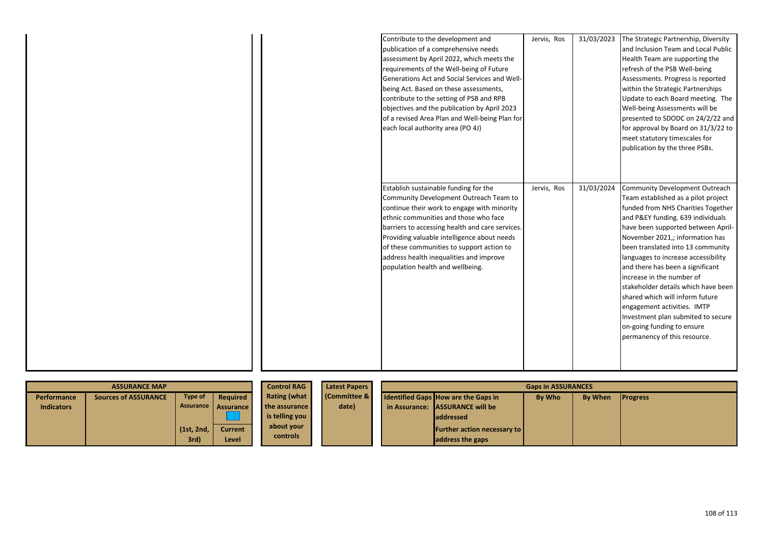| Action | By Who | By When | Progress |
|---|---|---|---|
| Contribute to the development and publication of a comprehensive needs assessment by April 2022, which meets the requirements of the Well-being of Future Generations Act and Social Services and Well-being Act. Based on these assessments, contribute to the setting of PSB and RPB objectives and the publication by April 2023 of a revised Area Plan and Well-being Plan for each local authority area (PO 4J) | Jervis, Ros | 31/03/2023 | The Strategic Partnership, Diversity and Inclusion Team and Local Public Health Team are supporting the refresh of the PSB Well-being Assessments. Progress is reported within the Strategic Partnerships Update to each Board meeting. The Well-being Assessments will be presented to SDODC on 24/2/22 and for approval by Board on 31/3/22 to meet statutory timescales for publication by the three PSBs. |
| Establish sustainable funding for the Community Development Outreach Team to continue their work to engage with minority ethnic communities and those who face barriers to accessing health and care services. Providing valuable intelligence about needs of these communities to support action to address health inequalities and improve population health and wellbeing. | Jervis, Ros | 31/03/2024 | Community Development Outreach Team established as a pilot project funded from NHS Charities Together and P&EY funding. 639 individuals have been supported between April-November 2021,; information has been translated into 13 community languages to increase accessibility and there has been a significant increase in the number of stakeholder details which have been shared which will inform future engagement activities. IMTP Investment plan submited to secure on-going funding to ensure permanency of this resource. |

| ASSURANCE MAP | | | | Control RAG Rating (what the assurance is telling you about your controls | Latest Papers (Committee & date) | Gaps in ASSURANCES | | | | |
|---|---|---|---|---|---|---|---|---|---|---|
| Performance Indicators | Sources of ASSURANCE | Type of Assurance (1st, 2nd, 3rd) | Required Assurance / Current Level | | | Identified Gaps in Assurance: | How are the Gaps in ASSURANCE will be addressed Further action necessary to address the gaps | By Who | By When | Progress |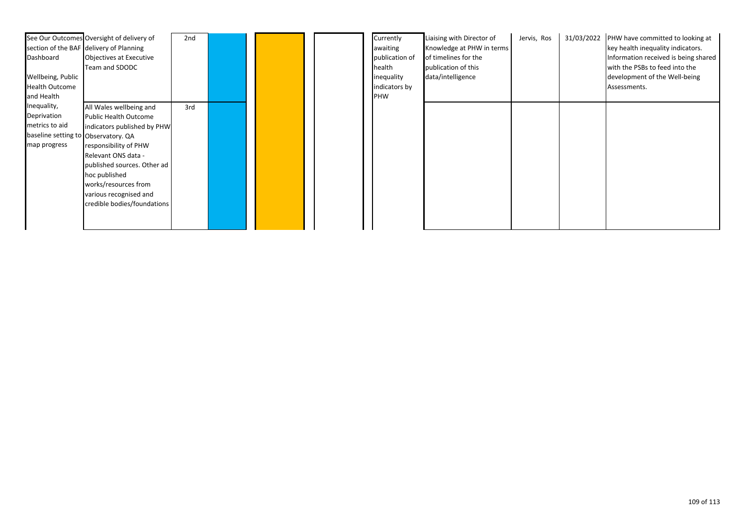| | | | | | | | | | | |
|---|---|---|---|---|---|---|---|---|---|---|
| See Our Outcomes section of the BAF Dashboard<br><br>Wellbeing, Public Health Outcome and Health Inequality, Deprivation metrics to aid baseline setting to map progress | Oversight of delivery of delivery of Planning Objectives at Executive Team and SDODC | 2nd | | | | Currently awaiting publication of health inequality indicators by PHW | Liaising with Director of Knowledge at PHW in terms of timelines for the publication of this data/intelligence | Jervis, Ros | 31/03/2022 | PHW have committed to looking at key health inequality indicators. Information received is being shared with the PSBs to feed into the development of the Well-being Assessments. |
| | All Wales wellbeing and Public Health Outcome indicators published by PHW Observatory. QA responsibility of PHW Relevant ONS data - published sources. Other ad hoc published works/resources from various recognised and credible bodies/foundations | 3rd | | | | | | | | |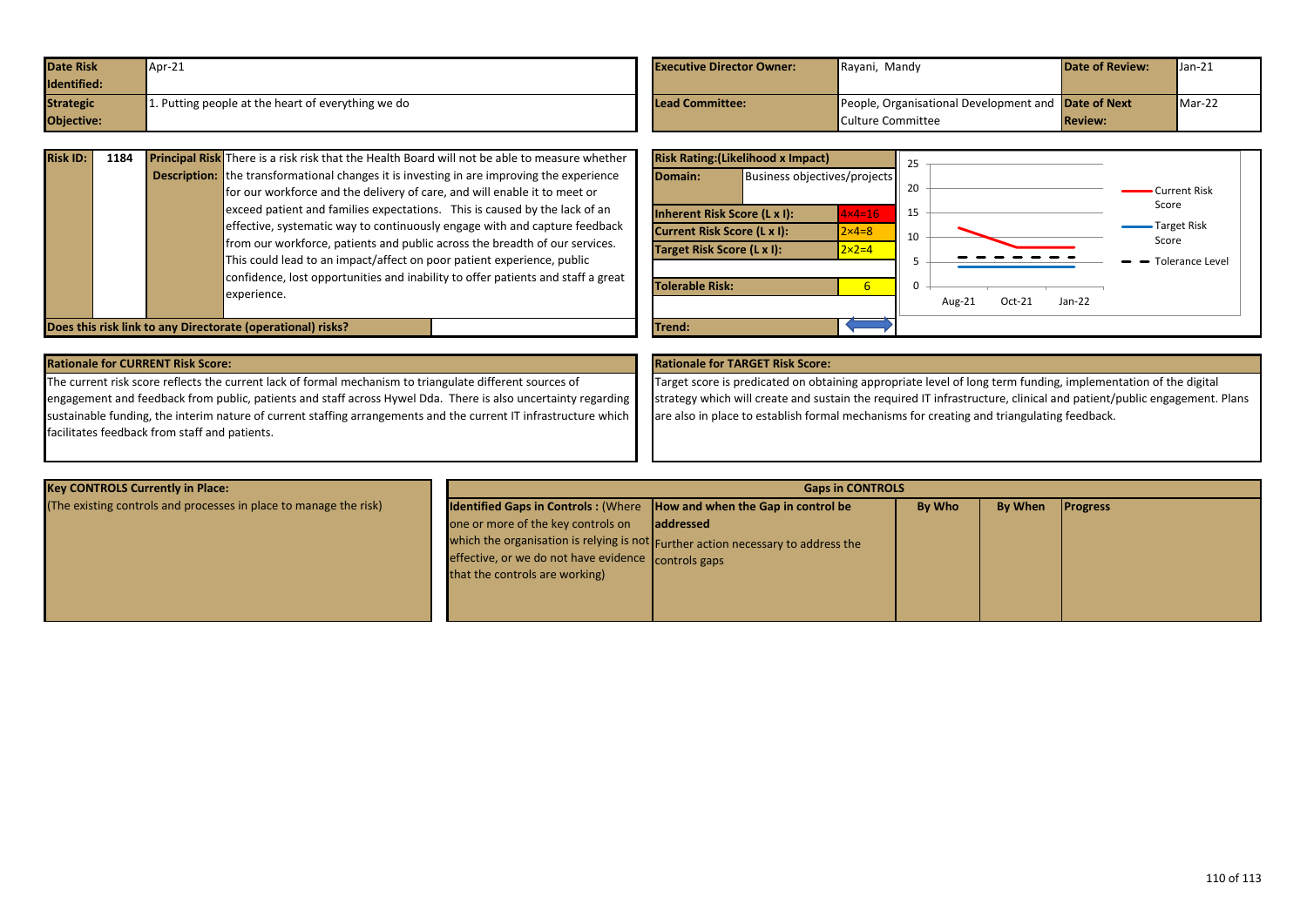| Date Risk Identified: | Apr-21 | Executive Director Owner: | Rayani, Mandy | Date of Review: | Jan-21 |
|---|---|---|---|---|---|
| Strategic Objective: | 1. Putting people at the heart of everything we do | Lead Committee: | People, Organisational Development and Culture Committee | Date of Next Review: | Mar-22 |

| Risk ID: | 1184 | Principal Risk Description: | There is a risk risk that the Health Board will not be able to measure whether the transformational changes it is investing in are improving the experience for our workforce and the delivery of care, and will enable it to meet or exceed patient and families expectations. This is caused by the lack of an effective, systematic way to continuously engage with and capture feedback from our workforce, patients and public across the breadth of our services. This could lead to an impact/affect on poor patient experience, public confidence, lost opportunities and inability to offer patients and staff a great experience. |
|---|---|---|---|
| Does this risk link to any Directorate (operational) risks? | | | |

| Risk Rating:(Likelihood x Impact) | |
|---|---|
| Domain: | Business objectives/projects |
| Inherent Risk Score (L x I): | 4×4=16 |
| Current Risk Score (L x I): | 2×4=8 |
| Target Risk Score (L x I): | 2×2=4 |
| Tolerable Risk: | 6 |
| Trend: | ⟷ |

Chart: Current Risk Score, Target Risk Score, Tolerance Level (Aug-21, Oct-21, Jan-22)

**Rationale for CURRENT Risk Score:**

The current risk score reflects the current lack of formal mechanism to triangulate different sources of engagement and feedback from public, patients and staff across Hywel Dda. There is also uncertainty regarding sustainable funding, the interim nature of current staffing arrangements and the current IT infrastructure which facilitates feedback from staff and patients.

**Rationale for TARGET Risk Score:**

Target score is predicated on obtaining appropriate level of long term funding, implementation of the digital strategy which will create and sustain the required IT infrastructure, clinical and patient/public engagement. Plans are also in place to establish formal mechanisms for creating and triangulating feedback.

| Key CONTROLS Currently in Place: | Gaps in CONTROLS | | | | |
|---|---|---|---|---|---|
| (The existing controls and processes in place to manage the risk) | **Identified Gaps in Controls :** (Where one or more of the key controls on which the organisation is relying is not effective, or we do not have evidence that the controls are working) | **How and when the Gap in control be addressed** Further action necessary to address the controls gaps | **By Who** | **By When** | **Progress** |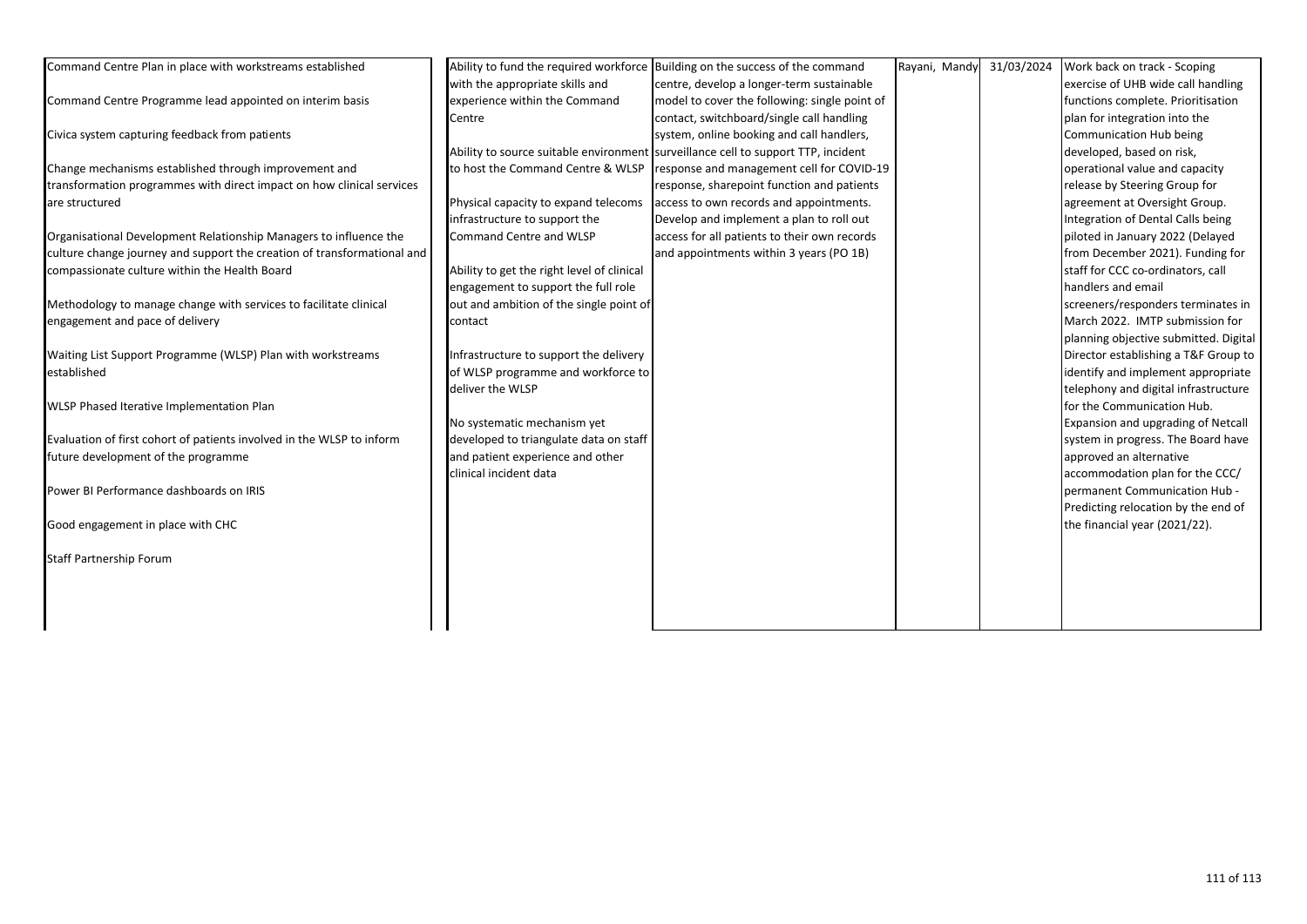| | | | | | |
|---|---|---|---|---|---|
| Command Centre Plan in place with workstreams established<br><br>Command Centre Programme lead appointed on interim basis<br><br>Civica system capturing feedback from patients<br><br>Change mechanisms established through improvement and transformation programmes with direct impact on how clinical services are structured<br><br>Organisational Development Relationship Managers to influence the culture change journey and support the creation of transformational and compassionate culture within the Health Board<br><br>Methodology to manage change with services to facilitate clinical engagement and pace of delivery<br><br>Waiting List Support Programme (WLSP) Plan with workstreams established<br><br>WLSP Phased Iterative Implementation Plan<br><br>Evaluation of first cohort of patients involved in the WLSP to inform future development of the programme<br><br>Power BI Performance dashboards on IRIS<br><br>Good engagement in place with CHC<br><br>Staff Partnership Forum | Ability to fund the required workforce with the appropriate skills and experience within the Command Centre<br><br>Ability to source suitable environment to host the Command Centre & WLSP<br><br>Physical capacity to expand telecoms infrastructure to support the Command Centre and WLSP<br><br>Ability to get the right level of clinical engagement to support the full role out and ambition of the single point of contact<br><br>Infrastructure to support the delivery of WLSP programme and workforce to deliver the WLSP<br><br>No systematic mechanism yet developed to triangulate data on staff and patient experience and other clinical incident data | Building on the success of the command centre, develop a longer-term sustainable model to cover the following: single point of contact, switchboard/single call handling system, online booking and call handlers, surveillance cell to support TTP, incident response and management cell for COVID-19 response, sharepoint function and patients access to own records and appointments. Develop and implement a plan to roll out access for all patients to their own records and appointments within 3 years (PO 1B) | Rayani, Mandy | 31/03/2024 | Work back on track - Scoping exercise of UHB wide call handling functions complete. Prioritisation plan for integration into the Communication Hub being developed, based on risk, operational value and capacity release by Steering Group for agreement at Oversight Group. Integration of Dental Calls being piloted in January 2022 (Delayed from December 2021). Funding for staff for CCC co-ordinators, call handlers and email screeners/responders terminates in March 2022. IMTP submission for planning objective submitted. Digital Director establishing a T&F Group to identify and implement appropriate telephony and digital infrastructure for the Communication Hub. Expansion and upgrading of Netcall system in progress. The Board have approved an alternative accommodation plan for the CCC/ permanent Communication Hub - Predicting relocation by the end of the financial year (2021/22). |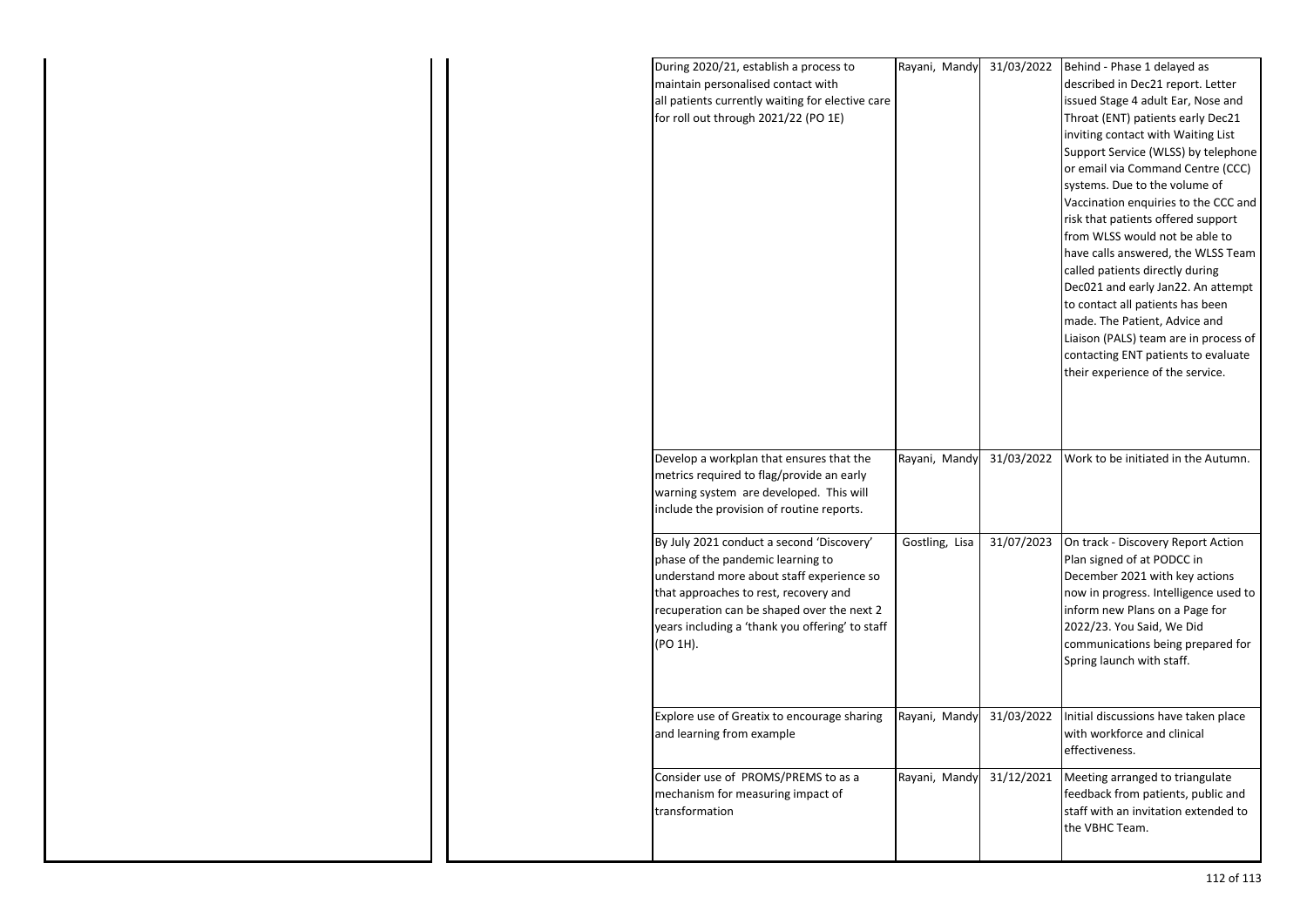| | | | | | |
|---|---|---|---|---|---|
| | | During 2020/21, establish a process to maintain personalised contact with all patients currently waiting for elective care for roll out through 2021/22 (PO 1E) | Rayani, Mandy | 31/03/2022 | Behind - Phase 1 delayed as described in Dec21 report. Letter issued Stage 4 adult Ear, Nose and Throat (ENT) patients early Dec21 inviting contact with Waiting List Support Service (WLSS) by telephone or email via Command Centre (CCC) systems. Due to the volume of Vaccination enquiries to the CCC and risk that patients offered support from WLSS would not be able to have calls answered, the WLSS Team called patients directly during Dec021 and early Jan22. An attempt to contact all patients has been made. The Patient, Advice and Liaison (PALS) team are in process of contacting ENT patients to evaluate their experience of the service. |
| | | Develop a workplan that ensures that the metrics required to flag/provide an early warning system are developed. This will include the provision of routine reports. | Rayani, Mandy | 31/03/2022 | Work to be initiated in the Autumn. |
| | | By July 2021 conduct a second 'Discovery' phase of the pandemic learning to understand more about staff experience so that approaches to rest, recovery and recuperation can be shaped over the next 2 years including a 'thank you offering' to staff (PO 1H). | Gostling, Lisa | 31/07/2023 | On track - Discovery Report Action Plan signed of at PODCC in December 2021 with key actions now in progress. Intelligence used to inform new Plans on a Page for 2022/23. You Said, We Did communications being prepared for Spring launch with staff. |
| | | Explore use of Greatix to encourage sharing and learning from example | Rayani, Mandy | 31/03/2022 | Initial discussions have taken place with workforce and clinical effectiveness. |
| | | Consider use of PROMS/PREMS to as a mechanism for measuring impact of transformation | Rayani, Mandy | 31/12/2021 | Meeting arranged to triangulate feedback from patients, public and staff with an invitation extended to the VBHC Team. |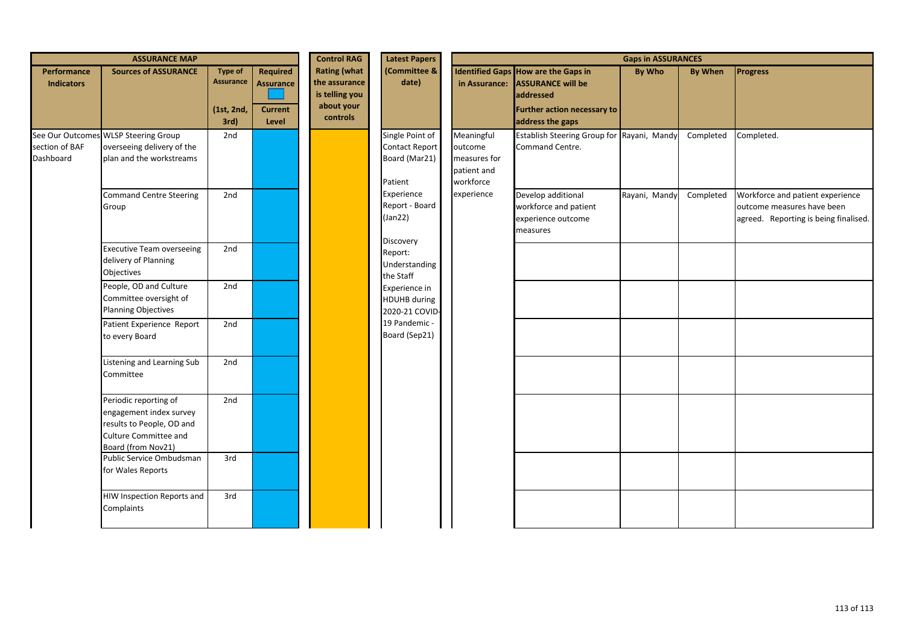| ASSURANCE MAP | | | | Control RAG | Latest Papers | Gaps in ASSURANCES | | | | |
|---|---|---|---|---|---|---|---|---|---|---|
| Performance Indicators | Sources of ASSURANCE | Type of Assurance (1st, 2nd, 3rd) | Required Assurance / Current Level | Rating (what the assurance is telling you about your controls | Latest Papers (Committee & date) | Identified Gaps in Assurance: | How are the Gaps in ASSURANCE will be addressed Further action necessary to address the gaps | By Who | By When | Progress |
| See Our Outcomes section of BAF Dashboard | WLSP Steering Group overseeing delivery of the plan and the workstreams | 2nd | | | Single Point of Contact Report Board (Mar21) Patient Experience Report - Board (Jan22) Discovery Report: Understanding the Staff Experience in HDUHB during 2020-21 COVID-19 Pandemic - Board (Sep21) | Meaningful outcome measures for patient and workforce experience | Establish Steering Group for Command Centre. | Rayani, Mandy | Completed | Completed. |
| | Command Centre Steering Group | 2nd | | | | | Develop additional workforce and patient experience outcome measures | Rayani, Mandy | Completed | Workforce and patient experience outcome measures have been agreed. Reporting is being finalised. |
| | Executive Team overseeing delivery of Planning Objectives | 2nd | | | | | | | | |
| | People, OD and Culture Committee oversight of Planning Objectives | 2nd | | | | | | | | |
| | Patient Experience Report to every Board | 2nd | | | | | | | | |
| | Listening and Learning Sub Committee | 2nd | | | | | | | | |
| | Periodic reporting of engagement index survey results to People, OD and Culture Committee and Board (from Nov21) | 2nd | | | | | | | | |
| | Public Service Ombudsman for Wales Reports | 3rd | | | | | | | | |
| | HIW Inspection Reports and Complaints | 3rd | | | | | | | | |